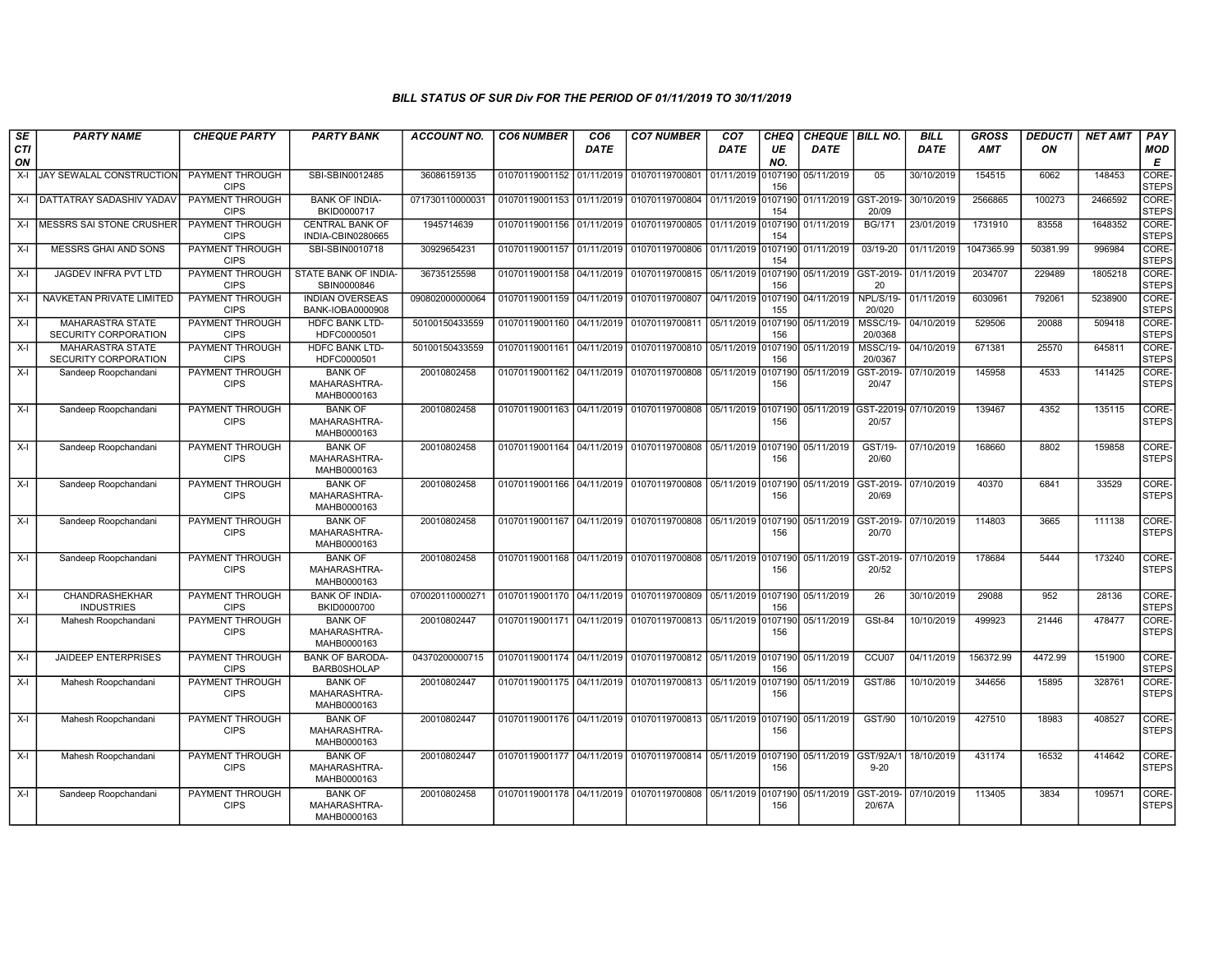# BILL STATUS OF SUR Div FOR THE PERIOD OF 01/11/2019 TO 30/11/2019

| SECTION | PARTY NAME | CHEQUE PARTY | PARTY BANK | ACCOUNT NO. | CO6 NUMBER | CO6 DATE | CO7 NUMBER | CO7 DATE | CHEQUE NO. | CHEQUE DATE | BILL NO. | BILL DATE | GROSS AMT | DEDUCTION | NET AMT | PAY MODE |
|---|---|---|---|---|---|---|---|---|---|---|---|---|---|---|---|---|
| X-I | JAY SEWALAL CONSTRUCTION | PAYMENT THROUGH CIPS | SBI-SBIN0012485 | 36086159135 | 01070119001152 | 01/11/2019 | 01070119700801 | 01/11/2019 | 0107190156 | 05/11/2019 | 05 | 30/10/2019 | 154515 | 6062 | 148453 | CORE-STEPS |
| X-I | DATTATRAY SADASHIV YADAV | PAYMENT THROUGH CIPS | BANK OF INDIA-BKID0000717 | 071730110000031 | 01070119001153 | 01/11/2019 | 01070119700804 | 01/11/2019 | 0107190154 | 01/11/2019 | GST-2019-20/09 | 30/10/2019 | 2566865 | 100273 | 2466592 | CORE-STEPS |
| X-I | MESSRS SAI STONE CRUSHER | PAYMENT THROUGH CIPS | CENTRAL BANK OF INDIA-CBIN0280665 | 1945714639 | 01070119001156 | 01/11/2019 | 01070119700805 | 01/11/2019 | 0107190154 | 01/11/2019 | BG/171 | 23/01/2019 | 1731910 | 83558 | 1648352 | CORE-STEPS |
| X-I | MESSRS GHAI AND SONS | PAYMENT THROUGH CIPS | SBI-SBIN0010718 | 30929654231 | 01070119001157 | 01/11/2019 | 01070119700806 | 01/11/2019 | 0107190154 | 01/11/2019 | 03/19-20 | 01/11/2019 | 1047365.99 | 50381.99 | 996984 | CORE-STEPS |
| X-I | JAGDEV INFRA PVT LTD | PAYMENT THROUGH CIPS | STATE BANK OF INDIA-SBIN0000846 | 36735125598 | 01070119001158 | 04/11/2019 | 01070119700815 | 05/11/2019 | 0107190156 | 05/11/2019 | GST-2019-20 | 01/11/2019 | 2034707 | 229489 | 1805218 | CORE-STEPS |
| X-I | NAVKETAN PRIVATE LIMITED | PAYMENT THROUGH CIPS | INDIAN OVERSEAS BANK-IOBA0000908 | 090802000000064 | 01070119001159 | 04/11/2019 | 01070119700807 | 04/11/2019 | 0107190155 | 04/11/2019 | NPL/S/19-20/020 | 01/11/2019 | 6030961 | 792061 | 5238900 | CORE-STEPS |
| X-I | MAHARASTRA STATE SECURITY CORPORATION | PAYMENT THROUGH CIPS | HDFC BANK LTD-HDFC0000501 | 50100150433559 | 01070119001160 | 04/11/2019 | 01070119700811 | 05/11/2019 | 0107190156 | 05/11/2019 | MSSC/19-20/0368 | 04/10/2019 | 529506 | 20088 | 509418 | CORE-STEPS |
| X-I | MAHARASTRA STATE SECURITY CORPORATION | PAYMENT THROUGH CIPS | HDFC BANK LTD-HDFC0000501 | 50100150433559 | 01070119001161 | 04/11/2019 | 01070119700810 | 05/11/2019 | 0107190156 | 05/11/2019 | MSSC/19-20/0367 | 04/10/2019 | 671381 | 25570 | 645811 | CORE-STEPS |
| X-I | Sandeep Roopchandani | PAYMENT THROUGH CIPS | BANK OF MAHARASHTRA-MAHB0000163 | 20010802458 | 01070119001162 | 04/11/2019 | 01070119700808 | 05/11/2019 | 0107190156 | 05/11/2019 | GST-2019-20/47 | 07/10/2019 | 145958 | 4533 | 141425 | CORE-STEPS |
| X-I | Sandeep Roopchandani | PAYMENT THROUGH CIPS | BANK OF MAHARASHTRA-MAHB0000163 | 20010802458 | 01070119001163 | 04/11/2019 | 01070119700808 | 05/11/2019 | 0107190156 | 05/11/2019 | GST-22019-20/57 | 07/10/2019 | 139467 | 4352 | 135115 | CORE-STEPS |
| X-I | Sandeep Roopchandani | PAYMENT THROUGH CIPS | BANK OF MAHARASHTRA-MAHB0000163 | 20010802458 | 01070119001164 | 04/11/2019 | 01070119700808 | 05/11/2019 | 0107190156 | 05/11/2019 | GST/19-20/60 | 07/10/2019 | 168660 | 8802 | 159858 | CORE-STEPS |
| X-I | Sandeep Roopchandani | PAYMENT THROUGH CIPS | BANK OF MAHARASHTRA-MAHB0000163 | 20010802458 | 01070119001166 | 04/11/2019 | 01070119700808 | 05/11/2019 | 0107190156 | 05/11/2019 | GST-2019-20/69 | 07/10/2019 | 40370 | 6841 | 33529 | CORE-STEPS |
| X-I | Sandeep Roopchandani | PAYMENT THROUGH CIPS | BANK OF MAHARASHTRA-MAHB0000163 | 20010802458 | 01070119001167 | 04/11/2019 | 01070119700808 | 05/11/2019 | 0107190156 | 05/11/2019 | GST-2019-20/70 | 07/10/2019 | 114803 | 3665 | 111138 | CORE-STEPS |
| X-I | Sandeep Roopchandani | PAYMENT THROUGH CIPS | BANK OF MAHARASHTRA-MAHB0000163 | 20010802458 | 01070119001168 | 04/11/2019 | 01070119700808 | 05/11/2019 | 0107190156 | 05/11/2019 | GST-2019-20/52 | 07/10/2019 | 178684 | 5444 | 173240 | CORE-STEPS |
| X-I | CHANDRASHEKHAR INDUSTRIES | PAYMENT THROUGH CIPS | BANK OF INDIA-BKID0000700 | 070020110000271 | 01070119001170 | 04/11/2019 | 01070119700809 | 05/11/2019 | 0107190156 | 05/11/2019 | 26 | 30/10/2019 | 29088 | 952 | 28136 | CORE-STEPS |
| X-I | Mahesh Roopchandani | PAYMENT THROUGH CIPS | BANK OF MAHARASHTRA-MAHB0000163 | 20010802447 | 01070119001171 | 04/11/2019 | 01070119700813 | 05/11/2019 | 0107190156 | 05/11/2019 | GSt-84 | 10/10/2019 | 499923 | 21446 | 478477 | CORE-STEPS |
| X-I | JAIDEEP ENTERPRISES | PAYMENT THROUGH CIPS | BANK OF BARODA-BARB0SHOLAP | 04370200000715 | 01070119001174 | 04/11/2019 | 01070119700812 | 05/11/2019 | 0107190156 | 05/11/2019 | CCU07 | 04/11/2019 | 156372.99 | 4472.99 | 151900 | CORE-STEPS |
| X-I | Mahesh Roopchandani | PAYMENT THROUGH CIPS | BANK OF MAHARASHTRA-MAHB0000163 | 20010802447 | 01070119001175 | 04/11/2019 | 01070119700813 | 05/11/2019 | 0107190156 | 05/11/2019 | GST/86 | 10/10/2019 | 344656 | 15895 | 328761 | CORE-STEPS |
| X-I | Mahesh Roopchandani | PAYMENT THROUGH CIPS | BANK OF MAHARASHTRA-MAHB0000163 | 20010802447 | 01070119001176 | 04/11/2019 | 01070119700813 | 05/11/2019 | 0107190156 | 05/11/2019 | GST/90 | 10/10/2019 | 427510 | 18983 | 408527 | CORE-STEPS |
| X-I | Mahesh Roopchandani | PAYMENT THROUGH CIPS | BANK OF MAHARASHTRA-MAHB0000163 | 20010802447 | 01070119001177 | 04/11/2019 | 01070119700814 | 05/11/2019 | 0107190156 | 05/11/2019 | GST/92A/19-20 | 18/10/2019 | 431174 | 16532 | 414642 | CORE-STEPS |
| X-I | Sandeep Roopchandani | PAYMENT THROUGH CIPS | BANK OF MAHARASHTRA-MAHB0000163 | 20010802458 | 01070119001178 | 04/11/2019 | 01070119700808 | 05/11/2019 | 0107190156 | 05/11/2019 | GST-2019-20/67A | 07/10/2019 | 113405 | 3834 | 109571 | CORE-STEPS |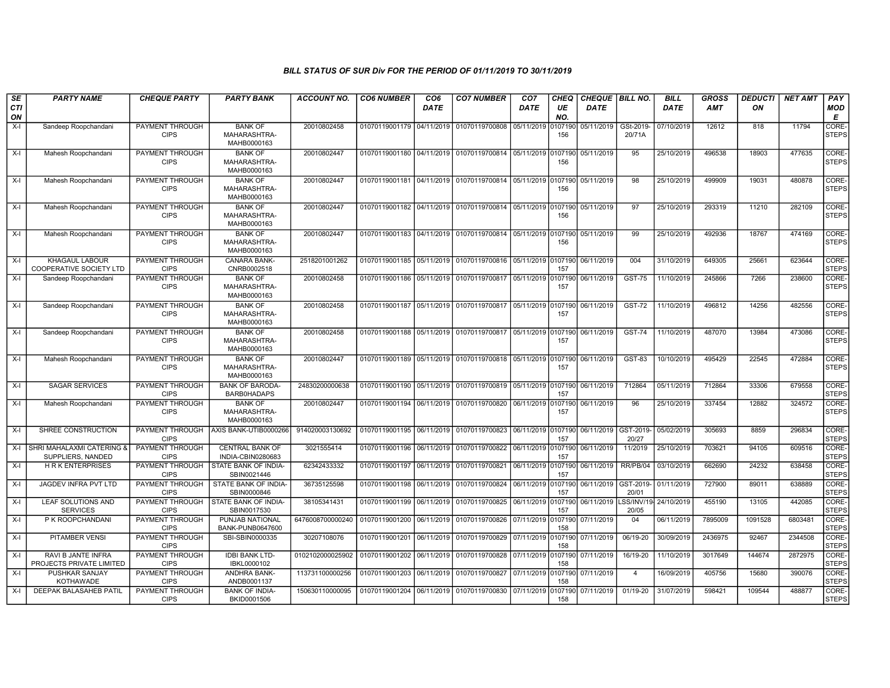## BILL STATUS OF SUR Div FOR THE PERIOD OF 01/11/2019 TO 30/11/2019

| SECTION | PARTY NAME | CHEQUE PARTY | PARTY BANK | ACCOUNT NO. | CO6 NUMBER | CO6 DATE | CO7 NUMBER | CO7 DATE | CHEQUE NO. | CHEQUE DATE | BILL NO. | BILL DATE | GROSS AMT | DEDUCTION | NET AMT | PAY MODE |
|---|---|---|---|---|---|---|---|---|---|---|---|---|---|---|---|---|
| X-I | Sandeep Roopchandani | PAYMENT THROUGH CIPS | BANK OF MAHARASHTRA-MAHB0000163 | 20010802458 | 01070119001179 | 04/11/2019 | 01070119700808 | 05/11/2019 | 0107190156 | 05/11/2019 | GSt-2019-20/71A | 07/10/2019 | 12612 | 818 | 11794 | CORE-STEPS |
| X-I | Mahesh Roopchandani | PAYMENT THROUGH CIPS | BANK OF MAHARASHTRA-MAHB0000163 | 20010802447 | 01070119001180 | 04/11/2019 | 01070119700814 | 05/11/2019 | 0107190156 | 05/11/2019 | 95 | 25/10/2019 | 496538 | 18903 | 477635 | CORE-STEPS |
| X-I | Mahesh Roopchandani | PAYMENT THROUGH CIPS | BANK OF MAHARASHTRA-MAHB0000163 | 20010802447 | 01070119001181 | 04/11/2019 | 01070119700814 | 05/11/2019 | 0107190156 | 05/11/2019 | 98 | 25/10/2019 | 499909 | 19031 | 480878 | CORE-STEPS |
| X-I | Mahesh Roopchandani | PAYMENT THROUGH CIPS | BANK OF MAHARASHTRA-MAHB0000163 | 20010802447 | 01070119001182 | 04/11/2019 | 01070119700814 | 05/11/2019 | 0107190156 | 05/11/2019 | 97 | 25/10/2019 | 293319 | 11210 | 282109 | CORE-STEPS |
| X-I | Mahesh Roopchandani | PAYMENT THROUGH CIPS | BANK OF MAHARASHTRA-MAHB0000163 | 20010802447 | 01070119001183 | 04/11/2019 | 01070119700814 | 05/11/2019 | 0107190156 | 05/11/2019 | 99 | 25/10/2019 | 492936 | 18767 | 474169 | CORE-STEPS |
| X-I | KHAGAUL LABOUR COOPERATIVE SOCIETY LTD | PAYMENT THROUGH CIPS | CANARA BANK-CNRB0002518 | 2518201001262 | 01070119001185 | 05/11/2019 | 01070119700816 | 05/11/2019 | 0107190157 | 06/11/2019 | 004 | 31/10/2019 | 649305 | 25661 | 623644 | CORE-STEPS |
| X-I | Sandeep Roopchandani | PAYMENT THROUGH CIPS | BANK OF MAHARASHTRA-MAHB0000163 | 20010802458 | 01070119001186 | 05/11/2019 | 01070119700817 | 05/11/2019 | 0107190157 | 06/11/2019 | GST-75 | 11/10/2019 | 245866 | 7266 | 238600 | CORE-STEPS |
| X-I | Sandeep Roopchandani | PAYMENT THROUGH CIPS | BANK OF MAHARASHTRA-MAHB0000163 | 20010802458 | 01070119001187 | 05/11/2019 | 01070119700817 | 05/11/2019 | 0107190157 | 06/11/2019 | GST-72 | 11/10/2019 | 496812 | 14256 | 482556 | CORE-STEPS |
| X-I | Sandeep Roopchandani | PAYMENT THROUGH CIPS | BANK OF MAHARASHTRA-MAHB0000163 | 20010802458 | 01070119001188 | 05/11/2019 | 01070119700817 | 05/11/2019 | 0107190157 | 06/11/2019 | GST-74 | 11/10/2019 | 487070 | 13984 | 473086 | CORE-STEPS |
| X-I | Mahesh Roopchandani | PAYMENT THROUGH CIPS | BANK OF MAHARASHTRA-MAHB0000163 | 20010802447 | 01070119001189 | 05/11/2019 | 01070119700818 | 05/11/2019 | 0107190157 | 06/11/2019 | GST-83 | 10/10/2019 | 495429 | 22545 | 472884 | CORE-STEPS |
| X-I | SAGAR SERVICES | PAYMENT THROUGH CIPS | BANK OF BARODA-BARB0HADAPS | 24830200000638 | 01070119001190 | 05/11/2019 | 01070119700819 | 05/11/2019 | 0107190157 | 06/11/2019 | 712864 | 05/11/2019 | 712864 | 33306 | 679558 | CORE-STEPS |
| X-I | Mahesh Roopchandani | PAYMENT THROUGH CIPS | BANK OF MAHARASHTRA-MAHB0000163 | 20010802447 | 01070119001194 | 06/11/2019 | 01070119700820 | 06/11/2019 | 0107190157 | 06/11/2019 | 96 | 25/10/2019 | 337454 | 12882 | 324572 | CORE-STEPS |
| X-I | SHREE CONSTRUCTION | PAYMENT THROUGH CIPS | AXIS BANK-UTIB0000266 | 914020003130692 | 01070119001195 | 06/11/2019 | 01070119700823 | 06/11/2019 | 0107190157 | 06/11/2019 | GST-2019-20/27 | 05/02/2019 | 305693 | 8859 | 296834 | CORE-STEPS |
| X-I | SHRI MAHALAXMI CATERING & SUPPLIERS, NANDED | PAYMENT THROUGH CIPS | CENTRAL BANK OF INDIA-CBIN0280683 | 3021555414 | 01070119001196 | 06/11/2019 | 01070119700822 | 06/11/2019 | 0107190157 | 06/11/2019 | 11/2019 | 25/10/2019 | 703621 | 94105 | 609516 | CORE-STEPS |
| X-I | H R K ENTERPRISES | PAYMENT THROUGH CIPS | STATE BANK OF INDIA-SBIN0021446 | 62342433332 | 01070119001197 | 06/11/2019 | 01070119700821 | 06/11/2019 | 0107190157 | 06/11/2019 | RR/PB/04 | 03/10/2019 | 662690 | 24232 | 638458 | CORE-STEPS |
| X-I | JAGDEV INFRA PVT LTD | PAYMENT THROUGH CIPS | STATE BANK OF INDIA-SBIN0000846 | 36735125598 | 01070119001198 | 06/11/2019 | 01070119700824 | 06/11/2019 | 0107190157 | 06/11/2019 | GST-2019-20/01 | 01/11/2019 | 727900 | 89011 | 638889 | CORE-STEPS |
| X-I | LEAF SOLUTIONS AND SERVICES | PAYMENT THROUGH CIPS | STATE BANK OF INDIA-SBIN0017530 | 38105341431 | 01070119001199 | 06/11/2019 | 01070119700825 | 06/11/2019 | 0107190157 | 06/11/2019 | LSS/INV/19-20/05 | 24/10/2019 | 455190 | 13105 | 442085 | CORE-STEPS |
| X-I | P K ROOPCHANDANI | PAYMENT THROUGH CIPS | PUNJAB NATIONAL BANK-PUNB0647600 | 6476008700000240 | 01070119001200 | 06/11/2019 | 01070119700826 | 07/11/2019 | 0107190158 | 07/11/2019 | 04 | 06/11/2019 | 7895009 | 1091528 | 6803481 | CORE-STEPS |
| X-I | PITAMBER VENSI | PAYMENT THROUGH CIPS | SBI-SBIN0000335 | 30207108076 | 01070119001201 | 06/11/2019 | 01070119700829 | 07/11/2019 | 0107190158 | 07/11/2019 | 06/19-20 | 30/09/2019 | 2436975 | 92467 | 2344508 | CORE-STEPS |
| X-I | RAVI B JANTE INFRA PROJECTS PRIVATE LIMITED | PAYMENT THROUGH CIPS | IDBI BANK LTD-IBKL0000102 | 0102102000025902 | 01070119001202 | 06/11/2019 | 01070119700828 | 07/11/2019 | 0107190158 | 07/11/2019 | 16/19-20 | 11/10/2019 | 3017649 | 144674 | 2872975 | CORE-STEPS |
| X-I | PUSHKAR SANJAY KOTHAWADE | PAYMENT THROUGH CIPS | ANDHRA BANK-ANDB0001137 | 113731100000256 | 01070119001203 | 06/11/2019 | 01070119700827 | 07/11/2019 | 0107190158 | 07/11/2019 | 4 | 16/09/2019 | 405756 | 15680 | 390076 | CORE-STEPS |
| X-I | DEEPAK BALASAHEB PATIL | PAYMENT THROUGH CIPS | BANK OF INDIA-BKID0001506 | 150630110000095 | 01070119001204 | 06/11/2019 | 01070119700830 | 07/11/2019 | 0107190158 | 07/11/2019 | 01/19-20 | 31/07/2019 | 598421 | 109544 | 488877 | CORE-STEPS |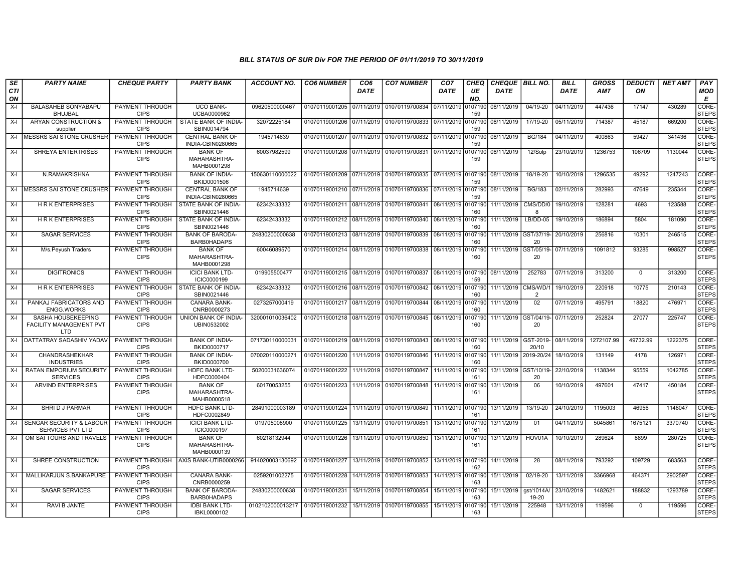## BILL STATUS OF SUR Div FOR THE PERIOD OF 01/11/2019 TO 30/11/2019

| SECTION | PARTY NAME | CHEQUE PARTY | PARTY BANK | ACCOUNT NO. | CO6 NUMBER | CO6 DATE | CO7 NUMBER | CO7 DATE | CHEQUE NO. | CHEQUE DATE | BILL NO. | BILL DATE | GROSS AMT | DEDUCTION | NET AMT | PAY MODE |
|---|---|---|---|---|---|---|---|---|---|---|---|---|---|---|---|---|
| X-I | BALASAHEB SONYABAPU BHUJBAL | PAYMENT THROUGH CIPS | UCO BANK-UCBA0000962 | 09620500000467 | 01070119001205 | 07/11/2019 | 01070119700834 | 07/11/2019 | 0107190159 | 08/11/2019 | 04/19-20 | 04/11/2019 | 447436 | 17147 | 430289 | CORE-STEPS |
| X-I | ARYAN CONSTRUCTION & supplier | PAYMENT THROUGH CIPS | STATE BANK OF INDIA-SBIN0014794 | 32072225184 | 01070119001206 | 07/11/2019 | 01070119700833 | 07/11/2019 | 0107190159 | 08/11/2019 | 17/19-20 | 05/11/2019 | 714387 | 45187 | 669200 | CORE-STEPS |
| X-I | MESSRS SAI STONE CRUSHER | PAYMENT THROUGH CIPS | CENTRAL BANK OF INDIA-CBIN0280665 | 1945714639 | 01070119001207 | 07/11/2019 | 01070119700832 | 07/11/2019 | 0107190159 | 08/11/2019 | BG/184 | 04/11/2019 | 400863 | 59427 | 341436 | CORE-STEPS |
| X-I | SHREYA ENTERTRISES | PAYMENT THROUGH CIPS | BANK OF MAHARASHTRA-MAHB0001298 | 60037982599 | 01070119001208 | 07/11/2019 | 01070119700831 | 07/11/2019 | 0107190159 | 08/11/2019 | 12/Solp | 23/10/2019 | 1236753 | 106709 | 1130044 | CORE-STEPS |
| X-I | N.RAMAKRISHNA | PAYMENT THROUGH CIPS | BANK OF INDIA-BKID0001506 | 150630110000022 | 01070119001209 | 07/11/2019 | 01070119700835 | 07/11/2019 | 0107190159 | 08/11/2019 | 18/19-20 | 10/10/2019 | 1296535 | 49292 | 1247243 | CORE-STEPS |
| X-I | MESSRS SAI STONE CRUSHER | PAYMENT THROUGH CIPS | CENTRAL BANK OF INDIA-CBIN0280665 | 1945714639 | 01070119001210 | 07/11/2019 | 01070119700836 | 07/11/2019 | 0107190159 | 08/11/2019 | BG/183 | 02/11/2019 | 282993 | 47649 | 235344 | CORE-STEPS |
| X-I | H R K ENTERPRISES | PAYMENT THROUGH CIPS | STATE BANK OF INDIA-SBIN0021446 | 62342433332 | 01070119001211 | 08/11/2019 | 01070119700841 | 08/11/2019 | 0107190160 | 11/11/2019 | CMS/DD/08 | 19/10/2019 | 128281 | 4693 | 123588 | CORE-STEPS |
| X-I | H R K ENTERPRISES | PAYMENT THROUGH CIPS | STATE BANK OF INDIA-SBIN0021446 | 62342433332 | 01070119001212 | 08/11/2019 | 01070119700840 | 08/11/2019 | 0107190160 | 11/11/2019 | LB/DD-05 | 19/10/2019 | 186894 | 5804 | 181090 | CORE-STEPS |
| X-I | SAGAR SERVICES | PAYMENT THROUGH CIPS | BANK OF BARODA-BARB0HADAPS | 24830200000638 | 01070119001213 | 08/11/2019 | 01070119700839 | 08/11/2019 | 0107190160 | 11/11/2019 | GST/37/19-20 | 20/10/2019 | 256816 | 10301 | 246515 | CORE-STEPS |
| X-I | M/s.Peyush Traders | PAYMENT THROUGH CIPS | BANK OF MAHARASHTRA-MAHB0001298 | 60046089570 | 01070119001214 | 08/11/2019 | 01070119700838 | 08/11/2019 | 0107190160 | 11/11/2019 | GST/05/19-20 | 07/11/2019 | 1091812 | 93285 | 998527 | CORE-STEPS |
| X-I | DIGITRONICS | PAYMENT THROUGH CIPS | ICICI BANK LTD-ICIC0000199 | 019905500477 | 01070119001215 | 08/11/2019 | 01070119700837 | 08/11/2019 | 0107190159 | 08/11/2019 | 252783 | 07/11/2019 | 313200 | 0 | 313200 | CORE-STEPS |
| X-I | H R K ENTERPRISES | PAYMENT THROUGH CIPS | STATE BANK OF INDIA-SBIN0021446 | 62342433332 | 01070119001216 | 08/11/2019 | 01070119700842 | 08/11/2019 | 0107190160 | 11/11/2019 | CMS/WD/12 | 19/10/2019 | 220918 | 10775 | 210143 | CORE-STEPS |
| X-I | PANKAJ FABRICATORS AND ENGG.WORKS | PAYMENT THROUGH CIPS | CANARA BANK-CNRB0000273 | 0273257000419 | 01070119001217 | 08/11/2019 | 01070119700844 | 08/11/2019 | 0107190160 | 11/11/2019 | 02 | 07/11/2019 | 495791 | 18820 | 476971 | CORE-STEPS |
| X-I | SASHA HOUSEKEEPING FACILITY MANAGEMENT PVT LTD | PAYMENT THROUGH CIPS | UNION BANK OF INDIA-UBIN0532002 | 320001010036402 | 01070119001218 | 08/11/2019 | 01070119700845 | 08/11/2019 | 0107190160 | 11/11/2019 | GST/04/19-20 | 07/11/2019 | 252824 | 27077 | 225747 | CORE-STEPS |
| X-I | DATTATRAY SADASHIV YADAV | PAYMENT THROUGH CIPS | BANK OF INDIA-BKID0000717 | 071730110000031 | 01070119001219 | 08/11/2019 | 01070119700843 | 08/11/2019 | 0107190160 | 11/11/2019 | GST-2019-20/10 | 08/11/2019 | 1272107.99 | 49732.99 | 1222375 | CORE-STEPS |
| X-I | CHANDRASHEKHAR INDUSTRIES | PAYMENT THROUGH CIPS | BANK OF INDIA-BKID0000700 | 070020110000271 | 01070119001220 | 11/11/2019 | 01070119700846 | 11/11/2019 | 0107190160 | 11/11/2019 | 2019-20/24 | 18/10/2019 | 131149 | 4178 | 126971 | CORE-STEPS |
| X-I | RATAN EMPORIUM SECURITY SERVICES | PAYMENT THROUGH CIPS | HDFC BANK LTD-HDFC0000404 | 50200031636074 | 01070119001222 | 11/11/2019 | 01070119700847 | 11/11/2019 | 0107190161 | 13/11/2019 | GST/10/19-20 | 22/10/2019 | 1138344 | 95559 | 1042785 | CORE-STEPS |
| X-I | ARVIND ENTERPRISES | PAYMENT THROUGH CIPS | BANK OF MAHARASHTRA-MAHB0000518 | 60170053255 | 01070119001223 | 11/11/2019 | 01070119700848 | 11/11/2019 | 0107190161 | 13/11/2019 | 06 | 10/10/2019 | 497601 | 47417 | 450184 | CORE-STEPS |
| X-I | SHRI D J PARMAR | PAYMENT THROUGH CIPS | HDFC BANK LTD-HDFC0002849 | 28491000003189 | 01070119001224 | 11/11/2019 | 01070119700849 | 11/11/2019 | 0107190161 | 13/11/2019 | 13/19-20 | 24/10/2019 | 1195003 | 46956 | 1148047 | CORE-STEPS |
| X-I | SENGAR SECURITY & LABOUR SERVICES PVT LTD | PAYMENT THROUGH CIPS | ICICI BANK LTD-ICIC0000197 | 019705008900 | 01070119001225 | 13/11/2019 | 01070119700851 | 13/11/2019 | 0107190161 | 13/11/2019 | 01 | 04/11/2019 | 5045861 | 1675121 | 3370740 | CORE-STEPS |
| X-I | OM SAI TOURS AND TRAVELS | PAYMENT THROUGH CIPS | BANK OF MAHARASHTRA-MAHB0000139 | 60218132944 | 01070119001226 | 13/11/2019 | 01070119700850 | 13/11/2019 | 0107190161 | 13/11/2019 | HOV01A | 10/10/2019 | 289624 | 8899 | 280725 | CORE-STEPS |
| X-I | SHREE CONSTRUCTION | PAYMENT THROUGH CIPS | AXIS BANK-UTIB0000266 | 914020003130692 | 01070119001227 | 13/11/2019 | 01070119700852 | 13/11/2019 | 0107190162 | 14/11/2019 | 28 | 08/11/2019 | 793292 | 109729 | 683563 | CORE-STEPS |
| X-I | MALLIKARJUN S.BANKAPURE | PAYMENT THROUGH CIPS | CANARA BANK-CNRB0000259 | 0259201002275 | 01070119001228 | 14/11/2019 | 01070119700853 | 14/11/2019 | 0107190163 | 15/11/2019 | 02/19-20 | 13/11/2019 | 3366968 | 464371 | 2902597 | CORE-STEPS |
| X-I | SAGAR SERVICES | PAYMENT THROUGH CIPS | BANK OF BARODA-BARB0HADAPS | 24830200000638 | 01070119001231 | 15/11/2019 | 01070119700854 | 15/11/2019 | 0107190163 | 15/11/2019 | gst/1014A/19-20 | 23/10/2019 | 1482621 | 188832 | 1293789 | CORE-STEPS |
| X-I | RAVI B JANTE | PAYMENT THROUGH CIPS | IDBI BANK LTD-IBKL0000102 | 0102102000013217 | 01070119001232 | 15/11/2019 | 01070119700855 | 15/11/2019 | 0107190163 | 15/11/2019 | 225948 | 13/11/2019 | 119596 | 0 | 119596 | CORE-STEPS |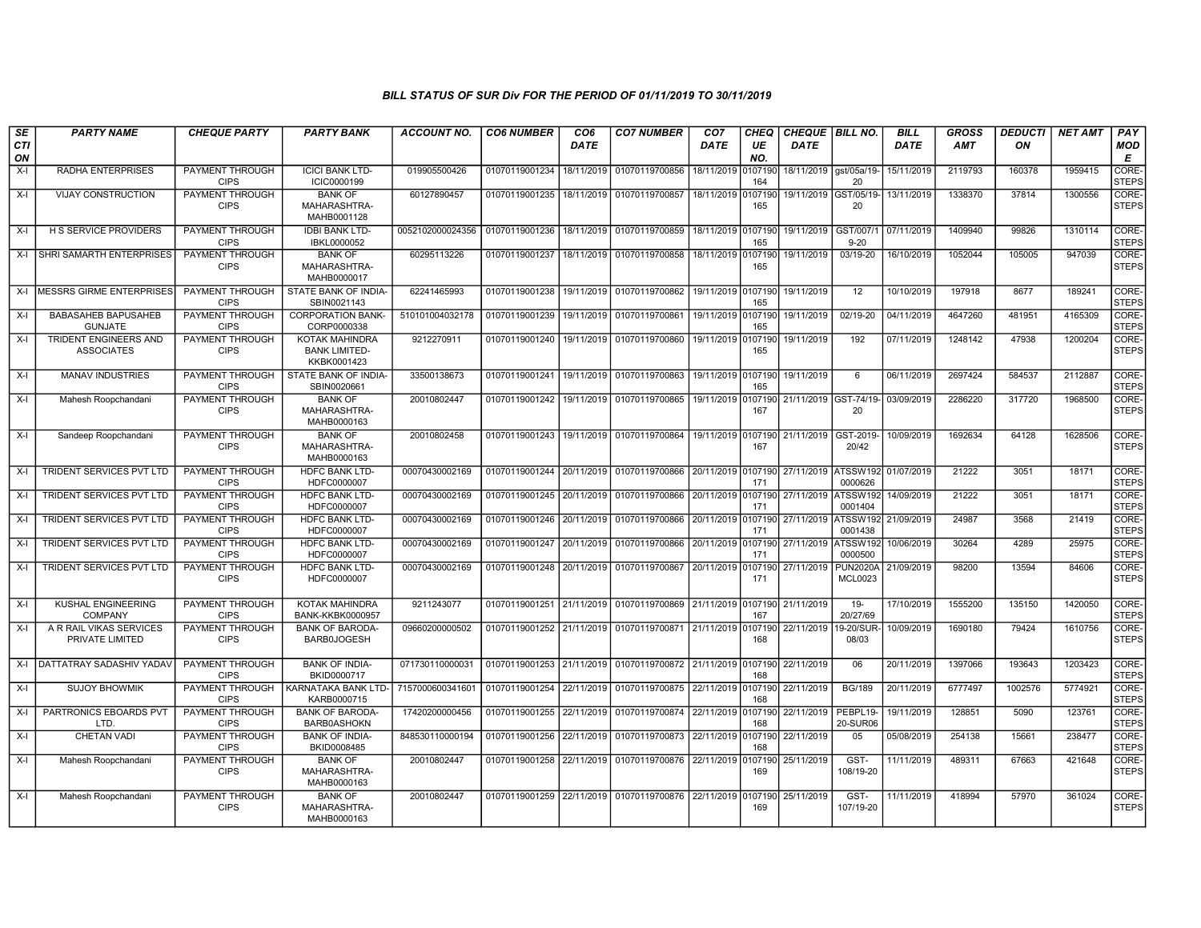*BILL STATUS OF SUR Div FOR THE PERIOD OF 01/11/2019 TO 30/11/2019*

| SECTION | PARTY NAME | CHEQUE PARTY | PARTY BANK | ACCOUNT NO. | CO6 NUMBER | CO6 DATE | CO7 NUMBER | CO7 DATE | CHEQUE NO. | CHEQUE DATE | BILL NO. | BILL DATE | GROSS AMT | DEDUCTION | NET AMT | PAY MODE |
|---|---|---|---|---|---|---|---|---|---|---|---|---|---|---|---|---|
| X-I | RADHA ENTERPRISES | PAYMENT THROUGH CIPS | ICICI BANK LTD-ICIC0000199 | 019905500426 | 01070119001234 | 18/11/2019 | 01070119700856 | 18/11/2019 | 0107190164 | 18/11/2019 | gst/05a/19-20 | 15/11/2019 | 2119793 | 160378 | 1959415 | CORE-STEPS |
| X-I | VIJAY CONSTRUCTION | PAYMENT THROUGH CIPS | BANK OF MAHARASHTRA-MAHB0001128 | 60127890457 | 01070119001235 | 18/11/2019 | 01070119700857 | 18/11/2019 | 0107190165 | 19/11/2019 | GST/05/19-20 | 13/11/2019 | 1338370 | 37814 | 1300556 | CORE-STEPS |
| X-I | H S SERVICE PROVIDERS | PAYMENT THROUGH CIPS | IDBI BANK LTD-IBKL0000052 | 0052102000024356 | 01070119001236 | 18/11/2019 | 01070119700859 | 18/11/2019 | 0107190165 | 19/11/2019 | GST/007/19-20 | 07/11/2019 | 1409940 | 99826 | 1310114 | CORE-STEPS |
| X-I | SHRI SAMARTH ENTERPRISES | PAYMENT THROUGH CIPS | BANK OF MAHARASHTRA-MAHB0000017 | 60295113226 | 01070119001237 | 18/11/2019 | 01070119700858 | 18/11/2019 | 0107190165 | 19/11/2019 | 03/19-20 | 16/10/2019 | 1052044 | 105005 | 947039 | CORE-STEPS |
| X-I | MESSRS GIRME ENTERPRISES | PAYMENT THROUGH CIPS | STATE BANK OF INDIA-SBIN0021143 | 62241465993 | 01070119001238 | 19/11/2019 | 01070119700862 | 19/11/2019 | 0107190165 | 19/11/2019 | 12 | 10/10/2019 | 197918 | 8677 | 189241 | CORE-STEPS |
| X-I | BABASAHEB BAPUSAHEB GUNJATE | PAYMENT THROUGH CIPS | CORPORATION BANK-CORP0000338 | 510101004032178 | 01070119001239 | 19/11/2019 | 01070119700861 | 19/11/2019 | 0107190165 | 19/11/2019 | 02/19-20 | 04/11/2019 | 4647260 | 481951 | 4165309 | CORE-STEPS |
| X-I | TRIDENT ENGINEERS AND ASSOCIATES | PAYMENT THROUGH CIPS | KOTAK MAHINDRA BANK LIMITED-KKBK0001423 | 9212270911 | 01070119001240 | 19/11/2019 | 01070119700860 | 19/11/2019 | 0107190165 | 19/11/2019 | 192 | 07/11/2019 | 1248142 | 47938 | 1200204 | CORE-STEPS |
| X-I | MANAV INDUSTRIES | PAYMENT THROUGH CIPS | STATE BANK OF INDIA-SBIN0020661 | 33500138673 | 01070119001241 | 19/11/2019 | 01070119700863 | 19/11/2019 | 0107190165 | 19/11/2019 | 6 | 06/11/2019 | 2697424 | 584537 | 2112887 | CORE-STEPS |
| X-I | Mahesh Roopchandani | PAYMENT THROUGH CIPS | BANK OF MAHARASHTRA-MAHB0000163 | 20010802447 | 01070119001242 | 19/11/2019 | 01070119700865 | 19/11/2019 | 0107190167 | 21/11/2019 | GST-74/19-20 | 03/09/2019 | 2286220 | 317720 | 1968500 | CORE-STEPS |
| X-I | Sandeep Roopchandani | PAYMENT THROUGH CIPS | BANK OF MAHARASHTRA-MAHB0000163 | 20010802458 | 01070119001243 | 19/11/2019 | 01070119700864 | 19/11/2019 | 0107190167 | 21/11/2019 | GST-2019-20/42 | 10/09/2019 | 1692634 | 64128 | 1628506 | CORE-STEPS |
| X-I | TRIDENT SERVICES PVT LTD | PAYMENT THROUGH CIPS | HDFC BANK LTD-HDFC0000007 | 00070430002169 | 01070119001244 | 20/11/2019 | 01070119700866 | 20/11/2019 | 0107190171 | 27/11/2019 | ATSSW1920000626 | 01/07/2019 | 21222 | 3051 | 18171 | CORE-STEPS |
| X-I | TRIDENT SERVICES PVT LTD | PAYMENT THROUGH CIPS | HDFC BANK LTD-HDFC0000007 | 00070430002169 | 01070119001245 | 20/11/2019 | 01070119700866 | 20/11/2019 | 0107190171 | 27/11/2019 | ATSSW1920001404 | 14/09/2019 | 21222 | 3051 | 18171 | CORE-STEPS |
| X-I | TRIDENT SERVICES PVT LTD | PAYMENT THROUGH CIPS | HDFC BANK LTD-HDFC0000007 | 00070430002169 | 01070119001246 | 20/11/2019 | 01070119700866 | 20/11/2019 | 0107190171 | 27/11/2019 | ATSSW1920001438 | 21/09/2019 | 24987 | 3568 | 21419 | CORE-STEPS |
| X-I | TRIDENT SERVICES PVT LTD | PAYMENT THROUGH CIPS | HDFC BANK LTD-HDFC0000007 | 00070430002169 | 01070119001247 | 20/11/2019 | 01070119700866 | 20/11/2019 | 0107190171 | 27/11/2019 | ATSSW1920000500 | 10/06/2019 | 30264 | 4289 | 25975 | CORE-STEPS |
| X-I | TRIDENT SERVICES PVT LTD | PAYMENT THROUGH CIPS | HDFC BANK LTD-HDFC0000007 | 00070430002169 | 01070119001248 | 20/11/2019 | 01070119700867 | 20/11/2019 | 0107190171 | 27/11/2019 | PUN2020AMCL0023 | 21/09/2019 | 98200 | 13594 | 84606 | CORE-STEPS |
| X-I | KUSHAL ENGINEERING COMPANY | PAYMENT THROUGH CIPS | KOTAK MAHINDRA BANK-KKBK0000957 | 9211243077 | 01070119001251 | 21/11/2019 | 01070119700869 | 21/11/2019 | 0107190167 | 21/11/2019 | 19-20/27/69 | 17/10/2019 | 1555200 | 135150 | 1420050 | CORE-STEPS |
| X-I | A R RAIL VIKAS SERVICES PRIVATE LIMITED | PAYMENT THROUGH CIPS | BANK OF BARODA-BARB0JOGESH | 09660200000502 | 01070119001252 | 21/11/2019 | 01070119700871 | 21/11/2019 | 0107190168 | 22/11/2019 | 19-20/SUR-08/03 | 10/09/2019 | 1690180 | 79424 | 1610756 | CORE-STEPS |
| X-I | DATTATRAY SADASHIV YADAV | PAYMENT THROUGH CIPS | BANK OF INDIA-BKID0000717 | 071730110000031 | 01070119001253 | 21/11/2019 | 01070119700872 | 21/11/2019 | 0107190168 | 22/11/2019 | 06 | 20/11/2019 | 1397066 | 193643 | 1203423 | CORE-STEPS |
| X-I | SUJOY BHOWMIK | PAYMENT THROUGH CIPS | KARNATAKA BANK LTD-KARB0000715 | 7157000600341601 | 01070119001254 | 22/11/2019 | 01070119700875 | 22/11/2019 | 0107190168 | 22/11/2019 | BG/189 | 20/11/2019 | 6777497 | 1002576 | 5774921 | CORE-STEPS |
| X-I | PARTRONICS EBOARDS PVT LTD. | PAYMENT THROUGH CIPS | BANK OF BARODA-BARB0ASHOKN | 17420200000456 | 01070119001255 | 22/11/2019 | 01070119700874 | 22/11/2019 | 0107190168 | 22/11/2019 | PEBPL19-20-SUR06 | 19/11/2019 | 128851 | 5090 | 123761 | CORE-STEPS |
| X-I | CHETAN VADI | PAYMENT THROUGH CIPS | BANK OF INDIA-BKID0008485 | 848530110000194 | 01070119001256 | 22/11/2019 | 01070119700873 | 22/11/2019 | 0107190168 | 22/11/2019 | 05 | 05/08/2019 | 254138 | 15661 | 238477 | CORE-STEPS |
| X-I | Mahesh Roopchandani | PAYMENT THROUGH CIPS | BANK OF MAHARASHTRA-MAHB0000163 | 20010802447 | 01070119001258 | 22/11/2019 | 01070119700876 | 22/11/2019 | 0107190169 | 25/11/2019 | GST-108/19-20 | 11/11/2019 | 489311 | 67663 | 421648 | CORE-STEPS |
| X-I | Mahesh Roopchandani | PAYMENT THROUGH CIPS | BANK OF MAHARASHTRA-MAHB0000163 | 20010802447 | 01070119001259 | 22/11/2019 | 01070119700876 | 22/11/2019 | 0107190169 | 25/11/2019 | GST-107/19-20 | 11/11/2019 | 418994 | 57970 | 361024 | CORE-STEPS |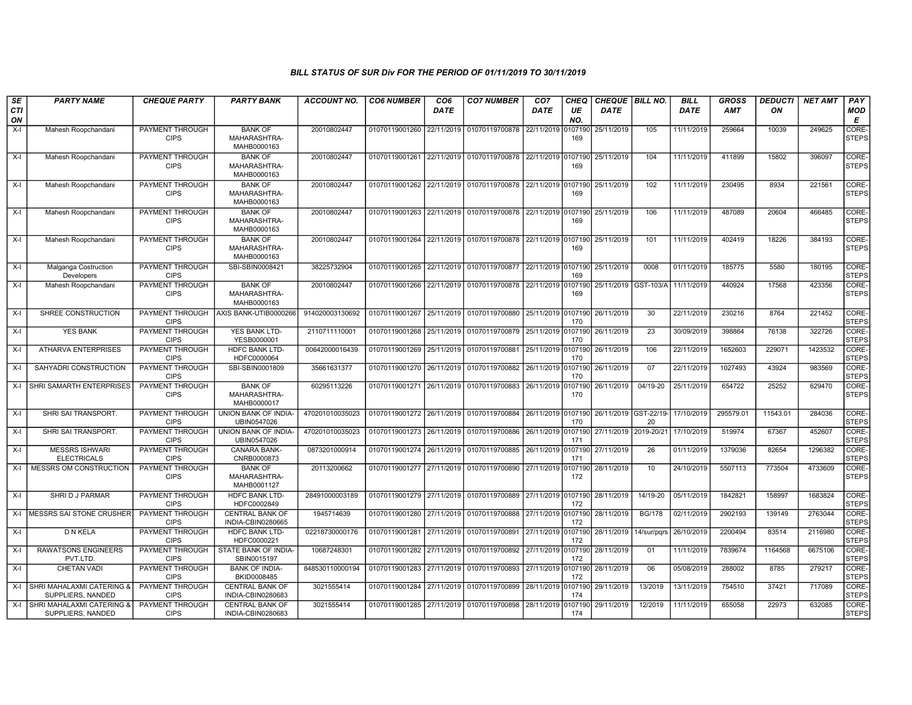### BILL STATUS OF SUR Div FOR THE PERIOD OF 01/11/2019 TO 30/11/2019

| SECTION | PARTY NAME | CHEQUE PARTY | PARTY BANK | ACCOUNT NO. | CO6 NUMBER | CO6 DATE | CO7 NUMBER | CO7 DATE | CHEQUE NO. | CHEQUE DATE | BILL NO. | BILL DATE | GROSS AMT | DEDUCTION | NET AMT | PAY MODE |
|---|---|---|---|---|---|---|---|---|---|---|---|---|---|---|---|---|
| X-I | Mahesh Roopchandani | PAYMENT THROUGH CIPS | BANK OF MAHARASHTRA-MAHB0000163 | 20010802447 | 01070119001260 | 22/11/2019 | 01070119700878 | 22/11/2019 | 0107190169 | 25/11/2019 | 105 | 11/11/2019 | 259664 | 10039 | 249625 | CORE-STEPS |
| X-I | Mahesh Roopchandani | PAYMENT THROUGH CIPS | BANK OF MAHARASHTRA-MAHB0000163 | 20010802447 | 01070119001261 | 22/11/2019 | 01070119700878 | 22/11/2019 | 0107190169 | 25/11/2019 | 104 | 11/11/2019 | 411899 | 15802 | 396097 | CORE-STEPS |
| X-I | Mahesh Roopchandani | PAYMENT THROUGH CIPS | BANK OF MAHARASHTRA-MAHB0000163 | 20010802447 | 01070119001262 | 22/11/2019 | 01070119700878 | 22/11/2019 | 0107190169 | 25/11/2019 | 102 | 11/11/2019 | 230495 | 8934 | 221561 | CORE-STEPS |
| X-I | Mahesh Roopchandani | PAYMENT THROUGH CIPS | BANK OF MAHARASHTRA-MAHB0000163 | 20010802447 | 01070119001263 | 22/11/2019 | 01070119700878 | 22/11/2019 | 0107190169 | 25/11/2019 | 106 | 11/11/2019 | 487089 | 20604 | 466485 | CORE-STEPS |
| X-I | Mahesh Roopchandani | PAYMENT THROUGH CIPS | BANK OF MAHARASHTRA-MAHB0000163 | 20010802447 | 01070119001264 | 22/11/2019 | 01070119700878 | 22/11/2019 | 0107190169 | 25/11/2019 | 101 | 11/11/2019 | 402419 | 18226 | 384193 | CORE-STEPS |
| X-I | Malganga Costruction Developers | PAYMENT THROUGH CIPS | SBI-SBIN0008421 | 38225732904 | 01070119001265 | 22/11/2019 | 01070119700877 | 22/11/2019 | 0107190169 | 25/11/2019 | 0008 | 01/11/2019 | 185775 | 5580 | 180195 | CORE-STEPS |
| X-I | Mahesh Roopchandani | PAYMENT THROUGH CIPS | BANK OF MAHARASHTRA-MAHB0000163 | 20010802447 | 01070119001266 | 22/11/2019 | 01070119700878 | 22/11/2019 | 0107190169 | 25/11/2019 | GST-103/A | 11/11/2019 | 440924 | 17568 | 423356 | CORE-STEPS |
| X-I | SHREE CONSTRUCTION | PAYMENT THROUGH CIPS | AXIS BANK-UTIB0000266 | 914020003130692 | 01070119001267 | 25/11/2019 | 01070119700880 | 25/11/2019 | 0107190170 | 26/11/2019 | 30 | 22/11/2019 | 230216 | 8764 | 221452 | CORE-STEPS |
| X-I | YES BANK | PAYMENT THROUGH CIPS | YES BANK LTD-YESB0000001 | 2110711110001 | 01070119001268 | 25/11/2019 | 01070119700879 | 25/11/2019 | 0107190170 | 26/11/2019 | 23 | 30/09/2019 | 398864 | 76138 | 322726 | CORE-STEPS |
| X-I | ATHARVA ENTERPRISES | PAYMENT THROUGH CIPS | HDFC BANK LTD-HDFC0000064 | 00642000016439 | 01070119001269 | 25/11/2019 | 01070119700881 | 25/11/2019 | 0107190170 | 26/11/2019 | 106 | 22/11/2019 | 1652603 | 229071 | 1423532 | CORE-STEPS |
| X-I | SAHYADRI CONSTRUCTION | PAYMENT THROUGH CIPS | SBI-SBIN0001809 | 35661631377 | 01070119001270 | 26/11/2019 | 01070119700882 | 26/11/2019 | 0107190170 | 26/11/2019 | 07 | 22/11/2019 | 1027493 | 43924 | 983569 | CORE-STEPS |
| X-I | SHRI SAMARTH ENTERPRISES | PAYMENT THROUGH CIPS | BANK OF MAHARASHTRA-MAHB0000017 | 60295113226 | 01070119001271 | 26/11/2019 | 01070119700883 | 26/11/2019 | 0107190170 | 26/11/2019 | 04/19-20 | 25/11/2019 | 654722 | 25252 | 629470 | CORE-STEPS |
| X-I | SHRI SAI TRANSPORT. | PAYMENT THROUGH CIPS | UNION BANK OF INDIA-UBIN0547026 | 470201010035023 | 01070119001272 | 26/11/2019 | 01070119700884 | 26/11/2019 | 0107190170 | 26/11/2019 | GST-22/19-20 | 17/10/2019 | 295579.01 | 11543.01 | 284036 | CORE-STEPS |
| X-I | SHRI SAI TRANSPORT. | PAYMENT THROUGH CIPS | UNION BANK OF INDIA-UBIN0547026 | 470201010035023 | 01070119001273 | 26/11/2019 | 01070119700886 | 26/11/2019 | 0107190171 | 27/11/2019 | 2019-20/21 | 17/10/2019 | 519974 | 67367 | 452607 | CORE-STEPS |
| X-I | MESSRS ISHWARI ELECTRICALS | PAYMENT THROUGH CIPS | CANARA BANK-CNRB0000873 | 0873201000914 | 01070119001274 | 26/11/2019 | 01070119700885 | 26/11/2019 | 0107190171 | 27/11/2019 | 26 | 01/11/2019 | 1379036 | 82654 | 1296382 | CORE-STEPS |
| X-I | MESSRS OM CONSTRUCTION | PAYMENT THROUGH CIPS | BANK OF MAHARASHTRA-MAHB0001127 | 20113200662 | 01070119001277 | 27/11/2019 | 01070119700890 | 27/11/2019 | 0107190172 | 28/11/2019 | 10 | 24/10/2019 | 5507113 | 773504 | 4733609 | CORE-STEPS |
| X-I | SHRI D J PARMAR | PAYMENT THROUGH CIPS | HDFC BANK LTD-HDFC0002849 | 28491000003189 | 01070119001279 | 27/11/2019 | 01070119700889 | 27/11/2019 | 0107190172 | 28/11/2019 | 14/19-20 | 05/11/2019 | 1842821 | 158997 | 1683824 | CORE-STEPS |
| X-I | MESSRS SAI STONE CRUSHER | PAYMENT THROUGH CIPS | CENTRAL BANK OF INDIA-CBIN0280665 | 1945714639 | 01070119001280 | 27/11/2019 | 01070119700888 | 27/11/2019 | 0107190172 | 28/11/2019 | BG/178 | 02/11/2019 | 2902193 | 139149 | 2763044 | CORE-STEPS |
| X-I | D N KELA | PAYMENT THROUGH CIPS | HDFC BANK LTD-HDFC0000221 | 02218730000176 | 01070119001281 | 27/11/2019 | 01070119700891 | 27/11/2019 | 0107190172 | 28/11/2019 | 14/sur/pqrs | 26/10/2019 | 2200494 | 83514 | 2116980 | CORE-STEPS |
| X-I | RAWATSONS ENGINEERS PVT.LTD. | PAYMENT THROUGH CIPS | STATE BANK OF INDIA-SBIN0015197 | 10687248301 | 01070119001282 | 27/11/2019 | 01070119700892 | 27/11/2019 | 0107190172 | 28/11/2019 | 01 | 11/11/2019 | 7839674 | 1164568 | 6675106 | CORE-STEPS |
| X-I | CHETAN VADI | PAYMENT THROUGH CIPS | BANK OF INDIA-BKID0008485 | 848530110000194 | 01070119001283 | 27/11/2019 | 01070119700893 | 27/11/2019 | 0107190172 | 28/11/2019 | 06 | 05/08/2019 | 288002 | 8785 | 279217 | CORE-STEPS |
| X-I | SHRI MAHALAXMI CATERING & SUPPLIERS, NANDED | PAYMENT THROUGH CIPS | CENTRAL BANK OF INDIA-CBIN0280683 | 3021555414 | 01070119001284 | 27/11/2019 | 01070119700899 | 28/11/2019 | 0107190174 | 29/11/2019 | 13/2019 | 13/11/2019 | 754510 | 37421 | 717089 | CORE-STEPS |
| X-I | SHRI MAHALAXMI CATERING & SUPPLIERS, NANDED | PAYMENT THROUGH CIPS | CENTRAL BANK OF INDIA-CBIN0280683 | 3021555414 | 01070119001285 | 27/11/2019 | 01070119700898 | 28/11/2019 | 0107190174 | 29/11/2019 | 12/2019 | 11/11/2019 | 655058 | 22973 | 632085 | CORE-STEPS |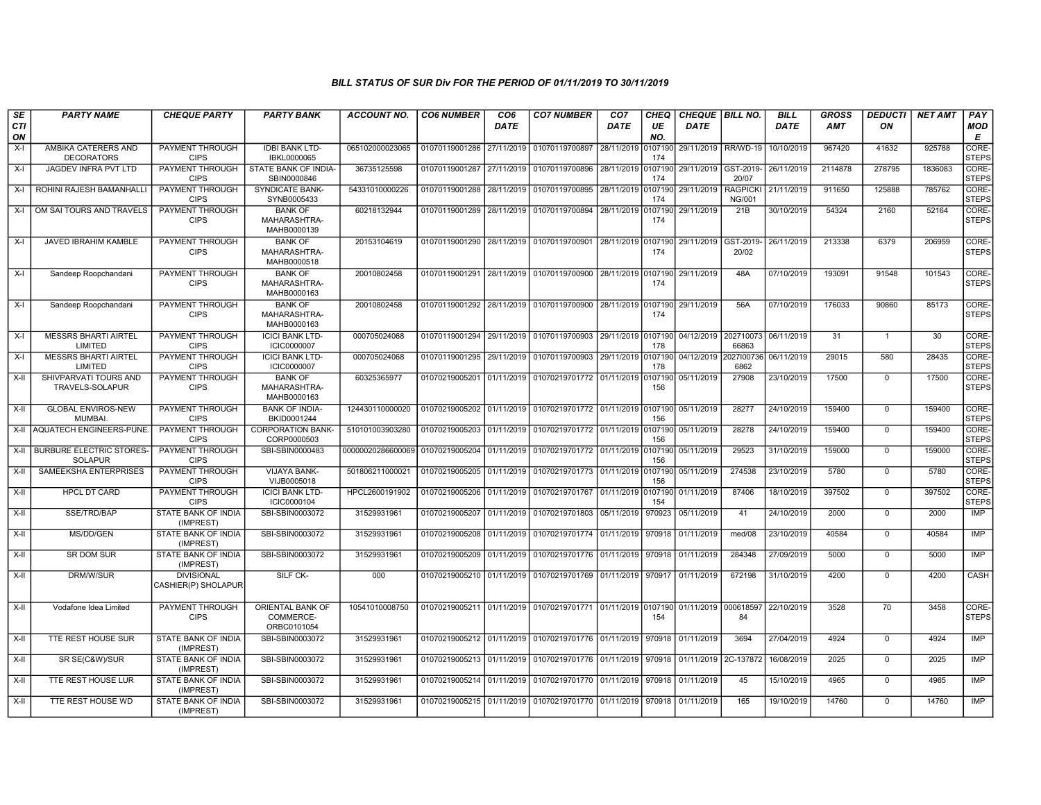## BILL STATUS OF SUR Div FOR THE PERIOD OF 01/11/2019 TO 30/11/2019

| SECTION | PARTY NAME | CHEQUE PARTY | PARTY BANK | ACCOUNT NO. | CO6 NUMBER | CO6 DATE | CO7 NUMBER | CO7 DATE | CHEQUE NO. | CHEQUE DATE | BILL NO. | BILL DATE | GROSS AMT | DEDUCTION | NET AMT | PAY MODE |
|---|---|---|---|---|---|---|---|---|---|---|---|---|---|---|---|---|
| X-I | AMBIKA CATERERS AND DECORATORS | PAYMENT THROUGH CIPS | IDBI BANK LTD-IBKL0000065 | 065102000023065 | 01070119001286 | 27/11/2019 | 01070119700897 | 28/11/2019 | 0107190174 | 29/11/2019 | RR/WD-19 | 10/10/2019 | 967420 | 41632 | 925788 | CORE-STEPS |
| X-I | JAGDEV INFRA PVT LTD | PAYMENT THROUGH CIPS | STATE BANK OF INDIA-SBIN0000846 | 36735125598 | 01070119001287 | 27/11/2019 | 01070119700896 | 28/11/2019 | 0107190174 | 29/11/2019 | GST-2019-20/07 | 26/11/2019 | 2114878 | 278795 | 1836083 | CORE-STEPS |
| X-I | ROHINI RAJESH BAMANHALLI | PAYMENT THROUGH CIPS | SYNDICATE BANK-SYNB0005433 | 54331010000226 | 01070119001288 | 28/11/2019 | 01070119700895 | 28/11/2019 | 0107190174 | 29/11/2019 | RAGPICKING/001 | 21/11/2019 | 911650 | 125888 | 785762 | CORE-STEPS |
| X-I | OM SAI TOURS AND TRAVELS | PAYMENT THROUGH CIPS | BANK OF MAHARASHTRA-MAHB0000139 | 60218132944 | 01070119001289 | 28/11/2019 | 01070119700894 | 28/11/2019 | 0107190174 | 29/11/2019 | 21B | 30/10/2019 | 54324 | 2160 | 52164 | CORE-STEPS |
| X-I | JAVED IBRAHIM KAMBLE | PAYMENT THROUGH CIPS | BANK OF MAHARASHTRA-MAHB0000518 | 20153104619 | 01070119001290 | 28/11/2019 | 01070119700901 | 28/11/2019 | 0107190174 | 29/11/2019 | GST-2019-20/02 | 26/11/2019 | 213338 | 6379 | 206959 | CORE-STEPS |
| X-I | Sandeep Roopchandani | PAYMENT THROUGH CIPS | BANK OF MAHARASHTRA-MAHB0000163 | 20010802458 | 01070119001291 | 28/11/2019 | 01070119700900 | 28/11/2019 | 0107190174 | 29/11/2019 | 48A | 07/10/2019 | 193091 | 91548 | 101543 | CORE-STEPS |
| X-I | Sandeep Roopchandani | PAYMENT THROUGH CIPS | BANK OF MAHARASHTRA-MAHB0000163 | 20010802458 | 01070119001292 | 28/11/2019 | 01070119700900 | 28/11/2019 | 0107190174 | 29/11/2019 | 56A | 07/10/2019 | 176033 | 90860 | 85173 | CORE-STEPS |
| X-I | MESSRS BHARTI AIRTEL LIMITED | PAYMENT THROUGH CIPS | ICICI BANK LTD-ICIC0000007 | 000705024068 | 01070119001294 | 29/11/2019 | 01070119700903 | 29/11/2019 | 0107190178 | 04/12/2019 | 20271007366863 | 06/11/2019 | 31 | 1 | 30 | CORE-STEPS |
| X-I | MESSRS BHARTI AIRTEL LIMITED | PAYMENT THROUGH CIPS | ICICI BANK LTD-ICIC0000007 | 000705024068 | 01070119001295 | 29/11/2019 | 01070119700903 | 29/11/2019 | 0107190178 | 04/12/2019 | 2027I007366862 | 06/11/2019 | 29015 | 580 | 28435 | CORE-STEPS |
| X-II | SHIVPARVATI TOURS AND TRAVELS-SOLAPUR | PAYMENT THROUGH CIPS | BANK OF MAHARASHTRA-MAHB0000163 | 60325365977 | 01070219005201 | 01/11/2019 | 01070219701772 | 01/11/2019 | 0107190156 | 05/11/2019 | 27908 | 23/10/2019 | 17500 | 0 | 17500 | CORE-STEPS |
| X-II | GLOBAL ENVIROS-NEW MUMBAI. | PAYMENT THROUGH CIPS | BANK OF INDIA-BKID0001244 | 124430110000020 | 01070219005202 | 01/11/2019 | 01070219701772 | 01/11/2019 | 0107190156 | 05/11/2019 | 28277 | 24/10/2019 | 159400 | 0 | 159400 | CORE-STEPS |
| X-II | AQUATECH ENGINEERS-PUNE. | PAYMENT THROUGH CIPS | CORPORATION BANK-CORP0000503 | 510101003903280 | 01070219005203 | 01/11/2019 | 01070219701772 | 01/11/2019 | 0107190156 | 05/11/2019 | 28278 | 24/10/2019 | 159400 | 0 | 159400 | CORE-STEPS |
| X-II | BURBURE ELECTRIC STORES-SOLAPUR | PAYMENT THROUGH CIPS | SBI-SBIN0000483 | 00000020286600069 | 01070219005204 | 01/11/2019 | 01070219701772 | 01/11/2019 | 0107190156 | 05/11/2019 | 29523 | 31/10/2019 | 159000 | 0 | 159000 | CORE-STEPS |
| X-II | SAMEEKSHA ENTERPRISES | PAYMENT THROUGH CIPS | VIJAYA BANK-VIJB0005018 | 501806211000021 | 01070219005205 | 01/11/2019 | 01070219701773 | 01/11/2019 | 0107190156 | 05/11/2019 | 274538 | 23/10/2019 | 5780 | 0 | 5780 | CORE-STEPS |
| X-II | HPCL DT CARD | PAYMENT THROUGH CIPS | ICICI BANK LTD-ICIC0000104 | HPCL2600191902 | 01070219005206 | 01/11/2019 | 01070219701767 | 01/11/2019 | 0107190154 | 01/11/2019 | 87406 | 18/10/2019 | 397502 | 0 | 397502 | CORE-STEPS |
| X-II | SSE/TRD/BAP | STATE BANK OF INDIA (IMPREST) | SBI-SBIN0003072 | 31529931961 | 01070219005207 | 01/11/2019 | 01070219701803 | 05/11/2019 | 970923 | 05/11/2019 | 41 | 24/10/2019 | 2000 | 0 | 2000 | IMP |
| X-II | MS/DD/GEN | STATE BANK OF INDIA (IMPREST) | SBI-SBIN0003072 | 31529931961 | 01070219005208 | 01/11/2019 | 01070219701774 | 01/11/2019 | 970918 | 01/11/2019 | med/08 | 23/10/2019 | 40584 | 0 | 40584 | IMP |
| X-II | SR DOM SUR | STATE BANK OF INDIA (IMPREST) | SBI-SBIN0003072 | 31529931961 | 01070219005209 | 01/11/2019 | 01070219701776 | 01/11/2019 | 970918 | 01/11/2019 | 284348 | 27/09/2019 | 5000 | 0 | 5000 | IMP |
| X-II | DRM/W/SUR | DIVISIONAL CASHIER(P) SHOLAPUR | SILF CK- | 000 | 01070219005210 | 01/11/2019 | 01070219701769 | 01/11/2019 | 970917 | 01/11/2019 | 672198 | 31/10/2019 | 4200 | 0 | 4200 | CASH |
| X-II | Vodafone Idea Limited | PAYMENT THROUGH CIPS | ORIENTAL BANK OF COMMERCE-ORBC0101054 | 10541010008750 | 01070219005211 | 01/11/2019 | 01070219701771 | 01/11/2019 | 0107190154 | 01/11/2019 | 00061859784 | 22/10/2019 | 3528 | 70 | 3458 | CORE-STEPS |
| X-II | TTE REST HOUSE SUR | STATE BANK OF INDIA (IMPREST) | SBI-SBIN0003072 | 31529931961 | 01070219005212 | 01/11/2019 | 01070219701776 | 01/11/2019 | 970918 | 01/11/2019 | 3694 | 27/04/2019 | 4924 | 0 | 4924 | IMP |
| X-II | SR SE(C&W)/SUR | STATE BANK OF INDIA (IMPREST) | SBI-SBIN0003072 | 31529931961 | 01070219005213 | 01/11/2019 | 01070219701776 | 01/11/2019 | 970918 | 01/11/2019 | 2C-137872 | 16/08/2019 | 2025 | 0 | 2025 | IMP |
| X-II | TTE REST HOUSE LUR | STATE BANK OF INDIA (IMPREST) | SBI-SBIN0003072 | 31529931961 | 01070219005214 | 01/11/2019 | 01070219701770 | 01/11/2019 | 970918 | 01/11/2019 | 45 | 15/10/2019 | 4965 | 0 | 4965 | IMP |
| X-II | TTE REST HOUSE WD | STATE BANK OF INDIA (IMPREST) | SBI-SBIN0003072 | 31529931961 | 01070219005215 | 01/11/2019 | 01070219701770 | 01/11/2019 | 970918 | 01/11/2019 | 165 | 19/10/2019 | 14760 | 0 | 14760 | IMP |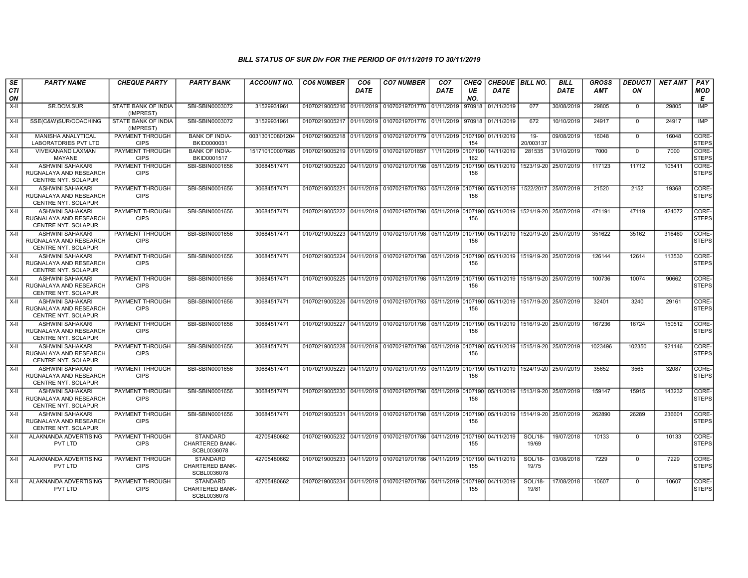### BILL STATUS OF SUR Div FOR THE PERIOD OF 01/11/2019 TO 30/11/2019

| SECTION | PARTY NAME | CHEQUE PARTY | PARTY BANK | ACCOUNT NO. | CO6 NUMBER | CO6 DATE | CO7 NUMBER | CO7 DATE | CHEQUE NO. | CHEQUE DATE | BILL NO. | BILL DATE | GROSS AMT | DEDUCTION | NET AMT | PAY MODE |
|---|---|---|---|---|---|---|---|---|---|---|---|---|---|---|---|---|
| X-II | SR.DCM.SUR | STATE BANK OF INDIA (IMPREST) | SBI-SBIN0003072 | 31529931961 | 01070219005216 | 01/11/2019 | 01070219701770 | 01/11/2019 | 970918 | 01/11/2019 | 077 | 30/08/2019 | 29805 | 0 | 29805 | IMP |
| X-II | SSE(C&W)SUR/COACHING | STATE BANK OF INDIA (IMPREST) | SBI-SBIN0003072 | 31529931961 | 01070219005217 | 01/11/2019 | 01070219701776 | 01/11/2019 | 970918 | 01/11/2019 | 672 | 10/10/2019 | 24917 | 0 | 24917 | IMP |
| X-II | MANISHA ANALYTICAL LABORATORIES PVT LTD | PAYMENT THROUGH CIPS | BANK OF INDIA-BKID0000031 | 003130100801204 | 01070219005218 | 01/11/2019 | 01070219701779 | 01/11/2019 | 0107190154 | 01/11/2019 | 19-20/003137 | 09/08/2019 | 16048 | 0 | 16048 | CORE-STEPS |
| X-II | VIVEKANAND LAXMAN MAYANE | PAYMENT THROUGH CIPS | BANK OF INDIA-BKID0001517 | 151710100007685 | 01070219005219 | 01/11/2019 | 01070219701857 | 11/11/2019 | 0107190162 | 14/11/2019 | 281535 | 31/10/2019 | 7000 | 0 | 7000 | CORE-STEPS |
| X-II | ASHWINI SAHAKARI RUGNALAYA AND RESEARCH CENTRE NYT. SOLAPUR | PAYMENT THROUGH CIPS | SBI-SBIN0001656 | 30684517471 | 01070219005220 | 04/11/2019 | 01070219701798 | 05/11/2019 | 0107190156 | 05/11/2019 | 1523/19-20 | 25/07/2019 | 117123 | 11712 | 105411 | CORE-STEPS |
| X-II | ASHWINI SAHAKARI RUGNALAYA AND RESEARCH CENTRE NYT. SOLAPUR | PAYMENT THROUGH CIPS | SBI-SBIN0001656 | 30684517471 | 01070219005221 | 04/11/2019 | 01070219701793 | 05/11/2019 | 0107190156 | 05/11/2019 | 1522/2017 | 25/07/2019 | 21520 | 2152 | 19368 | CORE-STEPS |
| X-II | ASHWINI SAHAKARI RUGNALAYA AND RESEARCH CENTRE NYT. SOLAPUR | PAYMENT THROUGH CIPS | SBI-SBIN0001656 | 30684517471 | 01070219005222 | 04/11/2019 | 01070219701798 | 05/11/2019 | 0107190156 | 05/11/2019 | 1521/19-20 | 25/07/2019 | 471191 | 47119 | 424072 | CORE-STEPS |
| X-II | ASHWINI SAHAKARI RUGNALAYA AND RESEARCH CENTRE NYT. SOLAPUR | PAYMENT THROUGH CIPS | SBI-SBIN0001656 | 30684517471 | 01070219005223 | 04/11/2019 | 01070219701798 | 05/11/2019 | 0107190156 | 05/11/2019 | 1520/19-20 | 25/07/2019 | 351622 | 35162 | 316460 | CORE-STEPS |
| X-II | ASHWINI SAHAKARI RUGNALAYA AND RESEARCH CENTRE NYT. SOLAPUR | PAYMENT THROUGH CIPS | SBI-SBIN0001656 | 30684517471 | 01070219005224 | 04/11/2019 | 01070219701798 | 05/11/2019 | 0107190156 | 05/11/2019 | 1519/19-20 | 25/07/2019 | 126144 | 12614 | 113530 | CORE-STEPS |
| X-II | ASHWINI SAHAKARI RUGNALAYA AND RESEARCH CENTRE NYT. SOLAPUR | PAYMENT THROUGH CIPS | SBI-SBIN0001656 | 30684517471 | 01070219005225 | 04/11/2019 | 01070219701798 | 05/11/2019 | 0107190156 | 05/11/2019 | 1518/19-20 | 25/07/2019 | 100736 | 10074 | 90662 | CORE-STEPS |
| X-II | ASHWINI SAHAKARI RUGNALAYA AND RESEARCH CENTRE NYT. SOLAPUR | PAYMENT THROUGH CIPS | SBI-SBIN0001656 | 30684517471 | 01070219005226 | 04/11/2019 | 01070219701793 | 05/11/2019 | 0107190156 | 05/11/2019 | 1517/19-20 | 25/07/2019 | 32401 | 3240 | 29161 | CORE-STEPS |
| X-II | ASHWINI SAHAKARI RUGNALAYA AND RESEARCH CENTRE NYT. SOLAPUR | PAYMENT THROUGH CIPS | SBI-SBIN0001656 | 30684517471 | 01070219005227 | 04/11/2019 | 01070219701798 | 05/11/2019 | 0107190156 | 05/11/2019 | 1516/19-20 | 25/07/2019 | 167236 | 16724 | 150512 | CORE-STEPS |
| X-II | ASHWINI SAHAKARI RUGNALAYA AND RESEARCH CENTRE NYT. SOLAPUR | PAYMENT THROUGH CIPS | SBI-SBIN0001656 | 30684517471 | 01070219005228 | 04/11/2019 | 01070219701798 | 05/11/2019 | 0107190156 | 05/11/2019 | 1515/19-20 | 25/07/2019 | 1023496 | 102350 | 921146 | CORE-STEPS |
| X-II | ASHWINI SAHAKARI RUGNALAYA AND RESEARCH CENTRE NYT. SOLAPUR | PAYMENT THROUGH CIPS | SBI-SBIN0001656 | 30684517471 | 01070219005229 | 04/11/2019 | 01070219701793 | 05/11/2019 | 0107190156 | 05/11/2019 | 1524/19-20 | 25/07/2019 | 35652 | 3565 | 32087 | CORE-STEPS |
| X-II | ASHWINI SAHAKARI RUGNALAYA AND RESEARCH CENTRE NYT. SOLAPUR | PAYMENT THROUGH CIPS | SBI-SBIN0001656 | 30684517471 | 01070219005230 | 04/11/2019 | 01070219701798 | 05/11/2019 | 0107190156 | 05/11/2019 | 1513/19-20 | 25/07/2019 | 159147 | 15915 | 143232 | CORE-STEPS |
| X-II | ASHWINI SAHAKARI RUGNALAYA AND RESEARCH CENTRE NYT. SOLAPUR | PAYMENT THROUGH CIPS | SBI-SBIN0001656 | 30684517471 | 01070219005231 | 04/11/2019 | 01070219701798 | 05/11/2019 | 0107190156 | 05/11/2019 | 1514/19-20 | 25/07/2019 | 262890 | 26289 | 236601 | CORE-STEPS |
| X-II | ALAKNANDA ADVERTISING PVT LTD | PAYMENT THROUGH CIPS | STANDARD CHARTERED BANK-SCBL0036078 | 42705480662 | 01070219005232 | 04/11/2019 | 01070219701786 | 04/11/2019 | 0107190155 | 04/11/2019 | SOL/18-19/69 | 19/07/2018 | 10133 | 0 | 10133 | CORE-STEPS |
| X-II | ALAKNANDA ADVERTISING PVT LTD | PAYMENT THROUGH CIPS | STANDARD CHARTERED BANK-SCBL0036078 | 42705480662 | 01070219005233 | 04/11/2019 | 01070219701786 | 04/11/2019 | 0107190155 | 04/11/2019 | SOL/18-19/75 | 03/08/2018 | 7229 | 0 | 7229 | CORE-STEPS |
| X-II | ALAKNANDA ADVERTISING PVT LTD | PAYMENT THROUGH CIPS | STANDARD CHARTERED BANK-SCBL0036078 | 42705480662 | 01070219005234 | 04/11/2019 | 01070219701786 | 04/11/2019 | 0107190155 | 04/11/2019 | SOL/18-19/81 | 17/08/2018 | 10607 | 0 | 10607 | CORE-STEPS |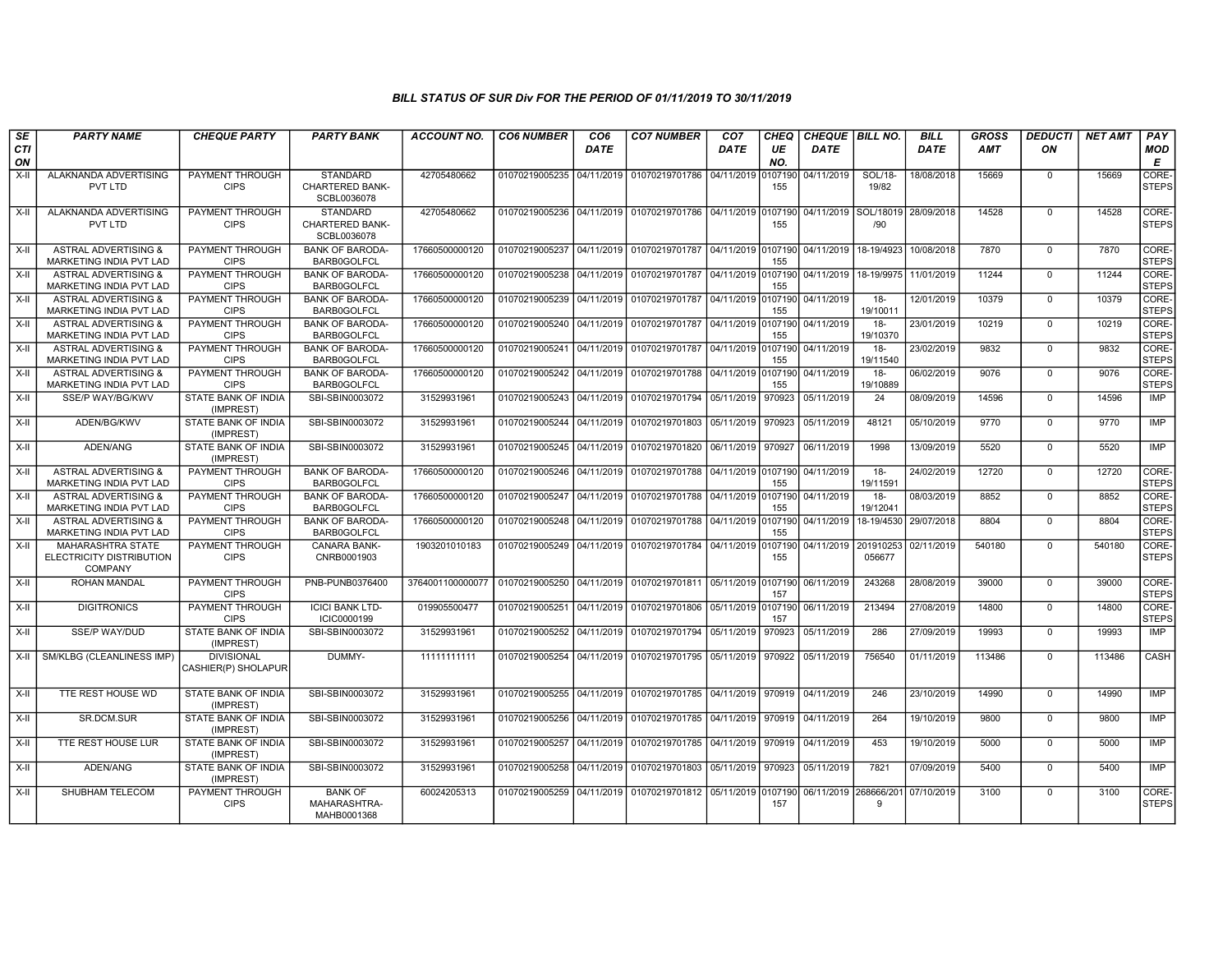### BILL STATUS OF SUR Div FOR THE PERIOD OF 01/11/2019 TO 30/11/2019

| SECTION | PARTY NAME | CHEQUE PARTY | PARTY BANK | ACCOUNT NO. | CO6 NUMBER | CO6 DATE | CO7 NUMBER | CO7 DATE | CHEQUE NO. | CHEQUE DATE | BILL NO. | BILL DATE | GROSS AMT | DEDUCTION | NET AMT | PAY MODE |
|---|---|---|---|---|---|---|---|---|---|---|---|---|---|---|---|---|
| X-II | ALAKNANDA ADVERTISING PVT LTD | PAYMENT THROUGH CIPS | STANDARD CHARTERED BANK-SCBL0036078 | 42705480662 | 01070219005235 | 04/11/2019 | 01070219701786 | 04/11/2019 | 0107190155 | 04/11/2019 | SOL/18-19/82 | 18/08/2018 | 15669 | 0 | 15669 | CORE-STEPS |
| X-II | ALAKNANDA ADVERTISING PVT LTD | PAYMENT THROUGH CIPS | STANDARD CHARTERED BANK-SCBL0036078 | 42705480662 | 01070219005236 | 04/11/2019 | 01070219701786 | 04/11/2019 | 0107190155 | 04/11/2019 | SOL/18019/90 | 28/09/2018 | 14528 | 0 | 14528 | CORE-STEPS |
| X-II | ASTRAL ADVERTISING & MARKETING INDIA PVT LAD | PAYMENT THROUGH CIPS | BANK OF BARODA-BARB0GOLFCL | 17660500000120 | 01070219005237 | 04/11/2019 | 01070219701787 | 04/11/2019 | 0107190155 | 04/11/2019 | 18-19/4923 | 10/08/2018 | 7870 | 0 | 7870 | CORE-STEPS |
| X-II | ASTRAL ADVERTISING & MARKETING INDIA PVT LAD | PAYMENT THROUGH CIPS | BANK OF BARODA-BARB0GOLFCL | 17660500000120 | 01070219005238 | 04/11/2019 | 01070219701787 | 04/11/2019 | 0107190155 | 04/11/2019 | 18-19/9975 | 11/01/2019 | 11244 | 0 | 11244 | CORE-STEPS |
| X-II | ASTRAL ADVERTISING & MARKETING INDIA PVT LAD | PAYMENT THROUGH CIPS | BANK OF BARODA-BARB0GOLFCL | 17660500000120 | 01070219005239 | 04/11/2019 | 01070219701787 | 04/11/2019 | 0107190155 | 04/11/2019 | 18-19/10011 | 12/01/2019 | 10379 | 0 | 10379 | CORE-STEPS |
| X-II | ASTRAL ADVERTISING & MARKETING INDIA PVT LAD | PAYMENT THROUGH CIPS | BANK OF BARODA-BARB0GOLFCL | 17660500000120 | 01070219005240 | 04/11/2019 | 01070219701787 | 04/11/2019 | 0107190155 | 04/11/2019 | 18-19/10370 | 23/01/2019 | 10219 | 0 | 10219 | CORE-STEPS |
| X-II | ASTRAL ADVERTISING & MARKETING INDIA PVT LAD | PAYMENT THROUGH CIPS | BANK OF BARODA-BARB0GOLFCL | 17660500000120 | 01070219005241 | 04/11/2019 | 01070219701787 | 04/11/2019 | 0107190155 | 04/11/2019 | 18-19/11540 | 23/02/2019 | 9832 | 0 | 9832 | CORE-STEPS |
| X-II | ASTRAL ADVERTISING & MARKETING INDIA PVT LAD | PAYMENT THROUGH CIPS | BANK OF BARODA-BARB0GOLFCL | 17660500000120 | 01070219005242 | 04/11/2019 | 01070219701788 | 04/11/2019 | 0107190155 | 04/11/2019 | 18-19/10889 | 06/02/2019 | 9076 | 0 | 9076 | CORE-STEPS |
| X-II | SSE/P WAY/BG/KWV | STATE BANK OF INDIA (IMPREST) | SBI-SBIN0003072 | 31529931961 | 01070219005243 | 04/11/2019 | 01070219701794 | 05/11/2019 | 970923 | 05/11/2019 | 24 | 08/09/2019 | 14596 | 0 | 14596 | IMP |
| X-II | ADEN/BG/KWV | STATE BANK OF INDIA (IMPREST) | SBI-SBIN0003072 | 31529931961 | 01070219005244 | 04/11/2019 | 01070219701803 | 05/11/2019 | 970923 | 05/11/2019 | 48121 | 05/10/2019 | 9770 | 0 | 9770 | IMP |
| X-II | ADEN/ANG | STATE BANK OF INDIA (IMPREST) | SBI-SBIN0003072 | 31529931961 | 01070219005245 | 04/11/2019 | 01070219701820 | 06/11/2019 | 970927 | 06/11/2019 | 1998 | 13/09/2019 | 5520 | 0 | 5520 | IMP |
| X-II | ASTRAL ADVERTISING & MARKETING INDIA PVT LAD | PAYMENT THROUGH CIPS | BANK OF BARODA-BARB0GOLFCL | 17660500000120 | 01070219005246 | 04/11/2019 | 01070219701788 | 04/11/2019 | 0107190155 | 04/11/2019 | 18-19/11591 | 24/02/2019 | 12720 | 0 | 12720 | CORE-STEPS |
| X-II | ASTRAL ADVERTISING & MARKETING INDIA PVT LAD | PAYMENT THROUGH CIPS | BANK OF BARODA-BARB0GOLFCL | 17660500000120 | 01070219005247 | 04/11/2019 | 01070219701788 | 04/11/2019 | 0107190155 | 04/11/2019 | 18-19/12041 | 08/03/2019 | 8852 | 0 | 8852 | CORE-STEPS |
| X-II | ASTRAL ADVERTISING & MARKETING INDIA PVT LAD | PAYMENT THROUGH CIPS | BANK OF BARODA-BARB0GOLFCL | 17660500000120 | 01070219005248 | 04/11/2019 | 01070219701788 | 04/11/2019 | 0107190155 | 04/11/2019 | 18-19/4530 | 29/07/2018 | 8804 | 0 | 8804 | CORE-STEPS |
| X-II | MAHARASHTRA STATE ELECTRICITY DISTRIBUTION COMPANY | PAYMENT THROUGH CIPS | CANARA BANK-CNRB0001903 | 1903201010183 | 01070219005249 | 04/11/2019 | 01070219701784 | 04/11/2019 | 0107190155 | 04/11/2019 | 201910253056677 | 02/11/2019 | 540180 | 0 | 540180 | CORE-STEPS |
| X-II | ROHAN MANDAL | PAYMENT THROUGH CIPS | PNB-PUNB0376400 | 3764001100000077 | 01070219005250 | 04/11/2019 | 01070219701811 | 05/11/2019 | 0107190157 | 06/11/2019 | 243268 | 28/08/2019 | 39000 | 0 | 39000 | CORE-STEPS |
| X-II | DIGITRONICS | PAYMENT THROUGH CIPS | ICICI BANK LTD-ICIC0000199 | 019905500477 | 01070219005251 | 04/11/2019 | 01070219701806 | 05/11/2019 | 0107190157 | 06/11/2019 | 213494 | 27/08/2019 | 14800 | 0 | 14800 | CORE-STEPS |
| X-II | SSE/P WAY/DUD | STATE BANK OF INDIA (IMPREST) | SBI-SBIN0003072 | 31529931961 | 01070219005252 | 04/11/2019 | 01070219701794 | 05/11/2019 | 970923 | 05/11/2019 | 286 | 27/09/2019 | 19993 | 0 | 19993 | IMP |
| X-II | SM/KLBG (CLEANLINESS IMP) | DIVISIONAL CASHIER(P) SHOLAPUR | DUMMY- | 11111111111 | 01070219005254 | 04/11/2019 | 01070219701795 | 05/11/2019 | 970922 | 05/11/2019 | 756540 | 01/11/2019 | 113486 | 0 | 113486 | CASH |
| X-II | TTE REST HOUSE WD | STATE BANK OF INDIA (IMPREST) | SBI-SBIN0003072 | 31529931961 | 01070219005255 | 04/11/2019 | 01070219701785 | 04/11/2019 | 970919 | 04/11/2019 | 246 | 23/10/2019 | 14990 | 0 | 14990 | IMP |
| X-II | SR.DCM.SUR | STATE BANK OF INDIA (IMPREST) | SBI-SBIN0003072 | 31529931961 | 01070219005256 | 04/11/2019 | 01070219701785 | 04/11/2019 | 970919 | 04/11/2019 | 264 | 19/10/2019 | 9800 | 0 | 9800 | IMP |
| X-II | TTE REST HOUSE LUR | STATE BANK OF INDIA (IMPREST) | SBI-SBIN0003072 | 31529931961 | 01070219005257 | 04/11/2019 | 01070219701785 | 04/11/2019 | 970919 | 04/11/2019 | 453 | 19/10/2019 | 5000 | 0 | 5000 | IMP |
| X-II | ADEN/ANG | STATE BANK OF INDIA (IMPREST) | SBI-SBIN0003072 | 31529931961 | 01070219005258 | 04/11/2019 | 01070219701803 | 05/11/2019 | 970923 | 05/11/2019 | 7821 | 07/09/2019 | 5400 | 0 | 5400 | IMP |
| X-II | SHUBHAM TELECOM | PAYMENT THROUGH CIPS | BANK OF MAHARASHTRA-MAHB0001368 | 60024205313 | 01070219005259 | 04/11/2019 | 01070219701812 | 05/11/2019 | 0107190157 | 06/11/2019 | 268666/2019 | 07/10/2019 | 3100 | 0 | 3100 | CORE-STEPS |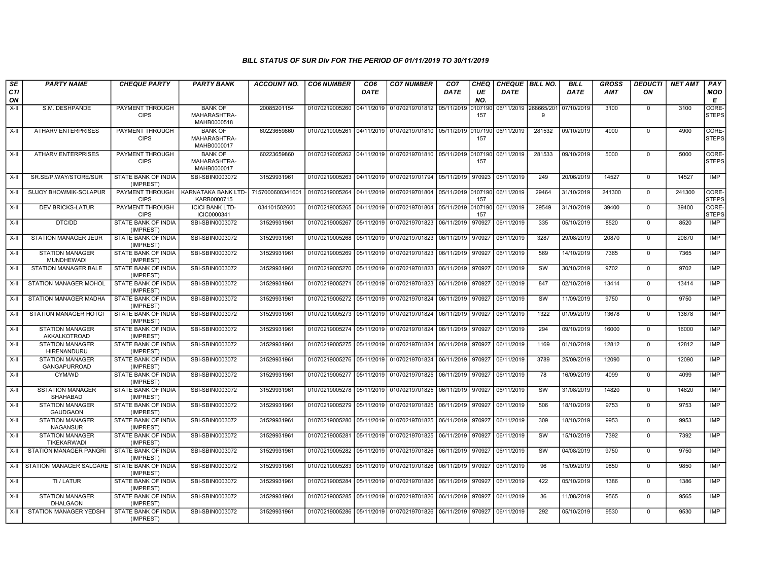### BILL STATUS OF SUR Div FOR THE PERIOD OF 01/11/2019 TO 30/11/2019

| SECTION | PARTY NAME | CHEQUE PARTY | PARTY BANK | ACCOUNT NO. | CO6 NUMBER | CO6 DATE | CO7 NUMBER | CO7 DATE | CHEQUE NO. | CHEQUE DATE | BILL NO. | BILL DATE | GROSS AMT | DEDUCTION | NET AMT | PAY MODE |
|---|---|---|---|---|---|---|---|---|---|---|---|---|---|---|---|---|
| X-II | S.M. DESHPANDE | PAYMENT THROUGH CIPS | BANK OF MAHARASHTRA-MAHB0000518 | 20085201154 | 01070219005260 | 04/11/2019 | 01070219701812 | 05/11/2019 | 0107190157 | 06/11/2019 | 268665/2019 | 07/10/2019 | 3100 | 0 | 3100 | CORE-STEPS |
| X-II | ATHARV ENTERPRISES | PAYMENT THROUGH CIPS | BANK OF MAHARASHTRA-MAHB0000017 | 60223659860 | 01070219005261 | 04/11/2019 | 01070219701810 | 05/11/2019 | 0107190157 | 06/11/2019 | 281532 | 09/10/2019 | 4900 | 0 | 4900 | CORE-STEPS |
| X-II | ATHARV ENTERPRISES | PAYMENT THROUGH CIPS | BANK OF MAHARASHTRA-MAHB0000017 | 60223659860 | 01070219005262 | 04/11/2019 | 01070219701810 | 05/11/2019 | 0107190157 | 06/11/2019 | 281533 | 09/10/2019 | 5000 | 0 | 5000 | CORE-STEPS |
| X-II | SR.SE/P.WAY/STORE/SUR | STATE BANK OF INDIA (IMPREST) | SBI-SBIN0003072 | 31529931961 | 01070219005263 | 04/11/2019 | 01070219701794 | 05/11/2019 | 970923 | 05/11/2019 | 249 | 20/06/2019 | 14527 | 0 | 14527 | IMP |
| X-II | SUJOY BHOWMIK-SOLAPUR | PAYMENT THROUGH CIPS | KARNATAKA BANK LTD-KARB0000715 | 7157000600341601 | 01070219005264 | 04/11/2019 | 01070219701804 | 05/11/2019 | 0107190157 | 06/11/2019 | 29464 | 31/10/2019 | 241300 | 0 | 241300 | CORE-STEPS |
| X-II | DEV BRICKS-LATUR | PAYMENT THROUGH CIPS | ICICI BANK LTD-ICIC0000341 | 034101502600 | 01070219005265 | 04/11/2019 | 01070219701804 | 05/11/2019 | 0107190157 | 06/11/2019 | 29549 | 31/10/2019 | 39400 | 0 | 39400 | CORE-STEPS |
| X-II | DTC/DD | STATE BANK OF INDIA (IMPREST) | SBI-SBIN0003072 | 31529931961 | 01070219005267 | 05/11/2019 | 01070219701823 | 06/11/2019 | 970927 | 06/11/2019 | 335 | 05/10/2019 | 8520 | 0 | 8520 | IMP |
| X-II | STATION MANAGER JEUR | STATE BANK OF INDIA (IMPREST) | SBI-SBIN0003072 | 31529931961 | 01070219005268 | 05/11/2019 | 01070219701823 | 06/11/2019 | 970927 | 06/11/2019 | 3287 | 29/08/2019 | 20870 | 0 | 20870 | IMP |
| X-II | STATION MANAGER MUNDHEWADI | STATE BANK OF INDIA (IMPREST) | SBI-SBIN0003072 | 31529931961 | 01070219005269 | 05/11/2019 | 01070219701823 | 06/11/2019 | 970927 | 06/11/2019 | 569 | 14/10/2019 | 7365 | 0 | 7365 | IMP |
| X-II | STATION MANAGER BALE | STATE BANK OF INDIA (IMPREST) | SBI-SBIN0003072 | 31529931961 | 01070219005270 | 05/11/2019 | 01070219701823 | 06/11/2019 | 970927 | 06/11/2019 | SW | 30/10/2019 | 9702 | 0 | 9702 | IMP |
| X-II | STATION MANAGER MOHOL | STATE BANK OF INDIA (IMPREST) | SBI-SBIN0003072 | 31529931961 | 01070219005271 | 05/11/2019 | 01070219701823 | 06/11/2019 | 970927 | 06/11/2019 | 847 | 02/10/2019 | 13414 | 0 | 13414 | IMP |
| X-II | STATION MANAGER MADHA | STATE BANK OF INDIA (IMPREST) | SBI-SBIN0003072 | 31529931961 | 01070219005272 | 05/11/2019 | 01070219701824 | 06/11/2019 | 970927 | 06/11/2019 | SW | 11/09/2019 | 9750 | 0 | 9750 | IMP |
| X-II | STATION MANAGER HOTGI | STATE BANK OF INDIA (IMPREST) | SBI-SBIN0003072 | 31529931961 | 01070219005273 | 05/11/2019 | 01070219701824 | 06/11/2019 | 970927 | 06/11/2019 | 1322 | 01/09/2019 | 13678 | 0 | 13678 | IMP |
| X-II | STATION MANAGER AKKALKOTROAD | STATE BANK OF INDIA (IMPREST) | SBI-SBIN0003072 | 31529931961 | 01070219005274 | 05/11/2019 | 01070219701824 | 06/11/2019 | 970927 | 06/11/2019 | 294 | 09/10/2019 | 16000 | 0 | 16000 | IMP |
| X-II | STATION MANAGER HIRENANDURU | STATE BANK OF INDIA (IMPREST) | SBI-SBIN0003072 | 31529931961 | 01070219005275 | 05/11/2019 | 01070219701824 | 06/11/2019 | 970927 | 06/11/2019 | 1169 | 01/10/2019 | 12812 | 0 | 12812 | IMP |
| X-II | STATION MANAGER GANGAPURROAD | STATE BANK OF INDIA (IMPREST) | SBI-SBIN0003072 | 31529931961 | 01070219005276 | 05/11/2019 | 01070219701824 | 06/11/2019 | 970927 | 06/11/2019 | 3789 | 25/09/2019 | 12090 | 0 | 12090 | IMP |
| X-II | CYM/WD | STATE BANK OF INDIA (IMPREST) | SBI-SBIN0003072 | 31529931961 | 01070219005277 | 05/11/2019 | 01070219701825 | 06/11/2019 | 970927 | 06/11/2019 | 78 | 16/09/2019 | 4099 | 0 | 4099 | IMP |
| X-II | SSTATION MANAGER SHAHABAD | STATE BANK OF INDIA (IMPREST) | SBI-SBIN0003072 | 31529931961 | 01070219005278 | 05/11/2019 | 01070219701825 | 06/11/2019 | 970927 | 06/11/2019 | SW | 31/08/2019 | 14820 | 0 | 14820 | IMP |
| X-II | STATION MANAGER GAUDGAON | STATE BANK OF INDIA (IMPREST) | SBI-SBIN0003072 | 31529931961 | 01070219005279 | 05/11/2019 | 01070219701825 | 06/11/2019 | 970927 | 06/11/2019 | 506 | 18/10/2019 | 9753 | 0 | 9753 | IMP |
| X-II | STATION MANAGER NAGANSUR | STATE BANK OF INDIA (IMPREST) | SBI-SBIN0003072 | 31529931961 | 01070219005280 | 05/11/2019 | 01070219701825 | 06/11/2019 | 970927 | 06/11/2019 | 309 | 18/10/2019 | 9953 | 0 | 9953 | IMP |
| X-II | STATION MANAGER TIKEKARWADI | STATE BANK OF INDIA (IMPREST) | SBI-SBIN0003072 | 31529931961 | 01070219005281 | 05/11/2019 | 01070219701825 | 06/11/2019 | 970927 | 06/11/2019 | SW | 15/10/2019 | 7392 | 0 | 7392 | IMP |
| X-II | STATION MANAGER PANGRI | STATE BANK OF INDIA (IMPREST) | SBI-SBIN0003072 | 31529931961 | 01070219005282 | 05/11/2019 | 01070219701826 | 06/11/2019 | 970927 | 06/11/2019 | SW | 04/08/2019 | 9750 | 0 | 9750 | IMP |
| X-II | STATION MANAGER SALGARE | STATE BANK OF INDIA (IMPREST) | SBI-SBIN0003072 | 31529931961 | 01070219005283 | 05/11/2019 | 01070219701826 | 06/11/2019 | 970927 | 06/11/2019 | 96 | 15/09/2019 | 9850 | 0 | 9850 | IMP |
| X-II | TI / LATUR | STATE BANK OF INDIA (IMPREST) | SBI-SBIN0003072 | 31529931961 | 01070219005284 | 05/11/2019 | 01070219701826 | 06/11/2019 | 970927 | 06/11/2019 | 422 | 05/10/2019 | 1386 | 0 | 1386 | IMP |
| X-II | STATION MANAGER DHALGAON | STATE BANK OF INDIA (IMPREST) | SBI-SBIN0003072 | 31529931961 | 01070219005285 | 05/11/2019 | 01070219701826 | 06/11/2019 | 970927 | 06/11/2019 | 36 | 11/08/2019 | 9565 | 0 | 9565 | IMP |
| X-II | STATION MANAGER YEDSHI | STATE BANK OF INDIA (IMPREST) | SBI-SBIN0003072 | 31529931961 | 01070219005286 | 05/11/2019 | 01070219701826 | 06/11/2019 | 970927 | 06/11/2019 | 292 | 05/10/2019 | 9530 | 0 | 9530 | IMP |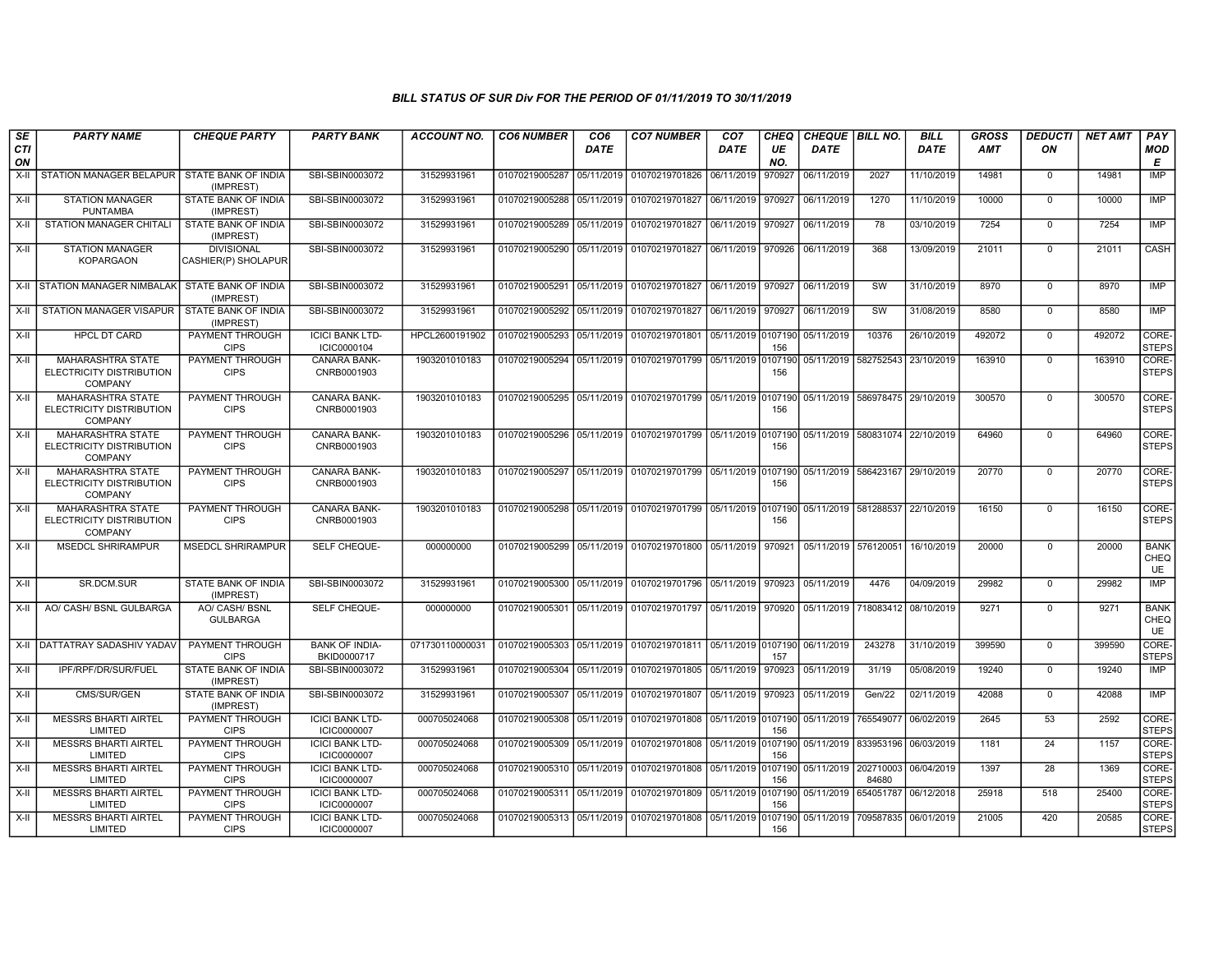### BILL STATUS OF SUR Div FOR THE PERIOD OF 01/11/2019 TO 30/11/2019

| SECTION | PARTY NAME | CHEQUE PARTY | PARTY BANK | ACCOUNT NO. | CO6 NUMBER | CO6 DATE | CO7 NUMBER | CO7 DATE | CHEQUE NO. | CHEQUE DATE | BILL NO. | BILL DATE | GROSS AMT | DEDUCTION | NET AMT | PAY MODE |
|---|---|---|---|---|---|---|---|---|---|---|---|---|---|---|---|---|
| X-II | STATION MANAGER BELAPUR | STATE BANK OF INDIA (IMPREST) | SBI-SBIN0003072 | 31529931961 | 01070219005287 | 05/11/2019 | 01070219701826 | 06/11/2019 | 970927 | 06/11/2019 | 2027 | 11/10/2019 | 14981 | 0 | 14981 | IMP |
| X-II | STATION MANAGER PUNTAMBA | STATE BANK OF INDIA (IMPREST) | SBI-SBIN0003072 | 31529931961 | 01070219005288 | 05/11/2019 | 01070219701827 | 06/11/2019 | 970927 | 06/11/2019 | 1270 | 11/10/2019 | 10000 | 0 | 10000 | IMP |
| X-II | STATION MANAGER CHITALI | STATE BANK OF INDIA (IMPREST) | SBI-SBIN0003072 | 31529931961 | 01070219005289 | 05/11/2019 | 01070219701827 | 06/11/2019 | 970927 | 06/11/2019 | 78 | 03/10/2019 | 7254 | 0 | 7254 | IMP |
| X-II | STATION MANAGER KOPARGAON | DIVISIONAL CASHIER(P) SHOLAPUR | SBI-SBIN0003072 | 31529931961 | 01070219005290 | 05/11/2019 | 01070219701827 | 06/11/2019 | 970926 | 06/11/2019 | 368 | 13/09/2019 | 21011 | 0 | 21011 | CASH |
| X-II | STATION MANAGER NIMBALAK | STATE BANK OF INDIA (IMPREST) | SBI-SBIN0003072 | 31529931961 | 01070219005291 | 05/11/2019 | 01070219701827 | 06/11/2019 | 970927 | 06/11/2019 | SW | 31/10/2019 | 8970 | 0 | 8970 | IMP |
| X-II | STATION MANAGER VISAPUR | STATE BANK OF INDIA (IMPREST) | SBI-SBIN0003072 | 31529931961 | 01070219005292 | 05/11/2019 | 01070219701827 | 06/11/2019 | 970927 | 06/11/2019 | SW | 31/08/2019 | 8580 | 0 | 8580 | IMP |
| X-II | HPCL DT CARD | PAYMENT THROUGH CIPS | ICICI BANK LTD-ICIC0000104 | HPCL2600191902 | 01070219005293 | 05/11/2019 | 01070219701801 | 05/11/2019 | 0107190156 | 05/11/2019 | 10376 | 26/10/2019 | 492072 | 0 | 492072 | CORE-STEPS |
| X-II | MAHARASHTRA STATE ELECTRICITY DISTRIBUTION COMPANY | PAYMENT THROUGH CIPS | CANARA BANK-CNRB0001903 | 1903201010183 | 01070219005294 | 05/11/2019 | 01070219701799 | 05/11/2019 | 0107190156 | 05/11/2019 | 582752543 | 23/10/2019 | 163910 | 0 | 163910 | CORE-STEPS |
| X-II | MAHARASHTRA STATE ELECTRICITY DISTRIBUTION COMPANY | PAYMENT THROUGH CIPS | CANARA BANK-CNRB0001903 | 1903201010183 | 01070219005295 | 05/11/2019 | 01070219701799 | 05/11/2019 | 0107190156 | 05/11/2019 | 586978475 | 29/10/2019 | 300570 | 0 | 300570 | CORE-STEPS |
| X-II | MAHARASHTRA STATE ELECTRICITY DISTRIBUTION COMPANY | PAYMENT THROUGH CIPS | CANARA BANK-CNRB0001903 | 1903201010183 | 01070219005296 | 05/11/2019 | 01070219701799 | 05/11/2019 | 0107190156 | 05/11/2019 | 580831074 | 22/10/2019 | 64960 | 0 | 64960 | CORE-STEPS |
| X-II | MAHARASHTRA STATE ELECTRICITY DISTRIBUTION COMPANY | PAYMENT THROUGH CIPS | CANARA BANK-CNRB0001903 | 1903201010183 | 01070219005297 | 05/11/2019 | 01070219701799 | 05/11/2019 | 0107190156 | 05/11/2019 | 586423167 | 29/10/2019 | 20770 | 0 | 20770 | CORE-STEPS |
| X-II | MAHARASHTRA STATE ELECTRICITY DISTRIBUTION COMPANY | PAYMENT THROUGH CIPS | CANARA BANK-CNRB0001903 | 1903201010183 | 01070219005298 | 05/11/2019 | 01070219701799 | 05/11/2019 | 0107190156 | 05/11/2019 | 581288537 | 22/10/2019 | 16150 | 0 | 16150 | CORE-STEPS |
| X-II | MSEDCL SHRIRAMPUR | MSEDCL SHRIRAMPUR | SELF CHEQUE- | 000000000 | 01070219005299 | 05/11/2019 | 01070219701800 | 05/11/2019 | 970921 | 05/11/2019 | 576120051 | 16/10/2019 | 20000 | 0 | 20000 | BANK CHEQUE |
| X-II | SR.DCM.SUR | STATE BANK OF INDIA (IMPREST) | SBI-SBIN0003072 | 31529931961 | 01070219005300 | 05/11/2019 | 01070219701796 | 05/11/2019 | 970923 | 05/11/2019 | 4476 | 04/09/2019 | 29982 | 0 | 29982 | IMP |
| X-II | AO/ CASH/ BSNL GULBARGA | AO/ CASH/ BSNL GULBARGA | SELF CHEQUE- | 000000000 | 01070219005301 | 05/11/2019 | 01070219701797 | 05/11/2019 | 970920 | 05/11/2019 | 718083412 | 08/10/2019 | 9271 | 0 | 9271 | BANK CHEQUE |
| X-II | DATTATRAY SADASHIV YADAV | PAYMENT THROUGH CIPS | BANK OF INDIA-BKID0000717 | 071730110000031 | 01070219005303 | 05/11/2019 | 01070219701811 | 05/11/2019 | 0107190157 | 06/11/2019 | 243278 | 31/10/2019 | 399590 | 0 | 399590 | CORE-STEPS |
| X-II | IPF/RPF/DR/SUR/FUEL | STATE BANK OF INDIA (IMPREST) | SBI-SBIN0003072 | 31529931961 | 01070219005304 | 05/11/2019 | 01070219701805 | 05/11/2019 | 970923 | 05/11/2019 | 31/19 | 05/08/2019 | 19240 | 0 | 19240 | IMP |
| X-II | CMS/SUR/GEN | STATE BANK OF INDIA (IMPREST) | SBI-SBIN0003072 | 31529931961 | 01070219005307 | 05/11/2019 | 01070219701807 | 05/11/2019 | 970923 | 05/11/2019 | Gen/22 | 02/11/2019 | 42088 | 0 | 42088 | IMP |
| X-II | MESSRS BHARTI AIRTEL LIMITED | PAYMENT THROUGH CIPS | ICICI BANK LTD-ICIC0000007 | 000705024068 | 01070219005308 | 05/11/2019 | 01070219701808 | 05/11/2019 | 0107190156 | 05/11/2019 | 765549077 | 06/02/2019 | 2645 | 53 | 2592 | CORE-STEPS |
| X-II | MESSRS BHARTI AIRTEL LIMITED | PAYMENT THROUGH CIPS | ICICI BANK LTD-ICIC0000007 | 000705024068 | 01070219005309 | 05/11/2019 | 01070219701808 | 05/11/2019 | 0107190156 | 05/11/2019 | 833953196 | 06/03/2019 | 1181 | 24 | 1157 | CORE-STEPS |
| X-II | MESSRS BHARTI AIRTEL LIMITED | PAYMENT THROUGH CIPS | ICICI BANK LTD-ICIC0000007 | 000705024068 | 01070219005310 | 05/11/2019 | 01070219701808 | 05/11/2019 | 0107190156 | 05/11/2019 | 20271000384680 | 06/04/2019 | 1397 | 28 | 1369 | CORE-STEPS |
| X-II | MESSRS BHARTI AIRTEL LIMITED | PAYMENT THROUGH CIPS | ICICI BANK LTD-ICIC0000007 | 000705024068 | 01070219005311 | 05/11/2019 | 01070219701809 | 05/11/2019 | 0107190156 | 05/11/2019 | 654051787 | 06/12/2018 | 25918 | 518 | 25400 | CORE-STEPS |
| X-II | MESSRS BHARTI AIRTEL LIMITED | PAYMENT THROUGH CIPS | ICICI BANK LTD-ICIC0000007 | 000705024068 | 01070219005313 | 05/11/2019 | 01070219701808 | 05/11/2019 | 0107190156 | 05/11/2019 | 709587835 | 06/01/2019 | 21005 | 420 | 20585 | CORE-STEPS |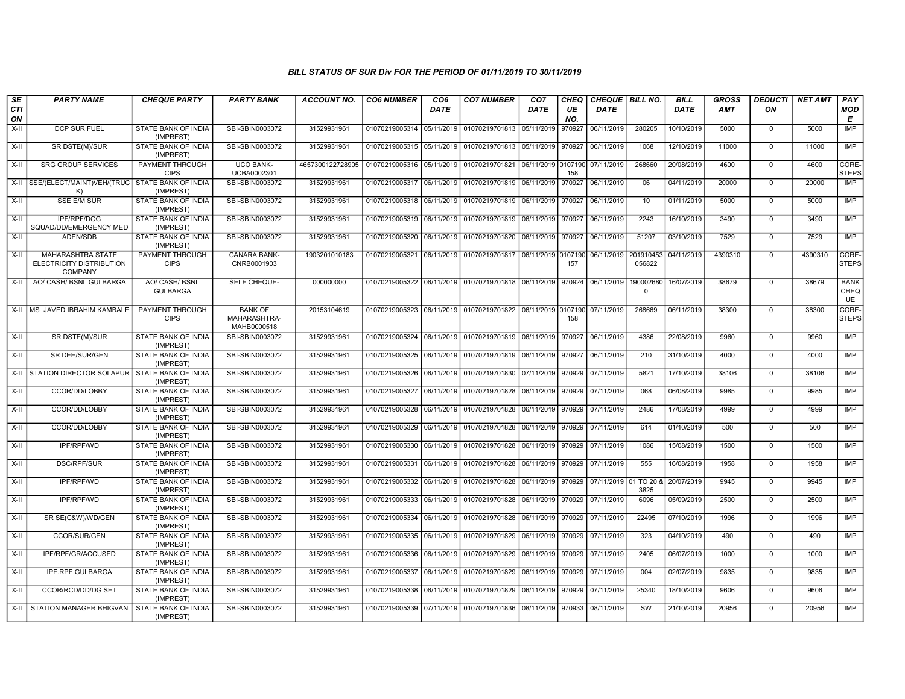### BILL STATUS OF SUR Div FOR THE PERIOD OF 01/11/2019 TO 30/11/2019

| SECTION | PARTY NAME | CHEQUE PARTY | PARTY BANK | ACCOUNT NO. | CO6 NUMBER | CO6 DATE | CO7 NUMBER | CO7 DATE | CHEQUE NO. | CHEQUE DATE | BILL NO. | BILL DATE | GROSS AMT | DEDUCTION | NET AMT | PAY MODE |
|---|---|---|---|---|---|---|---|---|---|---|---|---|---|---|---|---|
| X-II | DCP SUR FUEL | STATE BANK OF INDIA (IMPREST) | SBI-SBIN0003072 | 31529931961 | 01070219005314 | 05/11/2019 | 01070219701813 | 05/11/2019 | 970927 | 06/11/2019 | 280205 | 10/10/2019 | 5000 | 0 | 5000 | IMP |
| X-II | SR DSTE(M)/SUR | STATE BANK OF INDIA (IMPREST) | SBI-SBIN0003072 | 31529931961 | 01070219005315 | 05/11/2019 | 01070219701813 | 05/11/2019 | 970927 | 06/11/2019 | 1068 | 12/10/2019 | 11000 | 0 | 11000 | IMP |
| X-II | SRG GROUP SERVICES | PAYMENT THROUGH CIPS | UCO BANK-UCBA0002301 | 4657300122728905 | 01070219005316 | 05/11/2019 | 01070219701821 | 06/11/2019 | 0107190158 | 07/11/2019 | 268660 | 20/08/2019 | 4600 | 0 | 4600 | CORE-STEPS |
| X-II | SSE/(ELECT/MAINT)VEH/(TRUCK) | STATE BANK OF INDIA (IMPREST) | SBI-SBIN0003072 | 31529931961 | 01070219005317 | 06/11/2019 | 01070219701819 | 06/11/2019 | 970927 | 06/11/2019 | 06 | 04/11/2019 | 20000 | 0 | 20000 | IMP |
| X-II | SSE E/M SUR | STATE BANK OF INDIA (IMPREST) | SBI-SBIN0003072 | 31529931961 | 01070219005318 | 06/11/2019 | 01070219701819 | 06/11/2019 | 970927 | 06/11/2019 | 10 | 01/11/2019 | 5000 | 0 | 5000 | IMP |
| X-II | IPF/RPF/DOG SQUAD/DD/EMERGENCY MED | STATE BANK OF INDIA (IMPREST) | SBI-SBIN0003072 | 31529931961 | 01070219005319 | 06/11/2019 | 01070219701819 | 06/11/2019 | 970927 | 06/11/2019 | 2243 | 16/10/2019 | 3490 | 0 | 3490 | IMP |
| X-II | ADEN/SDB | STATE BANK OF INDIA (IMPREST) | SBI-SBIN0003072 | 31529931961 | 01070219005320 | 06/11/2019 | 01070219701820 | 06/11/2019 | 970927 | 06/11/2019 | 51207 | 03/10/2019 | 7529 | 0 | 7529 | IMP |
| X-II | MAHARASHTRA STATE ELECTRICITY DISTRIBUTION COMPANY | PAYMENT THROUGH CIPS | CANARA BANK-CNRB0001903 | 1903201010183 | 01070219005321 | 06/11/2019 | 01070219701817 | 06/11/2019 | 0107190157 | 06/11/2019 | 201910453056822 | 04/11/2019 | 4390310 | 0 | 4390310 | CORE-STEPS |
| X-II | AO/ CASH/ BSNL GULBARGA | AO/ CASH/ BSNL GULBARGA | SELF CHEQUE- | 000000000 | 01070219005322 | 06/11/2019 | 01070219701818 | 06/11/2019 | 970924 | 06/11/2019 | 1900026800 | 16/07/2019 | 38679 | 0 | 38679 | BANK CHEQUE |
| X-II | MS JAVED IBRAHIM KAMBALE | PAYMENT THROUGH CIPS | BANK OF MAHARASHTRA-MAHB0000518 | 20153104619 | 01070219005323 | 06/11/2019 | 01070219701822 | 06/11/2019 | 0107190158 | 07/11/2019 | 268669 | 06/11/2019 | 38300 | 0 | 38300 | CORE-STEPS |
| X-II | SR DSTE(M)/SUR | STATE BANK OF INDIA (IMPREST) | SBI-SBIN0003072 | 31529931961 | 01070219005324 | 06/11/2019 | 01070219701819 | 06/11/2019 | 970927 | 06/11/2019 | 4386 | 22/08/2019 | 9960 | 0 | 9960 | IMP |
| X-II | SR DEE/SUR/GEN | STATE BANK OF INDIA (IMPREST) | SBI-SBIN0003072 | 31529931961 | 01070219005325 | 06/11/2019 | 01070219701819 | 06/11/2019 | 970927 | 06/11/2019 | 210 | 31/10/2019 | 4000 | 0 | 4000 | IMP |
| X-II | STATION DIRECTOR SOLAPUR | STATE BANK OF INDIA (IMPREST) | SBI-SBIN0003072 | 31529931961 | 01070219005326 | 06/11/2019 | 01070219701830 | 07/11/2019 | 970929 | 07/11/2019 | 5821 | 17/10/2019 | 38106 | 0 | 38106 | IMP |
| X-II | CCOR/DD/LOBBY | STATE BANK OF INDIA (IMPREST) | SBI-SBIN0003072 | 31529931961 | 01070219005327 | 06/11/2019 | 01070219701828 | 06/11/2019 | 970929 | 07/11/2019 | 068 | 06/08/2019 | 9985 | 0 | 9985 | IMP |
| X-II | CCOR/DD/LOBBY | STATE BANK OF INDIA (IMPREST) | SBI-SBIN0003072 | 31529931961 | 01070219005328 | 06/11/2019 | 01070219701828 | 06/11/2019 | 970929 | 07/11/2019 | 2486 | 17/08/2019 | 4999 | 0 | 4999 | IMP |
| X-II | CCOR/DD/LOBBY | STATE BANK OF INDIA (IMPREST) | SBI-SBIN0003072 | 31529931961 | 01070219005329 | 06/11/2019 | 01070219701828 | 06/11/2019 | 970929 | 07/11/2019 | 614 | 01/10/2019 | 500 | 0 | 500 | IMP |
| X-II | IPF/RPF/WD | STATE BANK OF INDIA (IMPREST) | SBI-SBIN0003072 | 31529931961 | 01070219005330 | 06/11/2019 | 01070219701828 | 06/11/2019 | 970929 | 07/11/2019 | 1086 | 15/08/2019 | 1500 | 0 | 1500 | IMP |
| X-II | DSC/RPF/SUR | STATE BANK OF INDIA (IMPREST) | SBI-SBIN0003072 | 31529931961 | 01070219005331 | 06/11/2019 | 01070219701828 | 06/11/2019 | 970929 | 07/11/2019 | 555 | 16/08/2019 | 1958 | 0 | 1958 | IMP |
| X-II | IPF/RPF/WD | STATE BANK OF INDIA (IMPREST) | SBI-SBIN0003072 | 31529931961 | 01070219005332 | 06/11/2019 | 01070219701828 | 06/11/2019 | 970929 | 07/11/2019 | 01 TO 20 & 3825 | 20/07/2019 | 9945 | 0 | 9945 | IMP |
| X-II | IPF/RPF/WD | STATE BANK OF INDIA (IMPREST) | SBI-SBIN0003072 | 31529931961 | 01070219005333 | 06/11/2019 | 01070219701828 | 06/11/2019 | 970929 | 07/11/2019 | 6096 | 05/09/2019 | 2500 | 0 | 2500 | IMP |
| X-II | SR SE(C&W)/WD/GEN | STATE BANK OF INDIA (IMPREST) | SBI-SBIN0003072 | 31529931961 | 01070219005334 | 06/11/2019 | 01070219701828 | 06/11/2019 | 970929 | 07/11/2019 | 22495 | 07/10/2019 | 1996 | 0 | 1996 | IMP |
| X-II | CCOR/SUR/GEN | STATE BANK OF INDIA (IMPREST) | SBI-SBIN0003072 | 31529931961 | 01070219005335 | 06/11/2019 | 01070219701829 | 06/11/2019 | 970929 | 07/11/2019 | 323 | 04/10/2019 | 490 | 0 | 490 | IMP |
| X-II | IPF/RPF/GR/ACCUSED | STATE BANK OF INDIA (IMPREST) | SBI-SBIN0003072 | 31529931961 | 01070219005336 | 06/11/2019 | 01070219701829 | 06/11/2019 | 970929 | 07/11/2019 | 2405 | 06/07/2019 | 1000 | 0 | 1000 | IMP |
| X-II | IPF.RPF.GULBARGA | STATE BANK OF INDIA (IMPREST) | SBI-SBIN0003072 | 31529931961 | 01070219005337 | 06/11/2019 | 01070219701829 | 06/11/2019 | 970929 | 07/11/2019 | 004 | 02/07/2019 | 9835 | 0 | 9835 | IMP |
| X-II | CCOR/RCD/DD/DG SET | STATE BANK OF INDIA (IMPREST) | SBI-SBIN0003072 | 31529931961 | 01070219005338 | 06/11/2019 | 01070219701829 | 06/11/2019 | 970929 | 07/11/2019 | 25340 | 18/10/2019 | 9606 | 0 | 9606 | IMP |
| X-II | STATION MANAGER BHIGVAN | STATE BANK OF INDIA (IMPREST) | SBI-SBIN0003072 | 31529931961 | 01070219005339 | 07/11/2019 | 01070219701836 | 08/11/2019 | 970933 | 08/11/2019 | SW | 21/10/2019 | 20956 | 0 | 20956 | IMP |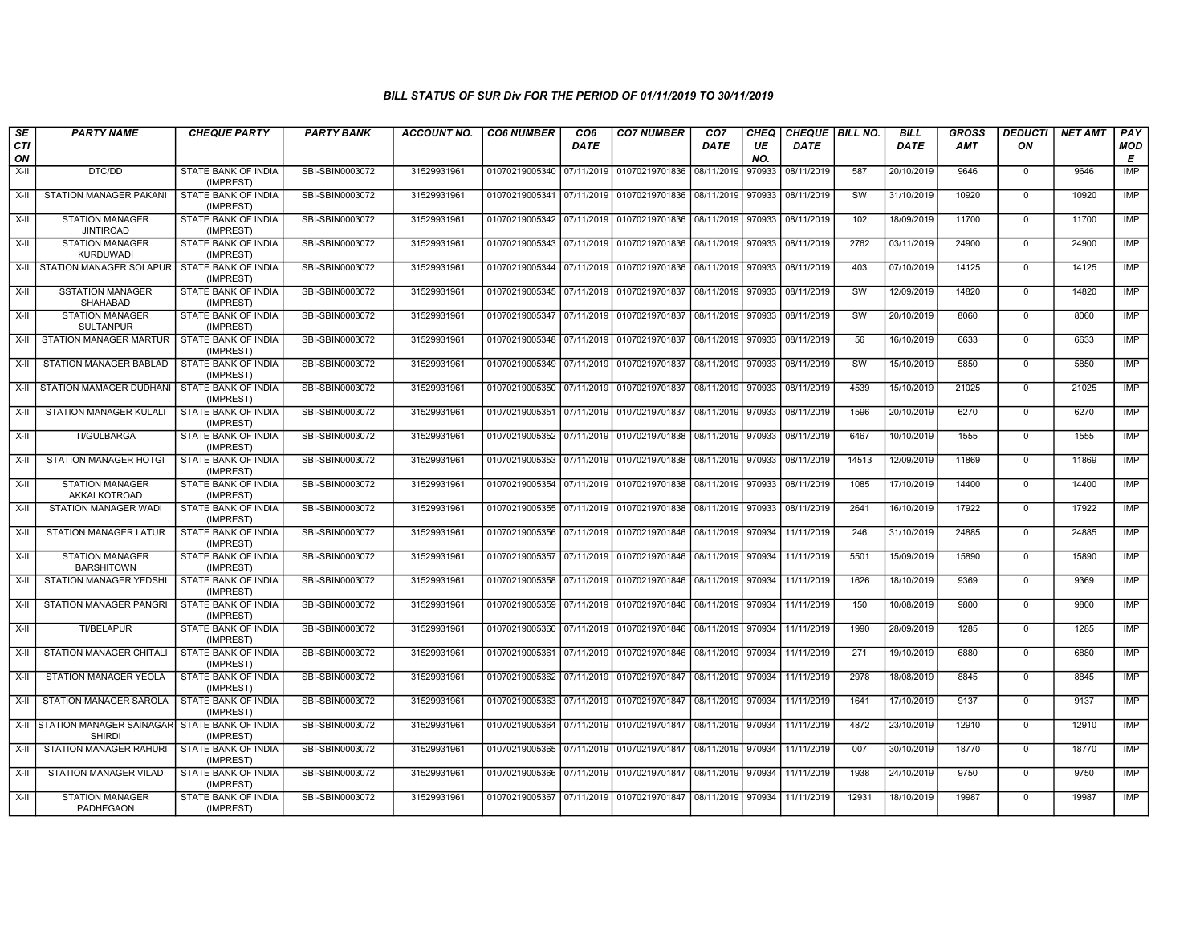# BILL STATUS OF SUR Div FOR THE PERIOD OF 01/11/2019 TO 30/11/2019

| SECTION | PARTY NAME | CHEQUE PARTY | PARTY BANK | ACCOUNT NO. | CO6 NUMBER | CO6 DATE | CO7 NUMBER | CO7 DATE | CHEQUE NO. | CHEQUE DATE | BILL NO. | BILL DATE | GROSS AMT | DEDUCTION | NET AMT | PAY MODE |
|---|---|---|---|---|---|---|---|---|---|---|---|---|---|---|---|---|
| X-II | DTC/DD | STATE BANK OF INDIA (IMPREST) | SBI-SBIN0003072 | 31529931961 | 01070219005340 | 07/11/2019 | 01070219701836 | 08/11/2019 | 970933 | 08/11/2019 | 587 | 20/10/2019 | 9646 | 0 | 9646 | IMP |
| X-II | STATION MANAGER PAKANI | STATE BANK OF INDIA (IMPREST) | SBI-SBIN0003072 | 31529931961 | 01070219005341 | 07/11/2019 | 01070219701836 | 08/11/2019 | 970933 | 08/11/2019 | SW | 31/10/2019 | 10920 | 0 | 10920 | IMP |
| X-II | STATION MANAGER JINTIROAD | STATE BANK OF INDIA (IMPREST) | SBI-SBIN0003072 | 31529931961 | 01070219005342 | 07/11/2019 | 01070219701836 | 08/11/2019 | 970933 | 08/11/2019 | 102 | 18/09/2019 | 11700 | 0 | 11700 | IMP |
| X-II | STATION MANAGER KURDUWADI | STATE BANK OF INDIA (IMPREST) | SBI-SBIN0003072 | 31529931961 | 01070219005343 | 07/11/2019 | 01070219701836 | 08/11/2019 | 970933 | 08/11/2019 | 2762 | 03/11/2019 | 24900 | 0 | 24900 | IMP |
| X-II | STATION MANAGER SOLAPUR | STATE BANK OF INDIA (IMPREST) | SBI-SBIN0003072 | 31529931961 | 01070219005344 | 07/11/2019 | 01070219701836 | 08/11/2019 | 970933 | 08/11/2019 | 403 | 07/10/2019 | 14125 | 0 | 14125 | IMP |
| X-II | SSTATION MANAGER SHAHABAD | STATE BANK OF INDIA (IMPREST) | SBI-SBIN0003072 | 31529931961 | 01070219005345 | 07/11/2019 | 01070219701837 | 08/11/2019 | 970933 | 08/11/2019 | SW | 12/09/2019 | 14820 | 0 | 14820 | IMP |
| X-II | STATION MANAGER SULTANPUR | STATE BANK OF INDIA (IMPREST) | SBI-SBIN0003072 | 31529931961 | 01070219005347 | 07/11/2019 | 01070219701837 | 08/11/2019 | 970933 | 08/11/2019 | SW | 20/10/2019 | 8060 | 0 | 8060 | IMP |
| X-II | STATION MANAGER MARTUR | STATE BANK OF INDIA (IMPREST) | SBI-SBIN0003072 | 31529931961 | 01070219005348 | 07/11/2019 | 01070219701837 | 08/11/2019 | 970933 | 08/11/2019 | 56 | 16/10/2019 | 6633 | 0 | 6633 | IMP |
| X-II | STATION MANAGER BABLAD | STATE BANK OF INDIA (IMPREST) | SBI-SBIN0003072 | 31529931961 | 01070219005349 | 07/11/2019 | 01070219701837 | 08/11/2019 | 970933 | 08/11/2019 | SW | 15/10/2019 | 5850 | 0 | 5850 | IMP |
| X-II | STATION MAMAGER DUDHANI | STATE BANK OF INDIA (IMPREST) | SBI-SBIN0003072 | 31529931961 | 01070219005350 | 07/11/2019 | 01070219701837 | 08/11/2019 | 970933 | 08/11/2019 | 4539 | 15/10/2019 | 21025 | 0 | 21025 | IMP |
| X-II | STATION MANAGER KULALI | STATE BANK OF INDIA (IMPREST) | SBI-SBIN0003072 | 31529931961 | 01070219005351 | 07/11/2019 | 01070219701837 | 08/11/2019 | 970933 | 08/11/2019 | 1596 | 20/10/2019 | 6270 | 0 | 6270 | IMP |
| X-II | TI/GULBARGA | STATE BANK OF INDIA (IMPREST) | SBI-SBIN0003072 | 31529931961 | 01070219005352 | 07/11/2019 | 01070219701838 | 08/11/2019 | 970933 | 08/11/2019 | 6467 | 10/10/2019 | 1555 | 0 | 1555 | IMP |
| X-II | STATION MANAGER HOTGI | STATE BANK OF INDIA (IMPREST) | SBI-SBIN0003072 | 31529931961 | 01070219005353 | 07/11/2019 | 01070219701838 | 08/11/2019 | 970933 | 08/11/2019 | 14513 | 12/09/2019 | 11869 | 0 | 11869 | IMP |
| X-II | STATION MANAGER AKKALKOTROAD | STATE BANK OF INDIA (IMPREST) | SBI-SBIN0003072 | 31529931961 | 01070219005354 | 07/11/2019 | 01070219701838 | 08/11/2019 | 970933 | 08/11/2019 | 1085 | 17/10/2019 | 14400 | 0 | 14400 | IMP |
| X-II | STATION MANAGER WADI | STATE BANK OF INDIA (IMPREST) | SBI-SBIN0003072 | 31529931961 | 01070219005355 | 07/11/2019 | 01070219701838 | 08/11/2019 | 970933 | 08/11/2019 | 2641 | 16/10/2019 | 17922 | 0 | 17922 | IMP |
| X-II | STATION MANAGER LATUR | STATE BANK OF INDIA (IMPREST) | SBI-SBIN0003072 | 31529931961 | 01070219005356 | 07/11/2019 | 01070219701846 | 08/11/2019 | 970934 | 11/11/2019 | 246 | 31/10/2019 | 24885 | 0 | 24885 | IMP |
| X-II | STATION MANAGER BARSHITOWN | STATE BANK OF INDIA (IMPREST) | SBI-SBIN0003072 | 31529931961 | 01070219005357 | 07/11/2019 | 01070219701846 | 08/11/2019 | 970934 | 11/11/2019 | 5501 | 15/09/2019 | 15890 | 0 | 15890 | IMP |
| X-II | STATION MANAGER YEDSHI | STATE BANK OF INDIA (IMPREST) | SBI-SBIN0003072 | 31529931961 | 01070219005358 | 07/11/2019 | 01070219701846 | 08/11/2019 | 970934 | 11/11/2019 | 1626 | 18/10/2019 | 9369 | 0 | 9369 | IMP |
| X-II | STATION MANAGER PANGRI | STATE BANK OF INDIA (IMPREST) | SBI-SBIN0003072 | 31529931961 | 01070219005359 | 07/11/2019 | 01070219701846 | 08/11/2019 | 970934 | 11/11/2019 | 150 | 10/08/2019 | 9800 | 0 | 9800 | IMP |
| X-II | TI/BELAPUR | STATE BANK OF INDIA (IMPREST) | SBI-SBIN0003072 | 31529931961 | 01070219005360 | 07/11/2019 | 01070219701846 | 08/11/2019 | 970934 | 11/11/2019 | 1990 | 28/09/2019 | 1285 | 0 | 1285 | IMP |
| X-II | STATION MANAGER CHITALI | STATE BANK OF INDIA (IMPREST) | SBI-SBIN0003072 | 31529931961 | 01070219005361 | 07/11/2019 | 01070219701846 | 08/11/2019 | 970934 | 11/11/2019 | 271 | 19/10/2019 | 6880 | 0 | 6880 | IMP |
| X-II | STATION MANAGER YEOLA | STATE BANK OF INDIA (IMPREST) | SBI-SBIN0003072 | 31529931961 | 01070219005362 | 07/11/2019 | 01070219701847 | 08/11/2019 | 970934 | 11/11/2019 | 2978 | 18/08/2019 | 8845 | 0 | 8845 | IMP |
| X-II | STATION MANAGER SAROLA | STATE BANK OF INDIA (IMPREST) | SBI-SBIN0003072 | 31529931961 | 01070219005363 | 07/11/2019 | 01070219701847 | 08/11/2019 | 970934 | 11/11/2019 | 1641 | 17/10/2019 | 9137 | 0 | 9137 | IMP |
| X-II | STATION MANAGER SAINAGAR SHIRDI | STATE BANK OF INDIA (IMPREST) | SBI-SBIN0003072 | 31529931961 | 01070219005364 | 07/11/2019 | 01070219701847 | 08/11/2019 | 970934 | 11/11/2019 | 4872 | 23/10/2019 | 12910 | 0 | 12910 | IMP |
| X-II | STATION MANAGER RAHURI | STATE BANK OF INDIA (IMPREST) | SBI-SBIN0003072 | 31529931961 | 01070219005365 | 07/11/2019 | 01070219701847 | 08/11/2019 | 970934 | 11/11/2019 | 007 | 30/10/2019 | 18770 | 0 | 18770 | IMP |
| X-II | STATION MANAGER VILAD | STATE BANK OF INDIA (IMPREST) | SBI-SBIN0003072 | 31529931961 | 01070219005366 | 07/11/2019 | 01070219701847 | 08/11/2019 | 970934 | 11/11/2019 | 1938 | 24/10/2019 | 9750 | 0 | 9750 | IMP |
| X-II | STATION MANAGER PADHEGAON | STATE BANK OF INDIA (IMPREST) | SBI-SBIN0003072 | 31529931961 | 01070219005367 | 07/11/2019 | 01070219701847 | 08/11/2019 | 970934 | 11/11/2019 | 12931 | 18/10/2019 | 19987 | 0 | 19987 | IMP |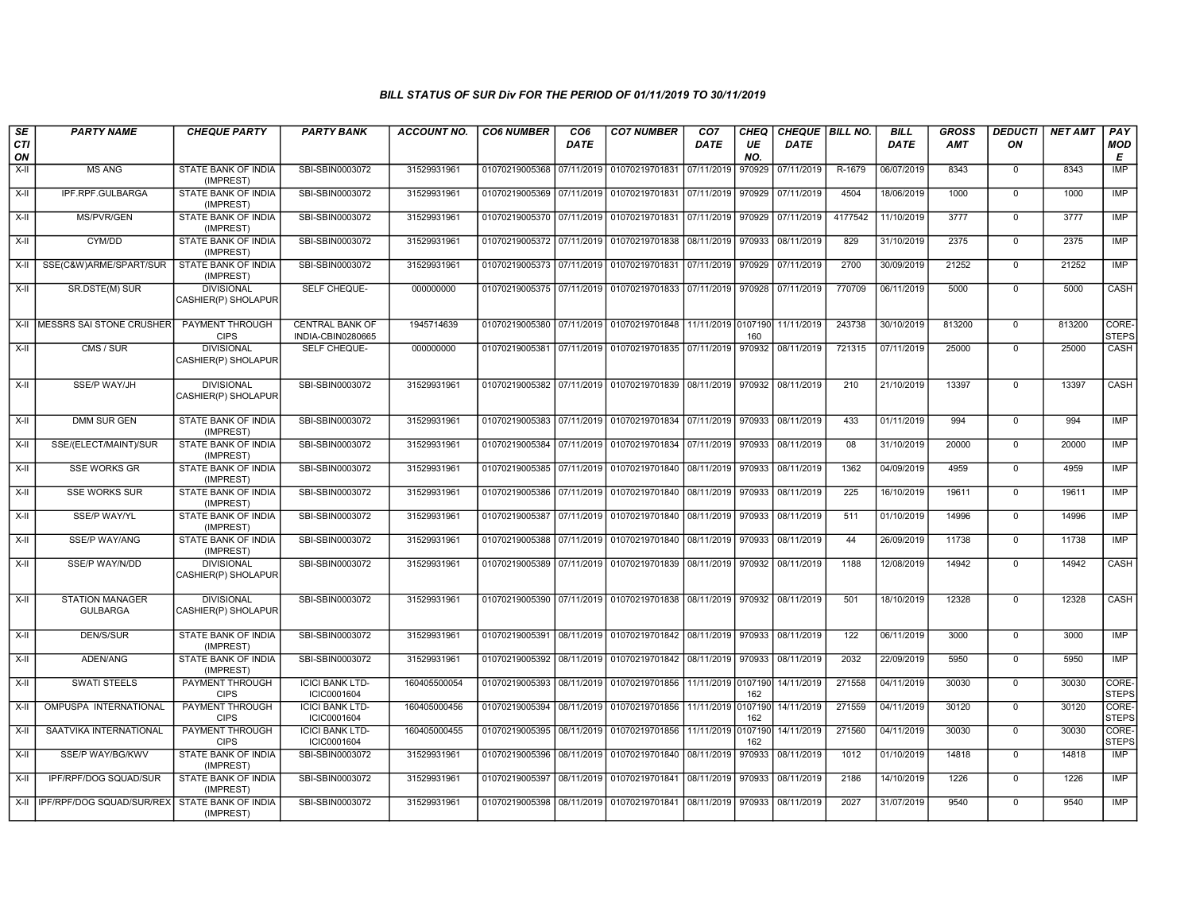### BILL STATUS OF SUR Div FOR THE PERIOD OF 01/11/2019 TO 30/11/2019

| SECTION | PARTY NAME | CHEQUE PARTY | PARTY BANK | ACCOUNT NO. | CO6 NUMBER | CO6 DATE | CO7 NUMBER | CO7 DATE | CHEQUE NO. | CHEQUE DATE | BILL NO. | BILL DATE | GROSS AMT | DEDUCTION | NET AMT | PAY MODE |
|---|---|---|---|---|---|---|---|---|---|---|---|---|---|---|---|---|
| X-II | MS ANG | STATE BANK OF INDIA (IMPREST) | SBI-SBIN0003072 | 31529931961 | 01070219005368 | 07/11/2019 | 01070219701831 | 07/11/2019 | 970929 | 07/11/2019 | R-1679 | 06/07/2019 | 8343 | 0 | 8343 | IMP |
| X-II | IPF.RPF.GULBARGA | STATE BANK OF INDIA (IMPREST) | SBI-SBIN0003072 | 31529931961 | 01070219005369 | 07/11/2019 | 01070219701831 | 07/11/2019 | 970929 | 07/11/2019 | 4504 | 18/06/2019 | 1000 | 0 | 1000 | IMP |
| X-II | MS/PVR/GEN | STATE BANK OF INDIA (IMPREST) | SBI-SBIN0003072 | 31529931961 | 01070219005370 | 07/11/2019 | 01070219701831 | 07/11/2019 | 970929 | 07/11/2019 | 4177542 | 11/10/2019 | 3777 | 0 | 3777 | IMP |
| X-II | CYM/DD | STATE BANK OF INDIA (IMPREST) | SBI-SBIN0003072 | 31529931961 | 01070219005372 | 07/11/2019 | 01070219701838 | 08/11/2019 | 970933 | 08/11/2019 | 829 | 31/10/2019 | 2375 | 0 | 2375 | IMP |
| X-II | SSE(C&W)ARME/SPART/SUR | STATE BANK OF INDIA (IMPREST) | SBI-SBIN0003072 | 31529931961 | 01070219005373 | 07/11/2019 | 01070219701831 | 07/11/2019 | 970929 | 07/11/2019 | 2700 | 30/09/2019 | 21252 | 0 | 21252 | IMP |
| X-II | SR.DSTE(M) SUR | DIVISIONAL CASHIER(P) SHOLAPUR | SELF CHEQUE- | 000000000 | 01070219005375 | 07/11/2019 | 01070219701833 | 07/11/2019 | 970928 | 07/11/2019 | 770709 | 06/11/2019 | 5000 | 0 | 5000 | CASH |
| X-II | MESSRS SAI STONE CRUSHER | PAYMENT THROUGH CIPS | CENTRAL BANK OF INDIA-CBIN0280665 | 1945714639 | 01070219005380 | 07/11/2019 | 01070219701848 | 11/11/2019 | 0107190160 | 11/11/2019 | 243738 | 30/10/2019 | 813200 | 0 | 813200 | CORE-STEPS |
| X-II | CMS / SUR | DIVISIONAL CASHIER(P) SHOLAPUR | SELF CHEQUE- | 000000000 | 01070219005381 | 07/11/2019 | 01070219701835 | 07/11/2019 | 970932 | 08/11/2019 | 721315 | 07/11/2019 | 25000 | 0 | 25000 | CASH |
| X-II | SSE/P WAY/JH | DIVISIONAL CASHIER(P) SHOLAPUR | SBI-SBIN0003072 | 31529931961 | 01070219005382 | 07/11/2019 | 01070219701839 | 08/11/2019 | 970932 | 08/11/2019 | 210 | 21/10/2019 | 13397 | 0 | 13397 | CASH |
| X-II | DMM SUR GEN | STATE BANK OF INDIA (IMPREST) | SBI-SBIN0003072 | 31529931961 | 01070219005383 | 07/11/2019 | 01070219701834 | 07/11/2019 | 970933 | 08/11/2019 | 433 | 01/11/2019 | 994 | 0 | 994 | IMP |
| X-II | SSE/(ELECT/MAINT)/SUR | STATE BANK OF INDIA (IMPREST) | SBI-SBIN0003072 | 31529931961 | 01070219005384 | 07/11/2019 | 01070219701834 | 07/11/2019 | 970933 | 08/11/2019 | 08 | 31/10/2019 | 20000 | 0 | 20000 | IMP |
| X-II | SSE WORKS GR | STATE BANK OF INDIA (IMPREST) | SBI-SBIN0003072 | 31529931961 | 01070219005385 | 07/11/2019 | 01070219701840 | 08/11/2019 | 970933 | 08/11/2019 | 1362 | 04/09/2019 | 4959 | 0 | 4959 | IMP |
| X-II | SSE WORKS SUR | STATE BANK OF INDIA (IMPREST) | SBI-SBIN0003072 | 31529931961 | 01070219005386 | 07/11/2019 | 01070219701840 | 08/11/2019 | 970933 | 08/11/2019 | 225 | 16/10/2019 | 19611 | 0 | 19611 | IMP |
| X-II | SSE/P WAY/YL | STATE BANK OF INDIA (IMPREST) | SBI-SBIN0003072 | 31529931961 | 01070219005387 | 07/11/2019 | 01070219701840 | 08/11/2019 | 970933 | 08/11/2019 | 511 | 01/10/2019 | 14996 | 0 | 14996 | IMP |
| X-II | SSE/P WAY/ANG | STATE BANK OF INDIA (IMPREST) | SBI-SBIN0003072 | 31529931961 | 01070219005388 | 07/11/2019 | 01070219701840 | 08/11/2019 | 970933 | 08/11/2019 | 44 | 26/09/2019 | 11738 | 0 | 11738 | IMP |
| X-II | SSE/P WAY/N/DD | DIVISIONAL CASHIER(P) SHOLAPUR | SBI-SBIN0003072 | 31529931961 | 01070219005389 | 07/11/2019 | 01070219701839 | 08/11/2019 | 970932 | 08/11/2019 | 1188 | 12/08/2019 | 14942 | 0 | 14942 | CASH |
| X-II | STATION MANAGER GULBARGA | DIVISIONAL CASHIER(P) SHOLAPUR | SBI-SBIN0003072 | 31529931961 | 01070219005390 | 07/11/2019 | 01070219701838 | 08/11/2019 | 970932 | 08/11/2019 | 501 | 18/10/2019 | 12328 | 0 | 12328 | CASH |
| X-II | DEN/S/SUR | STATE BANK OF INDIA (IMPREST) | SBI-SBIN0003072 | 31529931961 | 01070219005391 | 08/11/2019 | 01070219701842 | 08/11/2019 | 970933 | 08/11/2019 | 122 | 06/11/2019 | 3000 | 0 | 3000 | IMP |
| X-II | ADEN/ANG | STATE BANK OF INDIA (IMPREST) | SBI-SBIN0003072 | 31529931961 | 01070219005392 | 08/11/2019 | 01070219701842 | 08/11/2019 | 970933 | 08/11/2019 | 2032 | 22/09/2019 | 5950 | 0 | 5950 | IMP |
| X-II | SWATI STEELS | PAYMENT THROUGH CIPS | ICICI BANK LTD-ICIC0001604 | 160405500054 | 01070219005393 | 08/11/2019 | 01070219701856 | 11/11/2019 | 0107190162 | 14/11/2019 | 271558 | 04/11/2019 | 30030 | 0 | 30030 | CORE-STEPS |
| X-II | OMPUSPA INTERNATIONAL | PAYMENT THROUGH CIPS | ICICI BANK LTD-ICIC0001604 | 160405000456 | 01070219005394 | 08/11/2019 | 01070219701856 | 11/11/2019 | 0107190162 | 14/11/2019 | 271559 | 04/11/2019 | 30120 | 0 | 30120 | CORE-STEPS |
| X-II | SAATVIKA INTERNATIONAL | PAYMENT THROUGH CIPS | ICICI BANK LTD-ICIC0001604 | 160405000455 | 01070219005395 | 08/11/2019 | 01070219701856 | 11/11/2019 | 0107190162 | 14/11/2019 | 271560 | 04/11/2019 | 30030 | 0 | 30030 | CORE-STEPS |
| X-II | SSE/P WAY/BG/KWV | STATE BANK OF INDIA (IMPREST) | SBI-SBIN0003072 | 31529931961 | 01070219005396 | 08/11/2019 | 01070219701840 | 08/11/2019 | 970933 | 08/11/2019 | 1012 | 01/10/2019 | 14818 | 0 | 14818 | IMP |
| X-II | IPF/RPF/DOG SQUAD/SUR | STATE BANK OF INDIA (IMPREST) | SBI-SBIN0003072 | 31529931961 | 01070219005397 | 08/11/2019 | 01070219701841 | 08/11/2019 | 970933 | 08/11/2019 | 2186 | 14/10/2019 | 1226 | 0 | 1226 | IMP |
| X-II | IPF/RPF/DOG SQUAD/SUR/REX | STATE BANK OF INDIA (IMPREST) | SBI-SBIN0003072 | 31529931961 | 01070219005398 | 08/11/2019 | 01070219701841 | 08/11/2019 | 970933 | 08/11/2019 | 2027 | 31/07/2019 | 9540 | 0 | 9540 | IMP |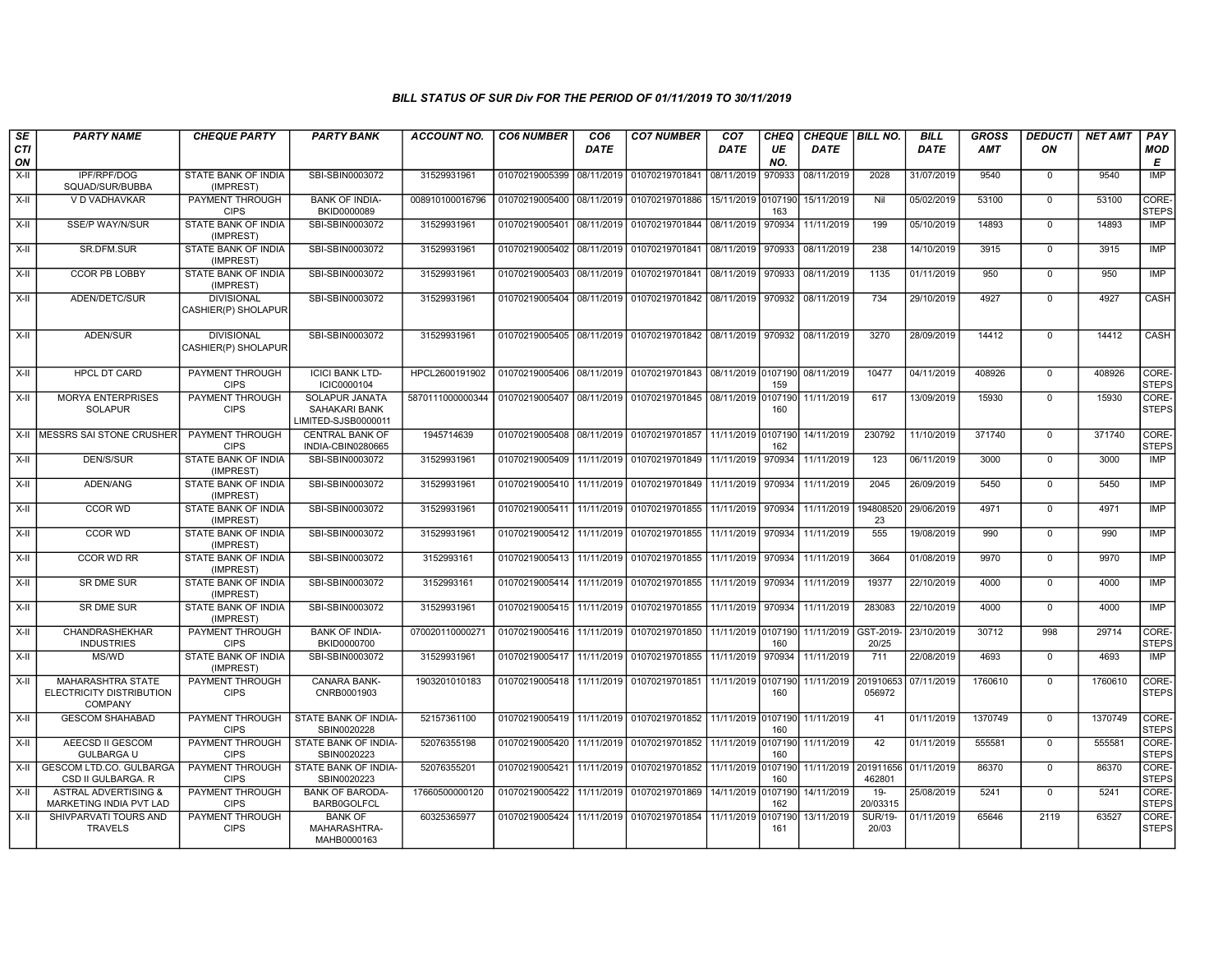## BILL STATUS OF SUR Div FOR THE PERIOD OF 01/11/2019 TO 30/11/2019

| SECTION | PARTY NAME | CHEQUE PARTY | PARTY BANK | ACCOUNT NO. | CO6 NUMBER | CO6 DATE | CO7 NUMBER | CO7 DATE | CHEQUE NO. | CHEQUE DATE | BILL NO. | BILL DATE | GROSS AMT | DEDUCTION | NET AMT | PAY MODE |
|---|---|---|---|---|---|---|---|---|---|---|---|---|---|---|---|---|
| X-II | IPF/RPF/DOG SQUAD/SUR/BUBBA | STATE BANK OF INDIA (IMPREST) | SBI-SBIN0003072 | 31529931961 | 01070219005399 | 08/11/2019 | 01070219701841 | 08/11/2019 | 970933 | 08/11/2019 | 2028 | 31/07/2019 | 9540 | 0 | 9540 | IMP |
| X-II | V D VADHAVKAR | PAYMENT THROUGH CIPS | BANK OF INDIA-BKID0000089 | 008910100016796 | 01070219005400 | 08/11/2019 | 01070219701886 | 15/11/2019 | 0107190163 | 15/11/2019 | Nil | 05/02/2019 | 53100 | 0 | 53100 | CORE-STEPS |
| X-II | SSE/P WAY/N/SUR | STATE BANK OF INDIA (IMPREST) | SBI-SBIN0003072 | 31529931961 | 01070219005401 | 08/11/2019 | 01070219701844 | 08/11/2019 | 970934 | 11/11/2019 | 199 | 05/10/2019 | 14893 | 0 | 14893 | IMP |
| X-II | SR.DFM.SUR | STATE BANK OF INDIA (IMPREST) | SBI-SBIN0003072 | 31529931961 | 01070219005402 | 08/11/2019 | 01070219701841 | 08/11/2019 | 970933 | 08/11/2019 | 238 | 14/10/2019 | 3915 | 0 | 3915 | IMP |
| X-II | CCOR PB LOBBY | STATE BANK OF INDIA (IMPREST) | SBI-SBIN0003072 | 31529931961 | 01070219005403 | 08/11/2019 | 01070219701841 | 08/11/2019 | 970933 | 08/11/2019 | 1135 | 01/11/2019 | 950 | 0 | 950 | IMP |
| X-II | ADEN/DETC/SUR | DIVISIONAL CASHIER(P) SHOLAPUR | SBI-SBIN0003072 | 31529931961 | 01070219005404 | 08/11/2019 | 01070219701842 | 08/11/2019 | 970932 | 08/11/2019 | 734 | 29/10/2019 | 4927 | 0 | 4927 | CASH |
| X-II | ADEN/SUR | DIVISIONAL CASHIER(P) SHOLAPUR | SBI-SBIN0003072 | 31529931961 | 01070219005405 | 08/11/2019 | 01070219701842 | 08/11/2019 | 970932 | 08/11/2019 | 3270 | 28/09/2019 | 14412 | 0 | 14412 | CASH |
| X-II | HPCL DT CARD | PAYMENT THROUGH CIPS | ICICI BANK LTD-ICIC0000104 | HPCL2600191902 | 01070219005406 | 08/11/2019 | 01070219701843 | 08/11/2019 | 0107190159 | 08/11/2019 | 10477 | 04/11/2019 | 408926 | 0 | 408926 | CORE-STEPS |
| X-II | MORYA ENTERPRISES SOLAPUR | PAYMENT THROUGH CIPS | SOLAPUR JANATA SAHAKARI BANK LIMITED-SJSB0000011 | 5870111000000344 | 01070219005407 | 08/11/2019 | 01070219701845 | 08/11/2019 | 0107190160 | 11/11/2019 | 617 | 13/09/2019 | 15930 | 0 | 15930 | CORE-STEPS |
| X-II | MESSRS SAI STONE CRUSHER | PAYMENT THROUGH CIPS | CENTRAL BANK OF INDIA-CBIN0280665 | 1945714639 | 01070219005408 | 08/11/2019 | 01070219701857 | 11/11/2019 | 0107190162 | 14/11/2019 | 230792 | 11/10/2019 | 371740 | 0 | 371740 | CORE-STEPS |
| X-II | DEN/S/SUR | STATE BANK OF INDIA (IMPREST) | SBI-SBIN0003072 | 31529931961 | 01070219005409 | 11/11/2019 | 01070219701849 | 11/11/2019 | 970934 | 11/11/2019 | 123 | 06/11/2019 | 3000 | 0 | 3000 | IMP |
| X-II | ADEN/ANG | STATE BANK OF INDIA (IMPREST) | SBI-SBIN0003072 | 31529931961 | 01070219005410 | 11/11/2019 | 01070219701849 | 11/11/2019 | 970934 | 11/11/2019 | 2045 | 26/09/2019 | 5450 | 0 | 5450 | IMP |
| X-II | CCOR WD | STATE BANK OF INDIA (IMPREST) | SBI-SBIN0003072 | 31529931961 | 01070219005411 | 11/11/2019 | 01070219701855 | 11/11/2019 | 970934 | 11/11/2019 | 19480852023 | 29/06/2019 | 4971 | 0 | 4971 | IMP |
| X-II | CCOR WD | STATE BANK OF INDIA (IMPREST) | SBI-SBIN0003072 | 31529931961 | 01070219005412 | 11/11/2019 | 01070219701855 | 11/11/2019 | 970934 | 11/11/2019 | 555 | 19/08/2019 | 990 | 0 | 990 | IMP |
| X-II | CCOR WD RR | STATE BANK OF INDIA (IMPREST) | SBI-SBIN0003072 | 3152993161 | 01070219005413 | 11/11/2019 | 01070219701855 | 11/11/2019 | 970934 | 11/11/2019 | 3664 | 01/08/2019 | 9970 | 0 | 9970 | IMP |
| X-II | SR DME SUR | STATE BANK OF INDIA (IMPREST) | SBI-SBIN0003072 | 3152993161 | 01070219005414 | 11/11/2019 | 01070219701855 | 11/11/2019 | 970934 | 11/11/2019 | 19377 | 22/10/2019 | 4000 | 0 | 4000 | IMP |
| X-II | SR DME SUR | STATE BANK OF INDIA (IMPREST) | SBI-SBIN0003072 | 31529931961 | 01070219005415 | 11/11/2019 | 01070219701855 | 11/11/2019 | 970934 | 11/11/2019 | 283083 | 22/10/2019 | 4000 | 0 | 4000 | IMP |
| X-II | CHANDRASHEKHAR INDUSTRIES | PAYMENT THROUGH CIPS | BANK OF INDIA-BKID0000700 | 070020110000271 | 01070219005416 | 11/11/2019 | 01070219701850 | 11/11/2019 | 0107190160 | 11/11/2019 | GST-2019-20/25 | 23/10/2019 | 30712 | 998 | 29714 | CORE-STEPS |
| X-II | MS/WD | STATE BANK OF INDIA (IMPREST) | SBI-SBIN0003072 | 31529931961 | 01070219005417 | 11/11/2019 | 01070219701855 | 11/11/2019 | 970934 | 11/11/2019 | 711 | 22/08/2019 | 4693 | 0 | 4693 | IMP |
| X-II | MAHARASHTRA STATE ELECTRICITY DISTRIBUTION COMPANY | PAYMENT THROUGH CIPS | CANARA BANK-CNRB0001903 | 1903201010183 | 01070219005418 | 11/11/2019 | 01070219701851 | 11/11/2019 | 0107190160 | 11/11/2019 | 201910653056972 | 07/11/2019 | 1760610 | 0 | 1760610 | CORE-STEPS |
| X-II | GESCOM SHAHABAD | PAYMENT THROUGH CIPS | STATE BANK OF INDIA-SBIN0020228 | 52157361100 | 01070219005419 | 11/11/2019 | 01070219701852 | 11/11/2019 | 0107190160 | 11/11/2019 | 41 | 01/11/2019 | 1370749 | 0 | 1370749 | CORE-STEPS |
| X-II | AEECSD II GESCOM GULBARGA U | PAYMENT THROUGH CIPS | STATE BANK OF INDIA-SBIN0020223 | 52076355198 | 01070219005420 | 11/11/2019 | 01070219701852 | 11/11/2019 | 0107190160 | 11/11/2019 | 42 | 01/11/2019 | 555581 | 0 | 555581 | CORE-STEPS |
| X-II | GESCOM LTD.CO. GULBARGA CSD II GULBARGA. R | PAYMENT THROUGH CIPS | STATE BANK OF INDIA-SBIN0020223 | 52076355201 | 01070219005421 | 11/11/2019 | 01070219701852 | 11/11/2019 | 0107190160 | 11/11/2019 | 201911656462801 | 01/11/2019 | 86370 | 0 | 86370 | CORE-STEPS |
| X-II | ASTRAL ADVERTISING & MARKETING INDIA PVT LAD | PAYMENT THROUGH CIPS | BANK OF BARODA-BARB0GOLFCL | 17660500000120 | 01070219005422 | 11/11/2019 | 01070219701869 | 14/11/2019 | 0107190162 | 14/11/2019 | 19-20/03315 | 25/08/2019 | 5241 | 0 | 5241 | CORE-STEPS |
| X-II | SHIVPARVATI TOURS AND TRAVELS | PAYMENT THROUGH CIPS | BANK OF MAHARASHTRA-MAHB0000163 | 60325365977 | 01070219005424 | 11/11/2019 | 01070219701854 | 11/11/2019 | 0107190161 | 13/11/2019 | SUR/19-20/03 | 01/11/2019 | 65646 | 2119 | 63527 | CORE-STEPS |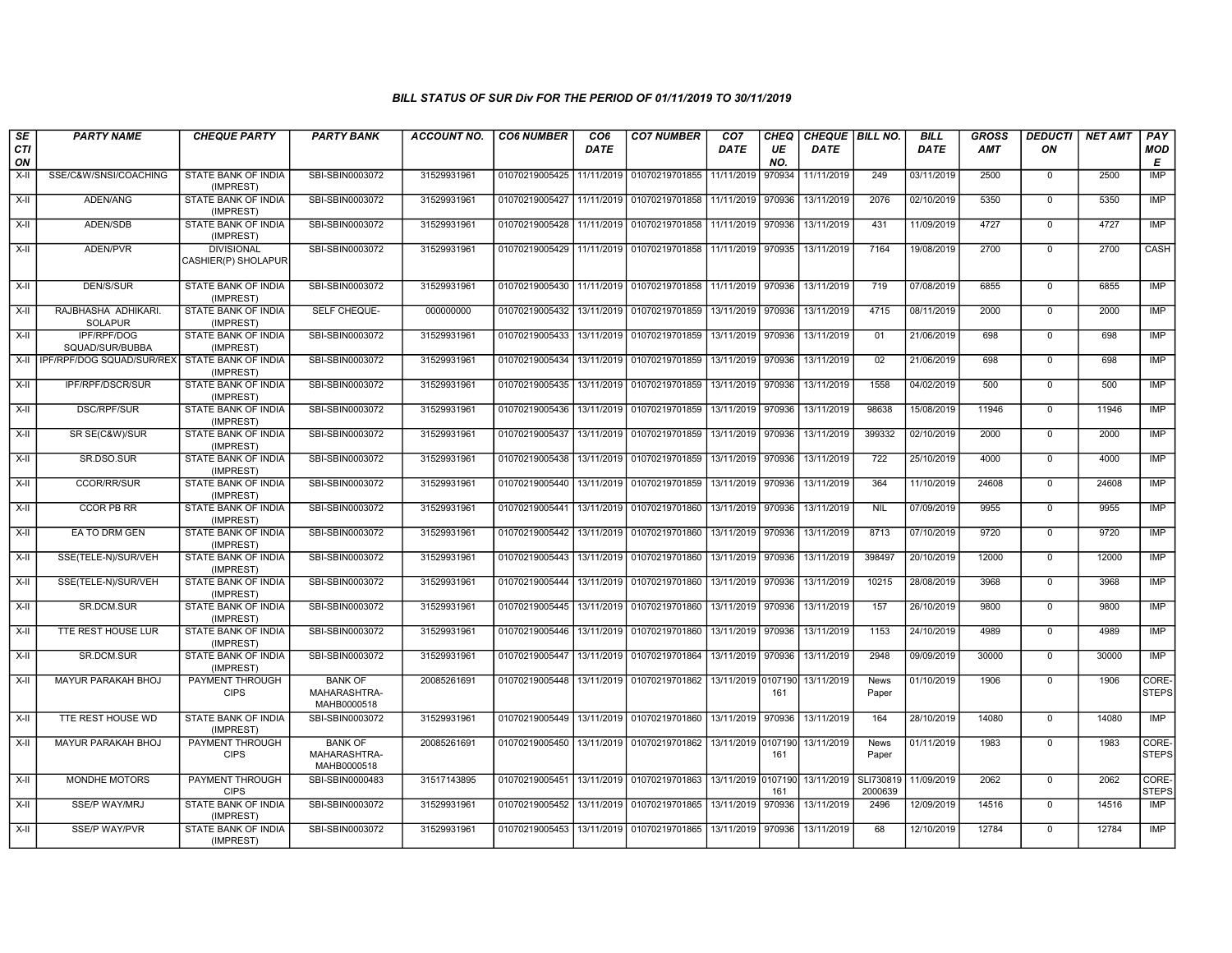### BILL STATUS OF SUR Div FOR THE PERIOD OF 01/11/2019 TO 30/11/2019

| SECTION | PARTY NAME | CHEQUE PARTY | PARTY BANK | ACCOUNT NO. | CO6 NUMBER | CO6 DATE | CO7 NUMBER | CO7 DATE | CHEQUE NO. | CHEQUE DATE | BILL NO. | BILL DATE | GROSS AMT | DEDUCTION | NET AMT | PAY MODE |
|---|---|---|---|---|---|---|---|---|---|---|---|---|---|---|---|---|
| X-II | SSE/C&W/SNSI/COACHING | STATE BANK OF INDIA (IMPREST) | SBI-SBIN0003072 | 31529931961 | 01070219005425 | 11/11/2019 | 01070219701855 | 11/11/2019 | 970934 | 11/11/2019 | 249 | 03/11/2019 | 2500 | 0 | 2500 | IMP |
| X-II | ADEN/ANG | STATE BANK OF INDIA (IMPREST) | SBI-SBIN0003072 | 31529931961 | 01070219005427 | 11/11/2019 | 01070219701858 | 11/11/2019 | 970936 | 13/11/2019 | 2076 | 02/10/2019 | 5350 | 0 | 5350 | IMP |
| X-II | ADEN/SDB | STATE BANK OF INDIA (IMPREST) | SBI-SBIN0003072 | 31529931961 | 01070219005428 | 11/11/2019 | 01070219701858 | 11/11/2019 | 970936 | 13/11/2019 | 431 | 11/09/2019 | 4727 | 0 | 4727 | IMP |
| X-II | ADEN/PVR | DIVISIONAL CASHIER(P) SHOLAPUR | SBI-SBIN0003072 | 31529931961 | 01070219005429 | 11/11/2019 | 01070219701858 | 11/11/2019 | 970935 | 13/11/2019 | 7164 | 19/08/2019 | 2700 | 0 | 2700 | CASH |
| X-II | DEN/S/SUR | STATE BANK OF INDIA (IMPREST) | SBI-SBIN0003072 | 31529931961 | 01070219005430 | 11/11/2019 | 01070219701858 | 11/11/2019 | 970936 | 13/11/2019 | 719 | 07/08/2019 | 6855 | 0 | 6855 | IMP |
| X-II | RAJBHASHA ADHIKARI. SOLAPUR | STATE BANK OF INDIA (IMPREST) | SELF CHEQUE- | 000000000 | 01070219005432 | 13/11/2019 | 01070219701859 | 13/11/2019 | 970936 | 13/11/2019 | 4715 | 08/11/2019 | 2000 | 0 | 2000 | IMP |
| X-II | IPF/RPF/DOG SQUAD/SUR/BUBBA | STATE BANK OF INDIA (IMPREST) | SBI-SBIN0003072 | 31529931961 | 01070219005433 | 13/11/2019 | 01070219701859 | 13/11/2019 | 970936 | 13/11/2019 | 01 | 21/06/2019 | 698 | 0 | 698 | IMP |
| X-II | IPF/RPF/DOG SQUAD/SUR/REX | STATE BANK OF INDIA (IMPREST) | SBI-SBIN0003072 | 31529931961 | 01070219005434 | 13/11/2019 | 01070219701859 | 13/11/2019 | 970936 | 13/11/2019 | 02 | 21/06/2019 | 698 | 0 | 698 | IMP |
| X-II | IPF/RPF/DSCR/SUR | STATE BANK OF INDIA (IMPREST) | SBI-SBIN0003072 | 31529931961 | 01070219005435 | 13/11/2019 | 01070219701859 | 13/11/2019 | 970936 | 13/11/2019 | 1558 | 04/02/2019 | 500 | 0 | 500 | IMP |
| X-II | DSC/RPF/SUR | STATE BANK OF INDIA (IMPREST) | SBI-SBIN0003072 | 31529931961 | 01070219005436 | 13/11/2019 | 01070219701859 | 13/11/2019 | 970936 | 13/11/2019 | 98638 | 15/08/2019 | 11946 | 0 | 11946 | IMP |
| X-II | SR SE(C&W)/SUR | STATE BANK OF INDIA (IMPREST) | SBI-SBIN0003072 | 31529931961 | 01070219005437 | 13/11/2019 | 01070219701859 | 13/11/2019 | 970936 | 13/11/2019 | 399332 | 02/10/2019 | 2000 | 0 | 2000 | IMP |
| X-II | SR.DSO.SUR | STATE BANK OF INDIA (IMPREST) | SBI-SBIN0003072 | 31529931961 | 01070219005438 | 13/11/2019 | 01070219701859 | 13/11/2019 | 970936 | 13/11/2019 | 722 | 25/10/2019 | 4000 | 0 | 4000 | IMP |
| X-II | CCOR/RR/SUR | STATE BANK OF INDIA (IMPREST) | SBI-SBIN0003072 | 31529931961 | 01070219005440 | 13/11/2019 | 01070219701859 | 13/11/2019 | 970936 | 13/11/2019 | 364 | 11/10/2019 | 24608 | 0 | 24608 | IMP |
| X-II | CCOR PB RR | STATE BANK OF INDIA (IMPREST) | SBI-SBIN0003072 | 31529931961 | 01070219005441 | 13/11/2019 | 01070219701860 | 13/11/2019 | 970936 | 13/11/2019 | NIL | 07/09/2019 | 9955 | 0 | 9955 | IMP |
| X-II | EA TO DRM GEN | STATE BANK OF INDIA (IMPREST) | SBI-SBIN0003072 | 31529931961 | 01070219005442 | 13/11/2019 | 01070219701860 | 13/11/2019 | 970936 | 13/11/2019 | 8713 | 07/10/2019 | 9720 | 0 | 9720 | IMP |
| X-II | SSE(TELE-N)/SUR/VEH | STATE BANK OF INDIA (IMPREST) | SBI-SBIN0003072 | 31529931961 | 01070219005443 | 13/11/2019 | 01070219701860 | 13/11/2019 | 970936 | 13/11/2019 | 398497 | 20/10/2019 | 12000 | 0 | 12000 | IMP |
| X-II | SSE(TELE-N)/SUR/VEH | STATE BANK OF INDIA (IMPREST) | SBI-SBIN0003072 | 31529931961 | 01070219005444 | 13/11/2019 | 01070219701860 | 13/11/2019 | 970936 | 13/11/2019 | 10215 | 28/08/2019 | 3968 | 0 | 3968 | IMP |
| X-II | SR.DCM.SUR | STATE BANK OF INDIA (IMPREST) | SBI-SBIN0003072 | 31529931961 | 01070219005445 | 13/11/2019 | 01070219701860 | 13/11/2019 | 970936 | 13/11/2019 | 157 | 26/10/2019 | 9800 | 0 | 9800 | IMP |
| X-II | TTE REST HOUSE LUR | STATE BANK OF INDIA (IMPREST) | SBI-SBIN0003072 | 31529931961 | 01070219005446 | 13/11/2019 | 01070219701860 | 13/11/2019 | 970936 | 13/11/2019 | 1153 | 24/10/2019 | 4989 | 0 | 4989 | IMP |
| X-II | SR.DCM.SUR | STATE BANK OF INDIA (IMPREST) | SBI-SBIN0003072 | 31529931961 | 01070219005447 | 13/11/2019 | 01070219701864 | 13/11/2019 | 970936 | 13/11/2019 | 2948 | 09/09/2019 | 30000 | 0 | 30000 | IMP |
| X-II | MAYUR PARAKAH BHOJ | PAYMENT THROUGH CIPS | BANK OF MAHARASHTRA-MAHB0000518 | 20085261691 | 01070219005448 | 13/11/2019 | 01070219701862 | 13/11/2019 | 0107190161 | 13/11/2019 | News Paper | 01/10/2019 | 1906 | 0 | 1906 | CORE-STEPS |
| X-II | TTE REST HOUSE WD | STATE BANK OF INDIA (IMPREST) | SBI-SBIN0003072 | 31529931961 | 01070219005449 | 13/11/2019 | 01070219701860 | 13/11/2019 | 970936 | 13/11/2019 | 164 | 28/10/2019 | 14080 | 0 | 14080 | IMP |
| X-II | MAYUR PARAKAH BHOJ | PAYMENT THROUGH CIPS | BANK OF MAHARASHTRA-MAHB0000518 | 20085261691 | 01070219005450 | 13/11/2019 | 01070219701862 | 13/11/2019 | 0107190161 | 13/11/2019 | News Paper | 01/11/2019 | 1983 | 0 | 1983 | CORE-STEPS |
| X-II | MONDHE MOTORS | PAYMENT THROUGH CIPS | SBI-SBIN0000483 | 31517143895 | 01070219005451 | 13/11/2019 | 01070219701863 | 13/11/2019 | 0107190161 | 13/11/2019 | SLI7308192000639 | 11/09/2019 | 2062 | 0 | 2062 | CORE-STEPS |
| X-II | SSE/P WAY/MRJ | STATE BANK OF INDIA (IMPREST) | SBI-SBIN0003072 | 31529931961 | 01070219005452 | 13/11/2019 | 01070219701865 | 13/11/2019 | 970936 | 13/11/2019 | 2496 | 12/09/2019 | 14516 | 0 | 14516 | IMP |
| X-II | SSE/P WAY/PVR | STATE BANK OF INDIA (IMPREST) | SBI-SBIN0003072 | 31529931961 | 01070219005453 | 13/11/2019 | 01070219701865 | 13/11/2019 | 970936 | 13/11/2019 | 68 | 12/10/2019 | 12784 | 0 | 12784 | IMP |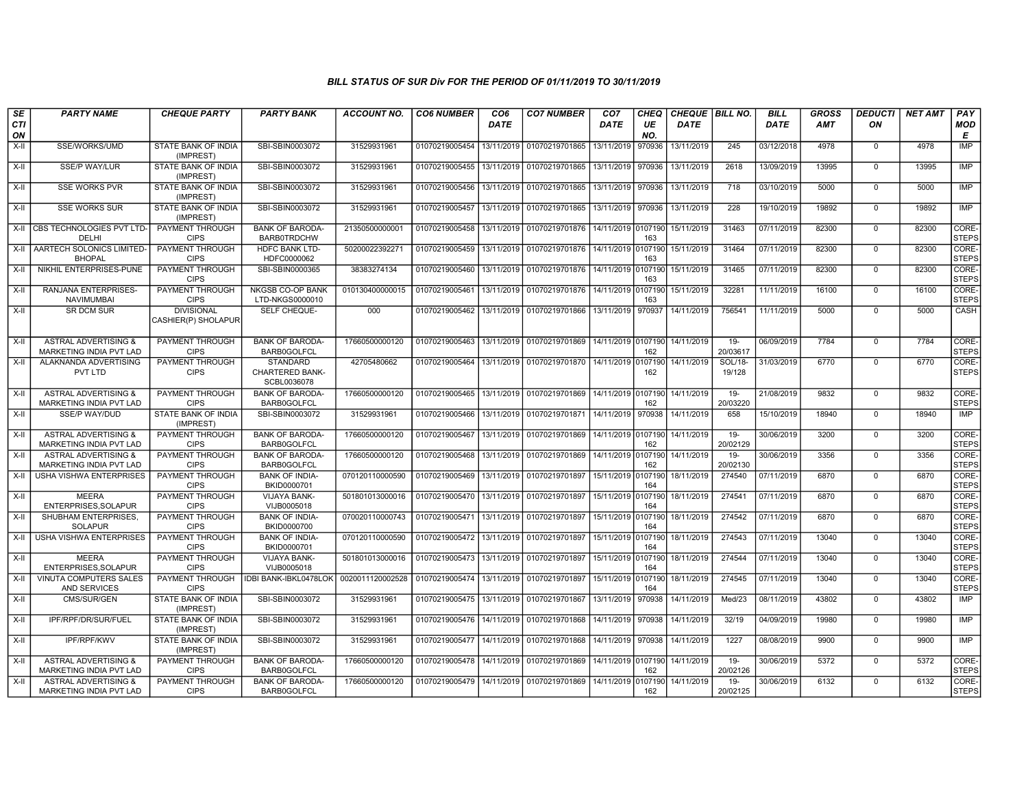# BILL STATUS OF SUR Div FOR THE PERIOD OF 01/11/2019 TO 30/11/2019

| SECTION | PARTY NAME | CHEQUE PARTY | PARTY BANK | ACCOUNT NO. | CO6 NUMBER | CO6 DATE | CO7 NUMBER | CO7 DATE | CHEQUE NO. | CHEQUE DATE | BILL NO. | BILL DATE | GROSS AMT | DEDUCTION | NET AMT | PAY MODE |
|---|---|---|---|---|---|---|---|---|---|---|---|---|---|---|---|---|
| X-II | SSE/WORKS/UMD | STATE BANK OF INDIA (IMPREST) | SBI-SBIN0003072 | 31529931961 | 01070219005454 | 13/11/2019 | 01070219701865 | 13/11/2019 | 970936 | 13/11/2019 | 245 | 03/12/2018 | 4978 | 0 | 4978 | IMP |
| X-II | SSE/P WAY/LUR | STATE BANK OF INDIA (IMPREST) | SBI-SBIN0003072 | 31529931961 | 01070219005455 | 13/11/2019 | 01070219701865 | 13/11/2019 | 970936 | 13/11/2019 | 2618 | 13/09/2019 | 13995 | 0 | 13995 | IMP |
| X-II | SSE WORKS PVR | STATE BANK OF INDIA (IMPREST) | SBI-SBIN0003072 | 31529931961 | 01070219005456 | 13/11/2019 | 01070219701865 | 13/11/2019 | 970936 | 13/11/2019 | 718 | 03/10/2019 | 5000 | 0 | 5000 | IMP |
| X-II | SSE WORKS SUR | STATE BANK OF INDIA (IMPREST) | SBI-SBIN0003072 | 31529931961 | 01070219005457 | 13/11/2019 | 01070219701865 | 13/11/2019 | 970936 | 13/11/2019 | 228 | 19/10/2019 | 19892 | 0 | 19892 | IMP |
| X-II | CBS TECHNOLOGIES PVT LTD-DELHI | PAYMENT THROUGH CIPS | BANK OF BARODA-BARB0TRDCHW | 21350500000001 | 01070219005458 | 13/11/2019 | 01070219701876 | 14/11/2019 | 0107190163 | 15/11/2019 | 31463 | 07/11/2019 | 82300 | 0 | 82300 | CORE-STEPS |
| X-II | AARTECH SOLONICS LIMITED-BHOPAL | PAYMENT THROUGH CIPS | HDFC BANK LTD-HDFC0000062 | 50200022392271 | 01070219005459 | 13/11/2019 | 01070219701876 | 14/11/2019 | 0107190163 | 15/11/2019 | 31464 | 07/11/2019 | 82300 | 0 | 82300 | CORE-STEPS |
| X-II | NIKHIL ENTERPRISES-PUNE | PAYMENT THROUGH CIPS | SBI-SBIN0000365 | 38383274134 | 01070219005460 | 13/11/2019 | 01070219701876 | 14/11/2019 | 0107190163 | 15/11/2019 | 31465 | 07/11/2019 | 82300 | 0 | 82300 | CORE-STEPS |
| X-II | RANJANA ENTERPRISES-NAVIMUMBAI | PAYMENT THROUGH CIPS | NKGSB CO-OP BANK LTD-NKGS0000010 | 010130400000015 | 01070219005461 | 13/11/2019 | 01070219701876 | 14/11/2019 | 0107190163 | 15/11/2019 | 32281 | 11/11/2019 | 16100 | 0 | 16100 | CORE-STEPS |
| X-II | SR DCM SUR | DIVISIONAL CASHIER(P) SHOLAPUR | SELF CHEQUE- | 000 | 01070219005462 | 13/11/2019 | 01070219701866 | 13/11/2019 | 970937 | 14/11/2019 | 756541 | 11/11/2019 | 5000 | 0 | 5000 | CASH |
| X-II | ASTRAL ADVERTISING & MARKETING INDIA PVT LAD | PAYMENT THROUGH CIPS | BANK OF BARODA-BARB0GOLFCL | 17660500000120 | 01070219005463 | 13/11/2019 | 01070219701869 | 14/11/2019 | 0107190162 | 14/11/2019 | 19-20/03617 | 06/09/2019 | 7784 | 0 | 7784 | CORE-STEPS |
| X-II | ALAKNANDA ADVERTISING PVT LTD | PAYMENT THROUGH CIPS | STANDARD CHARTERED BANK-SCBL0036078 | 42705480662 | 01070219005464 | 13/11/2019 | 01070219701870 | 14/11/2019 | 0107190162 | 14/11/2019 | SOL/18-19/128 | 31/03/2019 | 6770 | 0 | 6770 | CORE-STEPS |
| X-II | ASTRAL ADVERTISING & MARKETING INDIA PVT LAD | PAYMENT THROUGH CIPS | BANK OF BARODA-BARB0GOLFCL | 17660500000120 | 01070219005465 | 13/11/2019 | 01070219701869 | 14/11/2019 | 0107190162 | 14/11/2019 | 19-20/03220 | 21/08/2019 | 9832 | 0 | 9832 | CORE-STEPS |
| X-II | SSE/P WAY/DUD | STATE BANK OF INDIA (IMPREST) | SBI-SBIN0003072 | 31529931961 | 01070219005466 | 13/11/2019 | 01070219701871 | 14/11/2019 | 970938 | 14/11/2019 | 658 | 15/10/2019 | 18940 | 0 | 18940 | IMP |
| X-II | ASTRAL ADVERTISING & MARKETING INDIA PVT LAD | PAYMENT THROUGH CIPS | BANK OF BARODA-BARB0GOLFCL | 17660500000120 | 01070219005467 | 13/11/2019 | 01070219701869 | 14/11/2019 | 0107190162 | 14/11/2019 | 19-20/02129 | 30/06/2019 | 3200 | 0 | 3200 | CORE-STEPS |
| X-II | ASTRAL ADVERTISING & MARKETING INDIA PVT LAD | PAYMENT THROUGH CIPS | BANK OF BARODA-BARB0GOLFCL | 17660500000120 | 01070219005468 | 13/11/2019 | 01070219701869 | 14/11/2019 | 0107190162 | 14/11/2019 | 19-20/02130 | 30/06/2019 | 3356 | 0 | 3356 | CORE-STEPS |
| X-II | USHA VISHWA ENTERPRISES | PAYMENT THROUGH CIPS | BANK OF INDIA-BKID0000701 | 070120110000590 | 01070219005469 | 13/11/2019 | 01070219701897 | 15/11/2019 | 0107190164 | 18/11/2019 | 274540 | 07/11/2019 | 6870 | 0 | 6870 | CORE-STEPS |
| X-II | MEERA ENTERPRISES,SOLAPUR | PAYMENT THROUGH CIPS | VIJAYA BANK-VIJB0005018 | 501801013000016 | 01070219005470 | 13/11/2019 | 01070219701897 | 15/11/2019 | 0107190164 | 18/11/2019 | 274541 | 07/11/2019 | 6870 | 0 | 6870 | CORE-STEPS |
| X-II | SHUBHAM ENTERPRISES, SOLAPUR | PAYMENT THROUGH CIPS | BANK OF INDIA-BKID0000700 | 070020110000743 | 01070219005471 | 13/11/2019 | 01070219701897 | 15/11/2019 | 0107190164 | 18/11/2019 | 274542 | 07/11/2019 | 6870 | 0 | 6870 | CORE-STEPS |
| X-II | USHA VISHWA ENTERPRISES | PAYMENT THROUGH CIPS | BANK OF INDIA-BKID0000701 | 070120110000590 | 01070219005472 | 13/11/2019 | 01070219701897 | 15/11/2019 | 0107190164 | 18/11/2019 | 274543 | 07/11/2019 | 13040 | 0 | 13040 | CORE-STEPS |
| X-II | MEERA ENTERPRISES,SOLAPUR | PAYMENT THROUGH CIPS | VIJAYA BANK-VIJB0005018 | 501801013000016 | 01070219005473 | 13/11/2019 | 01070219701897 | 15/11/2019 | 0107190164 | 18/11/2019 | 274544 | 07/11/2019 | 13040 | 0 | 13040 | CORE-STEPS |
| X-II | VINUTA COMPUTERS SALES AND SERVICES | PAYMENT THROUGH CIPS | IDBI BANK-IBKL0478LOK | 0020011120002528 | 01070219005474 | 13/11/2019 | 01070219701897 | 15/11/2019 | 0107190164 | 18/11/2019 | 274545 | 07/11/2019 | 13040 | 0 | 13040 | CORE-STEPS |
| X-II | CMS/SUR/GEN | STATE BANK OF INDIA (IMPREST) | SBI-SBIN0003072 | 31529931961 | 01070219005475 | 13/11/2019 | 01070219701867 | 13/11/2019 | 970938 | 14/11/2019 | Med/23 | 08/11/2019 | 43802 | 0 | 43802 | IMP |
| X-II | IPF/RPF/DR/SUR/FUEL | STATE BANK OF INDIA (IMPREST) | SBI-SBIN0003072 | 31529931961 | 01070219005476 | 14/11/2019 | 01070219701868 | 14/11/2019 | 970938 | 14/11/2019 | 32/19 | 04/09/2019 | 19980 | 0 | 19980 | IMP |
| X-II | IPF/RPF/KWV | STATE BANK OF INDIA (IMPREST) | SBI-SBIN0003072 | 31529931961 | 01070219005477 | 14/11/2019 | 01070219701868 | 14/11/2019 | 970938 | 14/11/2019 | 1227 | 08/08/2019 | 9900 | 0 | 9900 | IMP |
| X-II | ASTRAL ADVERTISING & MARKETING INDIA PVT LAD | PAYMENT THROUGH CIPS | BANK OF BARODA-BARB0GOLFCL | 17660500000120 | 01070219005478 | 14/11/2019 | 01070219701869 | 14/11/2019 | 0107190162 | 14/11/2019 | 19-20/02126 | 30/06/2019 | 5372 | 0 | 5372 | CORE-STEPS |
| X-II | ASTRAL ADVERTISING & MARKETING INDIA PVT LAD | PAYMENT THROUGH CIPS | BANK OF BARODA-BARB0GOLFCL | 17660500000120 | 01070219005479 | 14/11/2019 | 01070219701869 | 14/11/2019 | 0107190162 | 14/11/2019 | 19-20/02125 | 30/06/2019 | 6132 | 0 | 6132 | CORE-STEPS |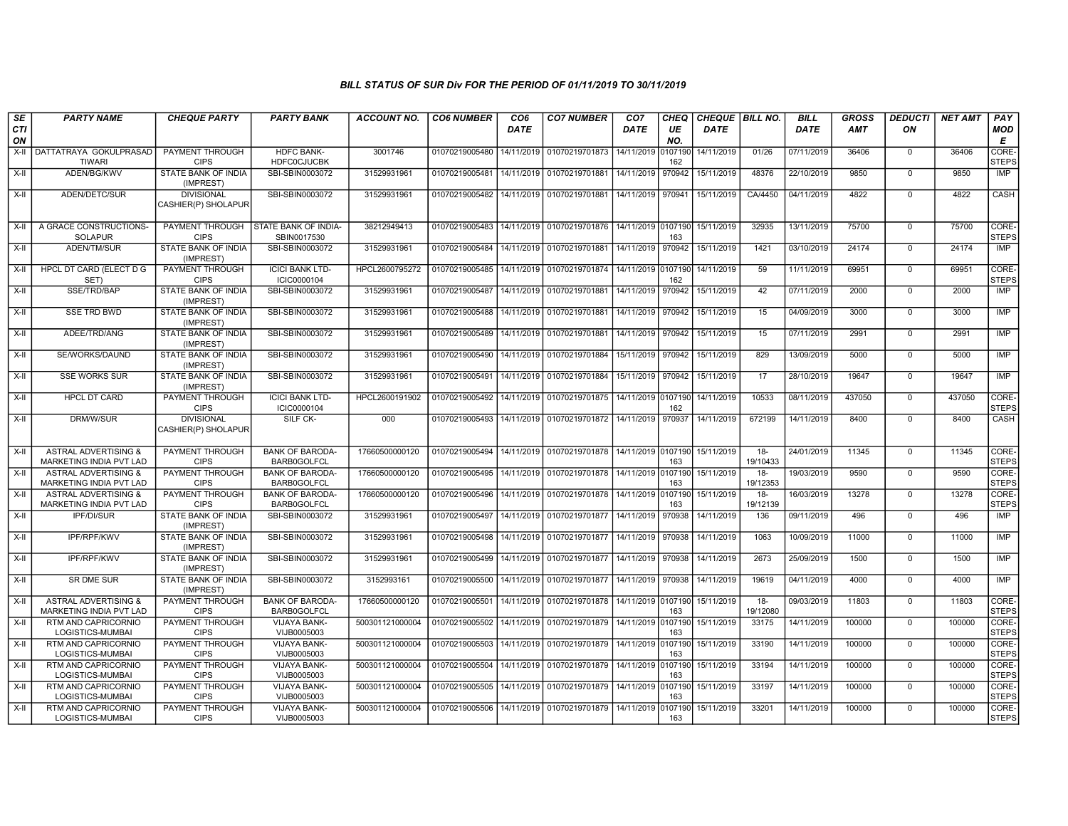### BILL STATUS OF SUR Div FOR THE PERIOD OF 01/11/2019 TO 30/11/2019

| SECTION | PARTY NAME | CHEQUE PARTY | PARTY BANK | ACCOUNT NO. | CO6 NUMBER | CO6 DATE | CO7 NUMBER | CO7 DATE | CHEQUE NO. | CHEQUE DATE | BILL NO. | BILL DATE | GROSS AMT | DEDUCTION | NET AMT | PAY MODE |
|---|---|---|---|---|---|---|---|---|---|---|---|---|---|---|---|---|
| X-II | DATTATRAYA GOKULPRASAD TIWARI | PAYMENT THROUGH CIPS | HDFC BANK-HDFC0CJUCBK | 3001746 | 01070219005480 | 14/11/2019 | 01070219701873 | 14/11/2019 | 0107190162 | 14/11/2019 | 01/26 | 07/11/2019 | 36406 | 0 | 36406 | CORE-STEPS |
| X-II | ADEN/BG/KWV | STATE BANK OF INDIA (IMPREST) | SBI-SBIN0003072 | 31529931961 | 01070219005481 | 14/11/2019 | 01070219701881 | 14/11/2019 | 970942 | 15/11/2019 | 48376 | 22/10/2019 | 9850 | 0 | 9850 | IMP |
| X-II | ADEN/DETC/SUR | DIVISIONAL CASHIER(P) SHOLAPUR | SBI-SBIN0003072 | 31529931961 | 01070219005482 | 14/11/2019 | 01070219701881 | 14/11/2019 | 970941 | 15/11/2019 | CA/4450 | 04/11/2019 | 4822 | 0 | 4822 | CASH |
| X-II | A GRACE CONSTRUCTIONS-SOLAPUR | PAYMENT THROUGH CIPS | STATE BANK OF INDIA-SBIN0017530 | 38212949413 | 01070219005483 | 14/11/2019 | 01070219701876 | 14/11/2019 | 0107190163 | 15/11/2019 | 32935 | 13/11/2019 | 75700 | 0 | 75700 | CORE-STEPS |
| X-II | ADEN/TM/SUR | STATE BANK OF INDIA (IMPREST) | SBI-SBIN0003072 | 31529931961 | 01070219005484 | 14/11/2019 | 01070219701881 | 14/11/2019 | 970942 | 15/11/2019 | 1421 | 03/10/2019 | 24174 | 0 | 24174 | IMP |
| X-II | HPCL DT CARD (ELECT D G SET) | PAYMENT THROUGH CIPS | ICICI BANK LTD-ICIC0000104 | HPCL2600795272 | 01070219005485 | 14/11/2019 | 01070219701874 | 14/11/2019 | 0107190162 | 14/11/2019 | 59 | 11/11/2019 | 69951 | 0 | 69951 | CORE-STEPS |
| X-II | SSE/TRD/BAP | STATE BANK OF INDIA (IMPREST) | SBI-SBIN0003072 | 31529931961 | 01070219005487 | 14/11/2019 | 01070219701881 | 14/11/2019 | 970942 | 15/11/2019 | 42 | 07/11/2019 | 2000 | 0 | 2000 | IMP |
| X-II | SSE TRD BWD | STATE BANK OF INDIA (IMPREST) | SBI-SBIN0003072 | 31529931961 | 01070219005488 | 14/11/2019 | 01070219701881 | 14/11/2019 | 970942 | 15/11/2019 | 15 | 04/09/2019 | 3000 | 0 | 3000 | IMP |
| X-II | ADEE/TRD/ANG | STATE BANK OF INDIA (IMPREST) | SBI-SBIN0003072 | 31529931961 | 01070219005489 | 14/11/2019 | 01070219701881 | 14/11/2019 | 970942 | 15/11/2019 | 15 | 07/11/2019 | 2991 | 0 | 2991 | IMP |
| X-II | SE/WORKS/DAUND | STATE BANK OF INDIA (IMPREST) | SBI-SBIN0003072 | 31529931961 | 01070219005490 | 14/11/2019 | 01070219701884 | 15/11/2019 | 970942 | 15/11/2019 | 829 | 13/09/2019 | 5000 | 0 | 5000 | IMP |
| X-II | SSE WORKS SUR | STATE BANK OF INDIA (IMPREST) | SBI-SBIN0003072 | 31529931961 | 01070219005491 | 14/11/2019 | 01070219701884 | 15/11/2019 | 970942 | 15/11/2019 | 17 | 28/10/2019 | 19647 | 0 | 19647 | IMP |
| X-II | HPCL DT CARD | PAYMENT THROUGH CIPS | ICICI BANK LTD-ICIC0000104 | HPCL2600191902 | 01070219005492 | 14/11/2019 | 01070219701875 | 14/11/2019 | 0107190162 | 14/11/2019 | 10533 | 08/11/2019 | 437050 | 0 | 437050 | CORE-STEPS |
| X-II | DRM/W/SUR | DIVISIONAL CASHIER(P) SHOLAPUR | SILF CK- | 000 | 01070219005493 | 14/11/2019 | 01070219701872 | 14/11/2019 | 970937 | 14/11/2019 | 672199 | 14/11/2019 | 8400 | 0 | 8400 | CASH |
| X-II | ASTRAL ADVERTISING & MARKETING INDIA PVT LAD | PAYMENT THROUGH CIPS | BANK OF BARODA-BARB0GOLFCL | 17660500000120 | 01070219005494 | 14/11/2019 | 01070219701878 | 14/11/2019 | 0107190163 | 15/11/2019 | 18-19/10433 | 24/01/2019 | 11345 | 0 | 11345 | CORE-STEPS |
| X-II | ASTRAL ADVERTISING & MARKETING INDIA PVT LAD | PAYMENT THROUGH CIPS | BANK OF BARODA-BARB0GOLFCL | 17660500000120 | 01070219005495 | 14/11/2019 | 01070219701878 | 14/11/2019 | 0107190163 | 15/11/2019 | 18-19/12353 | 19/03/2019 | 9590 | 0 | 9590 | CORE-STEPS |
| X-II | ASTRAL ADVERTISING & MARKETING INDIA PVT LAD | PAYMENT THROUGH CIPS | BANK OF BARODA-BARB0GOLFCL | 17660500000120 | 01070219005496 | 14/11/2019 | 01070219701878 | 14/11/2019 | 0107190163 | 15/11/2019 | 18-19/12139 | 16/03/2019 | 13278 | 0 | 13278 | CORE-STEPS |
| X-II | IPF/DI/SUR | STATE BANK OF INDIA (IMPREST) | SBI-SBIN0003072 | 31529931961 | 01070219005497 | 14/11/2019 | 01070219701877 | 14/11/2019 | 970938 | 14/11/2019 | 136 | 09/11/2019 | 496 | 0 | 496 | IMP |
| X-II | IPF/RPF/KWV | STATE BANK OF INDIA (IMPREST) | SBI-SBIN0003072 | 31529931961 | 01070219005498 | 14/11/2019 | 01070219701877 | 14/11/2019 | 970938 | 14/11/2019 | 1063 | 10/09/2019 | 11000 | 0 | 11000 | IMP |
| X-II | IPF/RPF/KWV | STATE BANK OF INDIA (IMPREST) | SBI-SBIN0003072 | 31529931961 | 01070219005499 | 14/11/2019 | 01070219701877 | 14/11/2019 | 970938 | 14/11/2019 | 2673 | 25/09/2019 | 1500 | 0 | 1500 | IMP |
| X-II | SR DME SUR | STATE BANK OF INDIA (IMPREST) | SBI-SBIN0003072 | 3152993161 | 01070219005500 | 14/11/2019 | 01070219701877 | 14/11/2019 | 970938 | 14/11/2019 | 19619 | 04/11/2019 | 4000 | 0 | 4000 | IMP |
| X-II | ASTRAL ADVERTISING & MARKETING INDIA PVT LAD | PAYMENT THROUGH CIPS | BANK OF BARODA-BARB0GOLFCL | 17660500000120 | 01070219005501 | 14/11/2019 | 01070219701878 | 14/11/2019 | 0107190163 | 15/11/2019 | 18-19/12080 | 09/03/2019 | 11803 | 0 | 11803 | CORE-STEPS |
| X-II | RTM AND CAPRICORNIO LOGISTICS-MUMBAI | PAYMENT THROUGH CIPS | VIJAYA BANK-VIJB0005003 | 500301121000004 | 01070219005502 | 14/11/2019 | 01070219701879 | 14/11/2019 | 0107190163 | 15/11/2019 | 33175 | 14/11/2019 | 100000 | 0 | 100000 | CORE-STEPS |
| X-II | RTM AND CAPRICORNIO LOGISTICS-MUMBAI | PAYMENT THROUGH CIPS | VIJAYA BANK-VIJB0005003 | 500301121000004 | 01070219005503 | 14/11/2019 | 01070219701879 | 14/11/2019 | 0107190163 | 15/11/2019 | 33190 | 14/11/2019 | 100000 | 0 | 100000 | CORE-STEPS |
| X-II | RTM AND CAPRICORNIO LOGISTICS-MUMBAI | PAYMENT THROUGH CIPS | VIJAYA BANK-VIJB0005003 | 500301121000004 | 01070219005504 | 14/11/2019 | 01070219701879 | 14/11/2019 | 0107190163 | 15/11/2019 | 33194 | 14/11/2019 | 100000 | 0 | 100000 | CORE-STEPS |
| X-II | RTM AND CAPRICORNIO LOGISTICS-MUMBAI | PAYMENT THROUGH CIPS | VIJAYA BANK-VIJB0005003 | 500301121000004 | 01070219005505 | 14/11/2019 | 01070219701879 | 14/11/2019 | 0107190163 | 15/11/2019 | 33197 | 14/11/2019 | 100000 | 0 | 100000 | CORE-STEPS |
| X-II | RTM AND CAPRICORNIO LOGISTICS-MUMBAI | PAYMENT THROUGH CIPS | VIJAYA BANK-VIJB0005003 | 500301121000004 | 01070219005506 | 14/11/2019 | 01070219701879 | 14/11/2019 | 0107190163 | 15/11/2019 | 33201 | 14/11/2019 | 100000 | 0 | 100000 | CORE-STEPS |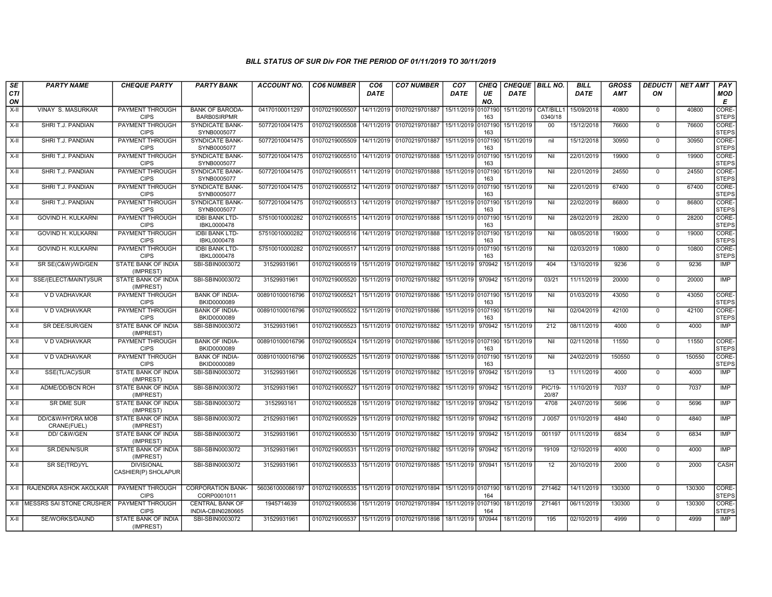## BILL STATUS OF SUR Div FOR THE PERIOD OF 01/11/2019 TO 30/11/2019

| SECTION | PARTY NAME | CHEQUE PARTY | PARTY BANK | ACCOUNT NO. | CO6 NUMBER | CO6 DATE | CO7 NUMBER | CO7 DATE | CHEQUE NO. | CHEQUE DATE | BILL NO. | BILL DATE | GROSS AMT | DEDUCTION | NET AMT | PAY MODE |
|---|---|---|---|---|---|---|---|---|---|---|---|---|---|---|---|---|
| X-II | VINAY S. MASURKAR | PAYMENT THROUGH CIPS | BANK OF BARODA-BARB0SIRPMR | 04170100011297 | 01070219005507 | 14/11/2019 | 01070219701887 | 15/11/2019 | 0107190163 | 15/11/2019 | CAT/BILL10340/18 | 15/09/2018 | 40800 | 0 | 40800 | CORE-STEPS |
| X-II | SHRI T.J. PANDIAN | PAYMENT THROUGH CIPS | SYNDICATE BANK-SYNB0005077 | 50772010041475 | 01070219005508 | 14/11/2019 | 01070219701887 | 15/11/2019 | 0107190163 | 15/11/2019 | 00 | 15/12/2018 | 76600 | 0 | 76600 | CORE-STEPS |
| X-II | SHRI T.J. PANDIAN | PAYMENT THROUGH CIPS | SYNDICATE BANK-SYNB0005077 | 50772010041475 | 01070219005509 | 14/11/2019 | 01070219701887 | 15/11/2019 | 0107190163 | 15/11/2019 | nil | 15/12/2018 | 30950 | 0 | 30950 | CORE-STEPS |
| X-II | SHRI T.J. PANDIAN | PAYMENT THROUGH CIPS | SYNDICATE BANK-SYNB0005077 | 50772010041475 | 01070219005510 | 14/11/2019 | 01070219701888 | 15/11/2019 | 0107190163 | 15/11/2019 | Nil | 22/01/2019 | 19900 | 0 | 19900 | CORE-STEPS |
| X-II | SHRI T.J. PANDIAN | PAYMENT THROUGH CIPS | SYNDICATE BANK-SYNB0005077 | 50772010041475 | 01070219005511 | 14/11/2019 | 01070219701888 | 15/11/2019 | 0107190163 | 15/11/2019 | Nil | 22/01/2019 | 24550 | 0 | 24550 | CORE-STEPS |
| X-II | SHRI T.J. PANDIAN | PAYMENT THROUGH CIPS | SYNDICATE BANK-SYNB0005077 | 50772010041475 | 01070219005512 | 14/11/2019 | 01070219701887 | 15/11/2019 | 0107190163 | 15/11/2019 | Nil | 22/01/2019 | 67400 | 0 | 67400 | CORE-STEPS |
| X-II | SHRI T.J. PANDIAN | PAYMENT THROUGH CIPS | SYNDICATE BANK-SYNB0005077 | 50772010041475 | 01070219005513 | 14/11/2019 | 01070219701887 | 15/11/2019 | 0107190163 | 15/11/2019 | Nil | 22/02/2019 | 86800 | 0 | 86800 | CORE-STEPS |
| X-II | GOVIND H. KULKARNI | PAYMENT THROUGH CIPS | IDBI BANK LTD-IBKL0000478 | 57510010000282 | 01070219005515 | 14/11/2019 | 01070219701888 | 15/11/2019 | 0107190163 | 15/11/2019 | Nil | 28/02/2019 | 28200 | 0 | 28200 | CORE-STEPS |
| X-II | GOVIND H. KULKARNI | PAYMENT THROUGH CIPS | IDBI BANK LTD-IBKL0000478 | 57510010000282 | 01070219005516 | 14/11/2019 | 01070219701888 | 15/11/2019 | 0107190163 | 15/11/2019 | Nil | 08/05/2018 | 19000 | 0 | 19000 | CORE-STEPS |
| X-II | GOVIND H. KULKARNI | PAYMENT THROUGH CIPS | IDBI BANK LTD-IBKL0000478 | 57510010000282 | 01070219005517 | 14/11/2019 | 01070219701888 | 15/11/2019 | 0107190163 | 15/11/2019 | Nil | 02/03/2019 | 10800 | 0 | 10800 | CORE-STEPS |
| X-II | SR SE(C&W)/WD/GEN | STATE BANK OF INDIA (IMPREST) | SBI-SBIN0003072 | 31529931961 | 01070219005519 | 15/11/2019 | 01070219701882 | 15/11/2019 | 970942 | 15/11/2019 | 404 | 13/10/2019 | 9236 | 0 | 9236 | IMP |
| X-II | SSE/(ELECT/MAINT)/SUR | STATE BANK OF INDIA (IMPREST) | SBI-SBIN0003072 | 31529931961 | 01070219005520 | 15/11/2019 | 01070219701882 | 15/11/2019 | 970942 | 15/11/2019 | 03/21 | 11/11/2019 | 20000 | 0 | 20000 | IMP |
| X-II | V D VADHAVKAR | PAYMENT THROUGH CIPS | BANK OF INDIA-BKID0000089 | 008910100016796 | 01070219005521 | 15/11/2019 | 01070219701886 | 15/11/2019 | 0107190163 | 15/11/2019 | Nil | 01/03/2019 | 43050 | 0 | 43050 | CORE-STEPS |
| X-II | V D VADHAVKAR | PAYMENT THROUGH CIPS | BANK OF INDIA-BKID0000089 | 008910100016796 | 01070219005522 | 15/11/2019 | 01070219701886 | 15/11/2019 | 0107190163 | 15/11/2019 | Nil | 02/04/2019 | 42100 | 0 | 42100 | CORE-STEPS |
| X-II | SR DEE/SUR/GEN | STATE BANK OF INDIA (IMPREST) | SBI-SBIN0003072 | 31529931961 | 01070219005523 | 15/11/2019 | 01070219701882 | 15/11/2019 | 970942 | 15/11/2019 | 212 | 08/11/2019 | 4000 | 0 | 4000 | IMP |
| X-II | V D VADHAVKAR | PAYMENT THROUGH CIPS | BANK OF INDIA-BKID0000089 | 008910100016796 | 01070219005524 | 15/11/2019 | 01070219701886 | 15/11/2019 | 0107190163 | 15/11/2019 | Nil | 02/11/2018 | 11550 | 0 | 11550 | CORE-STEPS |
| X-II | V D VADHAVKAR | PAYMENT THROUGH CIPS | BANK OF INDIA-BKID0000089 | 008910100016796 | 01070219005525 | 15/11/2019 | 01070219701886 | 15/11/2019 | 0107190163 | 15/11/2019 | Nil | 24/02/2019 | 150550 | 0 | 150550 | CORE-STEPS |
| X-II | SSE(TL/AC)/SUR | STATE BANK OF INDIA (IMPREST) | SBI-SBIN0003072 | 31529931961 | 01070219005526 | 15/11/2019 | 01070219701882 | 15/11/2019 | 970942 | 15/11/2019 | 13 | 11/11/2019 | 4000 | 0 | 4000 | IMP |
| X-II | ADME/DD/BCN ROH | STATE BANK OF INDIA (IMPREST) | SBI-SBIN0003072 | 31529931961 | 01070219005527 | 15/11/2019 | 01070219701882 | 15/11/2019 | 970942 | 15/11/2019 | PIC/19-20/87 | 11/10/2019 | 7037 | 0 | 7037 | IMP |
| X-II | SR DME SUR | STATE BANK OF INDIA (IMPREST) | SBI-SBIN0003072 | 3152993161 | 01070219005528 | 15/11/2019 | 01070219701882 | 15/11/2019 | 970942 | 15/11/2019 | 4708 | 24/07/2019 | 5696 | 0 | 5696 | IMP |
| X-II | DD/C&W/HYDRA MOB CRANE(FUEL) | STATE BANK OF INDIA (IMPREST) | SBI-SBIN0003072 | 21529931961 | 01070219005529 | 15/11/2019 | 01070219701882 | 15/11/2019 | 970942 | 15/11/2019 | J 0057 | 01/10/2019 | 4840 | 0 | 4840 | IMP |
| X-II | DD/ C&W/GEN | STATE BANK OF INDIA (IMPREST) | SBI-SBIN0003072 | 31529931961 | 01070219005530 | 15/11/2019 | 01070219701882 | 15/11/2019 | 970942 | 15/11/2019 | 001197 | 01/11/2019 | 6834 | 0 | 6834 | IMP |
| X-II | SR.DEN/N/SUR | STATE BANK OF INDIA (IMPREST) | SBI-SBIN0003072 | 31529931961 | 01070219005531 | 15/11/2019 | 01070219701882 | 15/11/2019 | 970942 | 15/11/2019 | 19109 | 12/10/2019 | 4000 | 0 | 4000 | IMP |
| X-II | SR SE(TRD)/YL | DIVISIONAL CASHIER(P) SHOLAPUR | SBI-SBIN0003072 | 31529931961 | 01070219005533 | 15/11/2019 | 01070219701885 | 15/11/2019 | 970941 | 15/11/2019 | 12 | 20/10/2019 | 2000 | 0 | 2000 | CASH |
| X-II | RAJENDRA ASHOK AKOLKAR | PAYMENT THROUGH CIPS | CORPORATION BANK-CORP0001011 | 560361000086197 | 01070219005535 | 15/11/2019 | 01070219701894 | 15/11/2019 | 0107190164 | 18/11/2019 | 271462 | 14/11/2019 | 130300 | 0 | 130300 | CORE-STEPS |
| X-II | MESSRS SAI STONE CRUSHER | PAYMENT THROUGH CIPS | CENTRAL BANK OF INDIA-CBIN0280665 | 1945714639 | 01070219005536 | 15/11/2019 | 01070219701894 | 15/11/2019 | 0107190164 | 18/11/2019 | 271461 | 06/11/2019 | 130300 | 0 | 130300 | CORE-STEPS |
| X-II | SE/WORKS/DAUND | STATE BANK OF INDIA (IMPREST) | SBI-SBIN0003072 | 31529931961 | 01070219005537 | 15/11/2019 | 01070219701898 | 18/11/2019 | 970944 | 18/11/2019 | 195 | 02/10/2019 | 4999 | 0 | 4999 | IMP |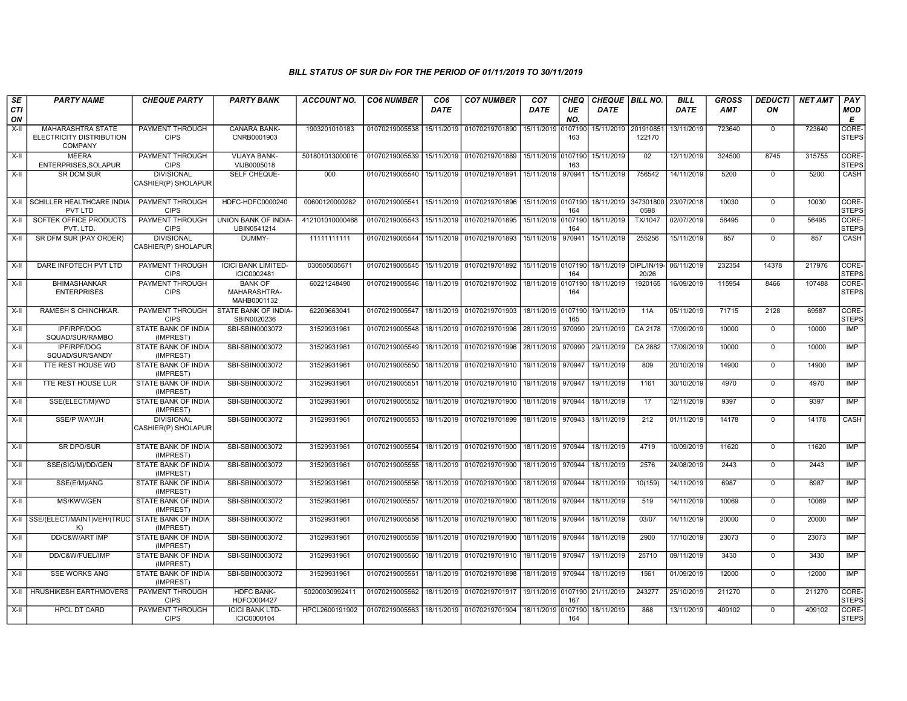## BILL STATUS OF SUR Div FOR THE PERIOD OF 01/11/2019 TO 30/11/2019

| SECTION | PARTY NAME | CHEQUE PARTY | PARTY BANK | ACCOUNT NO. | CO6 NUMBER | CO6 DATE | CO7 NUMBER | CO7 DATE | CHEQUE NO. | CHEQUE DATE | BILL NO. | BILL DATE | GROSS AMT | DEDUCTION | NET AMT | PAY MODE |
|---|---|---|---|---|---|---|---|---|---|---|---|---|---|---|---|---|
| X-II | MAHARASHTRA STATE ELECTRICITY DISTRIBUTION COMPANY | PAYMENT THROUGH CIPS | CANARA BANK-CNRB0001903 | 1903201010183 | 01070219005538 | 15/11/2019 | 01070219701890 | 15/11/2019 | 0107190163 | 15/11/2019 | 201910851122170 | 13/11/2019 | 723640 | 0 | 723640 | CORE-STEPS |
| X-II | MEERA ENTERPRISES,SOLAPUR | PAYMENT THROUGH CIPS | VIJAYA BANK-VIJB0005018 | 501801013000016 | 01070219005539 | 15/11/2019 | 01070219701889 | 15/11/2019 | 0107190163 | 15/11/2019 | 02 | 12/11/2019 | 324500 | 8745 | 315755 | CORE-STEPS |
| X-II | SR DCM SUR | DIVISIONAL CASHIER(P) SHOLAPUR | SELF CHEQUE- | 000 | 01070219005540 | 15/11/2019 | 01070219701891 | 15/11/2019 | 970941 | 15/11/2019 | 756542 | 14/11/2019 | 5200 | 0 | 5200 | CASH |
| X-II | SCHILLER HEALTHCARE INDIA PVT LTD | PAYMENT THROUGH CIPS | HDFC-HDFC0000240 | 00600120000282 | 01070219005541 | 15/11/2019 | 01070219701896 | 15/11/2019 | 0107190164 | 18/11/2019 | 3473018000598 | 23/07/2018 | 10030 | 0 | 10030 | CORE-STEPS |
| X-II | SOFTEK OFFICE PRODUCTS PVT. LTD. | PAYMENT THROUGH CIPS | UNION BANK OF INDIA-UBIN0541214 | 412101010000468 | 01070219005543 | 15/11/2019 | 01070219701895 | 15/11/2019 | 0107190164 | 18/11/2019 | TX/1047 | 02/07/2019 | 56495 | 0 | 56495 | CORE-STEPS |
| X-II | SR DFM SUR (PAY ORDER) | DIVISIONAL CASHIER(P) SHOLAPUR | DUMMY- | 11111111111 | 01070219005544 | 15/11/2019 | 01070219701893 | 15/11/2019 | 970941 | 15/11/2019 | 255256 | 15/11/2019 | 857 | 0 | 857 | CASH |
| X-II | DARE INFOTECH PVT LTD | PAYMENT THROUGH CIPS | ICICI BANK LIMITED-ICIC0002481 | 030505005671 | 01070219005545 | 15/11/2019 | 01070219701892 | 15/11/2019 | 0107190164 | 18/11/2019 | DIPL/IN/19-20/26 | 06/11/2019 | 232354 | 14378 | 217976 | CORE-STEPS |
| X-II | BHIMASHANKAR ENTERPRISES | PAYMENT THROUGH CIPS | BANK OF MAHARASHTRA-MAHB0001132 | 60221248490 | 01070219005546 | 18/11/2019 | 01070219701902 | 18/11/2019 | 0107190164 | 18/11/2019 | 1920165 | 16/09/2019 | 115954 | 8466 | 107488 | CORE-STEPS |
| X-II | RAMESH S CHINCHKAR. | PAYMENT THROUGH CIPS | STATE BANK OF INDIA-SBIN0020236 | 62209663041 | 01070219005547 | 18/11/2019 | 01070219701903 | 18/11/2019 | 0107190165 | 19/11/2019 | 11A | 05/11/2019 | 71715 | 2128 | 69587 | CORE-STEPS |
| X-II | IPF/RPF/DOG SQUAD/SUR/RAMBO | STATE BANK OF INDIA (IMPREST) | SBI-SBIN0003072 | 31529931961 | 01070219005548 | 18/11/2019 | 01070219701996 | 28/11/2019 | 970990 | 29/11/2019 | CA 2178 | 17/09/2019 | 10000 | 0 | 10000 | IMP |
| X-II | IPF/RPF/DOG SQUAD/SUR/SANDY | STATE BANK OF INDIA (IMPREST) | SBI-SBIN0003072 | 31529931961 | 01070219005549 | 18/11/2019 | 01070219701996 | 28/11/2019 | 970990 | 29/11/2019 | CA 2882 | 17/09/2019 | 10000 | 0 | 10000 | IMP |
| X-II | TTE REST HOUSE WD | STATE BANK OF INDIA (IMPREST) | SBI-SBIN0003072 | 31529931961 | 01070219005550 | 18/11/2019 | 01070219701910 | 19/11/2019 | 970947 | 19/11/2019 | 809 | 20/10/2019 | 14900 | 0 | 14900 | IMP |
| X-II | TTE REST HOUSE LUR | STATE BANK OF INDIA (IMPREST) | SBI-SBIN0003072 | 31529931961 | 01070219005551 | 18/11/2019 | 01070219701910 | 19/11/2019 | 970947 | 19/11/2019 | 1161 | 30/10/2019 | 4970 | 0 | 4970 | IMP |
| X-II | SSE(ELECT/M)/WD | STATE BANK OF INDIA (IMPREST) | SBI-SBIN0003072 | 31529931961 | 01070219005552 | 18/11/2019 | 01070219701900 | 18/11/2019 | 970944 | 18/11/2019 | 17 | 12/11/2019 | 9397 | 0 | 9397 | IMP |
| X-II | SSE/P WAY/JH | DIVISIONAL CASHIER(P) SHOLAPUR | SBI-SBIN0003072 | 31529931961 | 01070219005553 | 18/11/2019 | 01070219701899 | 18/11/2019 | 970943 | 18/11/2019 | 212 | 01/11/2019 | 14178 | 0 | 14178 | CASH |
| X-II | SR DPO/SUR | STATE BANK OF INDIA (IMPREST) | SBI-SBIN0003072 | 31529931961 | 01070219005554 | 18/11/2019 | 01070219701900 | 18/11/2019 | 970944 | 18/11/2019 | 4719 | 10/09/2019 | 11620 | 0 | 11620 | IMP |
| X-II | SSE(SIG/M)/DD/GEN | STATE BANK OF INDIA (IMPREST) | SBI-SBIN0003072 | 31529931961 | 01070219005555 | 18/11/2019 | 01070219701900 | 18/11/2019 | 970944 | 18/11/2019 | 2576 | 24/08/2019 | 2443 | 0 | 2443 | IMP |
| X-II | SSE(E/M)/ANG | STATE BANK OF INDIA (IMPREST) | SBI-SBIN0003072 | 31529931961 | 01070219005556 | 18/11/2019 | 01070219701900 | 18/11/2019 | 970944 | 18/11/2019 | 10(159) | 14/11/2019 | 6987 | 0 | 6987 | IMP |
| X-II | MS/KWV/GEN | STATE BANK OF INDIA (IMPREST) | SBI-SBIN0003072 | 31529931961 | 01070219005557 | 18/11/2019 | 01070219701900 | 18/11/2019 | 970944 | 18/11/2019 | 519 | 14/11/2019 | 10069 | 0 | 10069 | IMP |
| X-II | SSE/(ELECT/MAINT)VEH/(TRUCK) | STATE BANK OF INDIA (IMPREST) | SBI-SBIN0003072 | 31529931961 | 01070219005558 | 18/11/2019 | 01070219701900 | 18/11/2019 | 970944 | 18/11/2019 | 03/07 | 14/11/2019 | 20000 | 0 | 20000 | IMP |
| X-II | DD/C&W/ART IMP | STATE BANK OF INDIA (IMPREST) | SBI-SBIN0003072 | 31529931961 | 01070219005559 | 18/11/2019 | 01070219701900 | 18/11/2019 | 970944 | 18/11/2019 | 2900 | 17/10/2019 | 23073 | 0 | 23073 | IMP |
| X-II | DD/C&W/FUEL/IMP | STATE BANK OF INDIA (IMPREST) | SBI-SBIN0003072 | 31529931961 | 01070219005560 | 18/11/2019 | 01070219701910 | 19/11/2019 | 970947 | 19/11/2019 | 25710 | 09/11/2019 | 3430 | 0 | 3430 | IMP |
| X-II | SSE WORKS ANG | STATE BANK OF INDIA (IMPREST) | SBI-SBIN0003072 | 31529931961 | 01070219005561 | 18/11/2019 | 01070219701898 | 18/11/2019 | 970944 | 18/11/2019 | 1561 | 01/09/2019 | 12000 | 0 | 12000 | IMP |
| X-II | HRUSHIKESH EARTHMOVERS | PAYMENT THROUGH CIPS | HDFC BANK-HDFC0004427 | 50200030992411 | 01070219005562 | 18/11/2019 | 01070219701917 | 19/11/2019 | 0107190167 | 21/11/2019 | 243277 | 25/10/2019 | 211270 | 0 | 211270 | CORE-STEPS |
| X-II | HPCL DT CARD | PAYMENT THROUGH CIPS | ICICI BANK LTD-ICIC0000104 | HPCL2600191902 | 01070219005563 | 18/11/2019 | 01070219701904 | 18/11/2019 | 0107190164 | 18/11/2019 | 868 | 13/11/2019 | 409102 | 0 | 409102 | CORE-STEPS |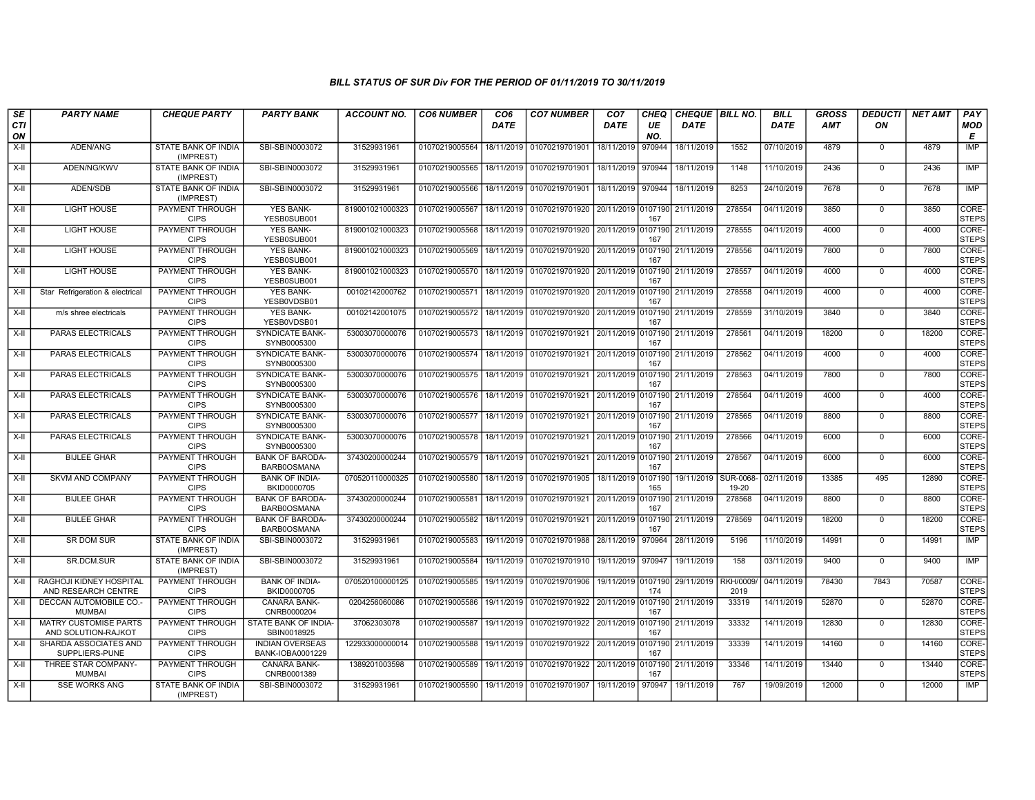## BILL STATUS OF SUR Div FOR THE PERIOD OF 01/11/2019 TO 30/11/2019

| SECTION | PARTY NAME | CHEQUE PARTY | PARTY BANK | ACCOUNT NO. | CO6 NUMBER | CO6 DATE | CO7 NUMBER | CO7 DATE | CHEQUE NO. | CHEQUE DATE | BILL NO. | BILL DATE | GROSS AMT | DEDUCTION | NET AMT | PAY MODE |
|---|---|---|---|---|---|---|---|---|---|---|---|---|---|---|---|---|
| X-II | ADEN/ANG | STATE BANK OF INDIA (IMPREST) | SBI-SBIN0003072 | 31529931961 | 01070219005564 | 18/11/2019 | 01070219701901 | 18/11/2019 | 970944 | 18/11/2019 | 1552 | 07/10/2019 | 4879 | 0 | 4879 | IMP |
| X-II | ADEN/NG/KWV | STATE BANK OF INDIA (IMPREST) | SBI-SBIN0003072 | 31529931961 | 01070219005565 | 18/11/2019 | 01070219701901 | 18/11/2019 | 970944 | 18/11/2019 | 1148 | 11/10/2019 | 2436 | 0 | 2436 | IMP |
| X-II | ADEN/SDB | STATE BANK OF INDIA (IMPREST) | SBI-SBIN0003072 | 31529931961 | 01070219005566 | 18/11/2019 | 01070219701901 | 18/11/2019 | 970944 | 18/11/2019 | 8253 | 24/10/2019 | 7678 | 0 | 7678 | IMP |
| X-II | LIGHT HOUSE | PAYMENT THROUGH CIPS | YES BANK-YESB0SUB001 | 819001021000323 | 01070219005567 | 18/11/2019 | 01070219701920 | 20/11/2019 | 0107190167 | 21/11/2019 | 278554 | 04/11/2019 | 3850 | 0 | 3850 | CORE-STEPS |
| X-II | LIGHT HOUSE | PAYMENT THROUGH CIPS | YES BANK-YESB0SUB001 | 819001021000323 | 01070219005568 | 18/11/2019 | 01070219701920 | 20/11/2019 | 0107190167 | 21/11/2019 | 278555 | 04/11/2019 | 4000 | 0 | 4000 | CORE-STEPS |
| X-II | LIGHT HOUSE | PAYMENT THROUGH CIPS | YES BANK-YESB0SUB001 | 819001021000323 | 01070219005569 | 18/11/2019 | 01070219701920 | 20/11/2019 | 0107190167 | 21/11/2019 | 278556 | 04/11/2019 | 7800 | 0 | 7800 | CORE-STEPS |
| X-II | LIGHT HOUSE | PAYMENT THROUGH CIPS | YES BANK-YESB0SUB001 | 819001021000323 | 01070219005570 | 18/11/2019 | 01070219701920 | 20/11/2019 | 0107190167 | 21/11/2019 | 278557 | 04/11/2019 | 4000 | 0 | 4000 | CORE-STEPS |
| X-II | Star Refrigeration & electrical | PAYMENT THROUGH CIPS | YES BANK-YESB0VDSB01 | 00102142000762 | 01070219005571 | 18/11/2019 | 01070219701920 | 20/11/2019 | 0107190167 | 21/11/2019 | 278558 | 04/11/2019 | 4000 | 0 | 4000 | CORE-STEPS |
| X-II | m/s shree electricals | PAYMENT THROUGH CIPS | YES BANK-YESB0VDSB01 | 00102142001075 | 01070219005572 | 18/11/2019 | 01070219701920 | 20/11/2019 | 0107190167 | 21/11/2019 | 278559 | 31/10/2019 | 3840 | 0 | 3840 | CORE-STEPS |
| X-II | PARAS ELECTRICALS | PAYMENT THROUGH CIPS | SYNDICATE BANK-SYNB0005300 | 53003070000076 | 01070219005573 | 18/11/2019 | 01070219701921 | 20/11/2019 | 0107190167 | 21/11/2019 | 278561 | 04/11/2019 | 18200 | 0 | 18200 | CORE-STEPS |
| X-II | PARAS ELECTRICALS | PAYMENT THROUGH CIPS | SYNDICATE BANK-SYNB0005300 | 53003070000076 | 01070219005574 | 18/11/2019 | 01070219701921 | 20/11/2019 | 0107190167 | 21/11/2019 | 278562 | 04/11/2019 | 4000 | 0 | 4000 | CORE-STEPS |
| X-II | PARAS ELECTRICALS | PAYMENT THROUGH CIPS | SYNDICATE BANK-SYNB0005300 | 53003070000076 | 01070219005575 | 18/11/2019 | 01070219701921 | 20/11/2019 | 0107190167 | 21/11/2019 | 278563 | 04/11/2019 | 7800 | 0 | 7800 | CORE-STEPS |
| X-II | PARAS ELECTRICALS | PAYMENT THROUGH CIPS | SYNDICATE BANK-SYNB0005300 | 53003070000076 | 01070219005576 | 18/11/2019 | 01070219701921 | 20/11/2019 | 0107190167 | 21/11/2019 | 278564 | 04/11/2019 | 4000 | 0 | 4000 | CORE-STEPS |
| X-II | PARAS ELECTRICALS | PAYMENT THROUGH CIPS | SYNDICATE BANK-SYNB0005300 | 53003070000076 | 01070219005577 | 18/11/2019 | 01070219701921 | 20/11/2019 | 0107190167 | 21/11/2019 | 278565 | 04/11/2019 | 8800 | 0 | 8800 | CORE-STEPS |
| X-II | PARAS ELECTRICALS | PAYMENT THROUGH CIPS | SYNDICATE BANK-SYNB0005300 | 53003070000076 | 01070219005578 | 18/11/2019 | 01070219701921 | 20/11/2019 | 0107190167 | 21/11/2019 | 278566 | 04/11/2019 | 6000 | 0 | 6000 | CORE-STEPS |
| X-II | BIJLEE GHAR | PAYMENT THROUGH CIPS | BANK OF BARODA-BARB0OSMANA | 37430200000244 | 01070219005579 | 18/11/2019 | 01070219701921 | 20/11/2019 | 0107190167 | 21/11/2019 | 278567 | 04/11/2019 | 6000 | 0 | 6000 | CORE-STEPS |
| X-II | SKVM AND COMPANY | PAYMENT THROUGH CIPS | BANK OF INDIA-BKID0000705 | 070520110000325 | 01070219005580 | 18/11/2019 | 01070219701905 | 18/11/2019 | 0107190165 | 19/11/2019 | SUR-0068-19-20 | 02/11/2019 | 13385 | 495 | 12890 | CORE-STEPS |
| X-II | BIJLEE GHAR | PAYMENT THROUGH CIPS | BANK OF BARODA-BARB0OSMANA | 37430200000244 | 01070219005581 | 18/11/2019 | 01070219701921 | 20/11/2019 | 0107190167 | 21/11/2019 | 278568 | 04/11/2019 | 8800 | 0 | 8800 | CORE-STEPS |
| X-II | BIJLEE GHAR | PAYMENT THROUGH CIPS | BANK OF BARODA-BARB0OSMANA | 37430200000244 | 01070219005582 | 18/11/2019 | 01070219701921 | 20/11/2019 | 0107190167 | 21/11/2019 | 278569 | 04/11/2019 | 18200 | 0 | 18200 | CORE-STEPS |
| X-II | SR DOM SUR | STATE BANK OF INDIA (IMPREST) | SBI-SBIN0003072 | 31529931961 | 01070219005583 | 19/11/2019 | 01070219701988 | 28/11/2019 | 970964 | 28/11/2019 | 5196 | 11/10/2019 | 14991 | 0 | 14991 | IMP |
| X-II | SR.DCM.SUR | STATE BANK OF INDIA (IMPREST) | SBI-SBIN0003072 | 31529931961 | 01070219005584 | 19/11/2019 | 01070219701910 | 19/11/2019 | 970947 | 19/11/2019 | 158 | 03/11/2019 | 9400 | 0 | 9400 | IMP |
| X-II | RAGHOJI KIDNEY HOSPITAL AND RESEARCH CENTRE | PAYMENT THROUGH CIPS | BANK OF INDIA-BKID0000705 | 070520100000125 | 01070219005585 | 19/11/2019 | 01070219701906 | 19/11/2019 | 0107190174 | 29/11/2019 | RKH/0009/2019 | 04/11/2019 | 78430 | 7843 | 70587 | CORE-STEPS |
| X-II | DECCAN AUTOMOBILE CO.-MUMBAI | PAYMENT THROUGH CIPS | CANARA BANK-CNRB0000204 | 0204256060086 | 01070219005586 | 19/11/2019 | 01070219701922 | 20/11/2019 | 0107190167 | 21/11/2019 | 33319 | 14/11/2019 | 52870 | 0 | 52870 | CORE-STEPS |
| X-II | MATRY CUSTOMISE PARTS AND SOLUTION-RAJKOT | PAYMENT THROUGH CIPS | STATE BANK OF INDIA-SBIN0018925 | 37062303078 | 01070219005587 | 19/11/2019 | 01070219701922 | 20/11/2019 | 0107190167 | 21/11/2019 | 33332 | 14/11/2019 | 12830 | 0 | 12830 | CORE-STEPS |
| X-II | SHARDA ASSOCIATES AND SUPPLIERS-PUNE | PAYMENT THROUGH CIPS | INDIAN OVERSEAS BANK-IOBA0001229 | 122933000000014 | 01070219005588 | 19/11/2019 | 01070219701922 | 20/11/2019 | 0107190167 | 21/11/2019 | 33339 | 14/11/2019 | 14160 | 0 | 14160 | CORE-STEPS |
| X-II | THREE STAR COMPANY-MUMBAI | PAYMENT THROUGH CIPS | CANARA BANK-CNRB0001389 | 1389201003598 | 01070219005589 | 19/11/2019 | 01070219701922 | 20/11/2019 | 0107190167 | 21/11/2019 | 33346 | 14/11/2019 | 13440 | 0 | 13440 | CORE-STEPS |
| X-II | SSE WORKS ANG | STATE BANK OF INDIA (IMPREST) | SBI-SBIN0003072 | 31529931961 | 01070219005590 | 19/11/2019 | 01070219701907 | 19/11/2019 | 970947 | 19/11/2019 | 767 | 19/09/2019 | 12000 | 0 | 12000 | IMP |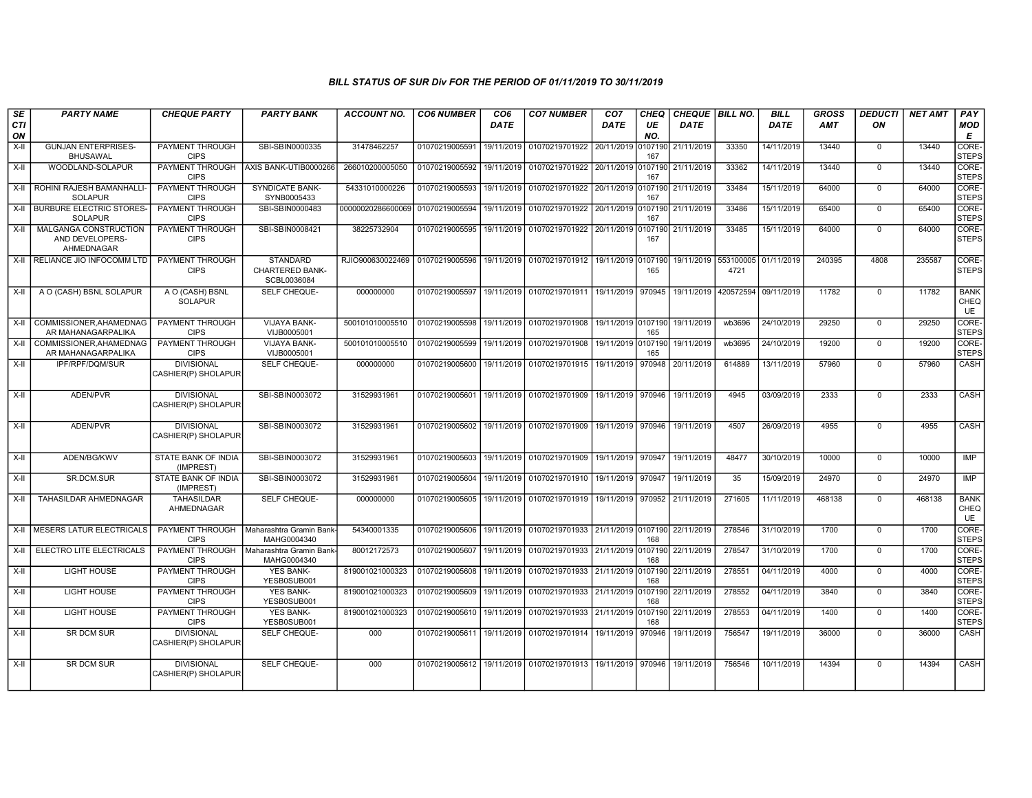## BILL STATUS OF SUR Div FOR THE PERIOD OF 01/11/2019 TO 30/11/2019

| SECTION | PARTY NAME | CHEQUE PARTY | PARTY BANK | ACCOUNT NO. | CO6 NUMBER | CO6 DATE | CO7 NUMBER | CO7 DATE | CHEQUE NO. | CHEQUE DATE | BILL NO. | BILL DATE | GROSS AMT | DEDUCTION | NET AMT | PAY MODE |
|---|---|---|---|---|---|---|---|---|---|---|---|---|---|---|---|---|
| X-II | GUNJAN ENTERPRISES-BHUSAWAL | PAYMENT THROUGH CIPS | SBI-SBIN0000335 | 31478462257 | 01070219005591 | 19/11/2019 | 01070219701922 | 20/11/2019 | 0107190167 | 21/11/2019 | 33350 | 14/11/2019 | 13440 | 0 | 13440 | CORE-STEPS |
| X-II | WOODLAND-SOLAPUR | PAYMENT THROUGH CIPS | AXIS BANK-UTIB0000266 | 266010200005050 | 01070219005592 | 19/11/2019 | 01070219701922 | 20/11/2019 | 0107190167 | 21/11/2019 | 33362 | 14/11/2019 | 13440 | 0 | 13440 | CORE-STEPS |
| X-II | ROHINI RAJESH BAMANHALLI-SOLAPUR | PAYMENT THROUGH CIPS | SYNDICATE BANK-SYNB0005433 | 54331010000226 | 01070219005593 | 19/11/2019 | 01070219701922 | 20/11/2019 | 0107190167 | 21/11/2019 | 33484 | 15/11/2019 | 64000 | 0 | 64000 | CORE-STEPS |
| X-II | BURBURE ELECTRIC STORES-SOLAPUR | PAYMENT THROUGH CIPS | SBI-SBIN0000483 | 00000020286600069 | 01070219005594 | 19/11/2019 | 01070219701922 | 20/11/2019 | 0107190167 | 21/11/2019 | 33486 | 15/11/2019 | 65400 | 0 | 65400 | CORE-STEPS |
| X-II | MALGANGA CONSTRUCTION AND DEVELOPERS-AHMEDNAGAR | PAYMENT THROUGH CIPS | SBI-SBIN0008421 | 38225732904 | 01070219005595 | 19/11/2019 | 01070219701922 | 20/11/2019 | 0107190167 | 21/11/2019 | 33485 | 15/11/2019 | 64000 | 0 | 64000 | CORE-STEPS |
| X-II | RELIANCE JIO INFOCOMM LTD | PAYMENT THROUGH CIPS | STANDARD CHARTERED BANK-SCBL0036084 | RJIO900630022469 | 01070219005596 | 19/11/2019 | 01070219701912 | 19/11/2019 | 0107190165 | 19/11/2019 | 5531000054721 | 01/11/2019 | 240395 | 4808 | 235587 | CORE-STEPS |
| X-II | A O (CASH) BSNL SOLAPUR | A O (CASH) BSNL SOLAPUR | SELF CHEQUE- | 000000000 | 01070219005597 | 19/11/2019 | 01070219701911 | 19/11/2019 | 970945 | 19/11/2019 | 420572594 | 09/11/2019 | 11782 | 0 | 11782 | BANK CHEQUE |
| X-II | COMMISSIONER,AHAMEDNAGAR MAHANAGARPALIKA | PAYMENT THROUGH CIPS | VIJAYA BANK-VIJB0005001 | 500101010005510 | 01070219005598 | 19/11/2019 | 01070219701908 | 19/11/2019 | 0107190165 | 19/11/2019 | wb3696 | 24/10/2019 | 29250 | 0 | 29250 | CORE-STEPS |
| X-II | COMMISSIONER,AHAMEDNAGAR MAHANAGARPALIKA | PAYMENT THROUGH CIPS | VIJAYA BANK-VIJB0005001 | 500101010005510 | 01070219005599 | 19/11/2019 | 01070219701908 | 19/11/2019 | 0107190165 | 19/11/2019 | wb3695 | 24/10/2019 | 19200 | 0 | 19200 | CORE-STEPS |
| X-II | IPF/RPF/DQM/SUR | DIVISIONAL CASHIER(P) SHOLAPUR | SELF CHEQUE- | 000000000 | 01070219005600 | 19/11/2019 | 01070219701915 | 19/11/2019 | 970948 | 20/11/2019 | 614889 | 13/11/2019 | 57960 | 0 | 57960 | CASH |
| X-II | ADEN/PVR | DIVISIONAL CASHIER(P) SHOLAPUR | SBI-SBIN0003072 | 31529931961 | 01070219005601 | 19/11/2019 | 01070219701909 | 19/11/2019 | 970946 | 19/11/2019 | 4945 | 03/09/2019 | 2333 | 0 | 2333 | CASH |
| X-II | ADEN/PVR | DIVISIONAL CASHIER(P) SHOLAPUR | SBI-SBIN0003072 | 31529931961 | 01070219005602 | 19/11/2019 | 01070219701909 | 19/11/2019 | 970946 | 19/11/2019 | 4507 | 26/09/2019 | 4955 | 0 | 4955 | CASH |
| X-II | ADEN/BG/KWV | STATE BANK OF INDIA (IMPREST) | SBI-SBIN0003072 | 31529931961 | 01070219005603 | 19/11/2019 | 01070219701909 | 19/11/2019 | 970947 | 19/11/2019 | 48477 | 30/10/2019 | 10000 | 0 | 10000 | IMP |
| X-II | SR.DCM.SUR | STATE BANK OF INDIA (IMPREST) | SBI-SBIN0003072 | 31529931961 | 01070219005604 | 19/11/2019 | 01070219701910 | 19/11/2019 | 970947 | 19/11/2019 | 35 | 15/09/2019 | 24970 | 0 | 24970 | IMP |
| X-II | TAHASILDAR AHMEDNAGAR | TAHASILDAR AHMEDNAGAR | SELF CHEQUE- | 000000000 | 01070219005605 | 19/11/2019 | 01070219701919 | 19/11/2019 | 970952 | 21/11/2019 | 271605 | 11/11/2019 | 468138 | 0 | 468138 | BANK CHEQUE |
| X-II | MESERS LATUR ELECTRICALS | PAYMENT THROUGH CIPS | Maharashtra Gramin Bank-MAHG0004340 | 54340001335 | 01070219005606 | 19/11/2019 | 01070219701933 | 21/11/2019 | 0107190168 | 22/11/2019 | 278546 | 31/10/2019 | 1700 | 0 | 1700 | CORE-STEPS |
| X-II | ELECTRO LITE ELECTRICALS | PAYMENT THROUGH CIPS | Maharashtra Gramin Bank-MAHG0004340 | 80012172573 | 01070219005607 | 19/11/2019 | 01070219701933 | 21/11/2019 | 0107190168 | 22/11/2019 | 278547 | 31/10/2019 | 1700 | 0 | 1700 | CORE-STEPS |
| X-II | LIGHT HOUSE | PAYMENT THROUGH CIPS | YES BANK-YESB0SUB001 | 819001021000323 | 01070219005608 | 19/11/2019 | 01070219701933 | 21/11/2019 | 0107190168 | 22/11/2019 | 278551 | 04/11/2019 | 4000 | 0 | 4000 | CORE-STEPS |
| X-II | LIGHT HOUSE | PAYMENT THROUGH CIPS | YES BANK-YESB0SUB001 | 819001021000323 | 01070219005609 | 19/11/2019 | 01070219701933 | 21/11/2019 | 0107190168 | 22/11/2019 | 278552 | 04/11/2019 | 3840 | 0 | 3840 | CORE-STEPS |
| X-II | LIGHT HOUSE | PAYMENT THROUGH CIPS | YES BANK-YESB0SUB001 | 819001021000323 | 01070219005610 | 19/11/2019 | 01070219701933 | 21/11/2019 | 0107190168 | 22/11/2019 | 278553 | 04/11/2019 | 1400 | 0 | 1400 | CORE-STEPS |
| X-II | SR DCM SUR | DIVISIONAL CASHIER(P) SHOLAPUR | SELF CHEQUE- | 000 | 01070219005611 | 19/11/2019 | 01070219701914 | 19/11/2019 | 970946 | 19/11/2019 | 756547 | 19/11/2019 | 36000 | 0 | 36000 | CASH |
| X-II | SR DCM SUR | DIVISIONAL CASHIER(P) SHOLAPUR | SELF CHEQUE- | 000 | 01070219005612 | 19/11/2019 | 01070219701913 | 19/11/2019 | 970946 | 19/11/2019 | 756546 | 10/11/2019 | 14394 | 0 | 14394 | CASH |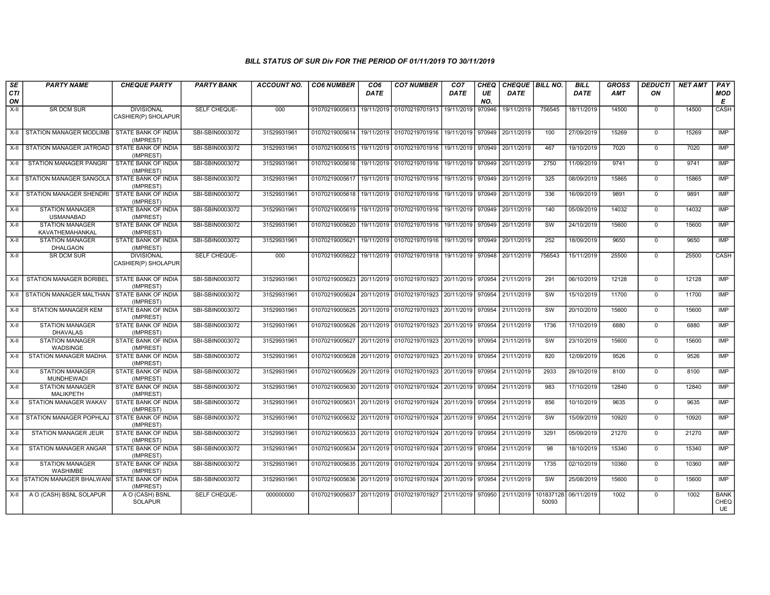*BILL STATUS OF SUR Div FOR THE PERIOD OF 01/11/2019 TO 30/11/2019*

| SECTION | PARTY NAME | CHEQUE PARTY | PARTY BANK | ACCOUNT NO. | CO6 NUMBER | CO6 DATE | CO7 NUMBER | CO7 DATE | CHEQUE NO. | CHEQUE DATE | BILL NO. | BILL DATE | GROSS AMT | DEDUCTION | NET AMT | PAY MODE |
|---|---|---|---|---|---|---|---|---|---|---|---|---|---|---|---|---|
| X-II | SR DCM SUR | DIVISIONAL CASHIER(P) SHOLAPUR | SELF CHEQUE- | 000 | 01070219005613 | 19/11/2019 | 01070219701913 | 19/11/2019 | 970946 | 19/11/2019 | 756545 | 18/11/2019 | 14500 | 0 | 14500 | CASH |
| X-II | STATION MANAGER MODLIMB | STATE BANK OF INDIA (IMPREST) | SBI-SBIN0003072 | 31529931961 | 01070219005614 | 19/11/2019 | 01070219701916 | 19/11/2019 | 970949 | 20/11/2019 | 100 | 27/09/2019 | 15269 | 0 | 15269 | IMP |
| X-II | STATION MANAGER JATROAD | STATE BANK OF INDIA (IMPREST) | SBI-SBIN0003072 | 31529931961 | 01070219005615 | 19/11/2019 | 01070219701916 | 19/11/2019 | 970949 | 20/11/2019 | 467 | 19/10/2019 | 7020 | 0 | 7020 | IMP |
| X-II | STATION MANAGER PANGRI | STATE BANK OF INDIA (IMPREST) | SBI-SBIN0003072 | 31529931961 | 01070219005616 | 19/11/2019 | 01070219701916 | 19/11/2019 | 970949 | 20/11/2019 | 2750 | 11/09/2019 | 9741 | 0 | 9741 | IMP |
| X-II | STATION MANAGER SANGOLA | STATE BANK OF INDIA (IMPREST) | SBI-SBIN0003072 | 31529931961 | 01070219005617 | 19/11/2019 | 01070219701916 | 19/11/2019 | 970949 | 20/11/2019 | 325 | 08/09/2019 | 15865 | 0 | 15865 | IMP |
| X-II | STATION MANAGER SHENDRI | STATE BANK OF INDIA (IMPREST) | SBI-SBIN0003072 | 31529931961 | 01070219005618 | 19/11/2019 | 01070219701916 | 19/11/2019 | 970949 | 20/11/2019 | 336 | 16/09/2019 | 9891 | 0 | 9891 | IMP |
| X-II | STATION MANAGER USMANABAD | STATE BANK OF INDIA (IMPREST) | SBI-SBIN0003072 | 31529931961 | 01070219005619 | 19/11/2019 | 01070219701916 | 19/11/2019 | 970949 | 20/11/2019 | 140 | 05/09/2019 | 14032 | 0 | 14032 | IMP |
| X-II | STATION MANAGER KAVATHEMAHANKAL | STATE BANK OF INDIA (IMPREST) | SBI-SBIN0003072 | 31529931961 | 01070219005620 | 19/11/2019 | 01070219701916 | 19/11/2019 | 970949 | 20/11/2019 | SW | 24/10/2019 | 15600 | 0 | 15600 | IMP |
| X-II | STATION MANAGER DHALGAON | STATE BANK OF INDIA (IMPREST) | SBI-SBIN0003072 | 31529931961 | 01070219005621 | 19/11/2019 | 01070219701916 | 19/11/2019 | 970949 | 20/11/2019 | 252 | 18/09/2019 | 9650 | 0 | 9650 | IMP |
| X-II | SR DCM SUR | DIVISIONAL CASHIER(P) SHOLAPUR | SELF CHEQUE- | 000 | 01070219005622 | 19/11/2019 | 01070219701918 | 19/11/2019 | 970948 | 20/11/2019 | 756543 | 15/11/2019 | 25500 | 0 | 25500 | CASH |
| X-II | STATION MANAGER BORIBEL | STATE BANK OF INDIA (IMPREST) | SBI-SBIN0003072 | 31529931961 | 01070219005623 | 20/11/2019 | 01070219701923 | 20/11/2019 | 970954 | 21/11/2019 | 291 | 06/10/2019 | 12128 | 0 | 12128 | IMP |
| X-II | STATION MANAGER MALTHAN | STATE BANK OF INDIA (IMPREST) | SBI-SBIN0003072 | 31529931961 | 01070219005624 | 20/11/2019 | 01070219701923 | 20/11/2019 | 970954 | 21/11/2019 | SW | 15/10/2019 | 11700 | 0 | 11700 | IMP |
| X-II | STATION MANAGER KEM | STATE BANK OF INDIA (IMPREST) | SBI-SBIN0003072 | 31529931961 | 01070219005625 | 20/11/2019 | 01070219701923 | 20/11/2019 | 970954 | 21/11/2019 | SW | 20/10/2019 | 15600 | 0 | 15600 | IMP |
| X-II | STATION MANAGER DHAVALAS | STATE BANK OF INDIA (IMPREST) | SBI-SBIN0003072 | 31529931961 | 01070219005626 | 20/11/2019 | 01070219701923 | 20/11/2019 | 970954 | 21/11/2019 | 1736 | 17/10/2019 | 6880 | 0 | 6880 | IMP |
| X-II | STATION MANAGER WADSINGE | STATE BANK OF INDIA (IMPREST) | SBI-SBIN0003072 | 31529931961 | 01070219005627 | 20/11/2019 | 01070219701923 | 20/11/2019 | 970954 | 21/11/2019 | SW | 23/10/2019 | 15600 | 0 | 15600 | IMP |
| X-II | STATION MANAGER MADHA | STATE BANK OF INDIA (IMPREST) | SBI-SBIN0003072 | 31529931961 | 01070219005628 | 20/11/2019 | 01070219701923 | 20/11/2019 | 970954 | 21/11/2019 | 820 | 12/09/2019 | 9526 | 0 | 9526 | IMP |
| X-II | STATION MANAGER MUNDHEWADI | STATE BANK OF INDIA (IMPREST) | SBI-SBIN0003072 | 31529931961 | 01070219005629 | 20/11/2019 | 01070219701923 | 20/11/2019 | 970954 | 21/11/2019 | 2933 | 29/10/2019 | 8100 | 0 | 8100 | IMP |
| X-II | STATION MANAGER MALIKPETH | STATE BANK OF INDIA (IMPREST) | SBI-SBIN0003072 | 31529931961 | 01070219005630 | 20/11/2019 | 01070219701924 | 20/11/2019 | 970954 | 21/11/2019 | 983 | 17/10/2019 | 12840 | 0 | 12840 | IMP |
| X-II | STATION MANAGER WAKAV | STATE BANK OF INDIA (IMPREST) | SBI-SBIN0003072 | 31529931961 | 01070219005631 | 20/11/2019 | 01070219701924 | 20/11/2019 | 970954 | 21/11/2019 | 856 | 10/10/2019 | 9635 | 0 | 9635 | IMP |
| X-II | STATION MANAGER POPHLAJ | STATE BANK OF INDIA (IMPREST) | SBI-SBIN0003072 | 31529931961 | 01070219005632 | 20/11/2019 | 01070219701924 | 20/11/2019 | 970954 | 21/11/2019 | SW | 15/09/2019 | 10920 | 0 | 10920 | IMP |
| X-II | STATION MANAGER JEUR | STATE BANK OF INDIA (IMPREST) | SBI-SBIN0003072 | 31529931961 | 01070219005633 | 20/11/2019 | 01070219701924 | 20/11/2019 | 970954 | 21/11/2019 | 3291 | 05/09/2019 | 21270 | 0 | 21270 | IMP |
| X-II | STATION MANAGER ANGAR | STATE BANK OF INDIA (IMPREST) | SBI-SBIN0003072 | 31529931961 | 01070219005634 | 20/11/2019 | 01070219701924 | 20/11/2019 | 970954 | 21/11/2019 | 98 | 18/10/2019 | 15340 | 0 | 15340 | IMP |
| X-II | STATION MANAGER WASHIMBE | STATE BANK OF INDIA (IMPREST) | SBI-SBIN0003072 | 31529931961 | 01070219005635 | 20/11/2019 | 01070219701924 | 20/11/2019 | 970954 | 21/11/2019 | 1735 | 02/10/2019 | 10360 | 0 | 10360 | IMP |
| X-II | STATION MANAGER BHALWANI | STATE BANK OF INDIA (IMPREST) | SBI-SBIN0003072 | 31529931961 | 01070219005636 | 20/11/2019 | 01070219701924 | 20/11/2019 | 970954 | 21/11/2019 | SW | 25/08/2019 | 15600 | 0 | 15600 | IMP |
| X-II | A O (CASH) BSNL SOLAPUR | A O (CASH) BSNL SOLAPUR | SELF CHEQUE- | 000000000 | 01070219005637 | 20/11/2019 | 01070219701927 | 21/11/2019 | 970950 | 21/11/2019 | 10183712850093 | 06/11/2019 | 1002 | 0 | 1002 | BANK CHEQUE |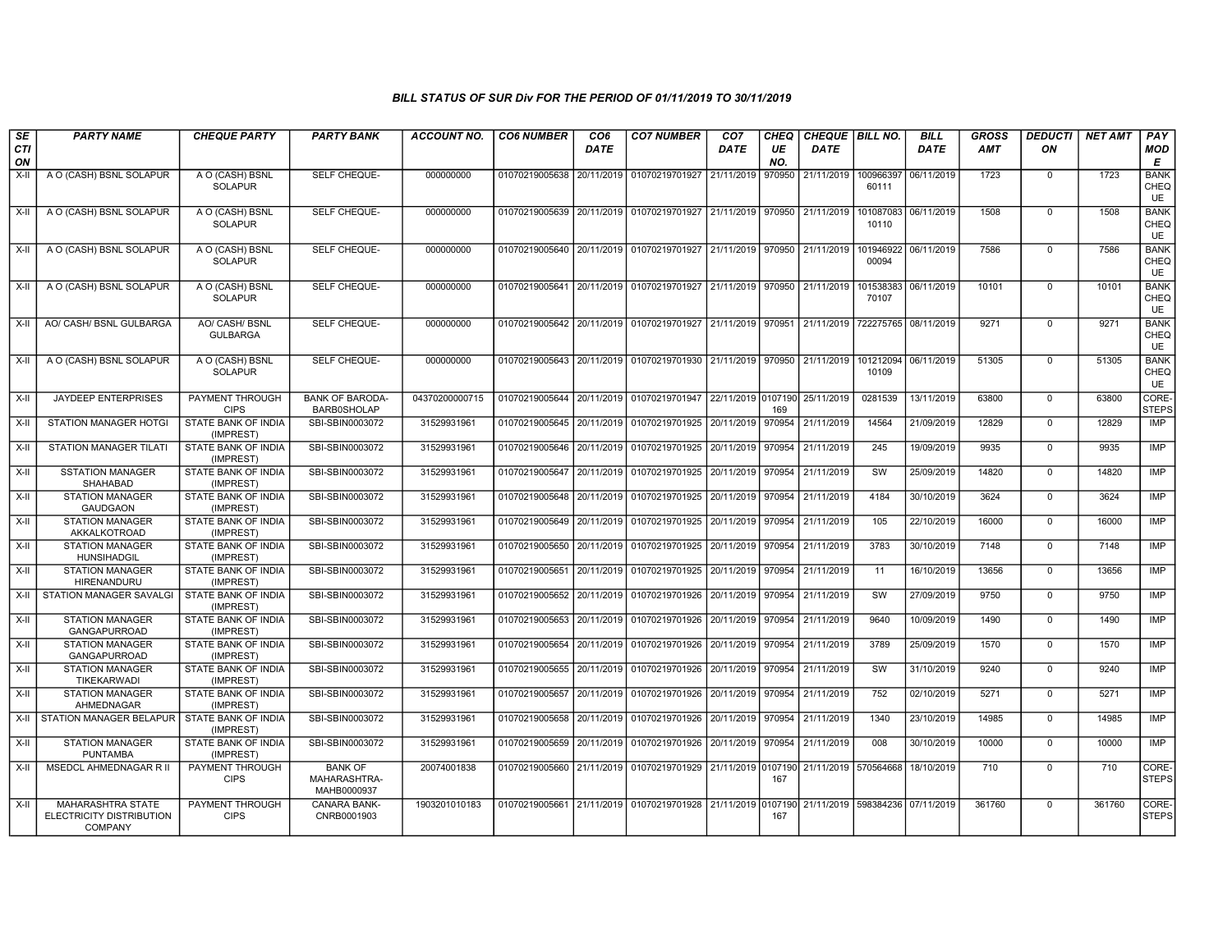### BILL STATUS OF SUR Div FOR THE PERIOD OF 01/11/2019 TO 30/11/2019

| SECTION | PARTY NAME | CHEQUE PARTY | PARTY BANK | ACCOUNT NO. | CO6 NUMBER | CO6 DATE | CO7 NUMBER | CO7 DATE | CHEQUE NO. | CHEQUE DATE | BILL NO. | BILL DATE | GROSS AMT | DEDUCTION | NET AMT | PAY MODE |
|---|---|---|---|---|---|---|---|---|---|---|---|---|---|---|---|---|
| X-II | A O (CASH) BSNL SOLAPUR | A O (CASH) BSNL SOLAPUR | SELF CHEQUE- | 000000000 | 01070219005638 | 20/11/2019 | 01070219701927 | 21/11/2019 | 970950 | 21/11/2019 | 10096639760111 | 06/11/2019 | 1723 | 0 | 1723 | BANK CHEQUE |
| X-II | A O (CASH) BSNL SOLAPUR | A O (CASH) BSNL SOLAPUR | SELF CHEQUE- | 000000000 | 01070219005639 | 20/11/2019 | 01070219701927 | 21/11/2019 | 970950 | 21/11/2019 | 10108708310110 | 06/11/2019 | 1508 | 0 | 1508 | BANK CHEQUE |
| X-II | A O (CASH) BSNL SOLAPUR | A O (CASH) BSNL SOLAPUR | SELF CHEQUE- | 000000000 | 01070219005640 | 20/11/2019 | 01070219701927 | 21/11/2019 | 970950 | 21/11/2019 | 10194692200094 | 06/11/2019 | 7586 | 0 | 7586 | BANK CHEQUE |
| X-II | A O (CASH) BSNL SOLAPUR | A O (CASH) BSNL SOLAPUR | SELF CHEQUE- | 000000000 | 01070219005641 | 20/11/2019 | 01070219701927 | 21/11/2019 | 970950 | 21/11/2019 | 10153838370107 | 06/11/2019 | 10101 | 0 | 10101 | BANK CHEQUE |
| X-II | AO/ CASH/ BSNL GULBARGA | AO/ CASH/ BSNL GULBARGA | SELF CHEQUE- | 000000000 | 01070219005642 | 20/11/2019 | 01070219701927 | 21/11/2019 | 970951 | 21/11/2019 | 722275765 | 08/11/2019 | 9271 | 0 | 9271 | BANK CHEQUE |
| X-II | A O (CASH) BSNL SOLAPUR | A O (CASH) BSNL SOLAPUR | SELF CHEQUE- | 000000000 | 01070219005643 | 20/11/2019 | 01070219701930 | 21/11/2019 | 970950 | 21/11/2019 | 10121209410109 | 06/11/2019 | 51305 | 0 | 51305 | BANK CHEQUE |
| X-II | JAYDEEP ENTERPRISES | PAYMENT THROUGH CIPS | BANK OF BARODA-BARB0SHOLAP | 04370200000715 | 01070219005644 | 20/11/2019 | 01070219701947 | 22/11/2019 | 0107190169 | 25/11/2019 | 0281539 | 13/11/2019 | 63800 | 0 | 63800 | CORE-STEPS |
| X-II | STATION MANAGER HOTGI | STATE BANK OF INDIA (IMPREST) | SBI-SBIN0003072 | 31529931961 | 01070219005645 | 20/11/2019 | 01070219701925 | 20/11/2019 | 970954 | 21/11/2019 | 14564 | 21/09/2019 | 12829 | 0 | 12829 | IMP |
| X-II | STATION MANAGER TILATI | STATE BANK OF INDIA (IMPREST) | SBI-SBIN0003072 | 31529931961 | 01070219005646 | 20/11/2019 | 01070219701925 | 20/11/2019 | 970954 | 21/11/2019 | 245 | 19/09/2019 | 9935 | 0 | 9935 | IMP |
| X-II | SSTATION MANAGER SHAHABAD | STATE BANK OF INDIA (IMPREST) | SBI-SBIN0003072 | 31529931961 | 01070219005647 | 20/11/2019 | 01070219701925 | 20/11/2019 | 970954 | 21/11/2019 | SW | 25/09/2019 | 14820 | 0 | 14820 | IMP |
| X-II | STATION MANAGER GAUDGAON | STATE BANK OF INDIA (IMPREST) | SBI-SBIN0003072 | 31529931961 | 01070219005648 | 20/11/2019 | 01070219701925 | 20/11/2019 | 970954 | 21/11/2019 | 4184 | 30/10/2019 | 3624 | 0 | 3624 | IMP |
| X-II | STATION MANAGER AKKALKOTROAD | STATE BANK OF INDIA (IMPREST) | SBI-SBIN0003072 | 31529931961 | 01070219005649 | 20/11/2019 | 01070219701925 | 20/11/2019 | 970954 | 21/11/2019 | 105 | 22/10/2019 | 16000 | 0 | 16000 | IMP |
| X-II | STATION MANAGER HUNSIHADGIL | STATE BANK OF INDIA (IMPREST) | SBI-SBIN0003072 | 31529931961 | 01070219005650 | 20/11/2019 | 01070219701925 | 20/11/2019 | 970954 | 21/11/2019 | 3783 | 30/10/2019 | 7148 | 0 | 7148 | IMP |
| X-II | STATION MANAGER HIRENANDURU | STATE BANK OF INDIA (IMPREST) | SBI-SBIN0003072 | 31529931961 | 01070219005651 | 20/11/2019 | 01070219701925 | 20/11/2019 | 970954 | 21/11/2019 | 11 | 16/10/2019 | 13656 | 0 | 13656 | IMP |
| X-II | STATION MANAGER SAVALGI | STATE BANK OF INDIA (IMPREST) | SBI-SBIN0003072 | 31529931961 | 01070219005652 | 20/11/2019 | 01070219701926 | 20/11/2019 | 970954 | 21/11/2019 | SW | 27/09/2019 | 9750 | 0 | 9750 | IMP |
| X-II | STATION MANAGER GANGAPURROAD | STATE BANK OF INDIA (IMPREST) | SBI-SBIN0003072 | 31529931961 | 01070219005653 | 20/11/2019 | 01070219701926 | 20/11/2019 | 970954 | 21/11/2019 | 9640 | 10/09/2019 | 1490 | 0 | 1490 | IMP |
| X-II | STATION MANAGER GANGAPURROAD | STATE BANK OF INDIA (IMPREST) | SBI-SBIN0003072 | 31529931961 | 01070219005654 | 20/11/2019 | 01070219701926 | 20/11/2019 | 970954 | 21/11/2019 | 3789 | 25/09/2019 | 1570 | 0 | 1570 | IMP |
| X-II | STATION MANAGER TIKEKARWADI | STATE BANK OF INDIA (IMPREST) | SBI-SBIN0003072 | 31529931961 | 01070219005655 | 20/11/2019 | 01070219701926 | 20/11/2019 | 970954 | 21/11/2019 | SW | 31/10/2019 | 9240 | 0 | 9240 | IMP |
| X-II | STATION MANAGER AHMEDNAGAR | STATE BANK OF INDIA (IMPREST) | SBI-SBIN0003072 | 31529931961 | 01070219005657 | 20/11/2019 | 01070219701926 | 20/11/2019 | 970954 | 21/11/2019 | 752 | 02/10/2019 | 5271 | 0 | 5271 | IMP |
| X-II | STATION MANAGER BELAPUR | STATE BANK OF INDIA (IMPREST) | SBI-SBIN0003072 | 31529931961 | 01070219005658 | 20/11/2019 | 01070219701926 | 20/11/2019 | 970954 | 21/11/2019 | 1340 | 23/10/2019 | 14985 | 0 | 14985 | IMP |
| X-II | STATION MANAGER PUNTAMBA | STATE BANK OF INDIA (IMPREST) | SBI-SBIN0003072 | 31529931961 | 01070219005659 | 20/11/2019 | 01070219701926 | 20/11/2019 | 970954 | 21/11/2019 | 008 | 30/10/2019 | 10000 | 0 | 10000 | IMP |
| X-II | MSEDCL AHMEDNAGAR R II | PAYMENT THROUGH CIPS | BANK OF MAHARASHTRA-MAHB0000937 | 20074001838 | 01070219005660 | 21/11/2019 | 01070219701929 | 21/11/2019 | 0107190167 | 21/11/2019 | 570564668 | 18/10/2019 | 710 | 0 | 710 | CORE-STEPS |
| X-II | MAHARASHTRA STATE ELECTRICITY DISTRIBUTION COMPANY | PAYMENT THROUGH CIPS | CANARA BANK-CNRB0001903 | 1903201010183 | 01070219005661 | 21/11/2019 | 01070219701928 | 21/11/2019 | 0107190167 | 21/11/2019 | 598384236 | 07/11/2019 | 361760 | 0 | 361760 | CORE-STEPS |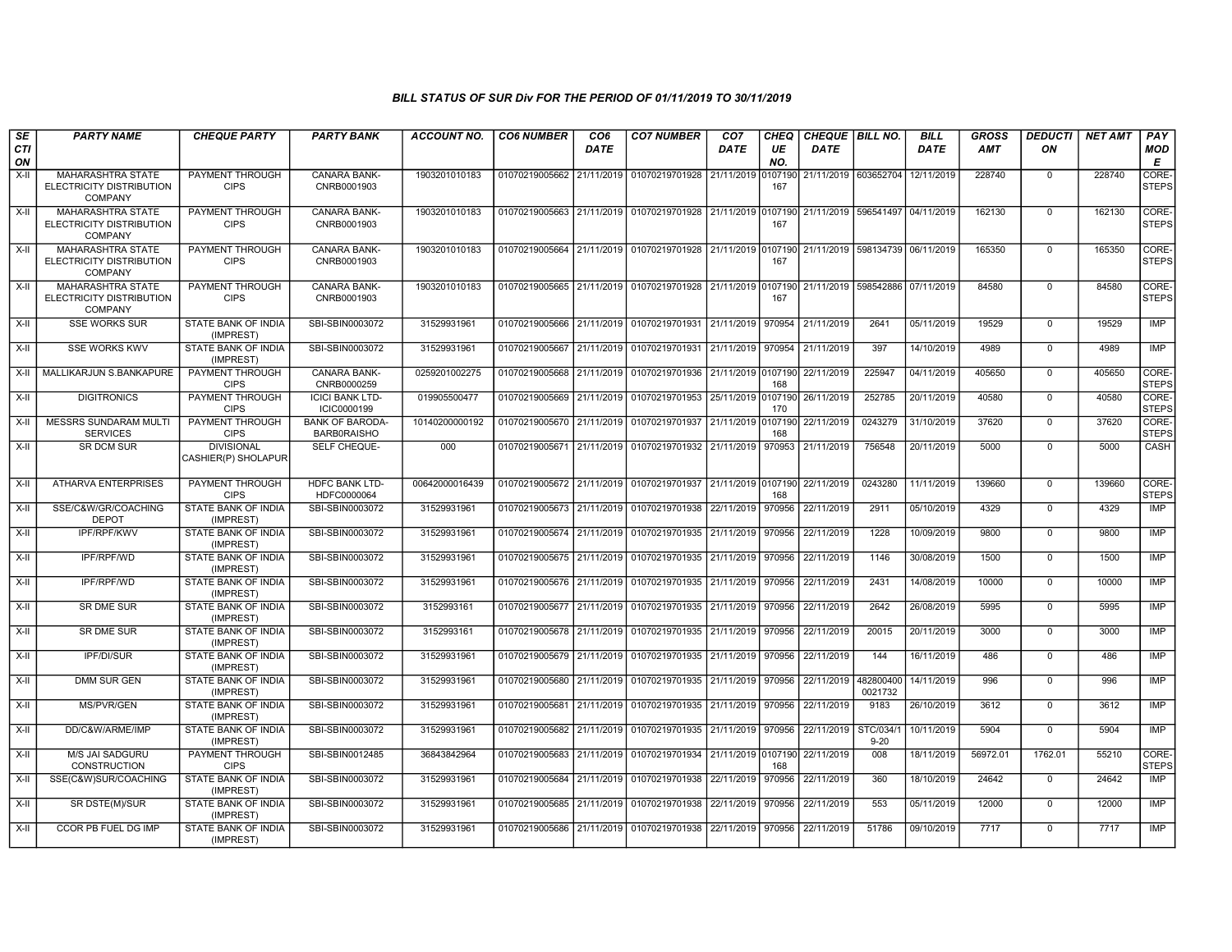### BILL STATUS OF SUR Div FOR THE PERIOD OF 01/11/2019 TO 30/11/2019

| SECTION | PARTY NAME | CHEQUE PARTY | PARTY BANK | ACCOUNT NO. | CO6 NUMBER | CO6 DATE | CO7 NUMBER | CO7 DATE | CHEQUE NO. | CHEQUE DATE | BILL NO. | BILL DATE | GROSS AMT | DEDUCTION | NET AMT | PAY MODE |
|---|---|---|---|---|---|---|---|---|---|---|---|---|---|---|---|---|
| X-II | MAHARASHTRA STATE ELECTRICITY DISTRIBUTION COMPANY | PAYMENT THROUGH CIPS | CANARA BANK-CNRB0001903 | 1903201010183 | 01070219005662 | 21/11/2019 | 01070219701928 | 21/11/2019 | 0107190167 | 21/11/2019 | 603652704 | 12/11/2019 | 228740 | 0 | 228740 | CORE-STEPS |
| X-II | MAHARASHTRA STATE ELECTRICITY DISTRIBUTION COMPANY | PAYMENT THROUGH CIPS | CANARA BANK-CNRB0001903 | 1903201010183 | 01070219005663 | 21/11/2019 | 01070219701928 | 21/11/2019 | 0107190167 | 21/11/2019 | 596541497 | 04/11/2019 | 162130 | 0 | 162130 | CORE-STEPS |
| X-II | MAHARASHTRA STATE ELECTRICITY DISTRIBUTION COMPANY | PAYMENT THROUGH CIPS | CANARA BANK-CNRB0001903 | 1903201010183 | 01070219005664 | 21/11/2019 | 01070219701928 | 21/11/2019 | 0107190167 | 21/11/2019 | 598134739 | 06/11/2019 | 165350 | 0 | 165350 | CORE-STEPS |
| X-II | MAHARASHTRA STATE ELECTRICITY DISTRIBUTION COMPANY | PAYMENT THROUGH CIPS | CANARA BANK-CNRB0001903 | 1903201010183 | 01070219005665 | 21/11/2019 | 01070219701928 | 21/11/2019 | 0107190167 | 21/11/2019 | 598542886 | 07/11/2019 | 84580 | 0 | 84580 | CORE-STEPS |
| X-II | SSE WORKS SUR | STATE BANK OF INDIA (IMPREST) | SBI-SBIN0003072 | 31529931961 | 01070219005666 | 21/11/2019 | 01070219701931 | 21/11/2019 | 970954 | 21/11/2019 | 2641 | 05/11/2019 | 19529 | 0 | 19529 | IMP |
| X-II | SSE WORKS KWV | STATE BANK OF INDIA (IMPREST) | SBI-SBIN0003072 | 31529931961 | 01070219005667 | 21/11/2019 | 01070219701931 | 21/11/2019 | 970954 | 21/11/2019 | 397 | 14/10/2019 | 4989 | 0 | 4989 | IMP |
| X-II | MALLIKARJUN S.BANKAPURE | PAYMENT THROUGH CIPS | CANARA BANK-CNRB0000259 | 0259201002275 | 01070219005668 | 21/11/2019 | 01070219701936 | 21/11/2019 | 0107190168 | 22/11/2019 | 225947 | 04/11/2019 | 405650 | 0 | 405650 | CORE-STEPS |
| X-II | DIGITRONICS | PAYMENT THROUGH CIPS | ICICI BANK LTD-ICIC0000199 | 019905500477 | 01070219005669 | 21/11/2019 | 01070219701953 | 25/11/2019 | 0107190170 | 26/11/2019 | 252785 | 20/11/2019 | 40580 | 0 | 40580 | CORE-STEPS |
| X-II | MESSRS SUNDARAM MULTI SERVICES | PAYMENT THROUGH CIPS | BANK OF BARODA-BARB0RAISHO | 10140200000192 | 01070219005670 | 21/11/2019 | 01070219701937 | 21/11/2019 | 0107190168 | 22/11/2019 | 0243279 | 31/10/2019 | 37620 | 0 | 37620 | CORE-STEPS |
| X-II | SR DCM SUR | DIVISIONAL CASHIER(P) SHOLAPUR | SELF CHEQUE- | 000 | 01070219005671 | 21/11/2019 | 01070219701932 | 21/11/2019 | 970953 | 21/11/2019 | 756548 | 20/11/2019 | 5000 | 0 | 5000 | CASH |
| X-II | ATHARVA ENTERPRISES | PAYMENT THROUGH CIPS | HDFC BANK LTD-HDFC0000064 | 00642000016439 | 01070219005672 | 21/11/2019 | 01070219701937 | 21/11/2019 | 0107190168 | 22/11/2019 | 0243280 | 11/11/2019 | 139660 | 0 | 139660 | CORE-STEPS |
| X-II | SSE/C&W/GR/COACHING DEPOT | STATE BANK OF INDIA (IMPREST) | SBI-SBIN0003072 | 31529931961 | 01070219005673 | 21/11/2019 | 01070219701938 | 22/11/2019 | 970956 | 22/11/2019 | 2911 | 05/10/2019 | 4329 | 0 | 4329 | IMP |
| X-II | IPF/RPF/KWV | STATE BANK OF INDIA (IMPREST) | SBI-SBIN0003072 | 31529931961 | 01070219005674 | 21/11/2019 | 01070219701935 | 21/11/2019 | 970956 | 22/11/2019 | 1228 | 10/09/2019 | 9800 | 0 | 9800 | IMP |
| X-II | IPF/RPF/WD | STATE BANK OF INDIA (IMPREST) | SBI-SBIN0003072 | 31529931961 | 01070219005675 | 21/11/2019 | 01070219701935 | 21/11/2019 | 970956 | 22/11/2019 | 1146 | 30/08/2019 | 1500 | 0 | 1500 | IMP |
| X-II | IPF/RPF/WD | STATE BANK OF INDIA (IMPREST) | SBI-SBIN0003072 | 31529931961 | 01070219005676 | 21/11/2019 | 01070219701935 | 21/11/2019 | 970956 | 22/11/2019 | 2431 | 14/08/2019 | 10000 | 0 | 10000 | IMP |
| X-II | SR DME SUR | STATE BANK OF INDIA (IMPREST) | SBI-SBIN0003072 | 3152993161 | 01070219005677 | 21/11/2019 | 01070219701935 | 21/11/2019 | 970956 | 22/11/2019 | 2642 | 26/08/2019 | 5995 | 0 | 5995 | IMP |
| X-II | SR DME SUR | STATE BANK OF INDIA (IMPREST) | SBI-SBIN0003072 | 3152993161 | 01070219005678 | 21/11/2019 | 01070219701935 | 21/11/2019 | 970956 | 22/11/2019 | 20015 | 20/11/2019 | 3000 | 0 | 3000 | IMP |
| X-II | IPF/DI/SUR | STATE BANK OF INDIA (IMPREST) | SBI-SBIN0003072 | 31529931961 | 01070219005679 | 21/11/2019 | 01070219701935 | 21/11/2019 | 970956 | 22/11/2019 | 144 | 16/11/2019 | 486 | 0 | 486 | IMP |
| X-II | DMM SUR GEN | STATE BANK OF INDIA (IMPREST) | SBI-SBIN0003072 | 31529931961 | 01070219005680 | 21/11/2019 | 01070219701935 | 21/11/2019 | 970956 | 22/11/2019 | 4828004000021732 | 14/11/2019 | 996 | 0 | 996 | IMP |
| X-II | MS/PVR/GEN | STATE BANK OF INDIA (IMPREST) | SBI-SBIN0003072 | 31529931961 | 01070219005681 | 21/11/2019 | 01070219701935 | 21/11/2019 | 970956 | 22/11/2019 | 9183 | 26/10/2019 | 3612 | 0 | 3612 | IMP |
| X-II | DD/C&W/ARME/IMP | STATE BANK OF INDIA (IMPREST) | SBI-SBIN0003072 | 31529931961 | 01070219005682 | 21/11/2019 | 01070219701935 | 21/11/2019 | 970956 | 22/11/2019 | STC/034/19-20 | 10/11/2019 | 5904 | 0 | 5904 | IMP |
| X-II | M/S JAI SADGURU CONSTRUCTION | PAYMENT THROUGH CIPS | SBI-SBIN0012485 | 36843842964 | 01070219005683 | 21/11/2019 | 01070219701934 | 21/11/2019 | 0107190168 | 22/11/2019 | 008 | 18/11/2019 | 56972.01 | 1762.01 | 55210 | CORE-STEPS |
| X-II | SSE(C&W)SUR/COACHING | STATE BANK OF INDIA (IMPREST) | SBI-SBIN0003072 | 31529931961 | 01070219005684 | 21/11/2019 | 01070219701938 | 22/11/2019 | 970956 | 22/11/2019 | 360 | 18/10/2019 | 24642 | 0 | 24642 | IMP |
| X-II | SR DSTE(M)/SUR | STATE BANK OF INDIA (IMPREST) | SBI-SBIN0003072 | 31529931961 | 01070219005685 | 21/11/2019 | 01070219701938 | 22/11/2019 | 970956 | 22/11/2019 | 553 | 05/11/2019 | 12000 | 0 | 12000 | IMP |
| X-II | CCOR PB FUEL DG IMP | STATE BANK OF INDIA (IMPREST) | SBI-SBIN0003072 | 31529931961 | 01070219005686 | 21/11/2019 | 01070219701938 | 22/11/2019 | 970956 | 22/11/2019 | 51786 | 09/10/2019 | 7717 | 0 | 7717 | IMP |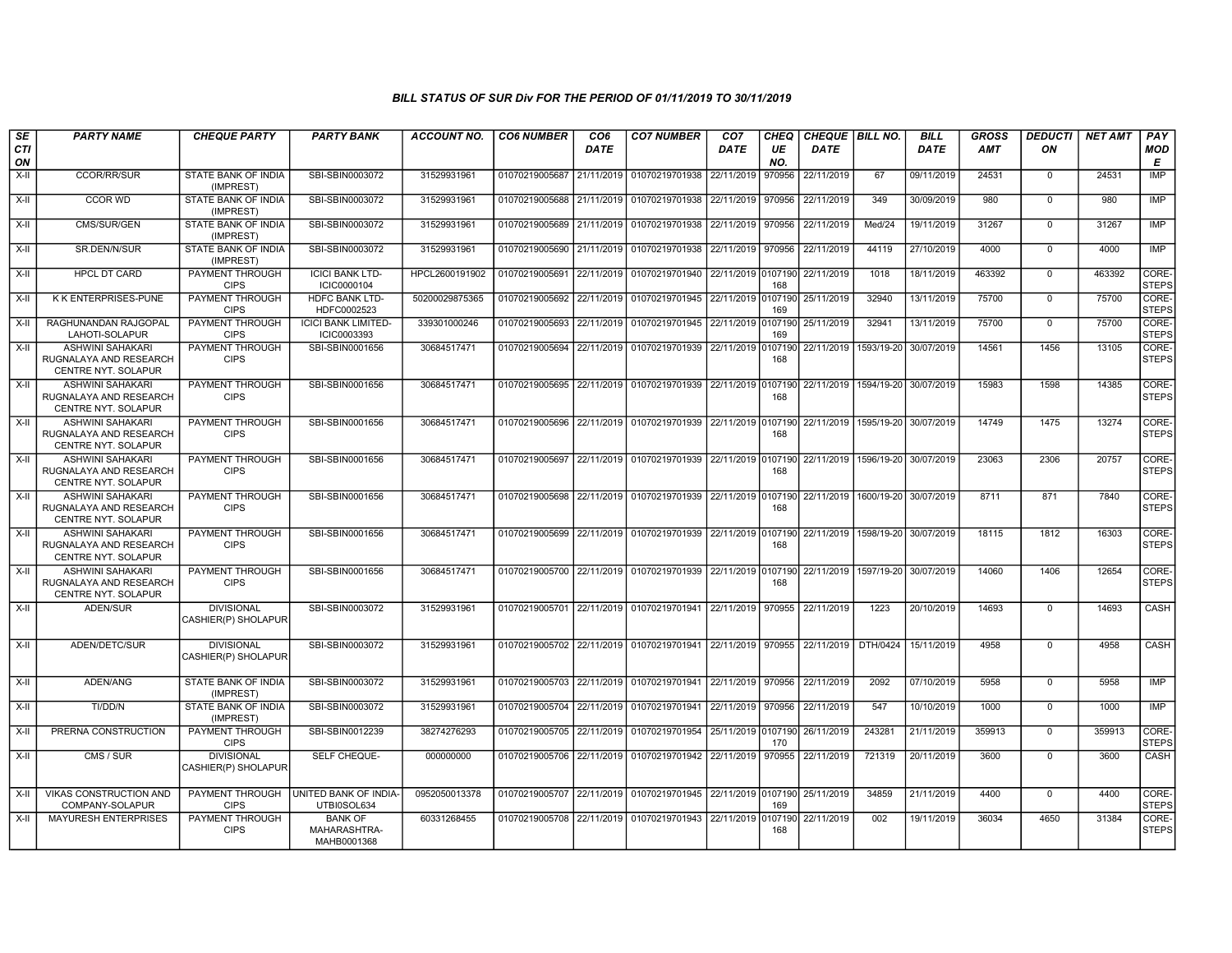### BILL STATUS OF SUR Div FOR THE PERIOD OF 01/11/2019 TO 30/11/2019

| SECTION | PARTY NAME | CHEQUE PARTY | PARTY BANK | ACCOUNT NO. | CO6 NUMBER | CO6 DATE | CO7 NUMBER | CO7 DATE | CHEQUE NO. | CHEQUE DATE | BILL NO. | BILL DATE | GROSS AMT | DEDUCTION | NET AMT | PAY MODE |
|---|---|---|---|---|---|---|---|---|---|---|---|---|---|---|---|---|
| X-II | CCOR/RR/SUR | STATE BANK OF INDIA (IMPREST) | SBI-SBIN0003072 | 31529931961 | 01070219005687 | 21/11/2019 | 01070219701938 | 22/11/2019 | 970956 | 22/11/2019 | 67 | 09/11/2019 | 24531 | 0 | 24531 | IMP |
| X-II | CCOR WD | STATE BANK OF INDIA (IMPREST) | SBI-SBIN0003072 | 31529931961 | 01070219005688 | 21/11/2019 | 01070219701938 | 22/11/2019 | 970956 | 22/11/2019 | 349 | 30/09/2019 | 980 | 0 | 980 | IMP |
| X-II | CMS/SUR/GEN | STATE BANK OF INDIA (IMPREST) | SBI-SBIN0003072 | 31529931961 | 01070219005689 | 21/11/2019 | 01070219701938 | 22/11/2019 | 970956 | 22/11/2019 | Med/24 | 19/11/2019 | 31267 | 0 | 31267 | IMP |
| X-II | SR.DEN/N/SUR | STATE BANK OF INDIA (IMPREST) | SBI-SBIN0003072 | 31529931961 | 01070219005690 | 21/11/2019 | 01070219701938 | 22/11/2019 | 970956 | 22/11/2019 | 44119 | 27/10/2019 | 4000 | 0 | 4000 | IMP |
| X-II | HPCL DT CARD | PAYMENT THROUGH CIPS | ICICI BANK LTD-ICIC0000104 | HPCL2600191902 | 01070219005691 | 22/11/2019 | 01070219701940 | 22/11/2019 | 0107190168 | 22/11/2019 | 1018 | 18/11/2019 | 463392 | 0 | 463392 | CORE-STEPS |
| X-II | K K ENTERPRISES-PUNE | PAYMENT THROUGH CIPS | HDFC BANK LTD-HDFC0002523 | 50200029875365 | 01070219005692 | 22/11/2019 | 01070219701945 | 22/11/2019 | 0107190169 | 25/11/2019 | 32940 | 13/11/2019 | 75700 | 0 | 75700 | CORE-STEPS |
| X-II | RAGHUNANDAN RAJGOPAL LAHOTI-SOLAPUR | PAYMENT THROUGH CIPS | ICICI BANK LIMITED-ICIC0003393 | 339301000246 | 01070219005693 | 22/11/2019 | 01070219701945 | 22/11/2019 | 0107190169 | 25/11/2019 | 32941 | 13/11/2019 | 75700 | 0 | 75700 | CORE-STEPS |
| X-II | ASHWINI SAHAKARI RUGNALAYA AND RESEARCH CENTRE NYT. SOLAPUR | PAYMENT THROUGH CIPS | SBI-SBIN0001656 | 30684517471 | 01070219005694 | 22/11/2019 | 01070219701939 | 22/11/2019 | 0107190168 | 22/11/2019 | 1593/19-20 | 30/07/2019 | 14561 | 1456 | 13105 | CORE-STEPS |
| X-II | ASHWINI SAHAKARI RUGNALAYA AND RESEARCH CENTRE NYT. SOLAPUR | PAYMENT THROUGH CIPS | SBI-SBIN0001656 | 30684517471 | 01070219005695 | 22/11/2019 | 01070219701939 | 22/11/2019 | 0107190168 | 22/11/2019 | 1594/19-20 | 30/07/2019 | 15983 | 1598 | 14385 | CORE-STEPS |
| X-II | ASHWINI SAHAKARI RUGNALAYA AND RESEARCH CENTRE NYT. SOLAPUR | PAYMENT THROUGH CIPS | SBI-SBIN0001656 | 30684517471 | 01070219005696 | 22/11/2019 | 01070219701939 | 22/11/2019 | 0107190168 | 22/11/2019 | 1595/19-20 | 30/07/2019 | 14749 | 1475 | 13274 | CORE-STEPS |
| X-II | ASHWINI SAHAKARI RUGNALAYA AND RESEARCH CENTRE NYT. SOLAPUR | PAYMENT THROUGH CIPS | SBI-SBIN0001656 | 30684517471 | 01070219005697 | 22/11/2019 | 01070219701939 | 22/11/2019 | 0107190168 | 22/11/2019 | 1596/19-20 | 30/07/2019 | 23063 | 2306 | 20757 | CORE-STEPS |
| X-II | ASHWINI SAHAKARI RUGNALAYA AND RESEARCH CENTRE NYT. SOLAPUR | PAYMENT THROUGH CIPS | SBI-SBIN0001656 | 30684517471 | 01070219005698 | 22/11/2019 | 01070219701939 | 22/11/2019 | 0107190168 | 22/11/2019 | 1600/19-20 | 30/07/2019 | 8711 | 871 | 7840 | CORE-STEPS |
| X-II | ASHWINI SAHAKARI RUGNALAYA AND RESEARCH CENTRE NYT. SOLAPUR | PAYMENT THROUGH CIPS | SBI-SBIN0001656 | 30684517471 | 01070219005699 | 22/11/2019 | 01070219701939 | 22/11/2019 | 0107190168 | 22/11/2019 | 1598/19-20 | 30/07/2019 | 18115 | 1812 | 16303 | CORE-STEPS |
| X-II | ASHWINI SAHAKARI RUGNALAYA AND RESEARCH CENTRE NYT. SOLAPUR | PAYMENT THROUGH CIPS | SBI-SBIN0001656 | 30684517471 | 01070219005700 | 22/11/2019 | 01070219701939 | 22/11/2019 | 0107190168 | 22/11/2019 | 1597/19-20 | 30/07/2019 | 14060 | 1406 | 12654 | CORE-STEPS |
| X-II | ADEN/SUR | DIVISIONAL CASHIER(P) SHOLAPUR | SBI-SBIN0003072 | 31529931961 | 01070219005701 | 22/11/2019 | 01070219701941 | 22/11/2019 | 970955 | 22/11/2019 | 1223 | 20/10/2019 | 14693 | 0 | 14693 | CASH |
| X-II | ADEN/DETC/SUR | DIVISIONAL CASHIER(P) SHOLAPUR | SBI-SBIN0003072 | 31529931961 | 01070219005702 | 22/11/2019 | 01070219701941 | 22/11/2019 | 970955 | 22/11/2019 | DTH/0424 | 15/11/2019 | 4958 | 0 | 4958 | CASH |
| X-II | ADEN/ANG | STATE BANK OF INDIA (IMPREST) | SBI-SBIN0003072 | 31529931961 | 01070219005703 | 22/11/2019 | 01070219701941 | 22/11/2019 | 970956 | 22/11/2019 | 2092 | 07/10/2019 | 5958 | 0 | 5958 | IMP |
| X-II | TI/DD/N | STATE BANK OF INDIA (IMPREST) | SBI-SBIN0003072 | 31529931961 | 01070219005704 | 22/11/2019 | 01070219701941 | 22/11/2019 | 970956 | 22/11/2019 | 547 | 10/10/2019 | 1000 | 0 | 1000 | IMP |
| X-II | PRERNA CONSTRUCTION | PAYMENT THROUGH CIPS | SBI-SBIN0012239 | 38274276293 | 01070219005705 | 22/11/2019 | 01070219701954 | 25/11/2019 | 0107190170 | 26/11/2019 | 243281 | 21/11/2019 | 359913 | 0 | 359913 | CORE-STEPS |
| X-II | CMS / SUR | DIVISIONAL CASHIER(P) SHOLAPUR | SELF CHEQUE- | 000000000 | 01070219005706 | 22/11/2019 | 01070219701942 | 22/11/2019 | 970955 | 22/11/2019 | 721319 | 20/11/2019 | 3600 | 0 | 3600 | CASH |
| X-II | VIKAS CONSTRUCTION AND COMPANY-SOLAPUR | PAYMENT THROUGH CIPS | UNITED BANK OF INDIA-UTBI0SOL634 | 0952050013378 | 01070219005707 | 22/11/2019 | 01070219701945 | 22/11/2019 | 0107190169 | 25/11/2019 | 34859 | 21/11/2019 | 4400 | 0 | 4400 | CORE-STEPS |
| X-II | MAYURESH ENTERPRISES | PAYMENT THROUGH CIPS | BANK OF MAHARASHTRA-MAHB0001368 | 60331268455 | 01070219005708 | 22/11/2019 | 01070219701943 | 22/11/2019 | 0107190168 | 22/11/2019 | 002 | 19/11/2019 | 36034 | 4650 | 31384 | CORE-STEPS |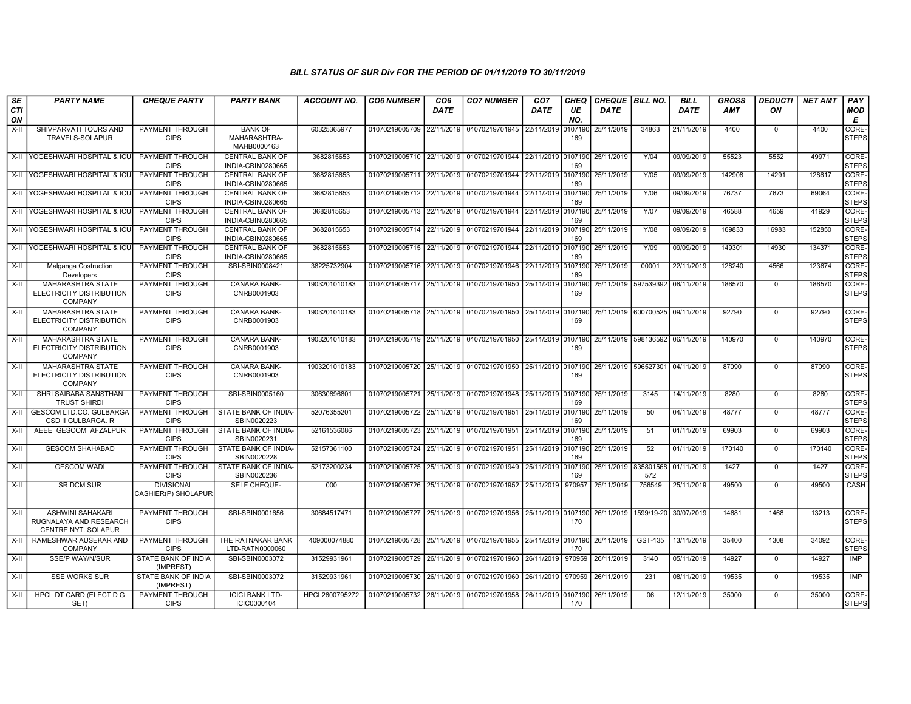# BILL STATUS OF SUR Div FOR THE PERIOD OF 01/11/2019 TO 30/11/2019

| SECTION | PARTY NAME | CHEQUE PARTY | PARTY BANK | ACCOUNT NO. | CO6 NUMBER | CO6 DATE | CO7 NUMBER | CO7 DATE | CHEQUE NO. | CHEQUE DATE | BILL NO. | BILL DATE | GROSS AMT | DEDUCTION | NET AMT | PAY MODE |
|---|---|---|---|---|---|---|---|---|---|---|---|---|---|---|---|---|
| X-II | SHIVPARVATI TOURS AND TRAVELS-SOLAPUR | PAYMENT THROUGH CIPS | BANK OF MAHARASHTRA-MAHB0000163 | 60325365977 | 01070219005709 | 22/11/2019 | 01070219701945 | 22/11/2019 | 0107190169 | 25/11/2019 | 34863 | 21/11/2019 | 4400 | 0 | 4400 | CORE-STEPS |
| X-II | YOGESHWARI HOSPITAL & ICU | PAYMENT THROUGH CIPS | CENTRAL BANK OF INDIA-CBIN0280665 | 3682815653 | 01070219005710 | 22/11/2019 | 01070219701944 | 22/11/2019 | 0107190169 | 25/11/2019 | Y/04 | 09/09/2019 | 55523 | 5552 | 49971 | CORE-STEPS |
| X-II | YOGESHWARI HOSPITAL & ICU | PAYMENT THROUGH CIPS | CENTRAL BANK OF INDIA-CBIN0280665 | 3682815653 | 01070219005711 | 22/11/2019 | 01070219701944 | 22/11/2019 | 0107190169 | 25/11/2019 | Y/05 | 09/09/2019 | 142908 | 14291 | 128617 | CORE-STEPS |
| X-II | YOGESHWARI HOSPITAL & ICU | PAYMENT THROUGH CIPS | CENTRAL BANK OF INDIA-CBIN0280665 | 3682815653 | 01070219005712 | 22/11/2019 | 01070219701944 | 22/11/2019 | 0107190169 | 25/11/2019 | Y/06 | 09/09/2019 | 76737 | 7673 | 69064 | CORE-STEPS |
| X-II | YOGESHWARI HOSPITAL & ICU | PAYMENT THROUGH CIPS | CENTRAL BANK OF INDIA-CBIN0280665 | 3682815653 | 01070219005713 | 22/11/2019 | 01070219701944 | 22/11/2019 | 0107190169 | 25/11/2019 | Y/07 | 09/09/2019 | 46588 | 4659 | 41929 | CORE-STEPS |
| X-II | YOGESHWARI HOSPITAL & ICU | PAYMENT THROUGH CIPS | CENTRAL BANK OF INDIA-CBIN0280665 | 3682815653 | 01070219005714 | 22/11/2019 | 01070219701944 | 22/11/2019 | 0107190169 | 25/11/2019 | Y/08 | 09/09/2019 | 169833 | 16983 | 152850 | CORE-STEPS |
| X-II | YOGESHWARI HOSPITAL & ICU | PAYMENT THROUGH CIPS | CENTRAL BANK OF INDIA-CBIN0280665 | 3682815653 | 01070219005715 | 22/11/2019 | 01070219701944 | 22/11/2019 | 0107190169 | 25/11/2019 | Y/09 | 09/09/2019 | 149301 | 14930 | 134371 | CORE-STEPS |
| X-II | Malganga Costruction Developers | PAYMENT THROUGH CIPS | SBI-SBIN0008421 | 38225732904 | 01070219005716 | 22/11/2019 | 01070219701946 | 22/11/2019 | 0107190169 | 25/11/2019 | 00001 | 22/11/2019 | 128240 | 4566 | 123674 | CORE-STEPS |
| X-II | MAHARASHTRA STATE ELECTRICITY DISTRIBUTION COMPANY | PAYMENT THROUGH CIPS | CANARA BANK-CNRB0001903 | 1903201010183 | 01070219005717 | 25/11/2019 | 01070219701950 | 25/11/2019 | 0107190169 | 25/11/2019 | 597539392 | 06/11/2019 | 186570 | 0 | 186570 | CORE-STEPS |
| X-II | MAHARASHTRA STATE ELECTRICITY DISTRIBUTION COMPANY | PAYMENT THROUGH CIPS | CANARA BANK-CNRB0001903 | 1903201010183 | 01070219005718 | 25/11/2019 | 01070219701950 | 25/11/2019 | 0107190169 | 25/11/2019 | 600700525 | 09/11/2019 | 92790 | 0 | 92790 | CORE-STEPS |
| X-II | MAHARASHTRA STATE ELECTRICITY DISTRIBUTION COMPANY | PAYMENT THROUGH CIPS | CANARA BANK-CNRB0001903 | 1903201010183 | 01070219005719 | 25/11/2019 | 01070219701950 | 25/11/2019 | 0107190169 | 25/11/2019 | 598136592 | 06/11/2019 | 140970 | 0 | 140970 | CORE-STEPS |
| X-II | MAHARASHTRA STATE ELECTRICITY DISTRIBUTION COMPANY | PAYMENT THROUGH CIPS | CANARA BANK-CNRB0001903 | 1903201010183 | 01070219005720 | 25/11/2019 | 01070219701950 | 25/11/2019 | 0107190169 | 25/11/2019 | 596527301 | 04/11/2019 | 87090 | 0 | 87090 | CORE-STEPS |
| X-II | SHRI SAIBABA SANSTHAN TRUST SHIRDI | PAYMENT THROUGH CIPS | SBI-SBIN0005160 | 30630896801 | 01070219005721 | 25/11/2019 | 01070219701948 | 25/11/2019 | 0107190169 | 25/11/2019 | 3145 | 14/11/2019 | 8280 | 0 | 8280 | CORE-STEPS |
| X-II | GESCOM LTD.CO. GULBARGA CSD II GULBARGA. R | PAYMENT THROUGH CIPS | STATE BANK OF INDIA-SBIN0020223 | 52076355201 | 01070219005722 | 25/11/2019 | 01070219701951 | 25/11/2019 | 0107190169 | 25/11/2019 | 50 | 04/11/2019 | 48777 | 0 | 48777 | CORE-STEPS |
| X-II | AEEE GESCOM AFZALPUR | PAYMENT THROUGH CIPS | STATE BANK OF INDIA-SBIN0020231 | 52161536086 | 01070219005723 | 25/11/2019 | 01070219701951 | 25/11/2019 | 0107190169 | 25/11/2019 | 51 | 01/11/2019 | 69903 | 0 | 69903 | CORE-STEPS |
| X-II | GESCOM SHAHABAD | PAYMENT THROUGH CIPS | STATE BANK OF INDIA-SBIN0020228 | 52157361100 | 01070219005724 | 25/11/2019 | 01070219701951 | 25/11/2019 | 0107190169 | 25/11/2019 | 52 | 01/11/2019 | 170140 | 0 | 170140 | CORE-STEPS |
| X-II | GESCOM WADI | PAYMENT THROUGH CIPS | STATE BANK OF INDIA-SBIN0020236 | 52173200234 | 01070219005725 | 25/11/2019 | 01070219701949 | 25/11/2019 | 0107190169 | 25/11/2019 | 835801568572 | 01/11/2019 | 1427 | 0 | 1427 | CORE-STEPS |
| X-II | SR DCM SUR | DIVISIONAL CASHIER(P) SHOLAPUR | SELF CHEQUE- | 000 | 01070219005726 | 25/11/2019 | 01070219701952 | 25/11/2019 | 970957 | 25/11/2019 | 756549 | 25/11/2019 | 49500 | 0 | 49500 | CASH |
| X-II | ASHWINI SAHAKARI RUGNALAYA AND RESEARCH CENTRE NYT. SOLAPUR | PAYMENT THROUGH CIPS | SBI-SBIN0001656 | 30684517471 | 01070219005727 | 25/11/2019 | 01070219701956 | 25/11/2019 | 0107190170 | 26/11/2019 | 1599/19-20 | 30/07/2019 | 14681 | 1468 | 13213 | CORE-STEPS |
| X-II | RAMESHWAR AUSEKAR AND COMPANY | PAYMENT THROUGH CIPS | THE RATNAKAR BANK LTD-RATN0000060 | 409000074880 | 01070219005728 | 25/11/2019 | 01070219701955 | 25/11/2019 | 0107190170 | 26/11/2019 | GST-135 | 13/11/2019 | 35400 | 1308 | 34092 | CORE-STEPS |
| X-II | SSE/P WAY/N/SUR | STATE BANK OF INDIA (IMPREST) | SBI-SBIN0003072 | 31529931961 | 01070219005729 | 26/11/2019 | 01070219701960 | 26/11/2019 | 970959 | 26/11/2019 | 3140 | 05/11/2019 | 14927 | 0 | 14927 | IMP |
| X-II | SSE WORKS SUR | STATE BANK OF INDIA (IMPREST) | SBI-SBIN0003072 | 31529931961 | 01070219005730 | 26/11/2019 | 01070219701960 | 26/11/2019 | 970959 | 26/11/2019 | 231 | 08/11/2019 | 19535 | 0 | 19535 | IMP |
| X-II | HPCL DT CARD (ELECT D G SET) | PAYMENT THROUGH CIPS | ICICI BANK LTD-ICIC0000104 | HPCL2600795272 | 01070219005732 | 26/11/2019 | 01070219701958 | 26/11/2019 | 0107190170 | 26/11/2019 | 06 | 12/11/2019 | 35000 | 0 | 35000 | CORE-STEPS |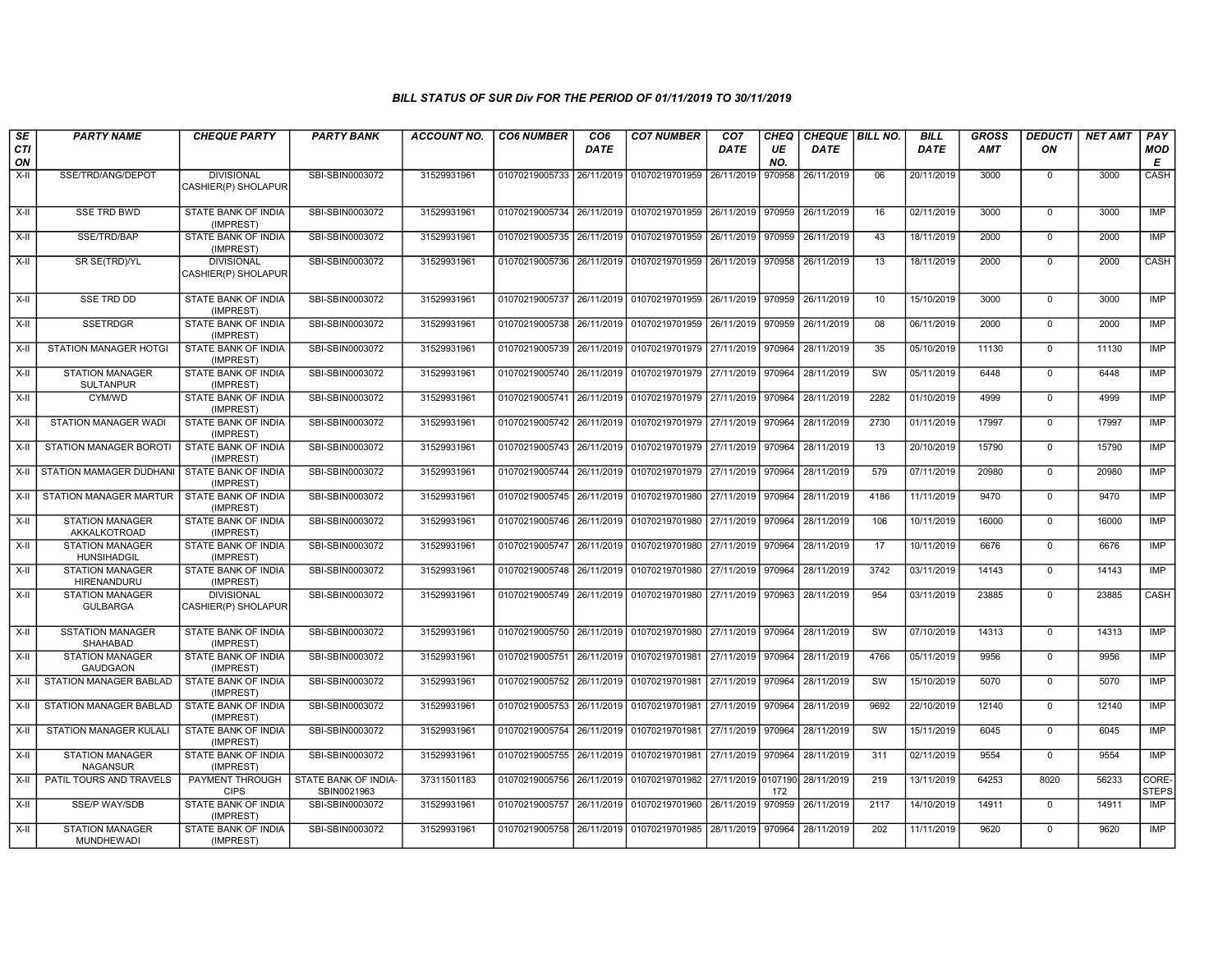### BILL STATUS OF SUR Div FOR THE PERIOD OF 01/11/2019 TO 30/11/2019

| SECTION | PARTY NAME | CHEQUE PARTY | PARTY BANK | ACCOUNT NO. | CO6 NUMBER | CO6 DATE | CO7 NUMBER | CO7 DATE | CHEQUE NO. | CHEQUE DATE | BILL NO. | BILL DATE | GROSS AMT | DEDUCTION | NET AMT | PAY MODE |
|---|---|---|---|---|---|---|---|---|---|---|---|---|---|---|---|---|
| X-II | SSE/TRD/ANG/DEPOT | DIVISIONAL CASHIER(P) SHOLAPUR | SBI-SBIN0003072 | 31529931961 | 01070219005733 | 26/11/2019 | 01070219701959 | 26/11/2019 | 970958 | 26/11/2019 | 06 | 20/11/2019 | 3000 | 0 | 3000 | CASH |
| X-II | SSE TRD BWD | STATE BANK OF INDIA (IMPREST) | SBI-SBIN0003072 | 31529931961 | 01070219005734 | 26/11/2019 | 01070219701959 | 26/11/2019 | 970959 | 26/11/2019 | 16 | 02/11/2019 | 3000 | 0 | 3000 | IMP |
| X-II | SSE/TRD/BAP | STATE BANK OF INDIA (IMPREST) | SBI-SBIN0003072 | 31529931961 | 01070219005735 | 26/11/2019 | 01070219701959 | 26/11/2019 | 970959 | 26/11/2019 | 43 | 18/11/2019 | 2000 | 0 | 2000 | IMP |
| X-II | SR SE(TRD)/YL | DIVISIONAL CASHIER(P) SHOLAPUR | SBI-SBIN0003072 | 31529931961 | 01070219005736 | 26/11/2019 | 01070219701959 | 26/11/2019 | 970958 | 26/11/2019 | 13 | 18/11/2019 | 2000 | 0 | 2000 | CASH |
| X-II | SSE TRD DD | STATE BANK OF INDIA (IMPREST) | SBI-SBIN0003072 | 31529931961 | 01070219005737 | 26/11/2019 | 01070219701959 | 26/11/2019 | 970959 | 26/11/2019 | 10 | 15/10/2019 | 3000 | 0 | 3000 | IMP |
| X-II | SSETRDGR | STATE BANK OF INDIA (IMPREST) | SBI-SBIN0003072 | 31529931961 | 01070219005738 | 26/11/2019 | 01070219701959 | 26/11/2019 | 970959 | 26/11/2019 | 08 | 06/11/2019 | 2000 | 0 | 2000 | IMP |
| X-II | STATION MANAGER HOTGI | STATE BANK OF INDIA (IMPREST) | SBI-SBIN0003072 | 31529931961 | 01070219005739 | 26/11/2019 | 01070219701979 | 27/11/2019 | 970964 | 28/11/2019 | 35 | 05/10/2019 | 11130 | 0 | 11130 | IMP |
| X-II | STATION MANAGER SULTANPUR | STATE BANK OF INDIA (IMPREST) | SBI-SBIN0003072 | 31529931961 | 01070219005740 | 26/11/2019 | 01070219701979 | 27/11/2019 | 970964 | 28/11/2019 | SW | 05/11/2019 | 6448 | 0 | 6448 | IMP |
| X-II | CYM/WD | STATE BANK OF INDIA (IMPREST) | SBI-SBIN0003072 | 31529931961 | 01070219005741 | 26/11/2019 | 01070219701979 | 27/11/2019 | 970964 | 28/11/2019 | 2282 | 01/10/2019 | 4999 | 0 | 4999 | IMP |
| X-II | STATION MANAGER WADI | STATE BANK OF INDIA (IMPREST) | SBI-SBIN0003072 | 31529931961 | 01070219005742 | 26/11/2019 | 01070219701979 | 27/11/2019 | 970964 | 28/11/2019 | 2730 | 01/11/2019 | 17997 | 0 | 17997 | IMP |
| X-II | STATION MANAGER BOROTI | STATE BANK OF INDIA (IMPREST) | SBI-SBIN0003072 | 31529931961 | 01070219005743 | 26/11/2019 | 01070219701979 | 27/11/2019 | 970964 | 28/11/2019 | 13 | 20/10/2019 | 15790 | 0 | 15790 | IMP |
| X-II | STATION MAMAGER DUDHANI | STATE BANK OF INDIA (IMPREST) | SBI-SBIN0003072 | 31529931961 | 01070219005744 | 26/11/2019 | 01070219701979 | 27/11/2019 | 970964 | 28/11/2019 | 579 | 07/11/2019 | 20980 | 0 | 20980 | IMP |
| X-II | STATION MANAGER MARTUR | STATE BANK OF INDIA (IMPREST) | SBI-SBIN0003072 | 31529931961 | 01070219005745 | 26/11/2019 | 01070219701980 | 27/11/2019 | 970964 | 28/11/2019 | 4186 | 11/11/2019 | 9470 | 0 | 9470 | IMP |
| X-II | STATION MANAGER AKKALKOTROAD | STATE BANK OF INDIA (IMPREST) | SBI-SBIN0003072 | 31529931961 | 01070219005746 | 26/11/2019 | 01070219701980 | 27/11/2019 | 970964 | 28/11/2019 | 106 | 10/11/2019 | 16000 | 0 | 16000 | IMP |
| X-II | STATION MANAGER HUNSIHADGIL | STATE BANK OF INDIA (IMPREST) | SBI-SBIN0003072 | 31529931961 | 01070219005747 | 26/11/2019 | 01070219701980 | 27/11/2019 | 970964 | 28/11/2019 | 17 | 10/11/2019 | 6676 | 0 | 6676 | IMP |
| X-II | STATION MANAGER HIRENANDURU | STATE BANK OF INDIA (IMPREST) | SBI-SBIN0003072 | 31529931961 | 01070219005748 | 26/11/2019 | 01070219701980 | 27/11/2019 | 970964 | 28/11/2019 | 3742 | 03/11/2019 | 14143 | 0 | 14143 | IMP |
| X-II | STATION MANAGER GULBARGA | DIVISIONAL CASHIER(P) SHOLAPUR | SBI-SBIN0003072 | 31529931961 | 01070219005749 | 26/11/2019 | 01070219701980 | 27/11/2019 | 970963 | 28/11/2019 | 954 | 03/11/2019 | 23885 | 0 | 23885 | CASH |
| X-II | SSTATION MANAGER SHAHABAD | STATE BANK OF INDIA (IMPREST) | SBI-SBIN0003072 | 31529931961 | 01070219005750 | 26/11/2019 | 01070219701980 | 27/11/2019 | 970964 | 28/11/2019 | SW | 07/10/2019 | 14313 | 0 | 14313 | IMP |
| X-II | STATION MANAGER GAUDGAON | STATE BANK OF INDIA (IMPREST) | SBI-SBIN0003072 | 31529931961 | 01070219005751 | 26/11/2019 | 01070219701981 | 27/11/2019 | 970964 | 28/11/2019 | 4766 | 05/11/2019 | 9956 | 0 | 9956 | IMP |
| X-II | STATION MANAGER BABLAD | STATE BANK OF INDIA (IMPREST) | SBI-SBIN0003072 | 31529931961 | 01070219005752 | 26/11/2019 | 01070219701981 | 27/11/2019 | 970964 | 28/11/2019 | SW | 15/10/2019 | 5070 | 0 | 5070 | IMP |
| X-II | STATION MANAGER BABLAD | STATE BANK OF INDIA (IMPREST) | SBI-SBIN0003072 | 31529931961 | 01070219005753 | 26/11/2019 | 01070219701981 | 27/11/2019 | 970964 | 28/11/2019 | 9692 | 22/10/2019 | 12140 | 0 | 12140 | IMP |
| X-II | STATION MANAGER KULALI | STATE BANK OF INDIA (IMPREST) | SBI-SBIN0003072 | 31529931961 | 01070219005754 | 26/11/2019 | 01070219701981 | 27/11/2019 | 970964 | 28/11/2019 | SW | 15/11/2019 | 6045 | 0 | 6045 | IMP |
| X-II | STATION MANAGER NAGANSUR | STATE BANK OF INDIA (IMPREST) | SBI-SBIN0003072 | 31529931961 | 01070219005755 | 26/11/2019 | 01070219701981 | 27/11/2019 | 970964 | 28/11/2019 | 311 | 02/11/2019 | 9554 | 0 | 9554 | IMP |
| X-II | PATIL TOURS AND TRAVELS | PAYMENT THROUGH CIPS | STATE BANK OF INDIA-SBIN0021963 | 37311501183 | 01070219005756 | 26/11/2019 | 01070219701982 | 27/11/2019 | 0107190172 | 28/11/2019 | 219 | 13/11/2019 | 64253 | 8020 | 56233 | CORE-STEPS |
| X-II | SSE/P WAY/SDB | STATE BANK OF INDIA (IMPREST) | SBI-SBIN0003072 | 31529931961 | 01070219005757 | 26/11/2019 | 01070219701960 | 26/11/2019 | 970959 | 26/11/2019 | 2117 | 14/10/2019 | 14911 | 0 | 14911 | IMP |
| X-II | STATION MANAGER MUNDHEWADI | STATE BANK OF INDIA (IMPREST) | SBI-SBIN0003072 | 31529931961 | 01070219005758 | 26/11/2019 | 01070219701985 | 28/11/2019 | 970964 | 28/11/2019 | 202 | 11/11/2019 | 9620 | 0 | 9620 | IMP |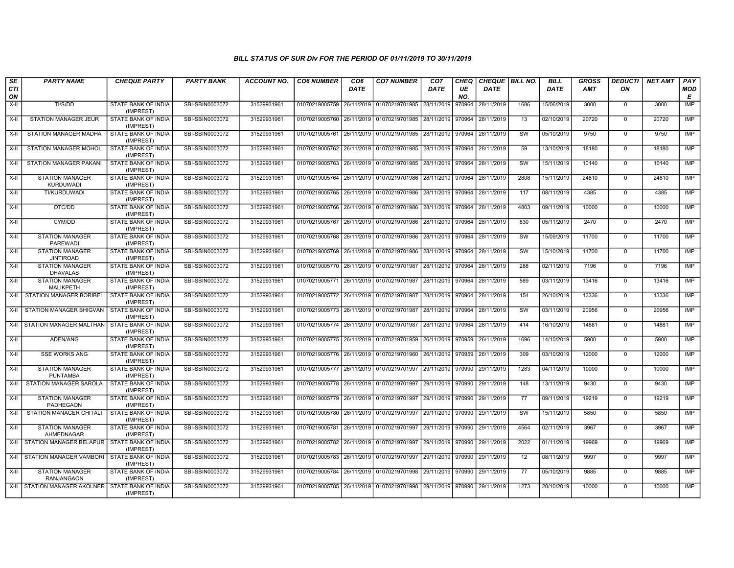### BILL STATUS OF SUR Div FOR THE PERIOD OF 01/11/2019 TO 30/11/2019

| SECTION | PARTY NAME | CHEQUE PARTY | PARTY BANK | ACCOUNT NO. | CO6 NUMBER | CO6 DATE | CO7 NUMBER | CO7 DATE | CHEQUE NO. | CHEQUE DATE | BILL NO. | BILL DATE | GROSS AMT | DEDUCTION | NET AMT | PAY MODE |
|---|---|---|---|---|---|---|---|---|---|---|---|---|---|---|---|---|
| X-II | TI/S/DD | STATE BANK OF INDIA (IMPREST) | SBI-SBIN0003072 | 31529931961 | 01070219005759 | 26/11/2019 | 01070219701985 | 28/11/2019 | 970964 | 28/11/2019 | 1686 | 15/06/2019 | 3000 | 0 | 3000 | IMP |
| X-II | STATION MANAGER JEUR | STATE BANK OF INDIA (IMPREST) | SBI-SBIN0003072 | 31529931961 | 01070219005760 | 26/11/2019 | 01070219701985 | 28/11/2019 | 970964 | 28/11/2019 | 13 | 02/10/2019 | 20720 | 0 | 20720 | IMP |
| X-II | STATION MANAGER MADHA | STATE BANK OF INDIA (IMPREST) | SBI-SBIN0003072 | 31529931961 | 01070219005761 | 26/11/2019 | 01070219701985 | 28/11/2019 | 970964 | 28/11/2019 | SW | 05/10/2019 | 9750 | 0 | 9750 | IMP |
| X-II | STATION MANAGER MOHOL | STATE BANK OF INDIA (IMPREST) | SBI-SBIN0003072 | 31529931961 | 01070219005762 | 26/11/2019 | 01070219701985 | 28/11/2019 | 970964 | 28/11/2019 | 59 | 13/10/2019 | 18180 | 0 | 18180 | IMP |
| X-II | STATION MANAGER PAKANI | STATE BANK OF INDIA (IMPREST) | SBI-SBIN0003072 | 31529931961 | 01070219005763 | 26/11/2019 | 01070219701985 | 28/11/2019 | 970964 | 28/11/2019 | SW | 15/11/2019 | 10140 | 0 | 10140 | IMP |
| X-II | STATION MANAGER KURDUWADI | STATE BANK OF INDIA (IMPREST) | SBI-SBIN0003072 | 31529931961 | 01070219005764 | 26/11/2019 | 01070219701986 | 28/11/2019 | 970964 | 28/11/2019 | 2808 | 15/11/2019 | 24810 | 0 | 24810 | IMP |
| X-II | TI/KURDUWADI | STATE BANK OF INDIA (IMPREST) | SBI-SBIN0003072 | 31529931961 | 01070219005765 | 26/11/2019 | 01070219701986 | 28/11/2019 | 970964 | 28/11/2019 | 117 | 08/11/2019 | 4385 | 0 | 4385 | IMP |
| X-II | DTC/DD | STATE BANK OF INDIA (IMPREST) | SBI-SBIN0003072 | 31529931961 | 01070219005766 | 26/11/2019 | 01070219701986 | 28/11/2019 | 970964 | 28/11/2019 | 4803 | 09/11/2019 | 10000 | 0 | 10000 | IMP |
| X-II | CYM/DD | STATE BANK OF INDIA (IMPREST) | SBI-SBIN0003072 | 31529931961 | 01070219005767 | 26/11/2019 | 01070219701986 | 28/11/2019 | 970964 | 28/11/2019 | 830 | 05/11/2019 | 2470 | 0 | 2470 | IMP |
| X-II | STATION MANAGER PAREWADI | STATE BANK OF INDIA (IMPREST) | SBI-SBIN0003072 | 31529931961 | 01070219005768 | 26/11/2019 | 01070219701986 | 28/11/2019 | 970964 | 28/11/2019 | SW | 15/09/2019 | 11700 | 0 | 11700 | IMP |
| X-II | STATION MANAGER JINTIROAD | STATE BANK OF INDIA (IMPREST) | SBI-SBIN0003072 | 31529931961 | 01070219005769 | 26/11/2019 | 01070219701986 | 28/11/2019 | 970964 | 28/11/2019 | SW | 15/10/2019 | 11700 | 0 | 11700 | IMP |
| X-II | STATION MANAGER DHAVALAS | STATE BANK OF INDIA (IMPREST) | SBI-SBIN0003072 | 31529931961 | 01070219005770 | 26/11/2019 | 01070219701987 | 28/11/2019 | 970964 | 28/11/2019 | 288 | 02/11/2019 | 7196 | 0 | 7196 | IMP |
| X-II | STATION MANAGER MALIKPETH | STATE BANK OF INDIA (IMPREST) | SBI-SBIN0003072 | 31529931961 | 01070219005771 | 26/11/2019 | 01070219701987 | 28/11/2019 | 970964 | 28/11/2019 | 589 | 03/11/2019 | 13416 | 0 | 13416 | IMP |
| X-II | STATION MANAGER BORIBEL | STATE BANK OF INDIA (IMPREST) | SBI-SBIN0003072 | 31529931961 | 01070219005772 | 26/11/2019 | 01070219701987 | 28/11/2019 | 970964 | 28/11/2019 | 154 | 26/10/2019 | 13336 | 0 | 13336 | IMP |
| X-II | STATION MANAGER BHIGVAN | STATE BANK OF INDIA (IMPREST) | SBI-SBIN0003072 | 31529931961 | 01070219005773 | 26/11/2019 | 01070219701987 | 28/11/2019 | 970964 | 28/11/2019 | SW | 03/11/2019 | 20956 | 0 | 20956 | IMP |
| X-II | STATION MANAGER MALTHAN | STATE BANK OF INDIA (IMPREST) | SBI-SBIN0003072 | 31529931961 | 01070219005774 | 26/11/2019 | 01070219701987 | 28/11/2019 | 970964 | 28/11/2019 | 414 | 16/10/2019 | 14881 | 0 | 14881 | IMP |
| X-II | ADEN/ANG | STATE BANK OF INDIA (IMPREST) | SBI-SBIN0003072 | 31529931961 | 01070219005775 | 26/11/2019 | 01070219701959 | 26/11/2019 | 970959 | 26/11/2019 | 1696 | 14/10/2019 | 5900 | 0 | 5900 | IMP |
| X-II | SSE WORKS ANG | STATE BANK OF INDIA (IMPREST) | SBI-SBIN0003072 | 31529931961 | 01070219005776 | 26/11/2019 | 01070219701960 | 26/11/2019 | 970959 | 26/11/2019 | 309 | 03/10/2019 | 12000 | 0 | 12000 | IMP |
| X-II | STATION MANAGER PUNTAMBA | STATE BANK OF INDIA (IMPREST) | SBI-SBIN0003072 | 31529931961 | 01070219005777 | 26/11/2019 | 01070219701997 | 29/11/2019 | 970990 | 29/11/2019 | 1283 | 04/11/2019 | 10000 | 0 | 10000 | IMP |
| X-II | STATION MANAGER SAROLA | STATE BANK OF INDIA (IMPREST) | SBI-SBIN0003072 | 31529931961 | 01070219005778 | 26/11/2019 | 01070219701997 | 29/11/2019 | 970990 | 29/11/2019 | 148 | 13/11/2019 | 9430 | 0 | 9430 | IMP |
| X-II | STATION MANAGER PADHEGAON | STATE BANK OF INDIA (IMPREST) | SBI-SBIN0003072 | 31529931961 | 01070219005779 | 26/11/2019 | 01070219701997 | 29/11/2019 | 970990 | 29/11/2019 | 77 | 09/11/2019 | 19219 | 0 | 19219 | IMP |
| X-II | STATION MANAGER CHITALI | STATE BANK OF INDIA (IMPREST) | SBI-SBIN0003072 | 31529931961 | 01070219005780 | 26/11/2019 | 01070219701997 | 29/11/2019 | 970990 | 29/11/2019 | SW | 15/11/2019 | 5850 | 0 | 5850 | IMP |
| X-II | STATION MANAGER AHMEDNAGAR | STATE BANK OF INDIA (IMPREST) | SBI-SBIN0003072 | 31529931961 | 01070219005781 | 26/11/2019 | 01070219701997 | 29/11/2019 | 970990 | 29/11/2019 | 4564 | 02/11/2019 | 3967 | 0 | 3967 | IMP |
| X-II | STATION MANAGER BELAPUR | STATE BANK OF INDIA (IMPREST) | SBI-SBIN0003072 | 31529931961 | 01070219005782 | 26/11/2019 | 01070219701997 | 29/11/2019 | 970990 | 29/11/2019 | 2022 | 01/11/2019 | 19969 | 0 | 19969 | IMP |
| X-II | STATION MANAGER VAMBORI | STATE BANK OF INDIA (IMPREST) | SBI-SBIN0003072 | 31529931961 | 01070219005783 | 26/11/2019 | 01070219701997 | 29/11/2019 | 970990 | 29/11/2019 | 12 | 08/11/2019 | 9997 | 0 | 9997 | IMP |
| X-II | STATION MANAGER RANJANGAON | STATE BANK OF INDIA (IMPREST) | SBI-SBIN0003072 | 31529931961 | 01070219005784 | 26/11/2019 | 01070219701998 | 29/11/2019 | 970990 | 29/11/2019 | 77 | 05/10/2019 | 9885 | 0 | 9885 | IMP |
| X-II | STATION MANAGER AKOLNER | STATE BANK OF INDIA (IMPREST) | SBI-SBIN0003072 | 31529931961 | 01070219005785 | 26/11/2019 | 01070219701998 | 29/11/2019 | 970990 | 29/11/2019 | 1273 | 20/10/2019 | 10000 | 0 | 10000 | IMP |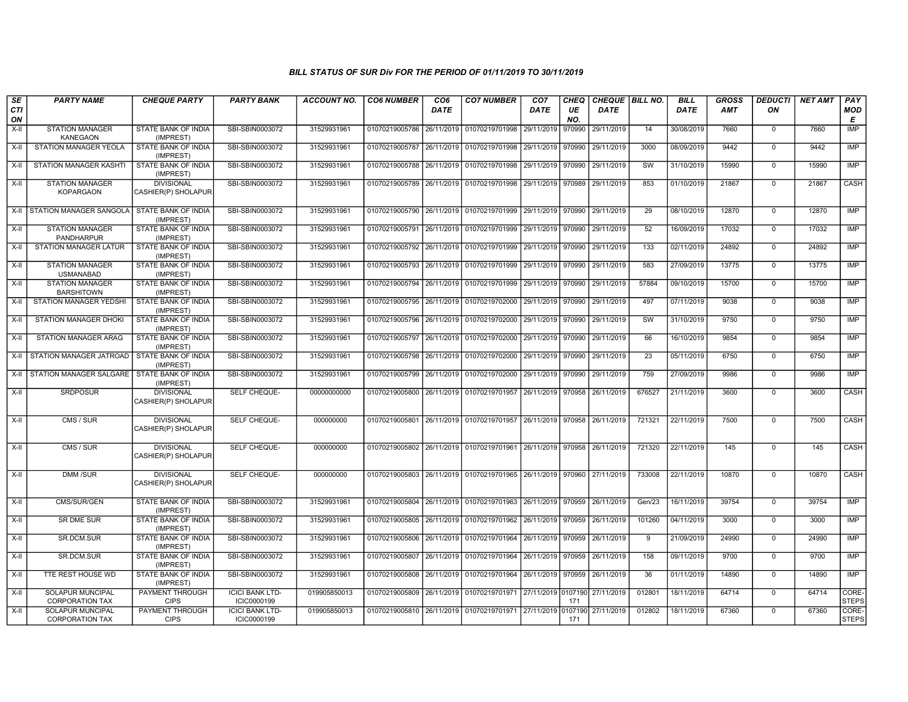### BILL STATUS OF SUR Div FOR THE PERIOD OF 01/11/2019 TO 30/11/2019

| SECTION | PARTY NAME | CHEQUE PARTY | PARTY BANK | ACCOUNT NO. | CO6 NUMBER | CO6 DATE | CO7 NUMBER | CO7 DATE | CHEQUE NO. | CHEQUE DATE | BILL NO. | BILL DATE | GROSS AMT | DEDUCTION | NET AMT | PAY MODE |
|---|---|---|---|---|---|---|---|---|---|---|---|---|---|---|---|---|
| X-II | STATION MANAGER KANEGAON | STATE BANK OF INDIA (IMPREST) | SBI-SBIN0003072 | 31529931961 | 01070219005786 | 26/11/2019 | 01070219701998 | 29/11/2019 | 970990 | 29/11/2019 | 14 | 30/08/2019 | 7660 | 0 | 7660 | IMP |
| X-II | STATION MANAGER YEOLA | STATE BANK OF INDIA (IMPREST) | SBI-SBIN0003072 | 31529931961 | 01070219005787 | 26/11/2019 | 01070219701998 | 29/11/2019 | 970990 | 29/11/2019 | 3000 | 08/09/2019 | 9442 | 0 | 9442 | IMP |
| X-II | STATION MANAGER KASHTI | STATE BANK OF INDIA (IMPREST) | SBI-SBIN0003072 | 31529931961 | 01070219005788 | 26/11/2019 | 01070219701998 | 29/11/2019 | 970990 | 29/11/2019 | SW | 31/10/2019 | 15990 | 0 | 15990 | IMP |
| X-II | STATION MANAGER KOPARGAON | DIVISIONAL CASHIER(P) SHOLAPUR | SBI-SBIN0003072 | 31529931961 | 01070219005789 | 26/11/2019 | 01070219701998 | 29/11/2019 | 970989 | 29/11/2019 | 853 | 01/10/2019 | 21867 | 0 | 21867 | CASH |
| X-II | STATION MANAGER SANGOLA | STATE BANK OF INDIA (IMPREST) | SBI-SBIN0003072 | 31529931961 | 01070219005790 | 26/11/2019 | 01070219701999 | 29/11/2019 | 970990 | 29/11/2019 | 29 | 08/10/2019 | 12870 | 0 | 12870 | IMP |
| X-II | STATION MANAGER PANDHARPUR | STATE BANK OF INDIA (IMPREST) | SBI-SBIN0003072 | 31529931961 | 01070219005791 | 26/11/2019 | 01070219701999 | 29/11/2019 | 970990 | 29/11/2019 | 52 | 16/09/2019 | 17032 | 0 | 17032 | IMP |
| X-II | STATION MANAGER LATUR | STATE BANK OF INDIA (IMPREST) | SBI-SBIN0003072 | 31529931961 | 01070219005792 | 26/11/2019 | 01070219701999 | 29/11/2019 | 970990 | 29/11/2019 | 133 | 02/11/2019 | 24892 | 0 | 24892 | IMP |
| X-II | STATION MANAGER USMANABAD | STATE BANK OF INDIA (IMPREST) | SBI-SBIN0003072 | 31529931961 | 01070219005793 | 26/11/2019 | 01070219701999 | 29/11/2019 | 970990 | 29/11/2019 | 583 | 27/09/2019 | 13775 | 0 | 13775 | IMP |
| X-II | STATION MANAGER BARSHITOWN | STATE BANK OF INDIA (IMPREST) | SBI-SBIN0003072 | 31529931961 | 01070219005794 | 26/11/2019 | 01070219701999 | 29/11/2019 | 970990 | 29/11/2019 | 57884 | 09/10/2019 | 15700 | 0 | 15700 | IMP |
| X-II | STATION MANAGER YEDSHI | STATE BANK OF INDIA (IMPREST) | SBI-SBIN0003072 | 31529931961 | 01070219005795 | 26/11/2019 | 01070219702000 | 29/11/2019 | 970990 | 29/11/2019 | 497 | 07/11/2019 | 9038 | 0 | 9038 | IMP |
| X-II | STATION MANAGER DHOKI | STATE BANK OF INDIA (IMPREST) | SBI-SBIN0003072 | 31529931961 | 01070219005796 | 26/11/2019 | 01070219702000 | 29/11/2019 | 970990 | 29/11/2019 | SW | 31/10/2019 | 9750 | 0 | 9750 | IMP |
| X-II | STATION MANAGER ARAG | STATE BANK OF INDIA (IMPREST) | SBI-SBIN0003072 | 31529931961 | 01070219005797 | 26/11/2019 | 01070219702000 | 29/11/2019 | 970990 | 29/11/2019 | 66 | 16/10/2019 | 9854 | 0 | 9854 | IMP |
| X-II | STATION MANAGER JATROAD | STATE BANK OF INDIA (IMPREST) | SBI-SBIN0003072 | 31529931961 | 01070219005798 | 26/11/2019 | 01070219702000 | 29/11/2019 | 970990 | 29/11/2019 | 23 | 05/11/2019 | 6750 | 0 | 6750 | IMP |
| X-II | STATION MANAGER SALGARE | STATE BANK OF INDIA (IMPREST) | SBI-SBIN0003072 | 31529931961 | 01070219005799 | 26/11/2019 | 01070219702000 | 29/11/2019 | 970990 | 29/11/2019 | 759 | 27/09/2019 | 9986 | 0 | 9986 | IMP |
| X-II | SRDPOSUR | DIVISIONAL CASHIER(P) SHOLAPUR | SELF CHEQUE- | 00000000000 | 01070219005800 | 26/11/2019 | 01070219701957 | 26/11/2019 | 970958 | 26/11/2019 | 676527 | 21/11/2019 | 3600 | 0 | 3600 | CASH |
| X-II | CMS / SUR | DIVISIONAL CASHIER(P) SHOLAPUR | SELF CHEQUE- | 000000000 | 01070219005801 | 26/11/2019 | 01070219701957 | 26/11/2019 | 970958 | 26/11/2019 | 721321 | 22/11/2019 | 7500 | 0 | 7500 | CASH |
| X-II | CMS / SUR | DIVISIONAL CASHIER(P) SHOLAPUR | SELF CHEQUE- | 000000000 | 01070219005802 | 26/11/2019 | 01070219701961 | 26/11/2019 | 970958 | 26/11/2019 | 721320 | 22/11/2019 | 145 | 0 | 145 | CASH |
| X-II | DMM /SUR | DIVISIONAL CASHIER(P) SHOLAPUR | SELF CHEQUE- | 000000000 | 01070219005803 | 26/11/2019 | 01070219701965 | 26/11/2019 | 970960 | 27/11/2019 | 733008 | 22/11/2019 | 10870 | 0 | 10870 | CASH |
| X-II | CMS/SUR/GEN | STATE BANK OF INDIA (IMPREST) | SBI-SBIN0003072 | 31529931961 | 01070219005804 | 26/11/2019 | 01070219701963 | 26/11/2019 | 970959 | 26/11/2019 | Gen/23 | 16/11/2019 | 39754 | 0 | 39754 | IMP |
| X-II | SR DME SUR | STATE BANK OF INDIA (IMPREST) | SBI-SBIN0003072 | 31529931961 | 01070219005805 | 26/11/2019 | 01070219701962 | 26/11/2019 | 970959 | 26/11/2019 | 101260 | 04/11/2019 | 3000 | 0 | 3000 | IMP |
| X-II | SR.DCM.SUR | STATE BANK OF INDIA (IMPREST) | SBI-SBIN0003072 | 31529931961 | 01070219005806 | 26/11/2019 | 01070219701964 | 26/11/2019 | 970959 | 26/11/2019 | 9 | 21/09/2019 | 24990 | 0 | 24990 | IMP |
| X-II | SR.DCM.SUR | STATE BANK OF INDIA (IMPREST) | SBI-SBIN0003072 | 31529931961 | 01070219005807 | 26/11/2019 | 01070219701964 | 26/11/2019 | 970959 | 26/11/2019 | 158 | 09/11/2019 | 9700 | 0 | 9700 | IMP |
| X-II | TTE REST HOUSE WD | STATE BANK OF INDIA (IMPREST) | SBI-SBIN0003072 | 31529931961 | 01070219005808 | 26/11/2019 | 01070219701964 | 26/11/2019 | 970959 | 26/11/2019 | 36 | 01/11/2019 | 14890 | 0 | 14890 | IMP |
| X-II | SOLAPUR MUNCIPAL CORPORATION TAX | PAYMENT THROUGH CIPS | ICICI BANK LTD-ICIC0000199 | 019905850013 | 01070219005809 | 26/11/2019 | 01070219701971 | 27/11/2019 | 0107190171 | 27/11/2019 | 012801 | 18/11/2019 | 64714 | 0 | 64714 | CORE-STEPS |
| X-II | SOLAPUR MUNCIPAL CORPORATION TAX | PAYMENT THROUGH CIPS | ICICI BANK LTD-ICIC0000199 | 019905850013 | 01070219005810 | 26/11/2019 | 01070219701971 | 27/11/2019 | 0107190171 | 27/11/2019 | 012802 | 18/11/2019 | 67360 | 0 | 67360 | CORE-STEPS |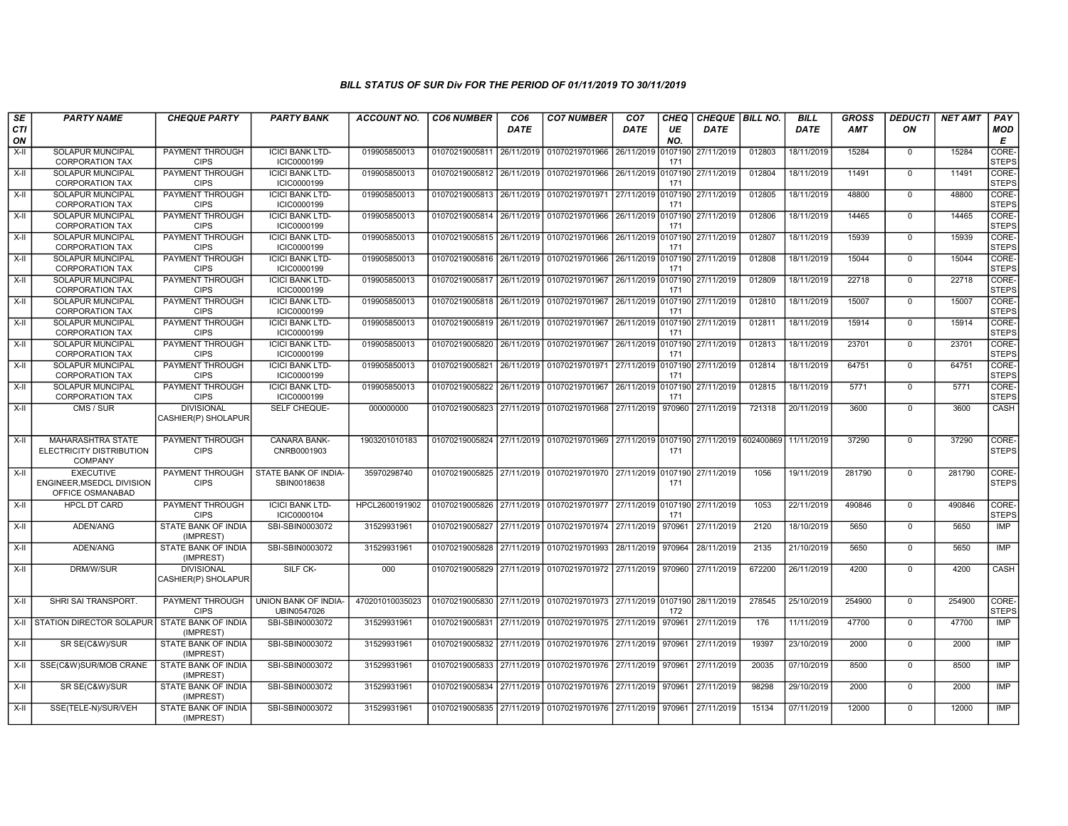*BILL STATUS OF SUR Div FOR THE PERIOD OF 01/11/2019 TO 30/11/2019*

| SECTION | PARTY NAME | CHEQUE PARTY | PARTY BANK | ACCOUNT NO. | CO6 NUMBER | CO6 DATE | CO7 NUMBER | CO7 DATE | CHEQUE NO. | CHEQUE DATE | BILL NO. | BILL DATE | GROSS AMT | DEDUCTION | NET AMT | PAY MODE |
|---|---|---|---|---|---|---|---|---|---|---|---|---|---|---|---|---|
| X-II | SOLAPUR MUNCIPAL CORPORATION TAX | PAYMENT THROUGH CIPS | ICICI BANK LTD-ICIC0000199 | 019905850013 | 01070219005811 | 26/11/2019 | 01070219701966 | 26/11/2019 | 0107190171 | 27/11/2019 | 012803 | 18/11/2019 | 15284 | 0 | 15284 | CORE-STEPS |
| X-II | SOLAPUR MUNCIPAL CORPORATION TAX | PAYMENT THROUGH CIPS | ICICI BANK LTD-ICIC0000199 | 019905850013 | 01070219005812 | 26/11/2019 | 01070219701966 | 26/11/2019 | 0107190171 | 27/11/2019 | 012804 | 18/11/2019 | 11491 | 0 | 11491 | CORE-STEPS |
| X-II | SOLAPUR MUNCIPAL CORPORATION TAX | PAYMENT THROUGH CIPS | ICICI BANK LTD-ICIC0000199 | 019905850013 | 01070219005813 | 26/11/2019 | 01070219701971 | 27/11/2019 | 0107190171 | 27/11/2019 | 012805 | 18/11/2019 | 48800 | 0 | 48800 | CORE-STEPS |
| X-II | SOLAPUR MUNCIPAL CORPORATION TAX | PAYMENT THROUGH CIPS | ICICI BANK LTD-ICIC0000199 | 019905850013 | 01070219005814 | 26/11/2019 | 01070219701966 | 26/11/2019 | 0107190171 | 27/11/2019 | 012806 | 18/11/2019 | 14465 | 0 | 14465 | CORE-STEPS |
| X-II | SOLAPUR MUNCIPAL CORPORATION TAX | PAYMENT THROUGH CIPS | ICICI BANK LTD-ICIC0000199 | 019905850013 | 01070219005815 | 26/11/2019 | 01070219701966 | 26/11/2019 | 0107190171 | 27/11/2019 | 012807 | 18/11/2019 | 15939 | 0 | 15939 | CORE-STEPS |
| X-II | SOLAPUR MUNCIPAL CORPORATION TAX | PAYMENT THROUGH CIPS | ICICI BANK LTD-ICIC0000199 | 019905850013 | 01070219005816 | 26/11/2019 | 01070219701966 | 26/11/2019 | 0107190171 | 27/11/2019 | 012808 | 18/11/2019 | 15044 | 0 | 15044 | CORE-STEPS |
| X-II | SOLAPUR MUNCIPAL CORPORATION TAX | PAYMENT THROUGH CIPS | ICICI BANK LTD-ICIC0000199 | 019905850013 | 01070219005817 | 26/11/2019 | 01070219701967 | 26/11/2019 | 0107190171 | 27/11/2019 | 012809 | 18/11/2019 | 22718 | 0 | 22718 | CORE-STEPS |
| X-II | SOLAPUR MUNCIPAL CORPORATION TAX | PAYMENT THROUGH CIPS | ICICI BANK LTD-ICIC0000199 | 019905850013 | 01070219005818 | 26/11/2019 | 01070219701967 | 26/11/2019 | 0107190171 | 27/11/2019 | 012810 | 18/11/2019 | 15007 | 0 | 15007 | CORE-STEPS |
| X-II | SOLAPUR MUNCIPAL CORPORATION TAX | PAYMENT THROUGH CIPS | ICICI BANK LTD-ICIC0000199 | 019905850013 | 01070219005819 | 26/11/2019 | 01070219701967 | 26/11/2019 | 0107190171 | 27/11/2019 | 012811 | 18/11/2019 | 15914 | 0 | 15914 | CORE-STEPS |
| X-II | SOLAPUR MUNCIPAL CORPORATION TAX | PAYMENT THROUGH CIPS | ICICI BANK LTD-ICIC0000199 | 019905850013 | 01070219005820 | 26/11/2019 | 01070219701967 | 26/11/2019 | 0107190171 | 27/11/2019 | 012813 | 18/11/2019 | 23701 | 0 | 23701 | CORE-STEPS |
| X-II | SOLAPUR MUNCIPAL CORPORATION TAX | PAYMENT THROUGH CIPS | ICICI BANK LTD-ICIC0000199 | 019905850013 | 01070219005821 | 26/11/2019 | 01070219701971 | 27/11/2019 | 0107190171 | 27/11/2019 | 012814 | 18/11/2019 | 64751 | 0 | 64751 | CORE-STEPS |
| X-II | SOLAPUR MUNCIPAL CORPORATION TAX | PAYMENT THROUGH CIPS | ICICI BANK LTD-ICIC0000199 | 019905850013 | 01070219005822 | 26/11/2019 | 01070219701967 | 26/11/2019 | 0107190171 | 27/11/2019 | 012815 | 18/11/2019 | 5771 | 0 | 5771 | CORE-STEPS |
| X-II | CMS / SUR | DIVISIONAL CASHIER(P) SHOLAPUR | SELF CHEQUE- | 000000000 | 01070219005823 | 27/11/2019 | 01070219701968 | 27/11/2019 | 970960 | 27/11/2019 | 721318 | 20/11/2019 | 3600 | 0 | 3600 | CASH |
| X-II | MAHARASHTRA STATE ELECTRICITY DISTRIBUTION COMPANY | PAYMENT THROUGH CIPS | CANARA BANK-CNRB0001903 | 1903201010183 | 01070219005824 | 27/11/2019 | 01070219701969 | 27/11/2019 | 0107190171 | 27/11/2019 | 602400869 | 11/11/2019 | 37290 | 0 | 37290 | CORE-STEPS |
| X-II | EXECUTIVE ENGINEER,MSEDCL DIVISION OFFICE OSMANABAD | PAYMENT THROUGH CIPS | STATE BANK OF INDIA-SBIN0018638 | 35970298740 | 01070219005825 | 27/11/2019 | 01070219701970 | 27/11/2019 | 0107190171 | 27/11/2019 | 1056 | 19/11/2019 | 281790 | 0 | 281790 | CORE-STEPS |
| X-II | HPCL DT CARD | PAYMENT THROUGH CIPS | ICICI BANK LTD-ICIC0000104 | HPCL2600191902 | 01070219005826 | 27/11/2019 | 01070219701977 | 27/11/2019 | 0107190171 | 27/11/2019 | 1053 | 22/11/2019 | 490846 | 0 | 490846 | CORE-STEPS |
| X-II | ADEN/ANG | STATE BANK OF INDIA (IMPREST) | SBI-SBIN0003072 | 31529931961 | 01070219005827 | 27/11/2019 | 01070219701974 | 27/11/2019 | 970961 | 27/11/2019 | 2120 | 18/10/2019 | 5650 | 0 | 5650 | IMP |
| X-II | ADEN/ANG | STATE BANK OF INDIA (IMPREST) | SBI-SBIN0003072 | 31529931961 | 01070219005828 | 27/11/2019 | 01070219701993 | 28/11/2019 | 970964 | 28/11/2019 | 2135 | 21/10/2019 | 5650 | 0 | 5650 | IMP |
| X-II | DRM/W/SUR | DIVISIONAL CASHIER(P) SHOLAPUR | SILF CK- | 000 | 01070219005829 | 27/11/2019 | 01070219701972 | 27/11/2019 | 970960 | 27/11/2019 | 672200 | 26/11/2019 | 4200 | 0 | 4200 | CASH |
| X-II | SHRI SAI TRANSPORT. | PAYMENT THROUGH CIPS | UNION BANK OF INDIA-UBIN0547026 | 470201010035023 | 01070219005830 | 27/11/2019 | 01070219701973 | 27/11/2019 | 0107190172 | 28/11/2019 | 278545 | 25/10/2019 | 254900 | 0 | 254900 | CORE-STEPS |
| X-II | STATION DIRECTOR SOLAPUR | STATE BANK OF INDIA (IMPREST) | SBI-SBIN0003072 | 31529931961 | 01070219005831 | 27/11/2019 | 01070219701975 | 27/11/2019 | 970961 | 27/11/2019 | 176 | 11/11/2019 | 47700 | 0 | 47700 | IMP |
| X-II | SR SE(C&W)/SUR | STATE BANK OF INDIA (IMPREST) | SBI-SBIN0003072 | 31529931961 | 01070219005832 | 27/11/2019 | 01070219701976 | 27/11/2019 | 970961 | 27/11/2019 | 19397 | 23/10/2019 | 2000 | 0 | 2000 | IMP |
| X-II | SSE(C&W)SUR/MOB CRANE | STATE BANK OF INDIA (IMPREST) | SBI-SBIN0003072 | 31529931961 | 01070219005833 | 27/11/2019 | 01070219701976 | 27/11/2019 | 970961 | 27/11/2019 | 20035 | 07/10/2019 | 8500 | 0 | 8500 | IMP |
| X-II | SR SE(C&W)/SUR | STATE BANK OF INDIA (IMPREST) | SBI-SBIN0003072 | 31529931961 | 01070219005834 | 27/11/2019 | 01070219701976 | 27/11/2019 | 970961 | 27/11/2019 | 98298 | 29/10/2019 | 2000 | 0 | 2000 | IMP |
| X-II | SSE(TELE-N)/SUR/VEH | STATE BANK OF INDIA (IMPREST) | SBI-SBIN0003072 | 31529931961 | 01070219005835 | 27/11/2019 | 01070219701976 | 27/11/2019 | 970961 | 27/11/2019 | 15134 | 07/11/2019 | 12000 | 0 | 12000 | IMP |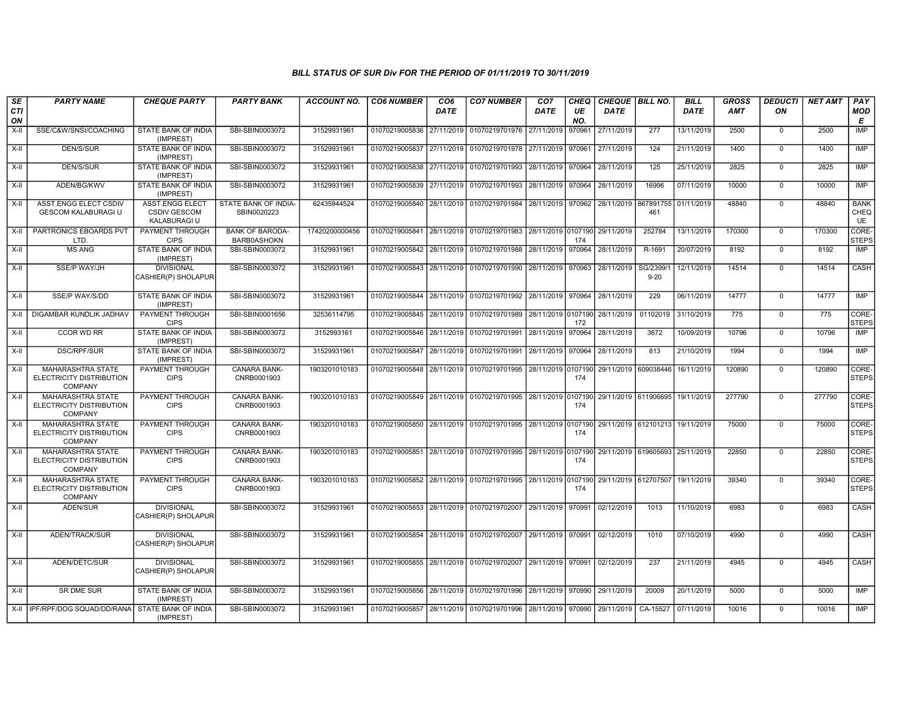### BILL STATUS OF SUR Div FOR THE PERIOD OF 01/11/2019 TO 30/11/2019

| SECTION | PARTY NAME | CHEQUE PARTY | PARTY BANK | ACCOUNT NO. | CO6 NUMBER | CO6 DATE | CO7 NUMBER | CO7 DATE | CHEQUE NO. | CHEQUE DATE | BILL NO. | BILL DATE | GROSS AMT | DEDUCTION | NET AMT | PAY MODE |
|---|---|---|---|---|---|---|---|---|---|---|---|---|---|---|---|---|
| X-II | SSE/C&W/SNSI/COACHING | STATE BANK OF INDIA (IMPREST) | SBI-SBIN0003072 | 31529931961 | 01070219005836 | 27/11/2019 | 01070219701976 | 27/11/2019 | 970961 | 27/11/2019 | 277 | 13/11/2019 | 2500 | 0 | 2500 | IMP |
| X-II | DEN/S/SUR | STATE BANK OF INDIA (IMPREST) | SBI-SBIN0003072 | 31529931961 | 01070219005837 | 27/11/2019 | 01070219701978 | 27/11/2019 | 970961 | 27/11/2019 | 124 | 21/11/2019 | 1400 | 0 | 1400 | IMP |
| X-II | DEN/S/SUR | STATE BANK OF INDIA (IMPREST) | SBI-SBIN0003072 | 31529931961 | 01070219005838 | 27/11/2019 | 01070219701993 | 28/11/2019 | 970964 | 28/11/2019 | 125 | 25/11/2019 | 2825 | 0 | 2825 | IMP |
| X-II | ADEN/BG/KWV | STATE BANK OF INDIA (IMPREST) | SBI-SBIN0003072 | 31529931961 | 01070219005839 | 27/11/2019 | 01070219701993 | 28/11/2019 | 970964 | 28/11/2019 | 16996 | 07/11/2019 | 10000 | 0 | 10000 | IMP |
| X-II | ASST.ENGG ELECT CSDIV GESCOM KALABURAGI U | ASST.ENGG ELECT CSDIV GESCOM KALABURAGI U | STATE BANK OF INDIA-SBIN0020223 | 62435944524 | 01070219005840 | 28/11/2019 | 01070219701984 | 28/11/2019 | 970962 | 28/11/2019 | 867891755461 | 01/11/2019 | 48840 | 0 | 48840 | BANK CHEQUE |
| X-II | PARTRONICS EBOARDS PVT LTD. | PAYMENT THROUGH CIPS | BANK OF BARODA-BARB0ASHOKN | 17420200000456 | 01070219005841 | 28/11/2019 | 01070219701983 | 28/11/2019 | 0107190174 | 29/11/2019 | 252784 | 13/11/2019 | 170300 | 0 | 170300 | CORE-STEPS |
| X-II | MS ANG | STATE BANK OF INDIA (IMPREST) | SBI-SBIN0003072 | 31529931961 | 01070219005842 | 28/11/2019 | 01070219701988 | 28/11/2019 | 970964 | 28/11/2019 | R-1691 | 20/07/2019 | 8192 | 0 | 8192 | IMP |
| X-II | SSE/P WAY/JH | DIVISIONAL CASHIER(P) SHOLAPUR | SBI-SBIN0003072 | 31529931961 | 01070219005843 | 28/11/2019 | 01070219701990 | 28/11/2019 | 970963 | 28/11/2019 | SG/2399/19-20 | 12/11/2019 | 14514 | 0 | 14514 | CASH |
| X-II | SSE/P WAY/S/DD | STATE BANK OF INDIA (IMPREST) | SBI-SBIN0003072 | 31529931961 | 01070219005844 | 28/11/2019 | 01070219701992 | 28/11/2019 | 970964 | 28/11/2019 | 229 | 06/11/2019 | 14777 | 0 | 14777 | IMP |
| X-II | DIGAMBAR KUNDLIK JADHAV | PAYMENT THROUGH CIPS | SBI-SBIN0001656 | 32536114795 | 01070219005845 | 28/11/2019 | 01070219701989 | 28/11/2019 | 0107190172 | 28/11/2019 | 01102019 | 31/10/2019 | 775 | 0 | 775 | CORE-STEPS |
| X-II | CCOR WD RR | STATE BANK OF INDIA (IMPREST) | SBI-SBIN0003072 | 3152993161 | 01070219005846 | 28/11/2019 | 01070219701991 | 28/11/2019 | 970964 | 28/11/2019 | 3672 | 10/09/2019 | 10796 | 0 | 10796 | IMP |
| X-II | DSC/RPF/SUR | STATE BANK OF INDIA (IMPREST) | SBI-SBIN0003072 | 31529931961 | 01070219005847 | 28/11/2019 | 01070219701991 | 28/11/2019 | 970964 | 28/11/2019 | 813 | 21/10/2019 | 1994 | 0 | 1994 | IMP |
| X-II | MAHARASHTRA STATE ELECTRICITY DISTRIBUTION COMPANY | PAYMENT THROUGH CIPS | CANARA BANK-CNRB0001903 | 1903201010183 | 01070219005848 | 28/11/2019 | 01070219701995 | 28/11/2019 | 0107190174 | 29/11/2019 | 609038446 | 16/11/2019 | 120890 | 0 | 120890 | CORE-STEPS |
| X-II | MAHARASHTRA STATE ELECTRICITY DISTRIBUTION COMPANY | PAYMENT THROUGH CIPS | CANARA BANK-CNRB0001903 | 1903201010183 | 01070219005849 | 28/11/2019 | 01070219701995 | 28/11/2019 | 0107190174 | 29/11/2019 | 611906695 | 19/11/2019 | 277790 | 0 | 277790 | CORE-STEPS |
| X-II | MAHARASHTRA STATE ELECTRICITY DISTRIBUTION COMPANY | PAYMENT THROUGH CIPS | CANARA BANK-CNRB0001903 | 1903201010183 | 01070219005850 | 28/11/2019 | 01070219701995 | 28/11/2019 | 0107190174 | 29/11/2019 | 612101213 | 19/11/2019 | 75000 | 0 | 75000 | CORE-STEPS |
| X-II | MAHARASHTRA STATE ELECTRICITY DISTRIBUTION COMPANY | PAYMENT THROUGH CIPS | CANARA BANK-CNRB0001903 | 1903201010183 | 01070219005851 | 28/11/2019 | 01070219701995 | 28/11/2019 | 0107190174 | 29/11/2019 | 619605693 | 25/11/2019 | 22850 | 0 | 22850 | CORE-STEPS |
| X-II | MAHARASHTRA STATE ELECTRICITY DISTRIBUTION COMPANY | PAYMENT THROUGH CIPS | CANARA BANK-CNRB0001903 | 1903201010183 | 01070219005852 | 28/11/2019 | 01070219701995 | 28/11/2019 | 0107190174 | 29/11/2019 | 612707507 | 19/11/2019 | 39340 | 0 | 39340 | CORE-STEPS |
| X-II | ADEN/SUR | DIVISIONAL CASHIER(P) SHOLAPUR | SBI-SBIN0003072 | 31529931961 | 01070219005853 | 28/11/2019 | 01070219702007 | 29/11/2019 | 970991 | 02/12/2019 | 1013 | 11/10/2019 | 6983 | 0 | 6983 | CASH |
| X-II | ADEN/TRACK/SUR | DIVISIONAL CASHIER(P) SHOLAPUR | SBI-SBIN0003072 | 31529931961 | 01070219005854 | 28/11/2019 | 01070219702007 | 29/11/2019 | 970991 | 02/12/2019 | 1010 | 07/10/2019 | 4990 | 0 | 4990 | CASH |
| X-II | ADEN/DETC/SUR | DIVISIONAL CASHIER(P) SHOLAPUR | SBI-SBIN0003072 | 31529931961 | 01070219005855 | 28/11/2019 | 01070219702007 | 29/11/2019 | 970991 | 02/12/2019 | 237 | 21/11/2019 | 4945 | 0 | 4945 | CASH |
| X-II | SR DME SUR | STATE BANK OF INDIA (IMPREST) | SBI-SBIN0003072 | 31529931961 | 01070219005856 | 28/11/2019 | 01070219701996 | 28/11/2019 | 970990 | 29/11/2019 | 20009 | 20/11/2019 | 5000 | 0 | 5000 | IMP |
| X-II | IPF/RPF/DOG SQUAD/DD/RANA | STATE BANK OF INDIA (IMPREST) | SBI-SBIN0003072 | 31529931961 | 01070219005857 | 28/11/2019 | 01070219701996 | 28/11/2019 | 970990 | 29/11/2019 | CA-15527 | 07/11/2019 | 10016 | 0 | 10016 | IMP |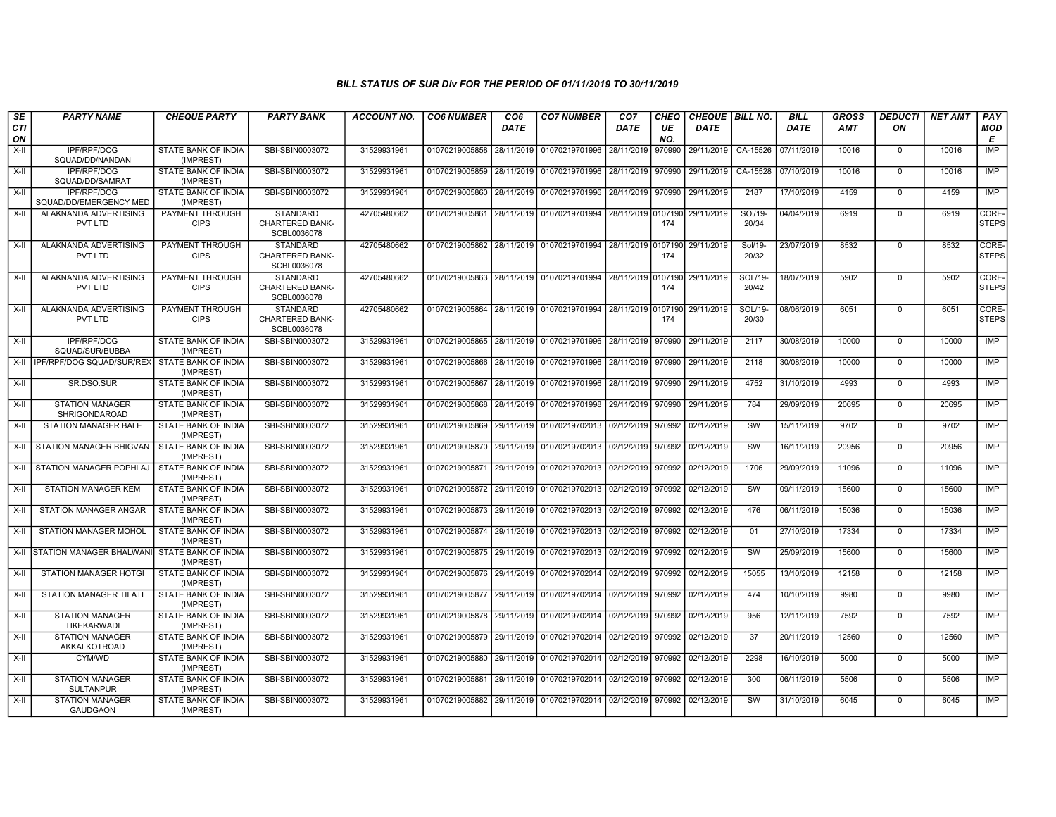### BILL STATUS OF SUR Div FOR THE PERIOD OF 01/11/2019 TO 30/11/2019

| SECTION | PARTY NAME | CHEQUE PARTY | PARTY BANK | ACCOUNT NO. | CO6 NUMBER | CO6 DATE | CO7 NUMBER | CO7 DATE | CHEQUE NO. | CHEQUE DATE | BILL NO. | BILL DATE | GROSS AMT | DEDUCTION | NET AMT | PAY MODE |
|---|---|---|---|---|---|---|---|---|---|---|---|---|---|---|---|---|
| X-II | IPF/RPF/DOG SQUAD/DD/NANDAN | STATE BANK OF INDIA (IMPREST) | SBI-SBIN0003072 | 31529931961 | 01070219005858 | 28/11/2019 | 01070219701996 | 28/11/2019 | 970990 | 29/11/2019 | CA-15526 | 07/11/2019 | 10016 | 0 | 10016 | IMP |
| X-II | IPF/RPF/DOG SQUAD/DD/SAMRAT | STATE BANK OF INDIA (IMPREST) | SBI-SBIN0003072 | 31529931961 | 01070219005859 | 28/11/2019 | 01070219701996 | 28/11/2019 | 970990 | 29/11/2019 | CA-15528 | 07/10/2019 | 10016 | 0 | 10016 | IMP |
| X-II | IPF/RPF/DOG SQUAD/DD/EMERGENCY MED | STATE BANK OF INDIA (IMPREST) | SBI-SBIN0003072 | 31529931961 | 01070219005860 | 28/11/2019 | 01070219701996 | 28/11/2019 | 970990 | 29/11/2019 | 2187 | 17/10/2019 | 4159 | 0 | 4159 | IMP |
| X-II | ALAKNANDA ADVERTISING PVT LTD | PAYMENT THROUGH CIPS | STANDARD CHARTERED BANK-SCBL0036078 | 42705480662 | 01070219005861 | 28/11/2019 | 01070219701994 | 28/11/2019 | 0107190174 | 29/11/2019 | SOI/19-20/34 | 04/04/2019 | 6919 | 0 | 6919 | CORE-STEPS |
| X-II | ALAKNANDA ADVERTISING PVT LTD | PAYMENT THROUGH CIPS | STANDARD CHARTERED BANK-SCBL0036078 | 42705480662 | 01070219005862 | 28/11/2019 | 01070219701994 | 28/11/2019 | 0107190174 | 29/11/2019 | Sol/19-20/32 | 23/07/2019 | 8532 | 0 | 8532 | CORE-STEPS |
| X-II | ALAKNANDA ADVERTISING PVT LTD | PAYMENT THROUGH CIPS | STANDARD CHARTERED BANK-SCBL0036078 | 42705480662 | 01070219005863 | 28/11/2019 | 01070219701994 | 28/11/2019 | 0107190174 | 29/11/2019 | SOL/19-20/42 | 18/07/2019 | 5902 | 0 | 5902 | CORE-STEPS |
| X-II | ALAKNANDA ADVERTISING PVT LTD | PAYMENT THROUGH CIPS | STANDARD CHARTERED BANK-SCBL0036078 | 42705480662 | 01070219005864 | 28/11/2019 | 01070219701994 | 28/11/2019 | 0107190174 | 29/11/2019 | SOL/19-20/30 | 08/06/2019 | 6051 | 0 | 6051 | CORE-STEPS |
| X-II | IPF/RPF/DOG SQUAD/SUR/BUBBA | STATE BANK OF INDIA (IMPREST) | SBI-SBIN0003072 | 31529931961 | 01070219005865 | 28/11/2019 | 01070219701996 | 28/11/2019 | 970990 | 29/11/2019 | 2117 | 30/08/2019 | 10000 | 0 | 10000 | IMP |
| X-II | IPF/RPF/DOG SQUAD/SUR/REX | STATE BANK OF INDIA (IMPREST) | SBI-SBIN0003072 | 31529931961 | 01070219005866 | 28/11/2019 | 01070219701996 | 28/11/2019 | 970990 | 29/11/2019 | 2118 | 30/08/2019 | 10000 | 0 | 10000 | IMP |
| X-II | SR.DSO.SUR | STATE BANK OF INDIA (IMPREST) | SBI-SBIN0003072 | 31529931961 | 01070219005867 | 28/11/2019 | 01070219701996 | 28/11/2019 | 970990 | 29/11/2019 | 4752 | 31/10/2019 | 4993 | 0 | 4993 | IMP |
| X-II | STATION MANAGER SHRIGONDAROAD | STATE BANK OF INDIA (IMPREST) | SBI-SBIN0003072 | 31529931961 | 01070219005868 | 28/11/2019 | 01070219701998 | 29/11/2019 | 970990 | 29/11/2019 | 784 | 29/09/2019 | 20695 | 0 | 20695 | IMP |
| X-II | STATION MANAGER BALE | STATE BANK OF INDIA (IMPREST) | SBI-SBIN0003072 | 31529931961 | 01070219005869 | 29/11/2019 | 01070219702013 | 02/12/2019 | 970992 | 02/12/2019 | SW | 15/11/2019 | 9702 | 0 | 9702 | IMP |
| X-II | STATION MANAGER BHIGVAN | STATE BANK OF INDIA (IMPREST) | SBI-SBIN0003072 | 31529931961 | 01070219005870 | 29/11/2019 | 01070219702013 | 02/12/2019 | 970992 | 02/12/2019 | SW | 16/11/2019 | 20956 | 0 | 20956 | IMP |
| X-II | STATION MANAGER POPHLAJ | STATE BANK OF INDIA (IMPREST) | SBI-SBIN0003072 | 31529931961 | 01070219005871 | 29/11/2019 | 01070219702013 | 02/12/2019 | 970992 | 02/12/2019 | 1706 | 29/09/2019 | 11096 | 0 | 11096 | IMP |
| X-II | STATION MANAGER KEM | STATE BANK OF INDIA (IMPREST) | SBI-SBIN0003072 | 31529931961 | 01070219005872 | 29/11/2019 | 01070219702013 | 02/12/2019 | 970992 | 02/12/2019 | SW | 09/11/2019 | 15600 | 0 | 15600 | IMP |
| X-II | STATION MANAGER ANGAR | STATE BANK OF INDIA (IMPREST) | SBI-SBIN0003072 | 31529931961 | 01070219005873 | 29/11/2019 | 01070219702013 | 02/12/2019 | 970992 | 02/12/2019 | 476 | 06/11/2019 | 15036 | 0 | 15036 | IMP |
| X-II | STATION MANAGER MOHOL | STATE BANK OF INDIA (IMPREST) | SBI-SBIN0003072 | 31529931961 | 01070219005874 | 29/11/2019 | 01070219702013 | 02/12/2019 | 970992 | 02/12/2019 | 01 | 27/10/2019 | 17334 | 0 | 17334 | IMP |
| X-II | STATION MANAGER BHALWANI | STATE BANK OF INDIA (IMPREST) | SBI-SBIN0003072 | 31529931961 | 01070219005875 | 29/11/2019 | 01070219702013 | 02/12/2019 | 970992 | 02/12/2019 | SW | 25/09/2019 | 15600 | 0 | 15600 | IMP |
| X-II | STATION MANAGER HOTGI | STATE BANK OF INDIA (IMPREST) | SBI-SBIN0003072 | 31529931961 | 01070219005876 | 29/11/2019 | 01070219702014 | 02/12/2019 | 970992 | 02/12/2019 | 15055 | 13/10/2019 | 12158 | 0 | 12158 | IMP |
| X-II | STATION MANAGER TILATI | STATE BANK OF INDIA (IMPREST) | SBI-SBIN0003072 | 31529931961 | 01070219005877 | 29/11/2019 | 01070219702014 | 02/12/2019 | 970992 | 02/12/2019 | 474 | 10/10/2019 | 9980 | 0 | 9980 | IMP |
| X-II | STATION MANAGER TIKEKARWADI | STATE BANK OF INDIA (IMPREST) | SBI-SBIN0003072 | 31529931961 | 01070219005878 | 29/11/2019 | 01070219702014 | 02/12/2019 | 970992 | 02/12/2019 | 956 | 12/11/2019 | 7592 | 0 | 7592 | IMP |
| X-II | STATION MANAGER AKKALKOTROAD | STATE BANK OF INDIA (IMPREST) | SBI-SBIN0003072 | 31529931961 | 01070219005879 | 29/11/2019 | 01070219702014 | 02/12/2019 | 970992 | 02/12/2019 | 37 | 20/11/2019 | 12560 | 0 | 12560 | IMP |
| X-II | CYM/WD | STATE BANK OF INDIA (IMPREST) | SBI-SBIN0003072 | 31529931961 | 01070219005880 | 29/11/2019 | 01070219702014 | 02/12/2019 | 970992 | 02/12/2019 | 2298 | 16/10/2019 | 5000 | 0 | 5000 | IMP |
| X-II | STATION MANAGER SULTANPUR | STATE BANK OF INDIA (IMPREST) | SBI-SBIN0003072 | 31529931961 | 01070219005881 | 29/11/2019 | 01070219702014 | 02/12/2019 | 970992 | 02/12/2019 | 300 | 06/11/2019 | 5506 | 0 | 5506 | IMP |
| X-II | STATION MANAGER GAUDGAON | STATE BANK OF INDIA (IMPREST) | SBI-SBIN0003072 | 31529931961 | 01070219005882 | 29/11/2019 | 01070219702014 | 02/12/2019 | 970992 | 02/12/2019 | SW | 31/10/2019 | 6045 | 0 | 6045 | IMP |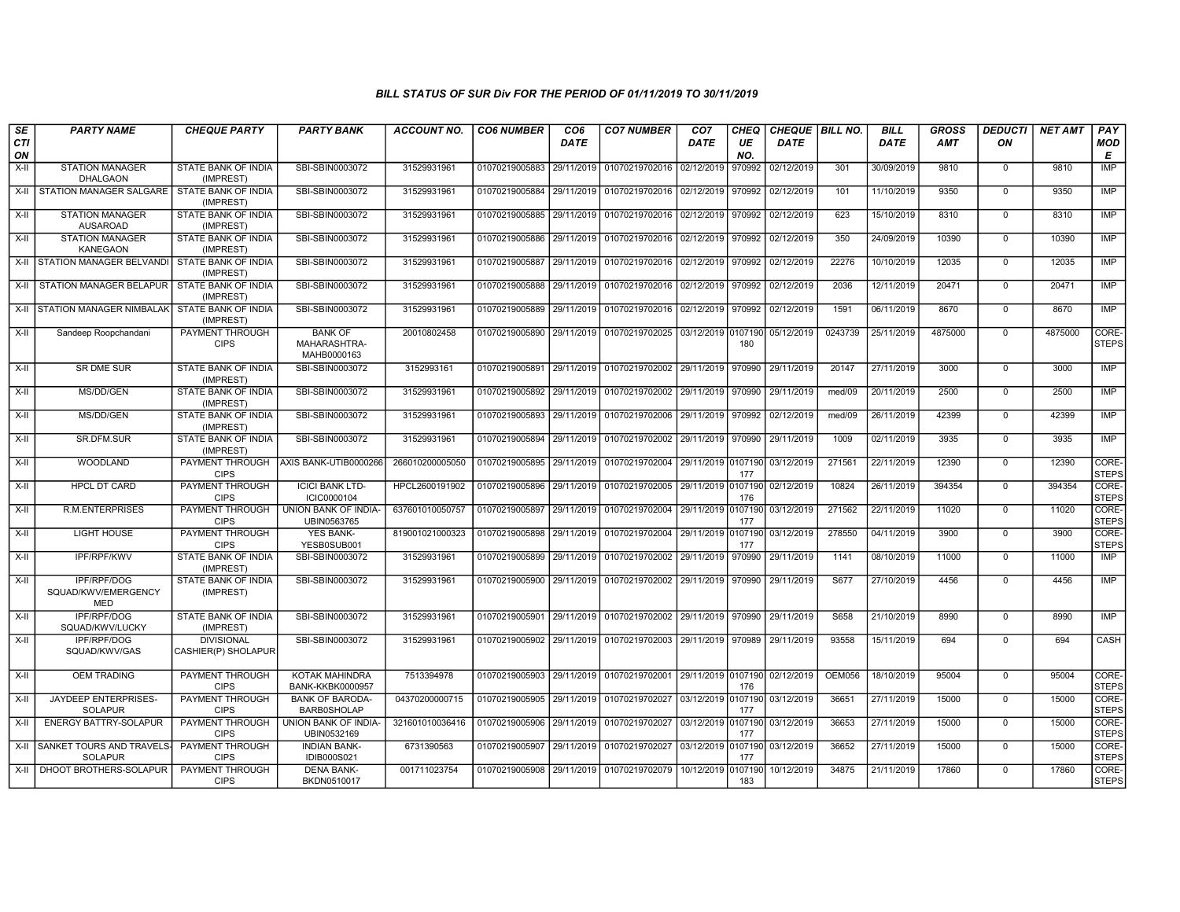## BILL STATUS OF SUR Div FOR THE PERIOD OF 01/11/2019 TO 30/11/2019

| SECTION | PARTY NAME | CHEQUE PARTY | PARTY BANK | ACCOUNT NO. | CO6 NUMBER | CO6 DATE | CO7 NUMBER | CO7 DATE | CHEQUE NO. | CHEQUE DATE | BILL NO. | BILL DATE | GROSS AMT | DEDUCTION | NET AMT | PAY MODE |
|---|---|---|---|---|---|---|---|---|---|---|---|---|---|---|---|---|
| X-II | STATION MANAGER DHALGAON | STATE BANK OF INDIA (IMPREST) | SBI-SBIN0003072 | 31529931961 | 01070219005883 | 29/11/2019 | 01070219702016 | 02/12/2019 | 970992 | 02/12/2019 | 301 | 30/09/2019 | 9810 | 0 | 9810 | IMP |
| X-II | STATION MANAGER SALGARE | STATE BANK OF INDIA (IMPREST) | SBI-SBIN0003072 | 31529931961 | 01070219005884 | 29/11/2019 | 01070219702016 | 02/12/2019 | 970992 | 02/12/2019 | 101 | 11/10/2019 | 9350 | 0 | 9350 | IMP |
| X-II | STATION MANAGER AUSAROAD | STATE BANK OF INDIA (IMPREST) | SBI-SBIN0003072 | 31529931961 | 01070219005885 | 29/11/2019 | 01070219702016 | 02/12/2019 | 970992 | 02/12/2019 | 623 | 15/10/2019 | 8310 | 0 | 8310 | IMP |
| X-II | STATION MANAGER KANEGAON | STATE BANK OF INDIA (IMPREST) | SBI-SBIN0003072 | 31529931961 | 01070219005886 | 29/11/2019 | 01070219702016 | 02/12/2019 | 970992 | 02/12/2019 | 350 | 24/09/2019 | 10390 | 0 | 10390 | IMP |
| X-II | STATION MANAGER BELVANDI | STATE BANK OF INDIA (IMPREST) | SBI-SBIN0003072 | 31529931961 | 01070219005887 | 29/11/2019 | 01070219702016 | 02/12/2019 | 970992 | 02/12/2019 | 22276 | 10/10/2019 | 12035 | 0 | 12035 | IMP |
| X-II | STATION MANAGER BELAPUR | STATE BANK OF INDIA (IMPREST) | SBI-SBIN0003072 | 31529931961 | 01070219005888 | 29/11/2019 | 01070219702016 | 02/12/2019 | 970992 | 02/12/2019 | 2036 | 12/11/2019 | 20471 | 0 | 20471 | IMP |
| X-II | STATION MANAGER NIMBALAK | STATE BANK OF INDIA (IMPREST) | SBI-SBIN0003072 | 31529931961 | 01070219005889 | 29/11/2019 | 01070219702016 | 02/12/2019 | 970992 | 02/12/2019 | 1591 | 06/11/2019 | 8670 | 0 | 8670 | IMP |
| X-II | Sandeep Roopchandani | PAYMENT THROUGH CIPS | BANK OF MAHARASHTRA-MAHB0000163 | 20010802458 | 01070219005890 | 29/11/2019 | 01070219702025 | 03/12/2019 | 0107190180 | 05/12/2019 | 0243739 | 25/11/2019 | 4875000 | 0 | 4875000 | CORE-STEPS |
| X-II | SR DME SUR | STATE BANK OF INDIA (IMPREST) | SBI-SBIN0003072 | 3152993161 | 01070219005891 | 29/11/2019 | 01070219702002 | 29/11/2019 | 970990 | 29/11/2019 | 20147 | 27/11/2019 | 3000 | 0 | 3000 | IMP |
| X-II | MS/DD/GEN | STATE BANK OF INDIA (IMPREST) | SBI-SBIN0003072 | 31529931961 | 01070219005892 | 29/11/2019 | 01070219702002 | 29/11/2019 | 970990 | 29/11/2019 | med/09 | 20/11/2019 | 2500 | 0 | 2500 | IMP |
| X-II | MS/DD/GEN | STATE BANK OF INDIA (IMPREST) | SBI-SBIN0003072 | 31529931961 | 01070219005893 | 29/11/2019 | 01070219702006 | 29/11/2019 | 970992 | 02/12/2019 | med/09 | 26/11/2019 | 42399 | 0 | 42399 | IMP |
| X-II | SR.DFM.SUR | STATE BANK OF INDIA (IMPREST) | SBI-SBIN0003072 | 31529931961 | 01070219005894 | 29/11/2019 | 01070219702002 | 29/11/2019 | 970990 | 29/11/2019 | 1009 | 02/11/2019 | 3935 | 0 | 3935 | IMP |
| X-II | WOODLAND | PAYMENT THROUGH CIPS | AXIS BANK-UTIB0000266 | 266010200005050 | 01070219005895 | 29/11/2019 | 01070219702004 | 29/11/2019 | 0107190177 | 03/12/2019 | 271561 | 22/11/2019 | 12390 | 0 | 12390 | CORE-STEPS |
| X-II | HPCL DT CARD | PAYMENT THROUGH CIPS | ICICI BANK LTD-ICIC0000104 | HPCL2600191902 | 01070219005896 | 29/11/2019 | 01070219702005 | 29/11/2019 | 0107190176 | 02/12/2019 | 10824 | 26/11/2019 | 394354 | 0 | 394354 | CORE-STEPS |
| X-II | R.M.ENTERPRISES | PAYMENT THROUGH CIPS | UNION BANK OF INDIA-UBIN0563765 | 637601010050757 | 01070219005897 | 29/11/2019 | 01070219702004 | 29/11/2019 | 0107190177 | 03/12/2019 | 271562 | 22/11/2019 | 11020 | 0 | 11020 | CORE-STEPS |
| X-II | LIGHT HOUSE | PAYMENT THROUGH CIPS | YES BANK-YESB0SUB001 | 819001021000323 | 01070219005898 | 29/11/2019 | 01070219702004 | 29/11/2019 | 0107190177 | 03/12/2019 | 278550 | 04/11/2019 | 3900 | 0 | 3900 | CORE-STEPS |
| X-II | IPF/RPF/KWV | STATE BANK OF INDIA (IMPREST) | SBI-SBIN0003072 | 31529931961 | 01070219005899 | 29/11/2019 | 01070219702002 | 29/11/2019 | 970990 | 29/11/2019 | 1141 | 08/10/2019 | 11000 | 0 | 11000 | IMP |
| X-II | IPF/RPF/DOG SQUAD/KWV/EMERGENCY MED | STATE BANK OF INDIA (IMPREST) | SBI-SBIN0003072 | 31529931961 | 01070219005900 | 29/11/2019 | 01070219702002 | 29/11/2019 | 970990 | 29/11/2019 | S677 | 27/10/2019 | 4456 | 0 | 4456 | IMP |
| X-II | IPF/RPF/DOG SQUAD/KWV/LUCKY | STATE BANK OF INDIA (IMPREST) | SBI-SBIN0003072 | 31529931961 | 01070219005901 | 29/11/2019 | 01070219702002 | 29/11/2019 | 970990 | 29/11/2019 | S658 | 21/10/2019 | 8990 | 0 | 8990 | IMP |
| X-II | IPF/RPF/DOG SQUAD/KWV/GAS | DIVISIONAL CASHIER(P) SHOLAPUR | SBI-SBIN0003072 | 31529931961 | 01070219005902 | 29/11/2019 | 01070219702003 | 29/11/2019 | 970989 | 29/11/2019 | 93558 | 15/11/2019 | 694 | 0 | 694 | CASH |
| X-II | OEM TRADING | PAYMENT THROUGH CIPS | KOTAK MAHINDRA BANK-KKBK0000957 | 7513394978 | 01070219005903 | 29/11/2019 | 01070219702001 | 29/11/2019 | 0107190176 | 02/12/2019 | OEM056 | 18/10/2019 | 95004 | 0 | 95004 | CORE-STEPS |
| X-II | JAYDEEP ENTERPRISES-SOLAPUR | PAYMENT THROUGH CIPS | BANK OF BARODA-BARB0SHOLAP | 04370200000715 | 01070219005905 | 29/11/2019 | 01070219702027 | 03/12/2019 | 0107190177 | 03/12/2019 | 36651 | 27/11/2019 | 15000 | 0 | 15000 | CORE-STEPS |
| X-II | ENERGY BATTRY-SOLAPUR | PAYMENT THROUGH CIPS | UNION BANK OF INDIA-UBIN0532169 | 321601010036416 | 01070219005906 | 29/11/2019 | 01070219702027 | 03/12/2019 | 0107190177 | 03/12/2019 | 36653 | 27/11/2019 | 15000 | 0 | 15000 | CORE-STEPS |
| X-II | SANKET TOURS AND TRAVELS-SOLAPUR | PAYMENT THROUGH CIPS | INDIAN BANK-IDIB000S021 | 6731390563 | 01070219005907 | 29/11/2019 | 01070219702027 | 03/12/2019 | 0107190177 | 03/12/2019 | 36652 | 27/11/2019 | 15000 | 0 | 15000 | CORE-STEPS |
| X-II | DHOOT BROTHERS-SOLAPUR | PAYMENT THROUGH CIPS | DENA BANK-BKDN0510017 | 001711023754 | 01070219005908 | 29/11/2019 | 01070219702079 | 10/12/2019 | 0107190183 | 10/12/2019 | 34875 | 21/11/2019 | 17860 | 0 | 17860 | CORE-STEPS |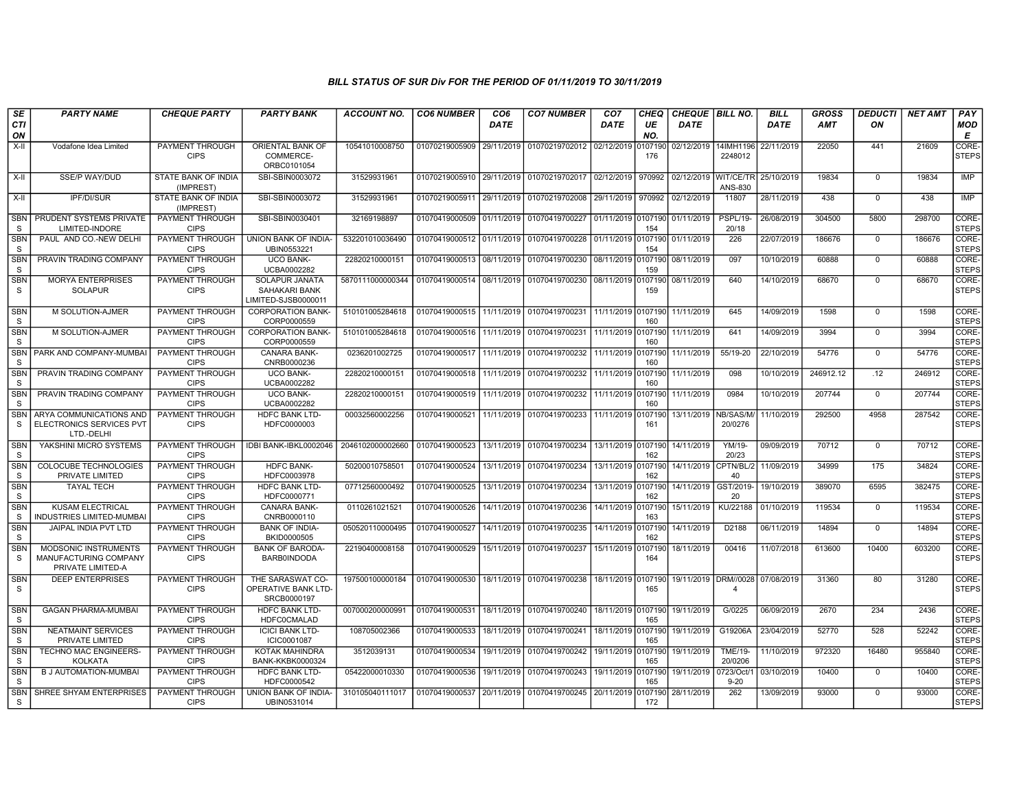### BILL STATUS OF SUR Div FOR THE PERIOD OF 01/11/2019 TO 30/11/2019

| SECTION | PARTY NAME | CHEQUE PARTY | PARTY BANK | ACCOUNT NO. | CO6 NUMBER | CO6 DATE | CO7 NUMBER | CO7 DATE | CHEQUE NO. | CHEQUE DATE | BILL NO. | BILL DATE | GROSS AMT | DEDUCTION | NET AMT | PAY MODE |
|---|---|---|---|---|---|---|---|---|---|---|---|---|---|---|---|---|
| X-II | Vodafone Idea Limited | PAYMENT THROUGH CIPS | ORIENTAL BANK OF COMMERCE-ORBC0101054 | 10541010008750 | 01070219005909 | 29/11/2019 | 01070219702012 | 02/12/2019 | 0107190176 | 02/12/2019 | 14IMH11962248012 | 22/11/2019 | 22050 | 441 | 21609 | CORE-STEPS |
| X-II | SSE/P WAY/DUD | STATE BANK OF INDIA (IMPREST) | SBI-SBIN0003072 | 31529931961 | 01070219005910 | 29/11/2019 | 01070219702017 | 02/12/2019 | 970992 | 02/12/2019 | WIT/CE/TRANS-830 | 25/10/2019 | 19834 | 0 | 19834 | IMP |
| X-II | IPF/DI/SUR | STATE BANK OF INDIA (IMPREST) | SBI-SBIN0003072 | 31529931961 | 01070219005911 | 29/11/2019 | 01070219702008 | 29/11/2019 | 970992 | 02/12/2019 | 11807 | 28/11/2019 | 438 | 0 | 438 | IMP |
| SBNS | PRUDENT SYSTEMS PRIVATE LIMITED-INDORE | PAYMENT THROUGH CIPS | SBI-SBIN0030401 | 32169198897 | 01070419000509 | 01/11/2019 | 01070419700227 | 01/11/2019 | 0107190154 | 01/11/2019 | PSPL/19-20/18 | 26/08/2019 | 304500 | 5800 | 298700 | CORE-STEPS |
| SBNS | PAUL AND CO.-NEW DELHI | PAYMENT THROUGH CIPS | UNION BANK OF INDIA-UBIN0553221 | 532201010036490 | 01070419000512 | 01/11/2019 | 01070419700228 | 01/11/2019 | 0107190154 | 01/11/2019 | 226 | 22/07/2019 | 186676 | 0 | 186676 | CORE-STEPS |
| SBNS | PRAVIN TRADING COMPANY | PAYMENT THROUGH CIPS | UCO BANK-UCBA0002282 | 22820210000151 | 01070419000513 | 08/11/2019 | 01070419700230 | 08/11/2019 | 0107190159 | 08/11/2019 | 097 | 10/10/2019 | 60888 | 0 | 60888 | CORE-STEPS |
| SBNS | MORYA ENTERPRISES SOLAPUR | PAYMENT THROUGH CIPS | SOLAPUR JANATA SAHAKARI BANK LIMITED-SJSB0000011 | 5870111000000344 | 01070419000514 | 08/11/2019 | 01070419700230 | 08/11/2019 | 0107190159 | 08/11/2019 | 640 | 14/10/2019 | 68670 | 0 | 68670 | CORE-STEPS |
| SBNS | M SOLUTION-AJMER | PAYMENT THROUGH CIPS | CORPORATION BANK-CORP0000559 | 510101005284618 | 01070419000515 | 11/11/2019 | 01070419700231 | 11/11/2019 | 0107190160 | 11/11/2019 | 645 | 14/09/2019 | 1598 | 0 | 1598 | CORE-STEPS |
| SBNS | M SOLUTION-AJMER | PAYMENT THROUGH CIPS | CORPORATION BANK-CORP0000559 | 510101005284618 | 01070419000516 | 11/11/2019 | 01070419700231 | 11/11/2019 | 0107190160 | 11/11/2019 | 641 | 14/09/2019 | 3994 | 0 | 3994 | CORE-STEPS |
| SBNS | PARK AND COMPANY-MUMBAI | PAYMENT THROUGH CIPS | CANARA BANK-CNRB0000236 | 0236201002725 | 01070419000517 | 11/11/2019 | 01070419700232 | 11/11/2019 | 0107190160 | 11/11/2019 | 55/19-20 | 22/10/2019 | 54776 | 0 | 54776 | CORE-STEPS |
| SBNS | PRAVIN TRADING COMPANY | PAYMENT THROUGH CIPS | UCO BANK-UCBA0002282 | 22820210000151 | 01070419000518 | 11/11/2019 | 01070419700232 | 11/11/2019 | 0107190160 | 11/11/2019 | 098 | 10/10/2019 | 246912.12 | .12 | 246912 | CORE-STEPS |
| SBNS | PRAVIN TRADING COMPANY | PAYMENT THROUGH CIPS | UCO BANK-UCBA0002282 | 22820210000151 | 01070419000519 | 11/11/2019 | 01070419700232 | 11/11/2019 | 0107190160 | 11/11/2019 | 0984 | 10/10/2019 | 207744 | 0 | 207744 | CORE-STEPS |
| SBNS | ARYA COMMUNICATIONS AND ELECTRONICS SERVICES PVT LTD.-DELHI | PAYMENT THROUGH CIPS | HDFC BANK LTD-HDFC0000003 | 00032560002256 | 01070419000521 | 11/11/2019 | 01070419700233 | 11/11/2019 | 0107190161 | 13/11/2019 | NB/SAS/M/20/0276 | 11/10/2019 | 292500 | 4958 | 287542 | CORE-STEPS |
| SBNS | YAKSHINI MICRO SYSTEMS | PAYMENT THROUGH CIPS | IDBI BANK-IBKL0002046 | 2046102000002660 | 01070419000523 | 13/11/2019 | 01070419700234 | 13/11/2019 | 0107190162 | 14/11/2019 | YM/19-20/23 | 09/09/2019 | 70712 | 0 | 70712 | CORE-STEPS |
| SBNS | COLOCUBE TECHNOLOGIES PRIVATE LIMITED | PAYMENT THROUGH CIPS | HDFC BANK-HDFC0003978 | 50200010758501 | 01070419000524 | 13/11/2019 | 01070419700234 | 13/11/2019 | 0107190162 | 14/11/2019 | CPTN/BL/240 | 11/09/2019 | 34999 | 175 | 34824 | CORE-STEPS |
| SBNS | TAYAL TECH | PAYMENT THROUGH CIPS | HDFC BANK LTD-HDFC0000771 | 07712560000492 | 01070419000525 | 13/11/2019 | 01070419700234 | 13/11/2019 | 0107190162 | 14/11/2019 | GST/2019-20 | 19/10/2019 | 389070 | 6595 | 382475 | CORE-STEPS |
| SBNS | KUSAM ELECTRICAL INDUSTRIES LIMITED-MUMBAI | PAYMENT THROUGH CIPS | CANARA BANK-CNRB0000110 | 0110261021521 | 01070419000526 | 14/11/2019 | 01070419700236 | 14/11/2019 | 0107190163 | 15/11/2019 | KU/22188 | 01/10/2019 | 119534 | 0 | 119534 | CORE-STEPS |
| SBNS | JAIPAL INDIA PVT LTD | PAYMENT THROUGH CIPS | BANK OF INDIA-BKID0000505 | 050520110000495 | 01070419000527 | 14/11/2019 | 01070419700235 | 14/11/2019 | 0107190162 | 14/11/2019 | D2188 | 06/11/2019 | 14894 | 0 | 14894 | CORE-STEPS |
| SBNS | MODSONIC INSTRUMENTS MANUFACTURING COMPANY PRIVATE LIMITED-A | PAYMENT THROUGH CIPS | BANK OF BARODA-BARB0INDODA | 22190400008158 | 01070419000529 | 15/11/2019 | 01070419700237 | 15/11/2019 | 0107190164 | 18/11/2019 | 00416 | 11/07/2018 | 613600 | 10400 | 603200 | CORE-STEPS |
| SBNS | DEEP ENTERPRISES | PAYMENT THROUGH CIPS | THE SARASWAT CO-OPERATIVE BANK LTD-SRCB0000197 | 197500100000184 | 01070419000530 | 18/11/2019 | 01070419700238 | 18/11/2019 | 0107190165 | 19/11/2019 | DRM//00284 | 07/08/2019 | 31360 | 80 | 31280 | CORE-STEPS |
| SBNS | GAGAN PHARMA-MUMBAI | PAYMENT THROUGH CIPS | HDFC BANK LTD-HDFC0CMALAD | 007000200000991 | 01070419000531 | 18/11/2019 | 01070419700240 | 18/11/2019 | 0107190165 | 19/11/2019 | G/0225 | 06/09/2019 | 2670 | 234 | 2436 | CORE-STEPS |
| SBNS | NEATMAINT SERVICES PRIVATE LIMITED | PAYMENT THROUGH CIPS | ICICI BANK LTD-ICIC0001087 | 108705002366 | 01070419000533 | 18/11/2019 | 01070419700241 | 18/11/2019 | 0107190165 | 19/11/2019 | G19206A | 23/04/2019 | 52770 | 528 | 52242 | CORE-STEPS |
| SBNS | TECHNO MAC ENGINEERS-KOLKATA | PAYMENT THROUGH CIPS | KOTAK MAHINDRA BANK-KKBK0000324 | 3512039131 | 01070419000534 | 19/11/2019 | 01070419700242 | 19/11/2019 | 0107190165 | 19/11/2019 | TME/19-20/0206 | 11/10/2019 | 972320 | 16480 | 955840 | CORE-STEPS |
| SBNS | B J AUTOMATION-MUMBAI | PAYMENT THROUGH CIPS | HDFC BANK LTD-HDFC0000542 | 05422000010330 | 01070419000536 | 19/11/2019 | 01070419700243 | 19/11/2019 | 0107190165 | 19/11/2019 | 0723/Oct/19-20 | 03/10/2019 | 10400 | 0 | 10400 | CORE-STEPS |
| SBNS | SHREE SHYAM ENTERPRISES | PAYMENT THROUGH CIPS | UNION BANK OF INDIA-UBIN0531014 | 310105040111017 | 01070419000537 | 20/11/2019 | 01070419700245 | 20/11/2019 | 0107190172 | 28/11/2019 | 262 | 13/09/2019 | 93000 | 0 | 93000 | CORE-STEPS |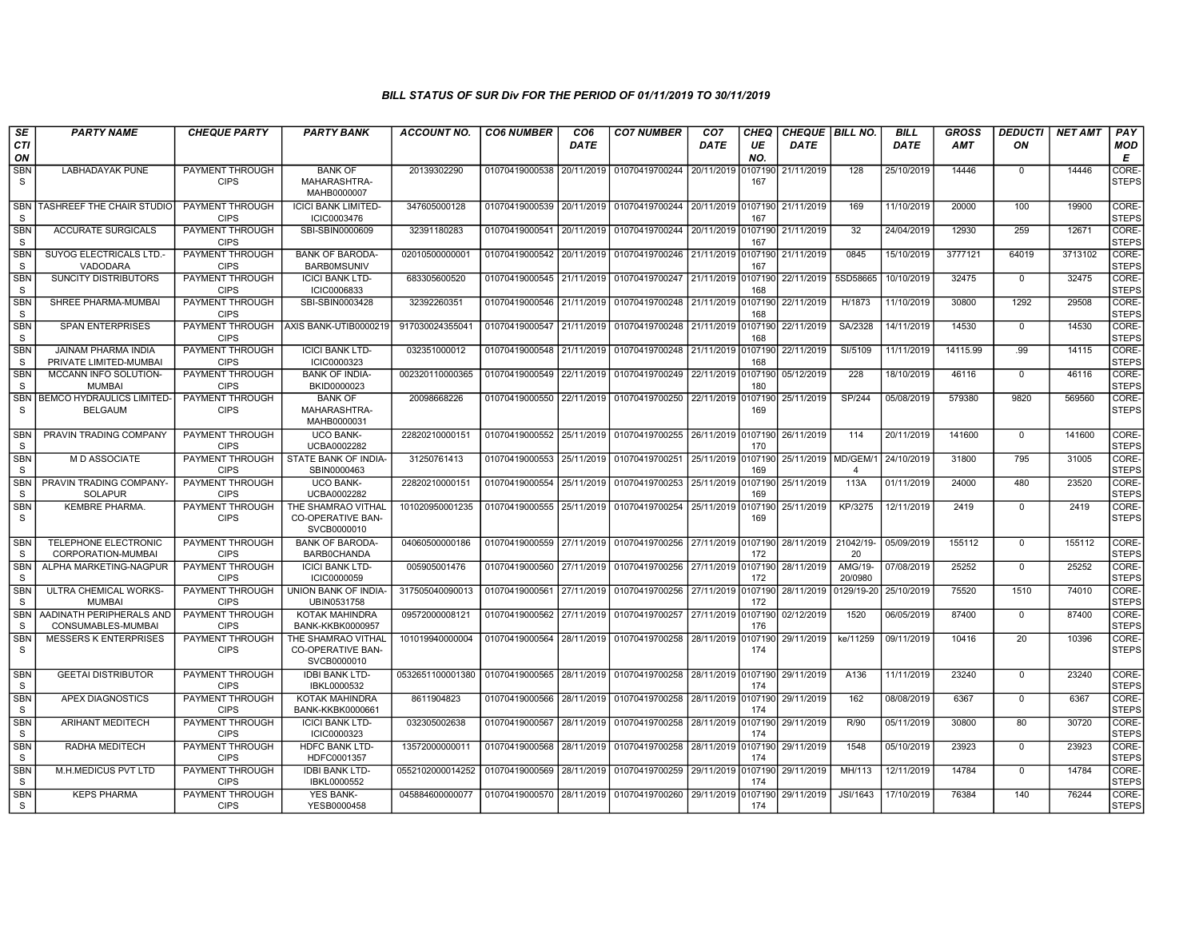# BILL STATUS OF SUR Div FOR THE PERIOD OF 01/11/2019 TO 30/11/2019

| SECTION | PARTY NAME | CHEQUE PARTY | PARTY BANK | ACCOUNT NO. | CO6 NUMBER | CO6 DATE | CO7 NUMBER | CO7 DATE | CHEQUE NO. | CHEQUE DATE | BILL NO. | BILL DATE | GROSS AMT | DEDUCTION | NET AMT | PAY MODE |
|---|---|---|---|---|---|---|---|---|---|---|---|---|---|---|---|---|
| SBNS | LABHADAYAK PUNE | PAYMENT THROUGH CIPS | BANK OF MAHARASHTRA-MAHB0000007 | 20139302290 | 01070419000538 | 20/11/2019 | 01070419700244 | 20/11/2019 | 0107190167 | 21/11/2019 | 128 | 25/10/2019 | 14446 | 0 | 14446 | CORE-STEPS |
| SBNS | TASHREEF THE CHAIR STUDIO | PAYMENT THROUGH CIPS | ICICI BANK LIMITED-ICIC0003476 | 347605000128 | 01070419000539 | 20/11/2019 | 01070419700244 | 20/11/2019 | 0107190167 | 21/11/2019 | 169 | 11/10/2019 | 20000 | 100 | 19900 | CORE-STEPS |
| SBNS | ACCURATE SURGICALS | PAYMENT THROUGH CIPS | SBI-SBIN0000609 | 32391180283 | 01070419000541 | 20/11/2019 | 01070419700244 | 20/11/2019 | 0107190167 | 21/11/2019 | 32 | 24/04/2019 | 12930 | 259 | 12671 | CORE-STEPS |
| SBNS | SUYOG ELECTRICALS LTD.-VADODARA | PAYMENT THROUGH CIPS | BANK OF BARODA-BARB0MSUNIV | 02010500000001 | 01070419000542 | 20/11/2019 | 01070419700246 | 21/11/2019 | 0107190167 | 21/11/2019 | 0845 | 15/10/2019 | 3777121 | 64019 | 3713102 | CORE-STEPS |
| SBNS | SUNCITY DISTRIBUTORS | PAYMENT THROUGH CIPS | ICICI BANK LTD-ICIC0006833 | 683305600520 | 01070419000545 | 21/11/2019 | 01070419700247 | 21/11/2019 | 0107190168 | 22/11/2019 | 5SD58665 | 10/10/2019 | 32475 | 0 | 32475 | CORE-STEPS |
| SBNS | SHREE PHARMA-MUMBAI | PAYMENT THROUGH CIPS | SBI-SBIN0003428 | 32392260351 | 01070419000546 | 21/11/2019 | 01070419700248 | 21/11/2019 | 0107190168 | 22/11/2019 | H/1873 | 11/10/2019 | 30800 | 1292 | 29508 | CORE-STEPS |
| SBNS | SPAN ENTERPRISES | PAYMENT THROUGH CIPS | AXIS BANK-UTIB0000219 | 917030024355041 | 01070419000547 | 21/11/2019 | 01070419700248 | 21/11/2019 | 0107190168 | 22/11/2019 | SA/2328 | 14/11/2019 | 14530 | 0 | 14530 | CORE-STEPS |
| SBNS | JAINAM PHARMA INDIA PRIVATE LIMITED-MUMBAI | PAYMENT THROUGH CIPS | ICICI BANK LTD-ICIC0000323 | 032351000012 | 01070419000548 | 21/11/2019 | 01070419700248 | 21/11/2019 | 0107190168 | 22/11/2019 | SI/5109 | 11/11/2019 | 14115.99 | .99 | 14115 | CORE-STEPS |
| SBNS | MCCANN INFO SOLUTION-MUMBAI | PAYMENT THROUGH CIPS | BANK OF INDIA-BKID0000023 | 002320110000365 | 01070419000549 | 22/11/2019 | 01070419700249 | 22/11/2019 | 0107190180 | 05/12/2019 | 228 | 18/10/2019 | 46116 | 0 | 46116 | CORE-STEPS |
| SBNS | BEMCO HYDRAULICS LIMITED-BELGAUM | PAYMENT THROUGH CIPS | BANK OF MAHARASHTRA-MAHB0000031 | 20098668226 | 01070419000550 | 22/11/2019 | 01070419700250 | 22/11/2019 | 0107190169 | 25/11/2019 | SP/244 | 05/08/2019 | 579380 | 9820 | 569560 | CORE-STEPS |
| SBNS | PRAVIN TRADING COMPANY | PAYMENT THROUGH CIPS | UCO BANK-UCBA0002282 | 22820210000151 | 01070419000552 | 25/11/2019 | 01070419700255 | 26/11/2019 | 0107190170 | 26/11/2019 | 114 | 20/11/2019 | 141600 | 0 | 141600 | CORE-STEPS |
| SBNS | M D ASSOCIATE | PAYMENT THROUGH CIPS | STATE BANK OF INDIA-SBIN0000463 | 31250761413 | 01070419000553 | 25/11/2019 | 01070419700251 | 25/11/2019 | 0107190169 | 25/11/2019 | MD/GEM/14 | 24/10/2019 | 31800 | 795 | 31005 | CORE-STEPS |
| SBNS | PRAVIN TRADING COMPANY-SOLAPUR | PAYMENT THROUGH CIPS | UCO BANK-UCBA0002282 | 22820210000151 | 01070419000554 | 25/11/2019 | 01070419700253 | 25/11/2019 | 0107190169 | 25/11/2019 | 113A | 01/11/2019 | 24000 | 480 | 23520 | CORE-STEPS |
| SBNS | KEMBRE PHARMA. | PAYMENT THROUGH CIPS | THE SHAMRAO VITHAL CO-OPERATIVE BAN-SVCB0000010 | 101020950001235 | 01070419000555 | 25/11/2019 | 01070419700254 | 25/11/2019 | 0107190169 | 25/11/2019 | KP/3275 | 12/11/2019 | 2419 | 0 | 2419 | CORE-STEPS |
| SBNS | TELEPHONE ELECTRONIC CORPORATION-MUMBAI | PAYMENT THROUGH CIPS | BANK OF BARODA-BARB0CHANDA | 04060500000186 | 01070419000559 | 27/11/2019 | 01070419700256 | 27/11/2019 | 0107190172 | 28/11/2019 | 21042/19-20 | 05/09/2019 | 155112 | 0 | 155112 | CORE-STEPS |
| SBNS | ALPHA MARKETING-NAGPUR | PAYMENT THROUGH CIPS | ICICI BANK LTD-ICIC0000059 | 005905001476 | 01070419000560 | 27/11/2019 | 01070419700256 | 27/11/2019 | 0107190172 | 28/11/2019 | AMG/19-20/0980 | 07/08/2019 | 25252 | 0 | 25252 | CORE-STEPS |
| SBNS | ULTRA CHEMICAL WORKS-MUMBAI | PAYMENT THROUGH CIPS | UNION BANK OF INDIA-UBIN0531758 | 317505040090013 | 01070419000561 | 27/11/2019 | 01070419700256 | 27/11/2019 | 0107190172 | 28/11/2019 | 0129/19-20 | 25/10/2019 | 75520 | 1510 | 74010 | CORE-STEPS |
| SBNS | AADINATH PERIPHERALS AND CONSUMABLES-MUMBAI | PAYMENT THROUGH CIPS | KOTAK MAHINDRA BANK-KKBK0000957 | 09572000008121 | 01070419000562 | 27/11/2019 | 01070419700257 | 27/11/2019 | 0107190176 | 02/12/2019 | 1520 | 06/05/2019 | 87400 | 0 | 87400 | CORE-STEPS |
| SBNS | MESSERS K ENTERPRISES | PAYMENT THROUGH CIPS | THE SHAMRAO VITHAL CO-OPERATIVE BAN-SVCB0000010 | 101019940000004 | 01070419000564 | 28/11/2019 | 01070419700258 | 28/11/2019 | 0107190174 | 29/11/2019 | ke/11259 | 09/11/2019 | 10416 | 20 | 10396 | CORE-STEPS |
| SBNS | GEETAI DISTRIBUTOR | PAYMENT THROUGH CIPS | IDBI BANK LTD-IBKL0000532 | 0532651100001380 | 01070419000565 | 28/11/2019 | 01070419700258 | 28/11/2019 | 0107190174 | 29/11/2019 | A136 | 11/11/2019 | 23240 | 0 | 23240 | CORE-STEPS |
| SBNS | APEX DIAGNOSTICS | PAYMENT THROUGH CIPS | KOTAK MAHINDRA BANK-KKBK0000661 | 8611904823 | 01070419000566 | 28/11/2019 | 01070419700258 | 28/11/2019 | 0107190174 | 29/11/2019 | 162 | 08/08/2019 | 6367 | 0 | 6367 | CORE-STEPS |
| SBNS | ARIHANT MEDITECH | PAYMENT THROUGH CIPS | ICICI BANK LTD-ICIC0000323 | 032305002638 | 01070419000567 | 28/11/2019 | 01070419700258 | 28/11/2019 | 0107190174 | 29/11/2019 | R/90 | 05/11/2019 | 30800 | 80 | 30720 | CORE-STEPS |
| SBNS | RADHA MEDITECH | PAYMENT THROUGH CIPS | HDFC BANK LTD-HDFC0001357 | 13572000000011 | 01070419000568 | 28/11/2019 | 01070419700258 | 28/11/2019 | 0107190174 | 29/11/2019 | 1548 | 05/10/2019 | 23923 | 0 | 23923 | CORE-STEPS |
| SBNS | M.H.MEDICUS PVT LTD | PAYMENT THROUGH CIPS | IDBI BANK LTD-IBKL0000552 | 0552102000014252 | 01070419000569 | 28/11/2019 | 01070419700259 | 29/11/2019 | 0107190174 | 29/11/2019 | MH/113 | 12/11/2019 | 14784 | 0 | 14784 | CORE-STEPS |
| SBNS | KEPS PHARMA | PAYMENT THROUGH CIPS | YES BANK-YESB0000458 | 045884600000077 | 01070419000570 | 28/11/2019 | 01070419700260 | 29/11/2019 | 0107190174 | 29/11/2019 | JSI/1643 | 17/10/2019 | 76384 | 140 | 76244 | CORE-STEPS |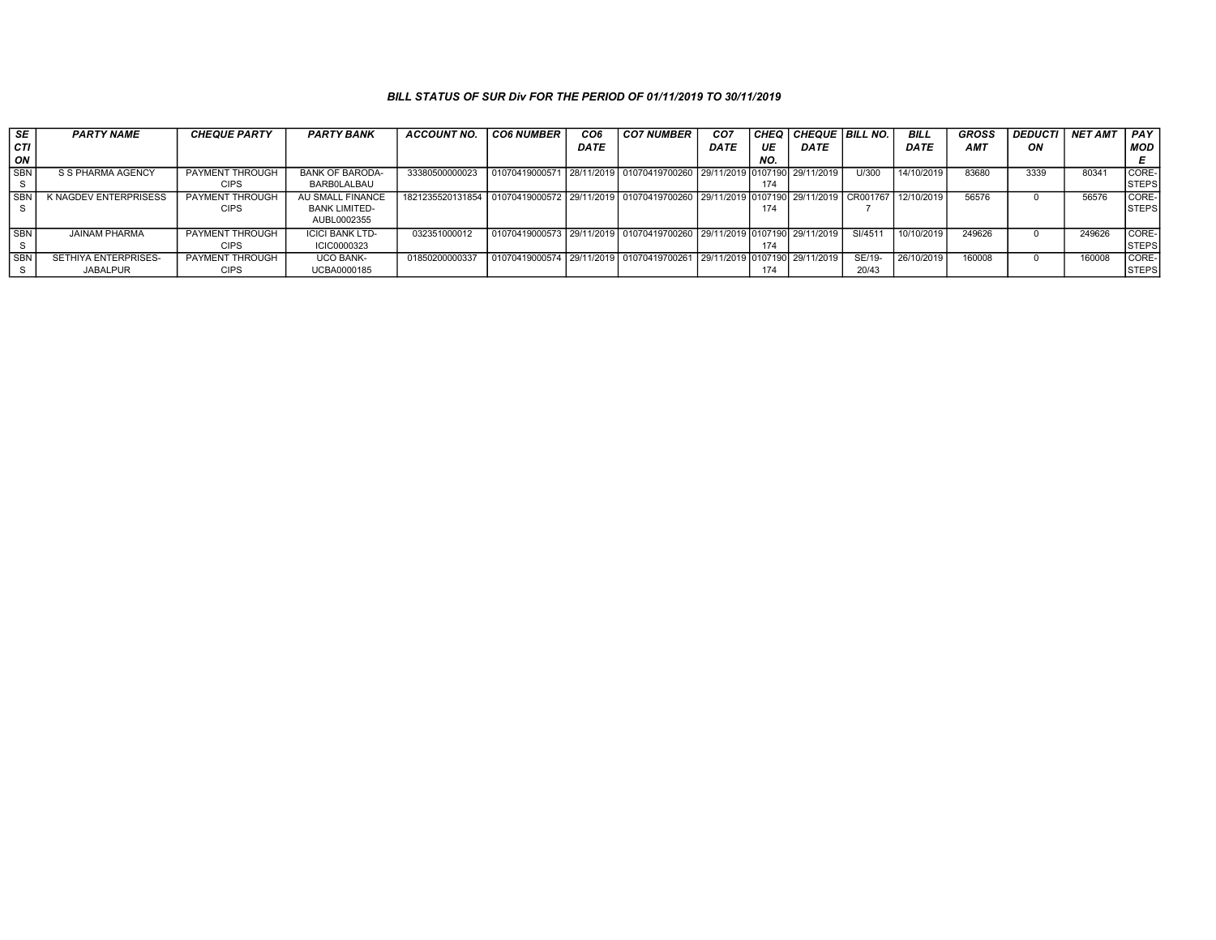***BILL STATUS OF SUR Div FOR THE PERIOD OF 01/11/2019 TO 30/11/2019***

| SECTION | PARTY NAME | CHEQUE PARTY | PARTY BANK | ACCOUNT NO. | CO6 NUMBER | CO6 DATE | CO7 NUMBER | CO7 DATE | CHEQUE NO. | CHEQUE DATE | BILL NO. | BILL DATE | GROSS AMT | DEDUCTION | NET AMT | PAY MODE |
|---|---|---|---|---|---|---|---|---|---|---|---|---|---|---|---|---|
| SBNS | S S PHARMA AGENCY | PAYMENT THROUGH CIPS | BANK OF BARODA-BARB0LALBAU | 33380500000023 | 01070419000571 | 28/11/2019 | 01070419700260 | 29/11/2019 | 0107190174 | 29/11/2019 | U/300 | 14/10/2019 | 83680 | 3339 | 80341 | CORE-STEPS |
| SBNS | K NAGDEV ENTERPRISESS | PAYMENT THROUGH CIPS | AU SMALL FINANCE BANK LIMITED-AUBL0002355 | 1821235520131854 | 01070419000572 | 29/11/2019 | 01070419700260 | 29/11/2019 | 0107190174 | 29/11/2019 | CR0017677 | 12/10/2019 | 56576 | 0 | 56576 | CORE-STEPS |
| SBNS | JAINAM PHARMA | PAYMENT THROUGH CIPS | ICICI BANK LTD-ICIC0000323 | 032351000012 | 01070419000573 | 29/11/2019 | 01070419700260 | 29/11/2019 | 0107190174 | 29/11/2019 | SI/4511 | 10/10/2019 | 249626 | 0 | 249626 | CORE-STEPS |
| SBNS | SETHIYA ENTERPRISES-JABALPUR | PAYMENT THROUGH CIPS | UCO BANK-UCBA0000185 | 01850200000337 | 01070419000574 | 29/11/2019 | 01070419700261 | 29/11/2019 | 0107190174 | 29/11/2019 | SE/19-20/43 | 26/10/2019 | 160008 | 0 | 160008 | CORE-STEPS |